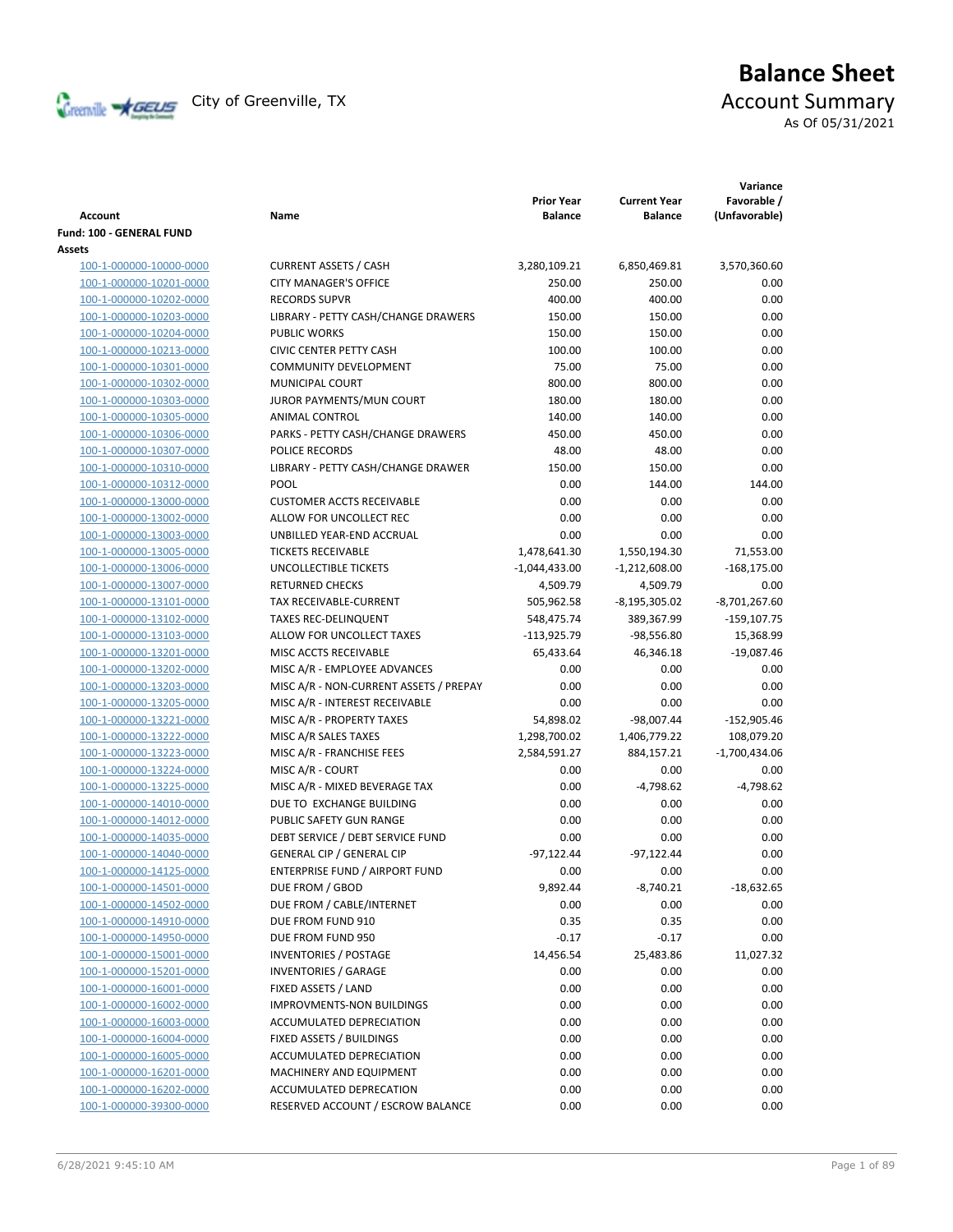# Balance Sheet

City of Greenville, TX

## Account Summary

As Of 05/31/2021

| Account | Name | Prior Year Balance | Current Year Balance | Variance Favorable / (Unfavorable) |
|---|---|---|---|---|
| **Fund: 100 - GENERAL FUND** | | | | |
| **Assets** | | | | |
| 100-1-000000-10000-0000 | CURRENT ASSETS / CASH | 3,280,109.21 | 6,850,469.81 | 3,570,360.60 |
| 100-1-000000-10201-0000 | CITY MANAGER'S OFFICE | 250.00 | 250.00 | 0.00 |
| 100-1-000000-10202-0000 | RECORDS SUPVR | 400.00 | 400.00 | 0.00 |
| 100-1-000000-10203-0000 | LIBRARY - PETTY CASH/CHANGE DRAWERS | 150.00 | 150.00 | 0.00 |
| 100-1-000000-10204-0000 | PUBLIC WORKS | 150.00 | 150.00 | 0.00 |
| 100-1-000000-10213-0000 | CIVIC CENTER PETTY CASH | 100.00 | 100.00 | 0.00 |
| 100-1-000000-10301-0000 | COMMUNITY DEVELOPMENT | 75.00 | 75.00 | 0.00 |
| 100-1-000000-10302-0000 | MUNICIPAL COURT | 800.00 | 800.00 | 0.00 |
| 100-1-000000-10303-0000 | JUROR PAYMENTS/MUN COURT | 180.00 | 180.00 | 0.00 |
| 100-1-000000-10305-0000 | ANIMAL CONTROL | 140.00 | 140.00 | 0.00 |
| 100-1-000000-10306-0000 | PARKS - PETTY CASH/CHANGE DRAWERS | 450.00 | 450.00 | 0.00 |
| 100-1-000000-10307-0000 | POLICE RECORDS | 48.00 | 48.00 | 0.00 |
| 100-1-000000-10310-0000 | LIBRARY - PETTY CASH/CHANGE DRAWER | 150.00 | 150.00 | 0.00 |
| 100-1-000000-10312-0000 | POOL | 0.00 | 144.00 | 144.00 |
| 100-1-000000-13000-0000 | CUSTOMER ACCTS RECEIVABLE | 0.00 | 0.00 | 0.00 |
| 100-1-000000-13002-0000 | ALLOW FOR UNCOLLECT REC | 0.00 | 0.00 | 0.00 |
| 100-1-000000-13003-0000 | UNBILLED YEAR-END ACCRUAL | 0.00 | 0.00 | 0.00 |
| 100-1-000000-13005-0000 | TICKETS RECEIVABLE | 1,478,641.30 | 1,550,194.30 | 71,553.00 |
| 100-1-000000-13006-0000 | UNCOLLECTIBLE TICKETS | -1,044,433.00 | -1,212,608.00 | -168,175.00 |
| 100-1-000000-13007-0000 | RETURNED CHECKS | 4,509.79 | 4,509.79 | 0.00 |
| 100-1-000000-13101-0000 | TAX RECEIVABLE-CURRENT | 505,962.58 | -8,195,305.02 | -8,701,267.60 |
| 100-1-000000-13102-0000 | TAXES REC-DELINQUENT | 548,475.74 | 389,367.99 | -159,107.75 |
| 100-1-000000-13103-0000 | ALLOW FOR UNCOLLECT TAXES | -113,925.79 | -98,556.80 | 15,368.99 |
| 100-1-000000-13201-0000 | MISC ACCTS RECEIVABLE | 65,433.64 | 46,346.18 | -19,087.46 |
| 100-1-000000-13202-0000 | MISC A/R - EMPLOYEE ADVANCES | 0.00 | 0.00 | 0.00 |
| 100-1-000000-13203-0000 | MISC A/R - NON-CURRENT ASSETS / PREPAY | 0.00 | 0.00 | 0.00 |
| 100-1-000000-13205-0000 | MISC A/R - INTEREST RECEIVABLE | 0.00 | 0.00 | 0.00 |
| 100-1-000000-13221-0000 | MISC A/R - PROPERTY TAXES | 54,898.02 | -98,007.44 | -152,905.46 |
| 100-1-000000-13222-0000 | MISC A/R SALES TAXES | 1,298,700.02 | 1,406,779.22 | 108,079.20 |
| 100-1-000000-13223-0000 | MISC A/R - FRANCHISE FEES | 2,584,591.27 | 884,157.21 | -1,700,434.06 |
| 100-1-000000-13224-0000 | MISC A/R - COURT | 0.00 | 0.00 | 0.00 |
| 100-1-000000-13225-0000 | MISC A/R - MIXED BEVERAGE TAX | 0.00 | -4,798.62 | -4,798.62 |
| 100-1-000000-14010-0000 | DUE TO EXCHANGE BUILDING | 0.00 | 0.00 | 0.00 |
| 100-1-000000-14012-0000 | PUBLIC SAFETY GUN RANGE | 0.00 | 0.00 | 0.00 |
| 100-1-000000-14035-0000 | DEBT SERVICE / DEBT SERVICE FUND | 0.00 | 0.00 | 0.00 |
| 100-1-000000-14040-0000 | GENERAL CIP / GENERAL CIP | -97,122.44 | -97,122.44 | 0.00 |
| 100-1-000000-14125-0000 | ENTERPRISE FUND / AIRPORT FUND | 0.00 | 0.00 | 0.00 |
| 100-1-000000-14501-0000 | DUE FROM / GBOD | 9,892.44 | -8,740.21 | -18,632.65 |
| 100-1-000000-14502-0000 | DUE FROM / CABLE/INTERNET | 0.00 | 0.00 | 0.00 |
| 100-1-000000-14910-0000 | DUE FROM FUND 910 | 0.35 | 0.35 | 0.00 |
| 100-1-000000-14950-0000 | DUE FROM FUND 950 | -0.17 | -0.17 | 0.00 |
| 100-1-000000-15001-0000 | INVENTORIES / POSTAGE | 14,456.54 | 25,483.86 | 11,027.32 |
| 100-1-000000-15201-0000 | INVENTORIES / GARAGE | 0.00 | 0.00 | 0.00 |
| 100-1-000000-16001-0000 | FIXED ASSETS / LAND | 0.00 | 0.00 | 0.00 |
| 100-1-000000-16002-0000 | IMPROVMENTS-NON BUILDINGS | 0.00 | 0.00 | 0.00 |
| 100-1-000000-16003-0000 | ACCUMULATED DEPRECIATION | 0.00 | 0.00 | 0.00 |
| 100-1-000000-16004-0000 | FIXED ASSETS / BUILDINGS | 0.00 | 0.00 | 0.00 |
| 100-1-000000-16005-0000 | ACCUMULATED DEPRECIATION | 0.00 | 0.00 | 0.00 |
| 100-1-000000-16201-0000 | MACHINERY AND EQUIPMENT | 0.00 | 0.00 | 0.00 |
| 100-1-000000-16202-0000 | ACCUMULATED DEPRECATION | 0.00 | 0.00 | 0.00 |
| 100-1-000000-39300-0000 | RESERVED ACCOUNT / ESCROW BALANCE | 0.00 | 0.00 | 0.00 |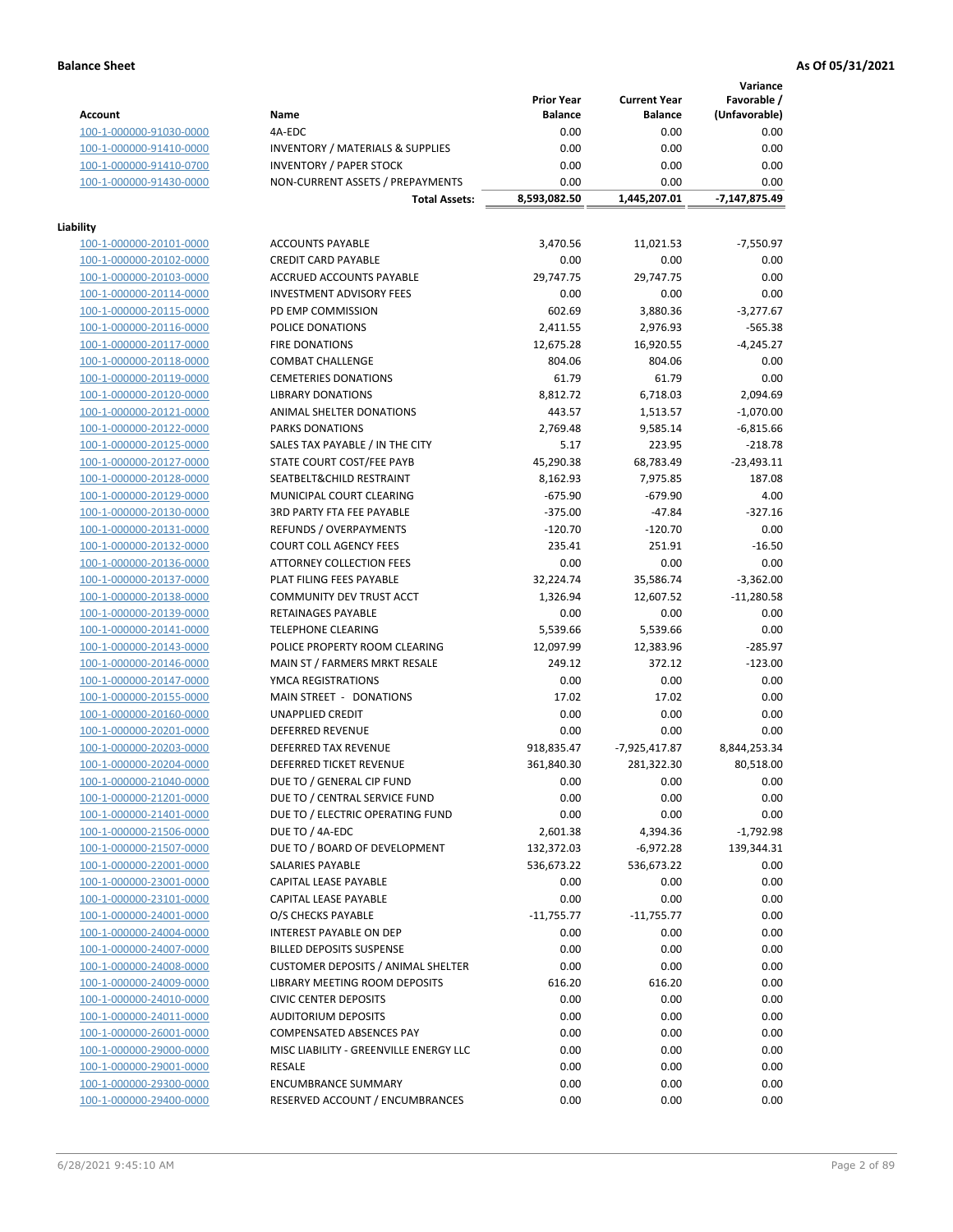**Balance Sheet** — **As Of 05/31/2021**

| Account | Name | Prior Year Balance | Current Year Balance | Variance Favorable / (Unfavorable) |
|---|---|---|---|---|
| 100-1-000000-91030-0000 | 4A-EDC | 0.00 | 0.00 | 0.00 |
| 100-1-000000-91410-0000 | INVENTORY / MATERIALS & SUPPLIES | 0.00 | 0.00 | 0.00 |
| 100-1-000000-91410-0700 | INVENTORY / PAPER STOCK | 0.00 | 0.00 | 0.00 |
| 100-1-000000-91430-0000 | NON-CURRENT ASSETS / PREPAYMENTS | 0.00 | 0.00 | 0.00 |
| | **Total Assets:** | **8,593,082.50** | **1,445,207.01** | **-7,147,875.49** |

**Liability**

| Account | Name | Prior Year Balance | Current Year Balance | Variance Favorable / (Unfavorable) |
|---|---|---|---|---|
| 100-1-000000-20101-0000 | ACCOUNTS PAYABLE | 3,470.56 | 11,021.53 | -7,550.97 |
| 100-1-000000-20102-0000 | CREDIT CARD PAYABLE | 0.00 | 0.00 | 0.00 |
| 100-1-000000-20103-0000 | ACCRUED ACCOUNTS PAYABLE | 29,747.75 | 29,747.75 | 0.00 |
| 100-1-000000-20114-0000 | INVESTMENT ADVISORY FEES | 0.00 | 0.00 | 0.00 |
| 100-1-000000-20115-0000 | PD EMP COMMISSION | 602.69 | 3,880.36 | -3,277.67 |
| 100-1-000000-20116-0000 | POLICE DONATIONS | 2,411.55 | 2,976.93 | -565.38 |
| 100-1-000000-20117-0000 | FIRE DONATIONS | 12,675.28 | 16,920.55 | -4,245.27 |
| 100-1-000000-20118-0000 | COMBAT CHALLENGE | 804.06 | 804.06 | 0.00 |
| 100-1-000000-20119-0000 | CEMETERIES DONATIONS | 61.79 | 61.79 | 0.00 |
| 100-1-000000-20120-0000 | LIBRARY DONATIONS | 8,812.72 | 6,718.03 | 2,094.69 |
| 100-1-000000-20121-0000 | ANIMAL SHELTER DONATIONS | 443.57 | 1,513.57 | -1,070.00 |
| 100-1-000000-20122-0000 | PARKS DONATIONS | 2,769.48 | 9,585.14 | -6,815.66 |
| 100-1-000000-20125-0000 | SALES TAX PAYABLE / IN THE CITY | 5.17 | 223.95 | -218.78 |
| 100-1-000000-20127-0000 | STATE COURT COST/FEE PAYB | 45,290.38 | 68,783.49 | -23,493.11 |
| 100-1-000000-20128-0000 | SEATBELT&CHILD RESTRAINT | 8,162.93 | 7,975.85 | 187.08 |
| 100-1-000000-20129-0000 | MUNICIPAL COURT CLEARING | -675.90 | -679.90 | 4.00 |
| 100-1-000000-20130-0000 | 3RD PARTY FTA FEE PAYABLE | -375.00 | -47.84 | -327.16 |
| 100-1-000000-20131-0000 | REFUNDS / OVERPAYMENTS | -120.70 | -120.70 | 0.00 |
| 100-1-000000-20132-0000 | COURT COLL AGENCY FEES | 235.41 | 251.91 | -16.50 |
| 100-1-000000-20136-0000 | ATTORNEY COLLECTION FEES | 0.00 | 0.00 | 0.00 |
| 100-1-000000-20137-0000 | PLAT FILING FEES PAYABLE | 32,224.74 | 35,586.74 | -3,362.00 |
| 100-1-000000-20138-0000 | COMMUNITY DEV TRUST ACCT | 1,326.94 | 12,607.52 | -11,280.58 |
| 100-1-000000-20139-0000 | RETAINAGES PAYABLE | 0.00 | 0.00 | 0.00 |
| 100-1-000000-20141-0000 | TELEPHONE CLEARING | 5,539.66 | 5,539.66 | 0.00 |
| 100-1-000000-20143-0000 | POLICE PROPERTY ROOM CLEARING | 12,097.99 | 12,383.96 | -285.97 |
| 100-1-000000-20146-0000 | MAIN ST / FARMERS MRKT RESALE | 249.12 | 372.12 | -123.00 |
| 100-1-000000-20147-0000 | YMCA REGISTRATIONS | 0.00 | 0.00 | 0.00 |
| 100-1-000000-20155-0000 | MAIN STREET - DONATIONS | 17.02 | 17.02 | 0.00 |
| 100-1-000000-20160-0000 | UNAPPLIED CREDIT | 0.00 | 0.00 | 0.00 |
| 100-1-000000-20201-0000 | DEFERRED REVENUE | 0.00 | 0.00 | 0.00 |
| 100-1-000000-20203-0000 | DEFERRED TAX REVENUE | 918,835.47 | -7,925,417.87 | 8,844,253.34 |
| 100-1-000000-20204-0000 | DEFERRED TICKET REVENUE | 361,840.30 | 281,322.30 | 80,518.00 |
| 100-1-000000-21040-0000 | DUE TO / GENERAL CIP FUND | 0.00 | 0.00 | 0.00 |
| 100-1-000000-21201-0000 | DUE TO / CENTRAL SERVICE FUND | 0.00 | 0.00 | 0.00 |
| 100-1-000000-21401-0000 | DUE TO / ELECTRIC OPERATING FUND | 0.00 | 0.00 | 0.00 |
| 100-1-000000-21506-0000 | DUE TO / 4A-EDC | 2,601.38 | 4,394.36 | -1,792.98 |
| 100-1-000000-21507-0000 | DUE TO / BOARD OF DEVELOPMENT | 132,372.03 | -6,972.28 | 139,344.31 |
| 100-1-000000-22001-0000 | SALARIES PAYABLE | 536,673.22 | 536,673.22 | 0.00 |
| 100-1-000000-23001-0000 | CAPITAL LEASE PAYABLE | 0.00 | 0.00 | 0.00 |
| 100-1-000000-23101-0000 | CAPITAL LEASE PAYABLE | 0.00 | 0.00 | 0.00 |
| 100-1-000000-24001-0000 | O/S CHECKS PAYABLE | -11,755.77 | -11,755.77 | 0.00 |
| 100-1-000000-24004-0000 | INTEREST PAYABLE ON DEP | 0.00 | 0.00 | 0.00 |
| 100-1-000000-24007-0000 | BILLED DEPOSITS SUSPENSE | 0.00 | 0.00 | 0.00 |
| 100-1-000000-24008-0000 | CUSTOMER DEPOSITS / ANIMAL SHELTER | 0.00 | 0.00 | 0.00 |
| 100-1-000000-24009-0000 | LIBRARY MEETING ROOM DEPOSITS | 616.20 | 616.20 | 0.00 |
| 100-1-000000-24010-0000 | CIVIC CENTER DEPOSITS | 0.00 | 0.00 | 0.00 |
| 100-1-000000-24011-0000 | AUDITORIUM DEPOSITS | 0.00 | 0.00 | 0.00 |
| 100-1-000000-26001-0000 | COMPENSATED ABSENCES PAY | 0.00 | 0.00 | 0.00 |
| 100-1-000000-29000-0000 | MISC LIABILITY - GREENVILLE ENERGY LLC | 0.00 | 0.00 | 0.00 |
| 100-1-000000-29001-0000 | RESALE | 0.00 | 0.00 | 0.00 |
| 100-1-000000-29300-0000 | ENCUMBRANCE SUMMARY | 0.00 | 0.00 | 0.00 |
| 100-1-000000-29400-0000 | RESERVED ACCOUNT / ENCUMBRANCES | 0.00 | 0.00 | 0.00 |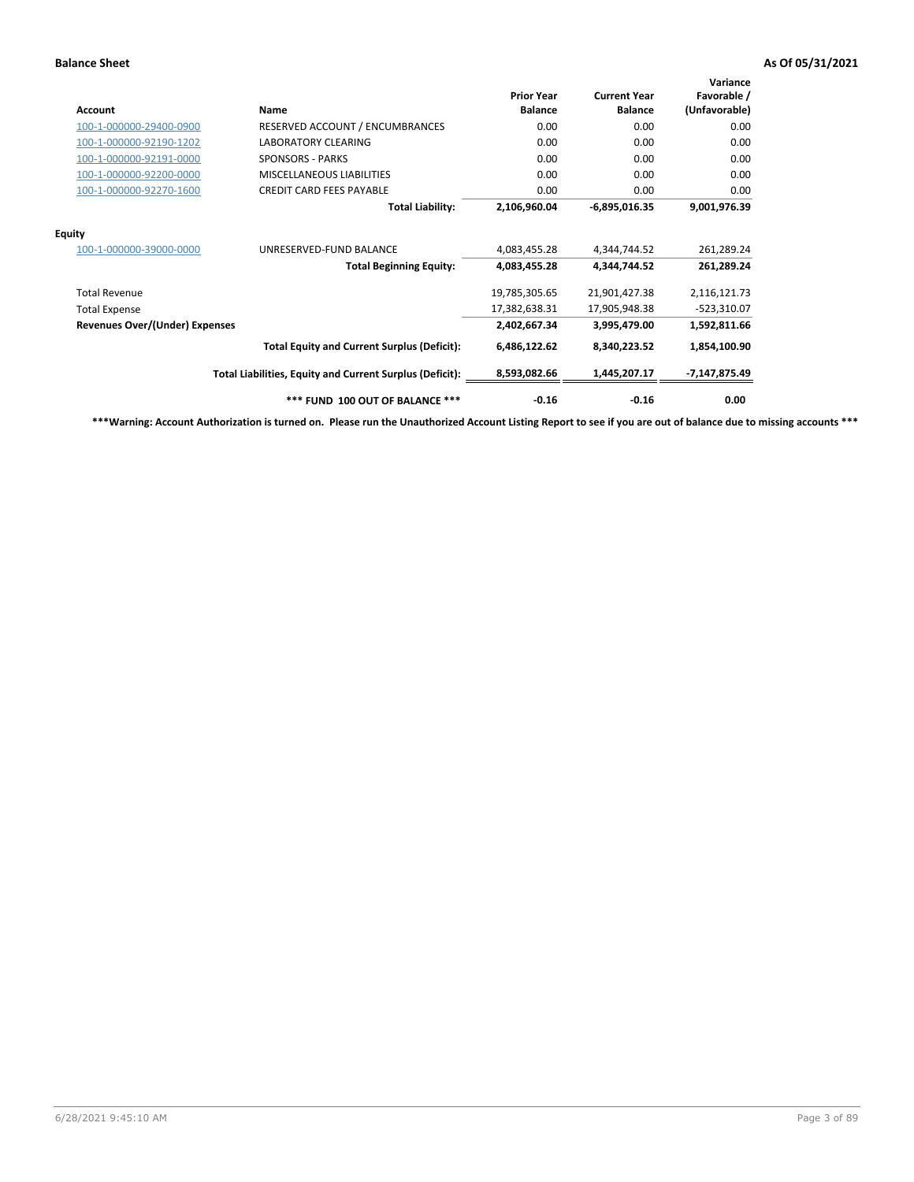**Balance Sheet** — **As Of 05/31/2021**

| Account | Name | Prior Year Balance | Current Year Balance | Variance Favorable / (Unfavorable) |
|---|---|---|---|---|
| 100-1-000000-29400-0900 | RESERVED ACCOUNT / ENCUMBRANCES | 0.00 | 0.00 | 0.00 |
| 100-1-000000-92190-1202 | LABORATORY CLEARING | 0.00 | 0.00 | 0.00 |
| 100-1-000000-92191-0000 | SPONSORS - PARKS | 0.00 | 0.00 | 0.00 |
| 100-1-000000-92200-0000 | MISCELLANEOUS LIABILITIES | 0.00 | 0.00 | 0.00 |
| 100-1-000000-92270-1600 | CREDIT CARD FEES PAYABLE | 0.00 | 0.00 | 0.00 |
| | **Total Liability:** | **2,106,960.04** | **-6,895,016.35** | **9,001,976.39** |
| **Equity** | | | | |
| 100-1-000000-39000-0000 | UNRESERVED-FUND BALANCE | 4,083,455.28 | 4,344,744.52 | 261,289.24 |
| | **Total Beginning Equity:** | **4,083,455.28** | **4,344,744.52** | **261,289.24** |
| Total Revenue | | 19,785,305.65 | 21,901,427.38 | 2,116,121.73 |
| Total Expense | | 17,382,638.31 | 17,905,948.38 | -523,310.07 |
| **Revenues Over/(Under) Expenses** | | **2,402,667.34** | **3,995,479.00** | **1,592,811.66** |
| | **Total Equity and Current Surplus (Deficit):** | **6,486,122.62** | **8,340,223.52** | **1,854,100.90** |
| | **Total Liabilities, Equity and Current Surplus (Deficit):** | **8,593,082.66** | **1,445,207.17** | **-7,147,875.49** |
| | **\*\*\* FUND 100 OUT OF BALANCE \*\*\*** | **-0.16** | **-0.16** | **0.00** |

**\*\*\*Warning: Account Authorization is turned on. Please run the Unauthorized Account Listing Report to see if you are out of balance due to missing accounts \*\*\***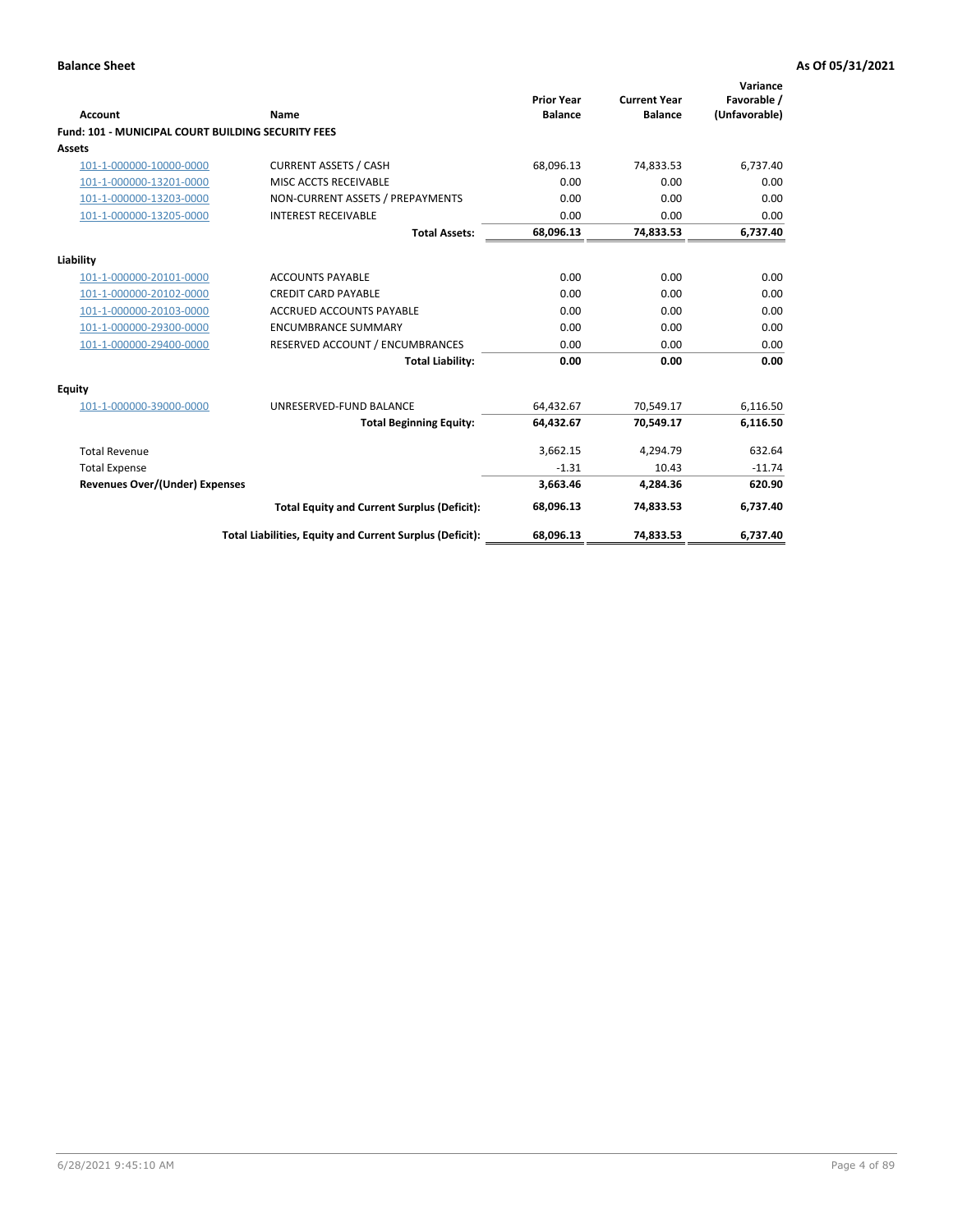**Balance Sheet** — As Of 05/31/2021

| Account | Name | Prior Year Balance | Current Year Balance | Variance Favorable / (Unfavorable) |
|---|---|---|---|---|
| **Fund: 101 - MUNICIPAL COURT BUILDING SECURITY FEES** | | | | |
| **Assets** | | | | |
| 101-1-000000-10000-0000 | CURRENT ASSETS / CASH | 68,096.13 | 74,833.53 | 6,737.40 |
| 101-1-000000-13201-0000 | MISC ACCTS RECEIVABLE | 0.00 | 0.00 | 0.00 |
| 101-1-000000-13203-0000 | NON-CURRENT ASSETS / PREPAYMENTS | 0.00 | 0.00 | 0.00 |
| 101-1-000000-13205-0000 | INTEREST RECEIVABLE | 0.00 | 0.00 | 0.00 |
| | **Total Assets:** | **68,096.13** | **74,833.53** | **6,737.40** |
| **Liability** | | | | |
| 101-1-000000-20101-0000 | ACCOUNTS PAYABLE | 0.00 | 0.00 | 0.00 |
| 101-1-000000-20102-0000 | CREDIT CARD PAYABLE | 0.00 | 0.00 | 0.00 |
| 101-1-000000-20103-0000 | ACCRUED ACCOUNTS PAYABLE | 0.00 | 0.00 | 0.00 |
| 101-1-000000-29300-0000 | ENCUMBRANCE SUMMARY | 0.00 | 0.00 | 0.00 |
| 101-1-000000-29400-0000 | RESERVED ACCOUNT / ENCUMBRANCES | 0.00 | 0.00 | 0.00 |
| | **Total Liability:** | **0.00** | **0.00** | **0.00** |
| **Equity** | | | | |
| 101-1-000000-39000-0000 | UNRESERVED-FUND BALANCE | 64,432.67 | 70,549.17 | 6,116.50 |
| | **Total Beginning Equity:** | **64,432.67** | **70,549.17** | **6,116.50** |
| Total Revenue | | 3,662.15 | 4,294.79 | 632.64 |
| Total Expense | | -1.31 | 10.43 | -11.74 |
| **Revenues Over/(Under) Expenses** | | **3,663.46** | **4,284.36** | **620.90** |
| | **Total Equity and Current Surplus (Deficit):** | **68,096.13** | **74,833.53** | **6,737.40** |
| | **Total Liabilities, Equity and Current Surplus (Deficit):** | **68,096.13** | **74,833.53** | **6,737.40** |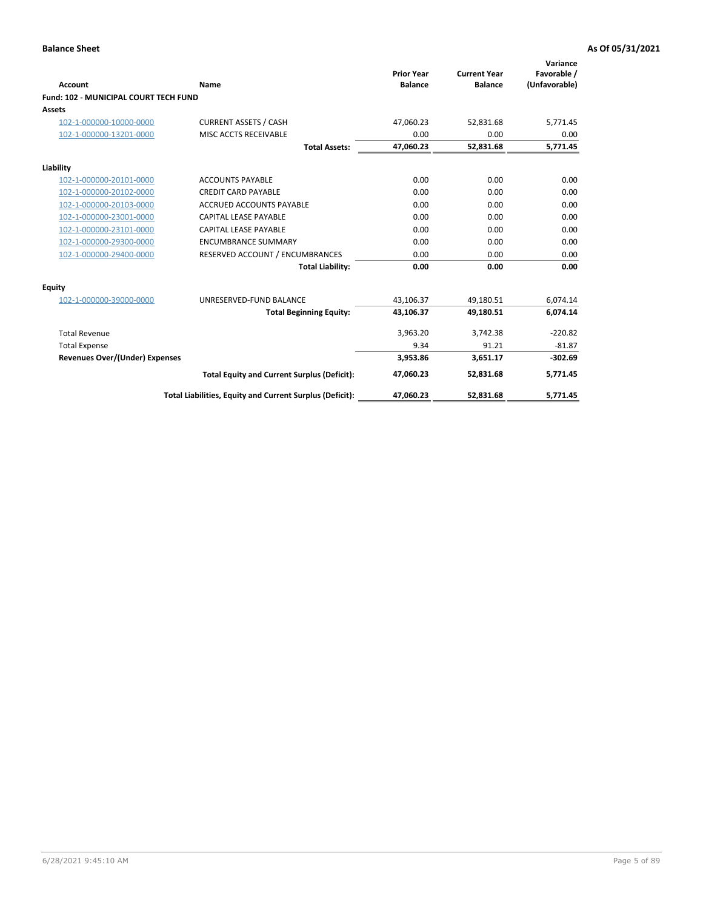**Balance Sheet** **As Of 05/31/2021**

| Account | Name | Prior Year Balance | Current Year Balance | Variance Favorable / (Unfavorable) |
|---|---|---|---|---|
| **Fund: 102 - MUNICIPAL COURT TECH FUND** | | | | |
| **Assets** | | | | |
| 102-1-000000-10000-0000 | CURRENT ASSETS / CASH | 47,060.23 | 52,831.68 | 5,771.45 |
| 102-1-000000-13201-0000 | MISC ACCTS RECEIVABLE | 0.00 | 0.00 | 0.00 |
| | **Total Assets:** | **47,060.23** | **52,831.68** | **5,771.45** |
| **Liability** | | | | |
| 102-1-000000-20101-0000 | ACCOUNTS PAYABLE | 0.00 | 0.00 | 0.00 |
| 102-1-000000-20102-0000 | CREDIT CARD PAYABLE | 0.00 | 0.00 | 0.00 |
| 102-1-000000-20103-0000 | ACCRUED ACCOUNTS PAYABLE | 0.00 | 0.00 | 0.00 |
| 102-1-000000-23001-0000 | CAPITAL LEASE PAYABLE | 0.00 | 0.00 | 0.00 |
| 102-1-000000-23101-0000 | CAPITAL LEASE PAYABLE | 0.00 | 0.00 | 0.00 |
| 102-1-000000-29300-0000 | ENCUMBRANCE SUMMARY | 0.00 | 0.00 | 0.00 |
| 102-1-000000-29400-0000 | RESERVED ACCOUNT / ENCUMBRANCES | 0.00 | 0.00 | 0.00 |
| | **Total Liability:** | **0.00** | **0.00** | **0.00** |
| **Equity** | | | | |
| 102-1-000000-39000-0000 | UNRESERVED-FUND BALANCE | 43,106.37 | 49,180.51 | 6,074.14 |
| | **Total Beginning Equity:** | **43,106.37** | **49,180.51** | **6,074.14** |
| Total Revenue | | 3,963.20 | 3,742.38 | -220.82 |
| Total Expense | | 9.34 | 91.21 | -81.87 |
| **Revenues Over/(Under) Expenses** | | **3,953.86** | **3,651.17** | **-302.69** |
| | **Total Equity and Current Surplus (Deficit):** | **47,060.23** | **52,831.68** | **5,771.45** |
| | **Total Liabilities, Equity and Current Surplus (Deficit):** | **47,060.23** | **52,831.68** | **5,771.45** |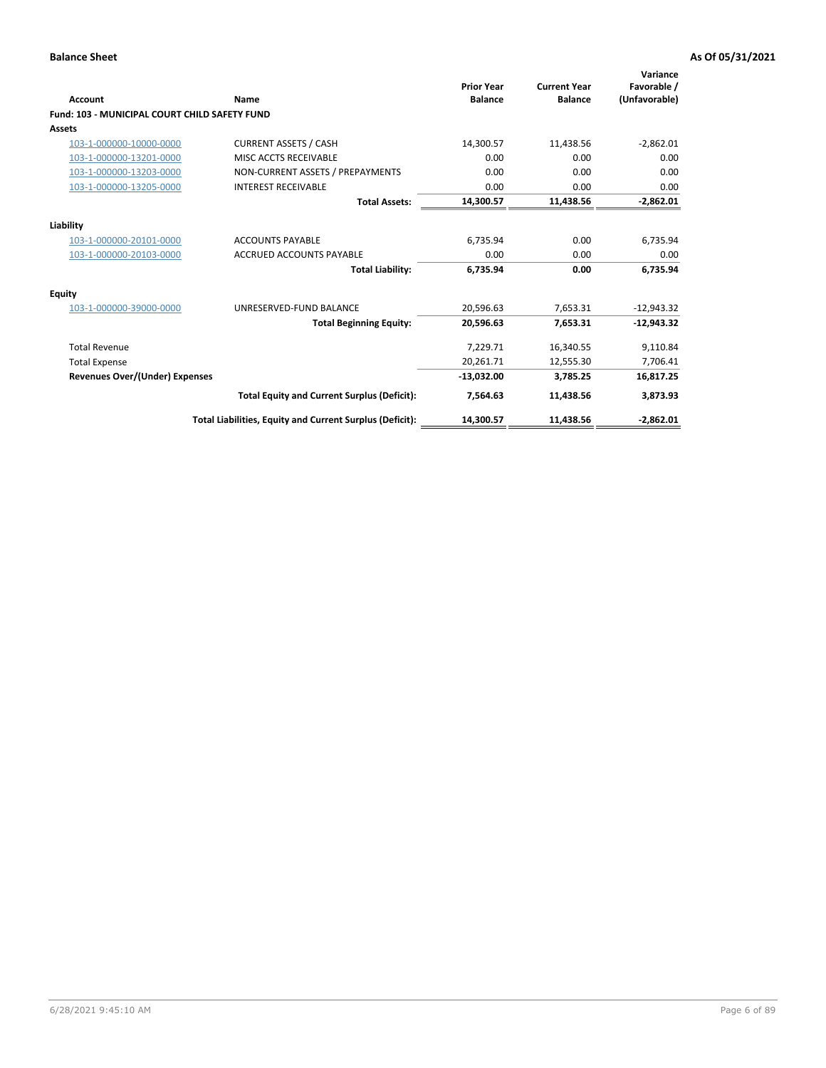## Balance Sheet

As Of 05/31/2021

| Account | Name | Prior Year Balance | Current Year Balance | Variance Favorable / (Unfavorable) |
|---|---|---|---|---|
| **Fund: 103 - MUNICIPAL COURT CHILD SAFETY FUND** | | | | |
| **Assets** | | | | |
| 103-1-000000-10000-0000 | CURRENT ASSETS / CASH | 14,300.57 | 11,438.56 | -2,862.01 |
| 103-1-000000-13201-0000 | MISC ACCTS RECEIVABLE | 0.00 | 0.00 | 0.00 |
| 103-1-000000-13203-0000 | NON-CURRENT ASSETS / PREPAYMENTS | 0.00 | 0.00 | 0.00 |
| 103-1-000000-13205-0000 | INTEREST RECEIVABLE | 0.00 | 0.00 | 0.00 |
| | **Total Assets:** | **14,300.57** | **11,438.56** | **-2,862.01** |
| **Liability** | | | | |
| 103-1-000000-20101-0000 | ACCOUNTS PAYABLE | 6,735.94 | 0.00 | 6,735.94 |
| 103-1-000000-20103-0000 | ACCRUED ACCOUNTS PAYABLE | 0.00 | 0.00 | 0.00 |
| | **Total Liability:** | **6,735.94** | **0.00** | **6,735.94** |
| **Equity** | | | | |
| 103-1-000000-39000-0000 | UNRESERVED-FUND BALANCE | 20,596.63 | 7,653.31 | -12,943.32 |
| | **Total Beginning Equity:** | **20,596.63** | **7,653.31** | **-12,943.32** |
| Total Revenue | | 7,229.71 | 16,340.55 | 9,110.84 |
| Total Expense | | 20,261.71 | 12,555.30 | 7,706.41 |
| **Revenues Over/(Under) Expenses** | | **-13,032.00** | **3,785.25** | **16,817.25** |
| | **Total Equity and Current Surplus (Deficit):** | **7,564.63** | **11,438.56** | **3,873.93** |
| | **Total Liabilities, Equity and Current Surplus (Deficit):** | **14,300.57** | **11,438.56** | **-2,862.01** |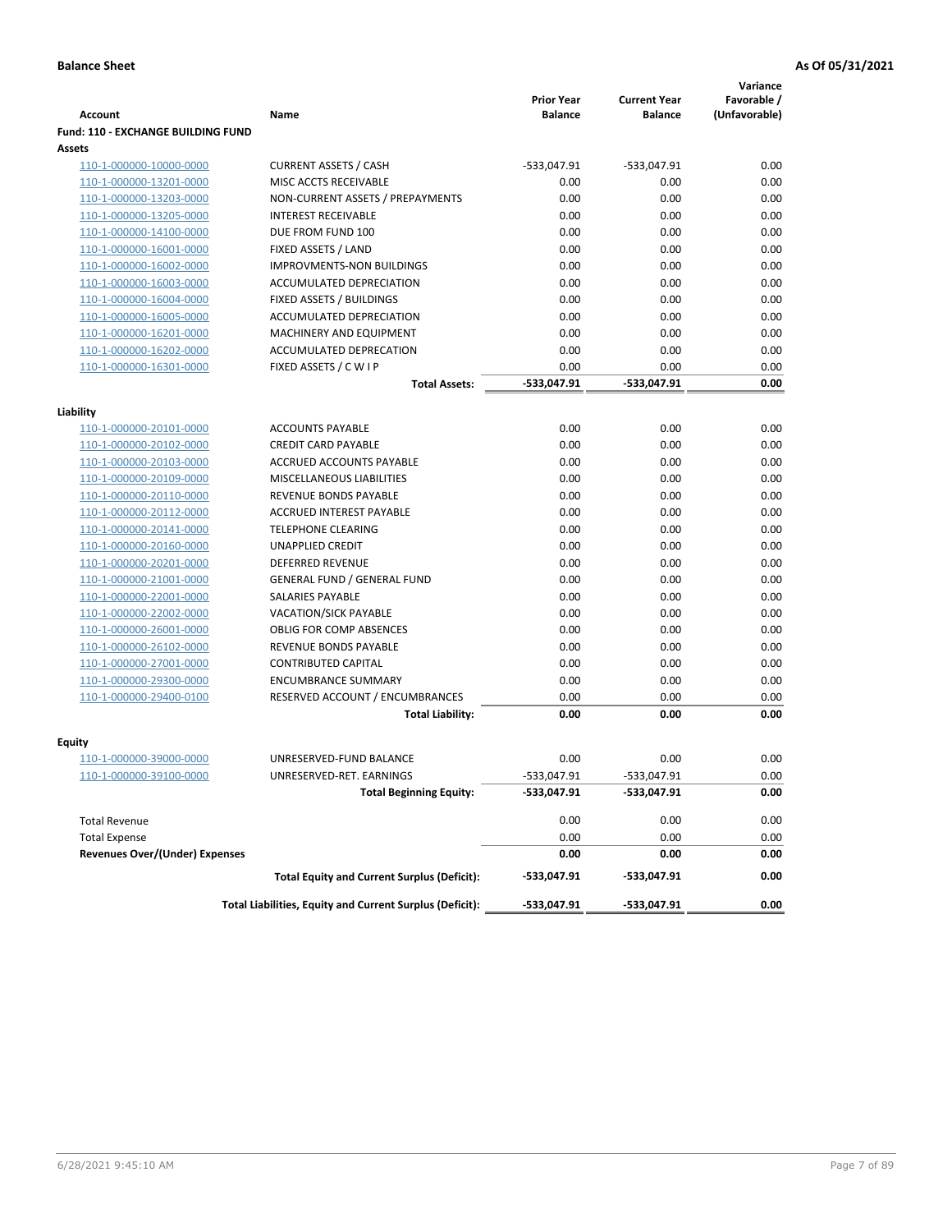**Balance Sheet** **As Of 05/31/2021**

| Account | Name | Prior Year Balance | Current Year Balance | Variance Favorable / (Unfavorable) |
|---|---|---|---|---|
| **Fund: 110 - EXCHANGE BUILDING FUND** | | | | |
| **Assets** | | | | |
| 110-1-000000-10000-0000 | CURRENT ASSETS / CASH | -533,047.91 | -533,047.91 | 0.00 |
| 110-1-000000-13201-0000 | MISC ACCTS RECEIVABLE | 0.00 | 0.00 | 0.00 |
| 110-1-000000-13203-0000 | NON-CURRENT ASSETS / PREPAYMENTS | 0.00 | 0.00 | 0.00 |
| 110-1-000000-13205-0000 | INTEREST RECEIVABLE | 0.00 | 0.00 | 0.00 |
| 110-1-000000-14100-0000 | DUE FROM FUND 100 | 0.00 | 0.00 | 0.00 |
| 110-1-000000-16001-0000 | FIXED ASSETS / LAND | 0.00 | 0.00 | 0.00 |
| 110-1-000000-16002-0000 | IMPROVMENTS-NON BUILDINGS | 0.00 | 0.00 | 0.00 |
| 110-1-000000-16003-0000 | ACCUMULATED DEPRECIATION | 0.00 | 0.00 | 0.00 |
| 110-1-000000-16004-0000 | FIXED ASSETS / BUILDINGS | 0.00 | 0.00 | 0.00 |
| 110-1-000000-16005-0000 | ACCUMULATED DEPRECIATION | 0.00 | 0.00 | 0.00 |
| 110-1-000000-16201-0000 | MACHINERY AND EQUIPMENT | 0.00 | 0.00 | 0.00 |
| 110-1-000000-16202-0000 | ACCUMULATED DEPRECATION | 0.00 | 0.00 | 0.00 |
| 110-1-000000-16301-0000 | FIXED ASSETS / C W I P | 0.00 | 0.00 | 0.00 |
| | **Total Assets:** | **-533,047.91** | **-533,047.91** | **0.00** |
| **Liability** | | | | |
| 110-1-000000-20101-0000 | ACCOUNTS PAYABLE | 0.00 | 0.00 | 0.00 |
| 110-1-000000-20102-0000 | CREDIT CARD PAYABLE | 0.00 | 0.00 | 0.00 |
| 110-1-000000-20103-0000 | ACCRUED ACCOUNTS PAYABLE | 0.00 | 0.00 | 0.00 |
| 110-1-000000-20109-0000 | MISCELLANEOUS LIABILITIES | 0.00 | 0.00 | 0.00 |
| 110-1-000000-20110-0000 | REVENUE BONDS PAYABLE | 0.00 | 0.00 | 0.00 |
| 110-1-000000-20112-0000 | ACCRUED INTEREST PAYABLE | 0.00 | 0.00 | 0.00 |
| 110-1-000000-20141-0000 | TELEPHONE CLEARING | 0.00 | 0.00 | 0.00 |
| 110-1-000000-20160-0000 | UNAPPLIED CREDIT | 0.00 | 0.00 | 0.00 |
| 110-1-000000-20201-0000 | DEFERRED REVENUE | 0.00 | 0.00 | 0.00 |
| 110-1-000000-21001-0000 | GENERAL FUND / GENERAL FUND | 0.00 | 0.00 | 0.00 |
| 110-1-000000-22001-0000 | SALARIES PAYABLE | 0.00 | 0.00 | 0.00 |
| 110-1-000000-22002-0000 | VACATION/SICK PAYABLE | 0.00 | 0.00 | 0.00 |
| 110-1-000000-26001-0000 | OBLIG FOR COMP ABSENCES | 0.00 | 0.00 | 0.00 |
| 110-1-000000-26102-0000 | REVENUE BONDS PAYABLE | 0.00 | 0.00 | 0.00 |
| 110-1-000000-27001-0000 | CONTRIBUTED CAPITAL | 0.00 | 0.00 | 0.00 |
| 110-1-000000-29300-0000 | ENCUMBRANCE SUMMARY | 0.00 | 0.00 | 0.00 |
| 110-1-000000-29400-0100 | RESERVED ACCOUNT / ENCUMBRANCES | 0.00 | 0.00 | 0.00 |
| | **Total Liability:** | **0.00** | **0.00** | **0.00** |
| **Equity** | | | | |
| 110-1-000000-39000-0000 | UNRESERVED-FUND BALANCE | 0.00 | 0.00 | 0.00 |
| 110-1-000000-39100-0000 | UNRESERVED-RET. EARNINGS | -533,047.91 | -533,047.91 | 0.00 |
| | **Total Beginning Equity:** | **-533,047.91** | **-533,047.91** | **0.00** |
| Total Revenue | | 0.00 | 0.00 | 0.00 |
| Total Expense | | 0.00 | 0.00 | 0.00 |
| **Revenues Over/(Under) Expenses** | | **0.00** | **0.00** | **0.00** |
| | **Total Equity and Current Surplus (Deficit):** | **-533,047.91** | **-533,047.91** | **0.00** |
| | **Total Liabilities, Equity and Current Surplus (Deficit):** | **-533,047.91** | **-533,047.91** | **0.00** |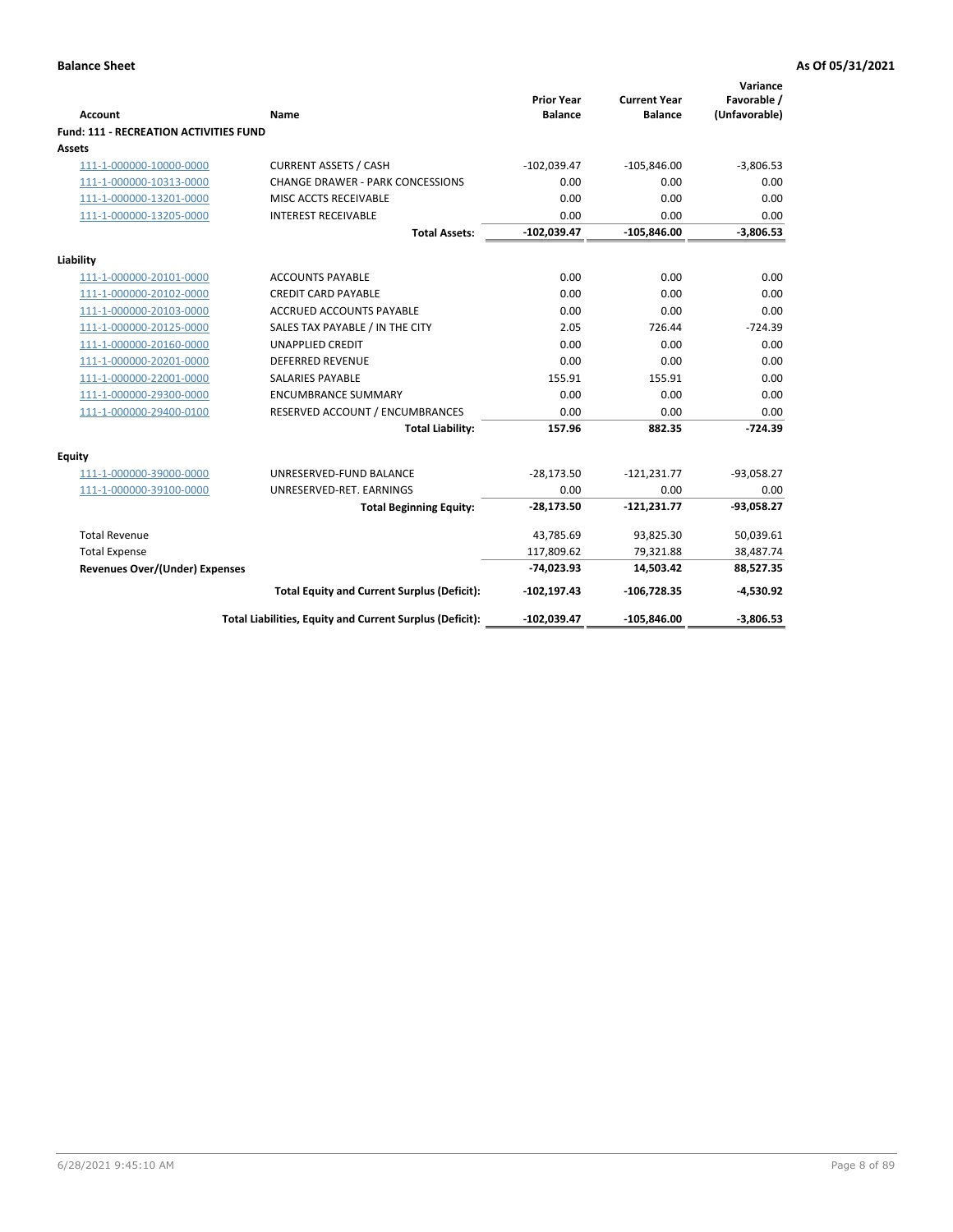**Balance Sheet** — **As Of 05/31/2021**

| Account | Name | Prior Year Balance | Current Year Balance | Variance Favorable / (Unfavorable) |
|---|---|---|---|---|
| **Fund: 111 - RECREATION ACTIVITIES FUND** | | | | |
| **Assets** | | | | |
| 111-1-000000-10000-0000 | CURRENT ASSETS / CASH | -102,039.47 | -105,846.00 | -3,806.53 |
| 111-1-000000-10313-0000 | CHANGE DRAWER - PARK CONCESSIONS | 0.00 | 0.00 | 0.00 |
| 111-1-000000-13201-0000 | MISC ACCTS RECEIVABLE | 0.00 | 0.00 | 0.00 |
| 111-1-000000-13205-0000 | INTEREST RECEIVABLE | 0.00 | 0.00 | 0.00 |
| | **Total Assets:** | **-102,039.47** | **-105,846.00** | **-3,806.53** |
| **Liability** | | | | |
| 111-1-000000-20101-0000 | ACCOUNTS PAYABLE | 0.00 | 0.00 | 0.00 |
| 111-1-000000-20102-0000 | CREDIT CARD PAYABLE | 0.00 | 0.00 | 0.00 |
| 111-1-000000-20103-0000 | ACCRUED ACCOUNTS PAYABLE | 0.00 | 0.00 | 0.00 |
| 111-1-000000-20125-0000 | SALES TAX PAYABLE / IN THE CITY | 2.05 | 726.44 | -724.39 |
| 111-1-000000-20160-0000 | UNAPPLIED CREDIT | 0.00 | 0.00 | 0.00 |
| 111-1-000000-20201-0000 | DEFERRED REVENUE | 0.00 | 0.00 | 0.00 |
| 111-1-000000-22001-0000 | SALARIES PAYABLE | 155.91 | 155.91 | 0.00 |
| 111-1-000000-29300-0000 | ENCUMBRANCE SUMMARY | 0.00 | 0.00 | 0.00 |
| 111-1-000000-29400-0100 | RESERVED ACCOUNT / ENCUMBRANCES | 0.00 | 0.00 | 0.00 |
| | **Total Liability:** | **157.96** | **882.35** | **-724.39** |
| **Equity** | | | | |
| 111-1-000000-39000-0000 | UNRESERVED-FUND BALANCE | -28,173.50 | -121,231.77 | -93,058.27 |
| 111-1-000000-39100-0000 | UNRESERVED-RET. EARNINGS | 0.00 | 0.00 | 0.00 |
| | **Total Beginning Equity:** | **-28,173.50** | **-121,231.77** | **-93,058.27** |
| Total Revenue | | 43,785.69 | 93,825.30 | 50,039.61 |
| Total Expense | | 117,809.62 | 79,321.88 | 38,487.74 |
| **Revenues Over/(Under) Expenses** | | **-74,023.93** | **14,503.42** | **88,527.35** |
| | **Total Equity and Current Surplus (Deficit):** | **-102,197.43** | **-106,728.35** | **-4,530.92** |
| | **Total Liabilities, Equity and Current Surplus (Deficit):** | **-102,039.47** | **-105,846.00** | **-3,806.53** |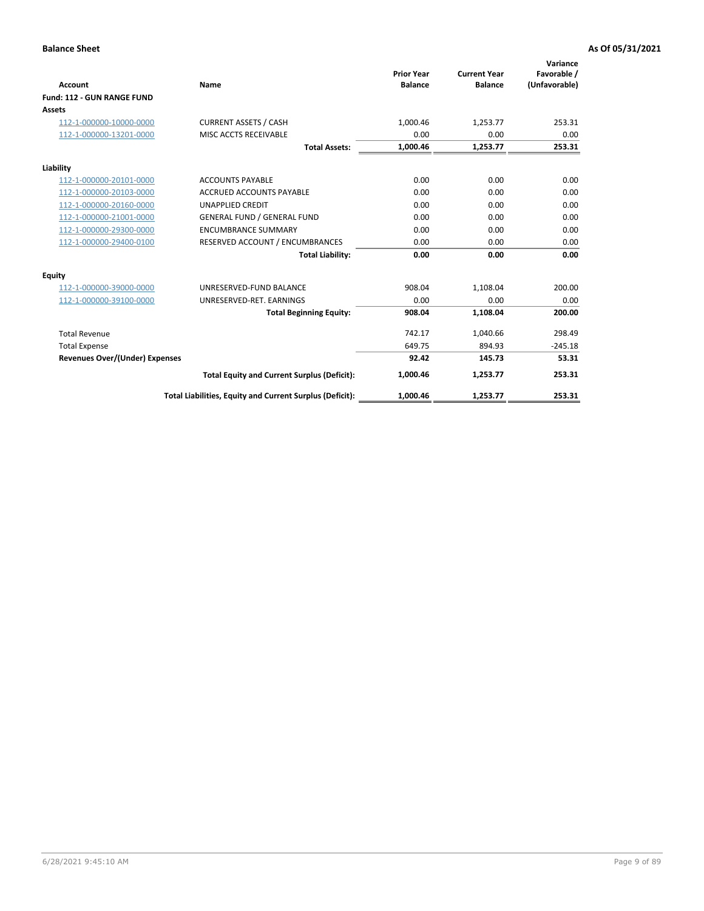**Balance Sheet** **As Of 05/31/2021**

| Account | Name | Prior Year Balance | Current Year Balance | Variance Favorable / (Unfavorable) |
|---|---|---|---|---|
| **Fund: 112 - GUN RANGE FUND** | | | | |
| **Assets** | | | | |
| 112-1-000000-10000-0000 | CURRENT ASSETS / CASH | 1,000.46 | 1,253.77 | 253.31 |
| 112-1-000000-13201-0000 | MISC ACCTS RECEIVABLE | 0.00 | 0.00 | 0.00 |
| | **Total Assets:** | **1,000.46** | **1,253.77** | **253.31** |
| **Liability** | | | | |
| 112-1-000000-20101-0000 | ACCOUNTS PAYABLE | 0.00 | 0.00 | 0.00 |
| 112-1-000000-20103-0000 | ACCRUED ACCOUNTS PAYABLE | 0.00 | 0.00 | 0.00 |
| 112-1-000000-20160-0000 | UNAPPLIED CREDIT | 0.00 | 0.00 | 0.00 |
| 112-1-000000-21001-0000 | GENERAL FUND / GENERAL FUND | 0.00 | 0.00 | 0.00 |
| 112-1-000000-29300-0000 | ENCUMBRANCE SUMMARY | 0.00 | 0.00 | 0.00 |
| 112-1-000000-29400-0100 | RESERVED ACCOUNT / ENCUMBRANCES | 0.00 | 0.00 | 0.00 |
| | **Total Liability:** | **0.00** | **0.00** | **0.00** |
| **Equity** | | | | |
| 112-1-000000-39000-0000 | UNRESERVED-FUND BALANCE | 908.04 | 1,108.04 | 200.00 |
| 112-1-000000-39100-0000 | UNRESERVED-RET. EARNINGS | 0.00 | 0.00 | 0.00 |
| | **Total Beginning Equity:** | **908.04** | **1,108.04** | **200.00** |
| Total Revenue | | 742.17 | 1,040.66 | 298.49 |
| Total Expense | | 649.75 | 894.93 | -245.18 |
| **Revenues Over/(Under) Expenses** | | **92.42** | **145.73** | **53.31** |
| | **Total Equity and Current Surplus (Deficit):** | **1,000.46** | **1,253.77** | **253.31** |
| | **Total Liabilities, Equity and Current Surplus (Deficit):** | **1,000.46** | **1,253.77** | **253.31** |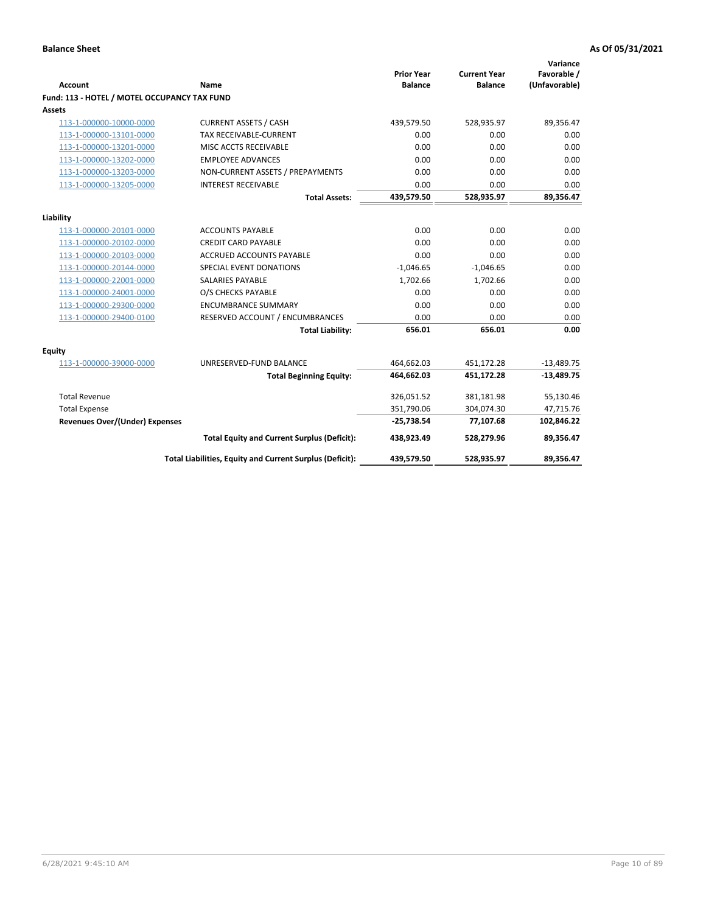**Balance Sheet** **As Of 05/31/2021**

| Account | Name | Prior Year Balance | Current Year Balance | Variance Favorable / (Unfavorable) |
|---|---|---|---|---|
| **Fund: 113 - HOTEL / MOTEL OCCUPANCY TAX FUND** | | | | |
| **Assets** | | | | |
| 113-1-000000-10000-0000 | CURRENT ASSETS / CASH | 439,579.50 | 528,935.97 | 89,356.47 |
| 113-1-000000-13101-0000 | TAX RECEIVABLE-CURRENT | 0.00 | 0.00 | 0.00 |
| 113-1-000000-13201-0000 | MISC ACCTS RECEIVABLE | 0.00 | 0.00 | 0.00 |
| 113-1-000000-13202-0000 | EMPLOYEE ADVANCES | 0.00 | 0.00 | 0.00 |
| 113-1-000000-13203-0000 | NON-CURRENT ASSETS / PREPAYMENTS | 0.00 | 0.00 | 0.00 |
| 113-1-000000-13205-0000 | INTEREST RECEIVABLE | 0.00 | 0.00 | 0.00 |
| | **Total Assets:** | **439,579.50** | **528,935.97** | **89,356.47** |
| **Liability** | | | | |
| 113-1-000000-20101-0000 | ACCOUNTS PAYABLE | 0.00 | 0.00 | 0.00 |
| 113-1-000000-20102-0000 | CREDIT CARD PAYABLE | 0.00 | 0.00 | 0.00 |
| 113-1-000000-20103-0000 | ACCRUED ACCOUNTS PAYABLE | 0.00 | 0.00 | 0.00 |
| 113-1-000000-20144-0000 | SPECIAL EVENT DONATIONS | -1,046.65 | -1,046.65 | 0.00 |
| 113-1-000000-22001-0000 | SALARIES PAYABLE | 1,702.66 | 1,702.66 | 0.00 |
| 113-1-000000-24001-0000 | O/S CHECKS PAYABLE | 0.00 | 0.00 | 0.00 |
| 113-1-000000-29300-0000 | ENCUMBRANCE SUMMARY | 0.00 | 0.00 | 0.00 |
| 113-1-000000-29400-0100 | RESERVED ACCOUNT / ENCUMBRANCES | 0.00 | 0.00 | 0.00 |
| | **Total Liability:** | **656.01** | **656.01** | **0.00** |
| **Equity** | | | | |
| 113-1-000000-39000-0000 | UNRESERVED-FUND BALANCE | 464,662.03 | 451,172.28 | -13,489.75 |
| | **Total Beginning Equity:** | **464,662.03** | **451,172.28** | **-13,489.75** |
| Total Revenue | | 326,051.52 | 381,181.98 | 55,130.46 |
| Total Expense | | 351,790.06 | 304,074.30 | 47,715.76 |
| **Revenues Over/(Under) Expenses** | | **-25,738.54** | **77,107.68** | **102,846.22** |
| | **Total Equity and Current Surplus (Deficit):** | **438,923.49** | **528,279.96** | **89,356.47** |
| | **Total Liabilities, Equity and Current Surplus (Deficit):** | **439,579.50** | **528,935.97** | **89,356.47** |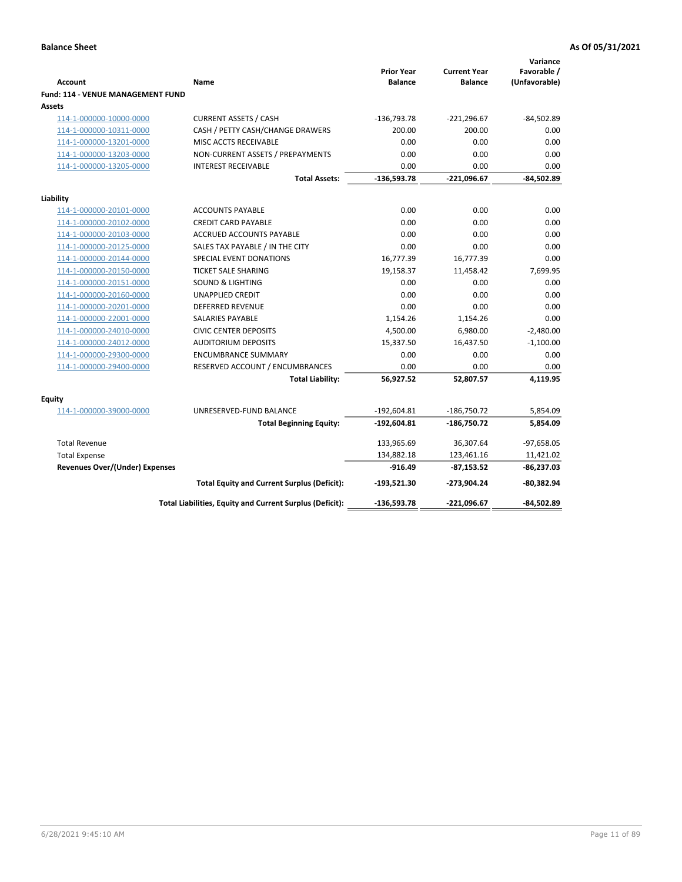**Balance Sheet** **As Of 05/31/2021**

| Account | Name | Prior Year Balance | Current Year Balance | Variance Favorable / (Unfavorable) |
|---|---|---|---|---|
| **Fund: 114 - VENUE MANAGEMENT FUND** | | | | |
| **Assets** | | | | |
| 114-1-000000-10000-0000 | CURRENT ASSETS / CASH | -136,793.78 | -221,296.67 | -84,502.89 |
| 114-1-000000-10311-0000 | CASH / PETTY CASH/CHANGE DRAWERS | 200.00 | 200.00 | 0.00 |
| 114-1-000000-13201-0000 | MISC ACCTS RECEIVABLE | 0.00 | 0.00 | 0.00 |
| 114-1-000000-13203-0000 | NON-CURRENT ASSETS / PREPAYMENTS | 0.00 | 0.00 | 0.00 |
| 114-1-000000-13205-0000 | INTEREST RECEIVABLE | 0.00 | 0.00 | 0.00 |
| | **Total Assets:** | **-136,593.78** | **-221,096.67** | **-84,502.89** |
| **Liability** | | | | |
| 114-1-000000-20101-0000 | ACCOUNTS PAYABLE | 0.00 | 0.00 | 0.00 |
| 114-1-000000-20102-0000 | CREDIT CARD PAYABLE | 0.00 | 0.00 | 0.00 |
| 114-1-000000-20103-0000 | ACCRUED ACCOUNTS PAYABLE | 0.00 | 0.00 | 0.00 |
| 114-1-000000-20125-0000 | SALES TAX PAYABLE / IN THE CITY | 0.00 | 0.00 | 0.00 |
| 114-1-000000-20144-0000 | SPECIAL EVENT DONATIONS | 16,777.39 | 16,777.39 | 0.00 |
| 114-1-000000-20150-0000 | TICKET SALE SHARING | 19,158.37 | 11,458.42 | 7,699.95 |
| 114-1-000000-20151-0000 | SOUND & LIGHTING | 0.00 | 0.00 | 0.00 |
| 114-1-000000-20160-0000 | UNAPPLIED CREDIT | 0.00 | 0.00 | 0.00 |
| 114-1-000000-20201-0000 | DEFERRED REVENUE | 0.00 | 0.00 | 0.00 |
| 114-1-000000-22001-0000 | SALARIES PAYABLE | 1,154.26 | 1,154.26 | 0.00 |
| 114-1-000000-24010-0000 | CIVIC CENTER DEPOSITS | 4,500.00 | 6,980.00 | -2,480.00 |
| 114-1-000000-24012-0000 | AUDITORIUM DEPOSITS | 15,337.50 | 16,437.50 | -1,100.00 |
| 114-1-000000-29300-0000 | ENCUMBRANCE SUMMARY | 0.00 | 0.00 | 0.00 |
| 114-1-000000-29400-0000 | RESERVED ACCOUNT / ENCUMBRANCES | 0.00 | 0.00 | 0.00 |
| | **Total Liability:** | **56,927.52** | **52,807.57** | **4,119.95** |
| **Equity** | | | | |
| 114-1-000000-39000-0000 | UNRESERVED-FUND BALANCE | -192,604.81 | -186,750.72 | 5,854.09 |
| | **Total Beginning Equity:** | **-192,604.81** | **-186,750.72** | **5,854.09** |
| Total Revenue | | 133,965.69 | 36,307.64 | -97,658.05 |
| Total Expense | | 134,882.18 | 123,461.16 | 11,421.02 |
| **Revenues Over/(Under) Expenses** | | **-916.49** | **-87,153.52** | **-86,237.03** |
| | **Total Equity and Current Surplus (Deficit):** | **-193,521.30** | **-273,904.24** | **-80,382.94** |
| | **Total Liabilities, Equity and Current Surplus (Deficit):** | **-136,593.78** | **-221,096.67** | **-84,502.89** |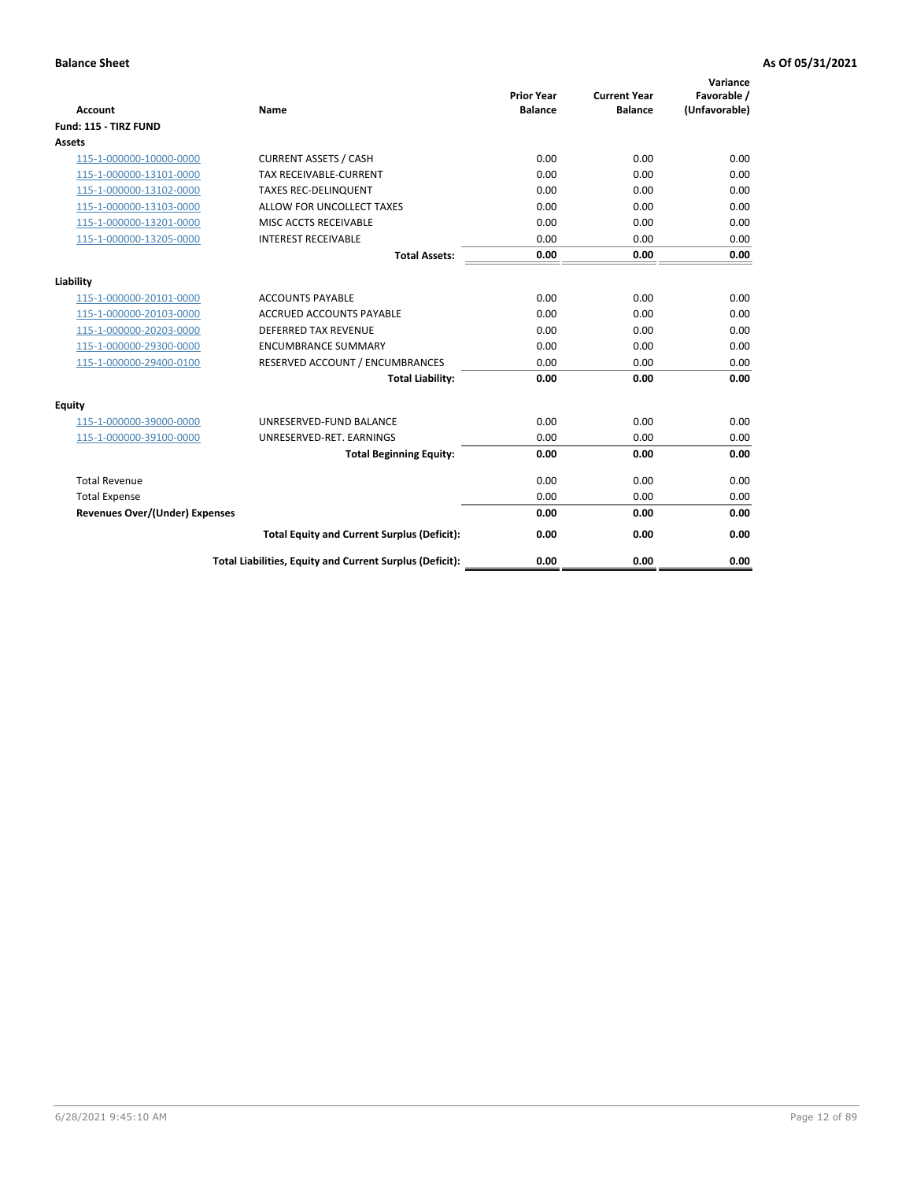**Balance Sheet** **As Of 05/31/2021**

| Account | Name | Prior Year Balance | Current Year Balance | Variance Favorable / (Unfavorable) |
|---|---|---|---|---|
| **Fund: 115 - TIRZ FUND** | | | | |
| **Assets** | | | | |
| 115-1-000000-10000-0000 | CURRENT ASSETS / CASH | 0.00 | 0.00 | 0.00 |
| 115-1-000000-13101-0000 | TAX RECEIVABLE-CURRENT | 0.00 | 0.00 | 0.00 |
| 115-1-000000-13102-0000 | TAXES REC-DELINQUENT | 0.00 | 0.00 | 0.00 |
| 115-1-000000-13103-0000 | ALLOW FOR UNCOLLECT TAXES | 0.00 | 0.00 | 0.00 |
| 115-1-000000-13201-0000 | MISC ACCTS RECEIVABLE | 0.00 | 0.00 | 0.00 |
| 115-1-000000-13205-0000 | INTEREST RECEIVABLE | 0.00 | 0.00 | 0.00 |
| | **Total Assets:** | **0.00** | **0.00** | **0.00** |
| **Liability** | | | | |
| 115-1-000000-20101-0000 | ACCOUNTS PAYABLE | 0.00 | 0.00 | 0.00 |
| 115-1-000000-20103-0000 | ACCRUED ACCOUNTS PAYABLE | 0.00 | 0.00 | 0.00 |
| 115-1-000000-20203-0000 | DEFERRED TAX REVENUE | 0.00 | 0.00 | 0.00 |
| 115-1-000000-29300-0000 | ENCUMBRANCE SUMMARY | 0.00 | 0.00 | 0.00 |
| 115-1-000000-29400-0100 | RESERVED ACCOUNT / ENCUMBRANCES | 0.00 | 0.00 | 0.00 |
| | **Total Liability:** | **0.00** | **0.00** | **0.00** |
| **Equity** | | | | |
| 115-1-000000-39000-0000 | UNRESERVED-FUND BALANCE | 0.00 | 0.00 | 0.00 |
| 115-1-000000-39100-0000 | UNRESERVED-RET. EARNINGS | 0.00 | 0.00 | 0.00 |
| | **Total Beginning Equity:** | **0.00** | **0.00** | **0.00** |
| Total Revenue | | 0.00 | 0.00 | 0.00 |
| Total Expense | | 0.00 | 0.00 | 0.00 |
| **Revenues Over/(Under) Expenses** | | **0.00** | **0.00** | **0.00** |
| | **Total Equity and Current Surplus (Deficit):** | **0.00** | **0.00** | **0.00** |
| | **Total Liabilities, Equity and Current Surplus (Deficit):** | **0.00** | **0.00** | **0.00** |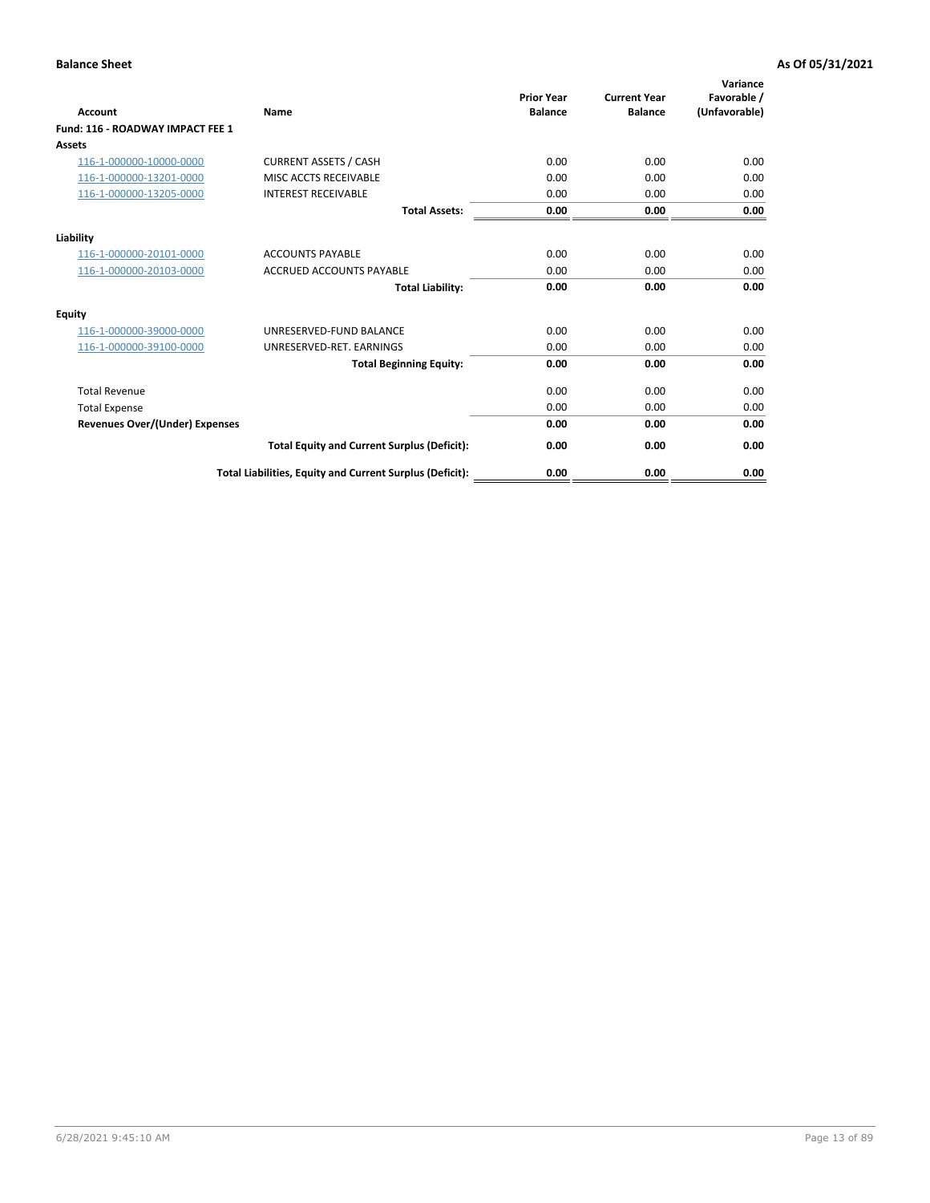**Balance Sheet** **As Of 05/31/2021**

| Account | Name | Prior Year Balance | Current Year Balance | Variance Favorable / (Unfavorable) |
|---|---|---|---|---|
| **Fund: 116 - ROADWAY IMPACT FEE 1** | | | | |
| **Assets** | | | | |
| 116-1-000000-10000-0000 | CURRENT ASSETS / CASH | 0.00 | 0.00 | 0.00 |
| 116-1-000000-13201-0000 | MISC ACCTS RECEIVABLE | 0.00 | 0.00 | 0.00 |
| 116-1-000000-13205-0000 | INTEREST RECEIVABLE | 0.00 | 0.00 | 0.00 |
| | **Total Assets:** | **0.00** | **0.00** | **0.00** |
| **Liability** | | | | |
| 116-1-000000-20101-0000 | ACCOUNTS PAYABLE | 0.00 | 0.00 | 0.00 |
| 116-1-000000-20103-0000 | ACCRUED ACCOUNTS PAYABLE | 0.00 | 0.00 | 0.00 |
| | **Total Liability:** | **0.00** | **0.00** | **0.00** |
| **Equity** | | | | |
| 116-1-000000-39000-0000 | UNRESERVED-FUND BALANCE | 0.00 | 0.00 | 0.00 |
| 116-1-000000-39100-0000 | UNRESERVED-RET. EARNINGS | 0.00 | 0.00 | 0.00 |
| | **Total Beginning Equity:** | **0.00** | **0.00** | **0.00** |
| Total Revenue | | 0.00 | 0.00 | 0.00 |
| Total Expense | | 0.00 | 0.00 | 0.00 |
| **Revenues Over/(Under) Expenses** | | **0.00** | **0.00** | **0.00** |
| | **Total Equity and Current Surplus (Deficit):** | **0.00** | **0.00** | **0.00** |
| | **Total Liabilities, Equity and Current Surplus (Deficit):** | **0.00** | **0.00** | **0.00** |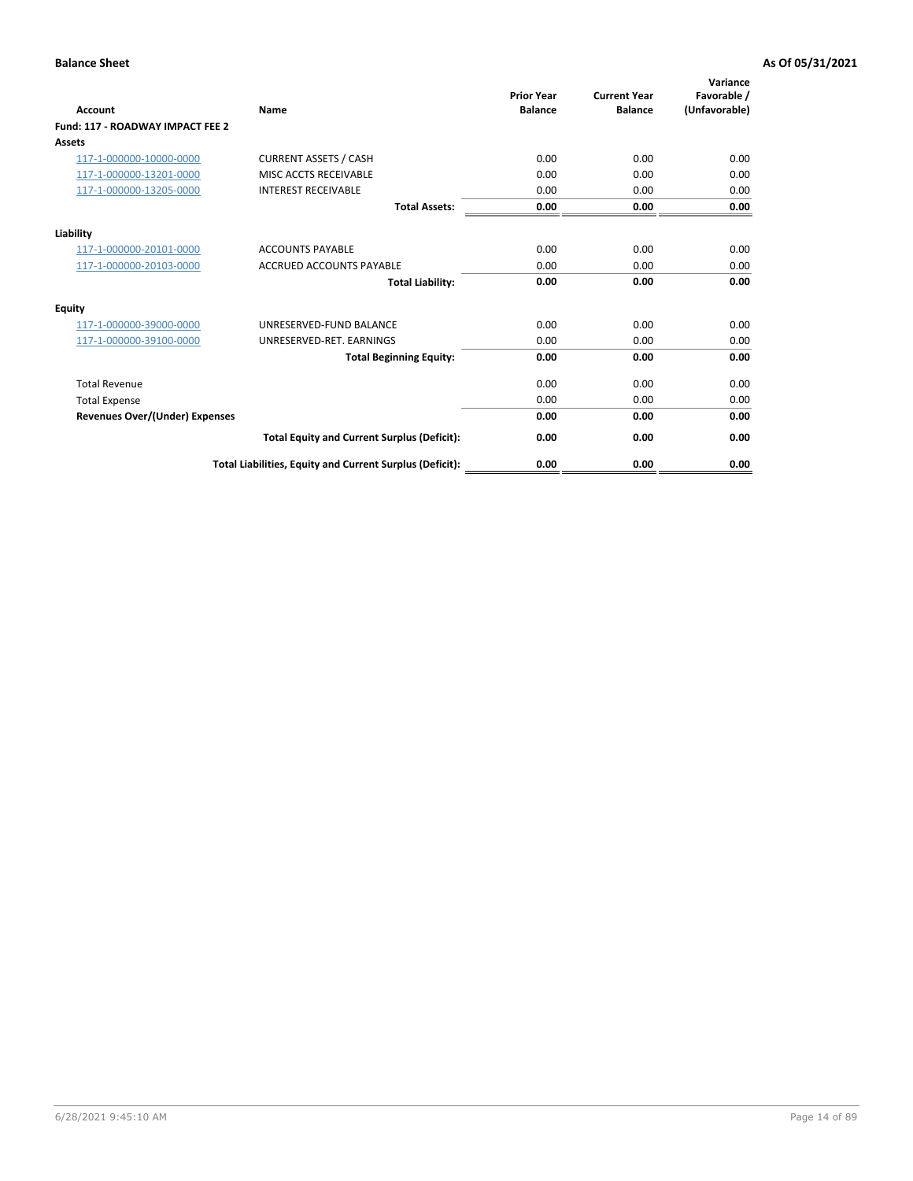**Balance Sheet** **As Of 05/31/2021**

| Account | Name | Prior Year Balance | Current Year Balance | Variance Favorable / (Unfavorable) |
|---|---|---|---|---|
| **Fund: 117 - ROADWAY IMPACT FEE 2** | | | | |
| **Assets** | | | | |
| 117-1-000000-10000-0000 | CURRENT ASSETS / CASH | 0.00 | 0.00 | 0.00 |
| 117-1-000000-13201-0000 | MISC ACCTS RECEIVABLE | 0.00 | 0.00 | 0.00 |
| 117-1-000000-13205-0000 | INTEREST RECEIVABLE | 0.00 | 0.00 | 0.00 |
| | **Total Assets:** | **0.00** | **0.00** | **0.00** |
| **Liability** | | | | |
| 117-1-000000-20101-0000 | ACCOUNTS PAYABLE | 0.00 | 0.00 | 0.00 |
| 117-1-000000-20103-0000 | ACCRUED ACCOUNTS PAYABLE | 0.00 | 0.00 | 0.00 |
| | **Total Liability:** | **0.00** | **0.00** | **0.00** |
| **Equity** | | | | |
| 117-1-000000-39000-0000 | UNRESERVED-FUND BALANCE | 0.00 | 0.00 | 0.00 |
| 117-1-000000-39100-0000 | UNRESERVED-RET. EARNINGS | 0.00 | 0.00 | 0.00 |
| | **Total Beginning Equity:** | **0.00** | **0.00** | **0.00** |
| Total Revenue | | 0.00 | 0.00 | 0.00 |
| Total Expense | | 0.00 | 0.00 | 0.00 |
| **Revenues Over/(Under) Expenses** | | **0.00** | **0.00** | **0.00** |
| | **Total Equity and Current Surplus (Deficit):** | **0.00** | **0.00** | **0.00** |
| | **Total Liabilities, Equity and Current Surplus (Deficit):** | **0.00** | **0.00** | **0.00** |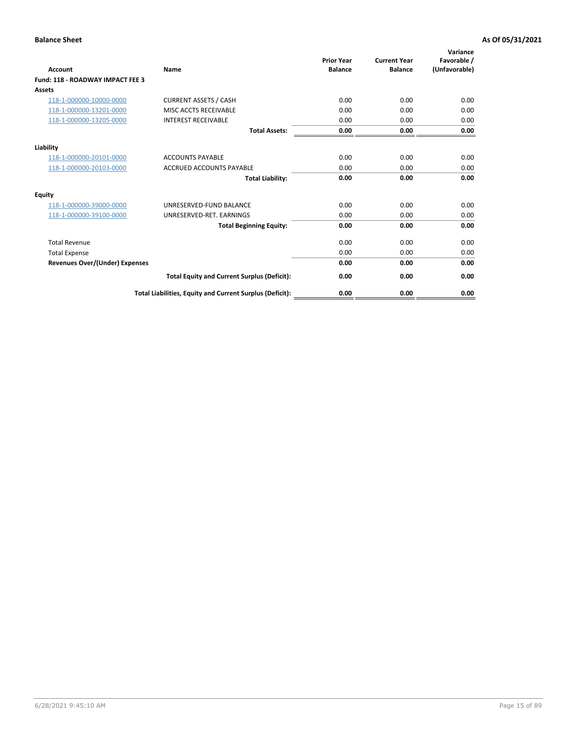**Balance Sheet** | **As Of 05/31/2021**

| Account | Name | Prior Year Balance | Current Year Balance | Variance Favorable / (Unfavorable) |
|---|---|---|---|---|
| **Fund: 118 - ROADWAY IMPACT FEE 3** | | | | |
| **Assets** | | | | |
| 118-1-000000-10000-0000 | CURRENT ASSETS / CASH | 0.00 | 0.00 | 0.00 |
| 118-1-000000-13201-0000 | MISC ACCTS RECEIVABLE | 0.00 | 0.00 | 0.00 |
| 118-1-000000-13205-0000 | INTEREST RECEIVABLE | 0.00 | 0.00 | 0.00 |
| | **Total Assets:** | **0.00** | **0.00** | **0.00** |
| **Liability** | | | | |
| 118-1-000000-20101-0000 | ACCOUNTS PAYABLE | 0.00 | 0.00 | 0.00 |
| 118-1-000000-20103-0000 | ACCRUED ACCOUNTS PAYABLE | 0.00 | 0.00 | 0.00 |
| | **Total Liability:** | **0.00** | **0.00** | **0.00** |
| **Equity** | | | | |
| 118-1-000000-39000-0000 | UNRESERVED-FUND BALANCE | 0.00 | 0.00 | 0.00 |
| 118-1-000000-39100-0000 | UNRESERVED-RET. EARNINGS | 0.00 | 0.00 | 0.00 |
| | **Total Beginning Equity:** | **0.00** | **0.00** | **0.00** |
| Total Revenue | | 0.00 | 0.00 | 0.00 |
| Total Expense | | 0.00 | 0.00 | 0.00 |
| **Revenues Over/(Under) Expenses** | | **0.00** | **0.00** | **0.00** |
| | **Total Equity and Current Surplus (Deficit):** | **0.00** | **0.00** | **0.00** |
| | **Total Liabilities, Equity and Current Surplus (Deficit):** | **0.00** | **0.00** | **0.00** |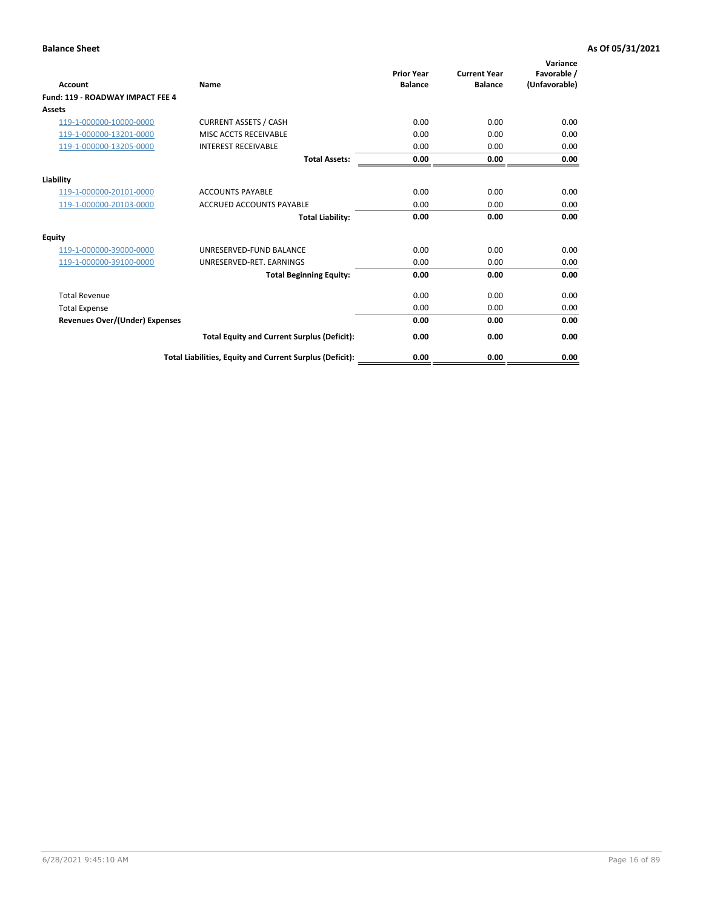**Balance Sheet** **As Of 05/31/2021**

| Account | Name | Prior Year Balance | Current Year Balance | Variance Favorable / (Unfavorable) |
|---|---|---|---|---|
| **Fund: 119 - ROADWAY IMPACT FEE 4** | | | | |
| **Assets** | | | | |
| 119-1-000000-10000-0000 | CURRENT ASSETS / CASH | 0.00 | 0.00 | 0.00 |
| 119-1-000000-13201-0000 | MISC ACCTS RECEIVABLE | 0.00 | 0.00 | 0.00 |
| 119-1-000000-13205-0000 | INTEREST RECEIVABLE | 0.00 | 0.00 | 0.00 |
| | **Total Assets:** | **0.00** | **0.00** | **0.00** |
| **Liability** | | | | |
| 119-1-000000-20101-0000 | ACCOUNTS PAYABLE | 0.00 | 0.00 | 0.00 |
| 119-1-000000-20103-0000 | ACCRUED ACCOUNTS PAYABLE | 0.00 | 0.00 | 0.00 |
| | **Total Liability:** | **0.00** | **0.00** | **0.00** |
| **Equity** | | | | |
| 119-1-000000-39000-0000 | UNRESERVED-FUND BALANCE | 0.00 | 0.00 | 0.00 |
| 119-1-000000-39100-0000 | UNRESERVED-RET. EARNINGS | 0.00 | 0.00 | 0.00 |
| | **Total Beginning Equity:** | **0.00** | **0.00** | **0.00** |
| Total Revenue | | 0.00 | 0.00 | 0.00 |
| Total Expense | | 0.00 | 0.00 | 0.00 |
| **Revenues Over/(Under) Expenses** | | **0.00** | **0.00** | **0.00** |
| | **Total Equity and Current Surplus (Deficit):** | **0.00** | **0.00** | **0.00** |
| | **Total Liabilities, Equity and Current Surplus (Deficit):** | **0.00** | **0.00** | **0.00** |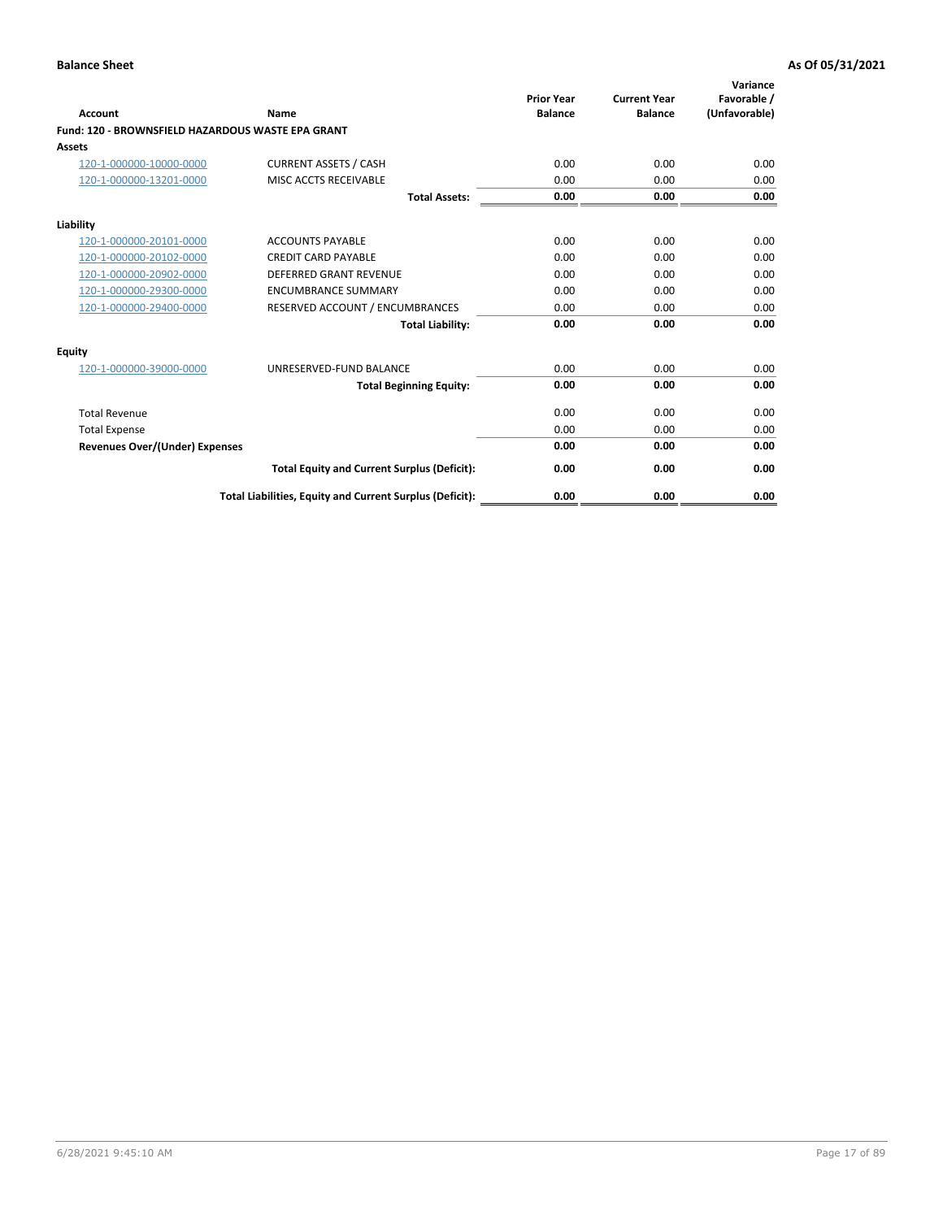**Balance Sheet** **As Of 05/31/2021**

| Account | Name | Prior Year Balance | Current Year Balance | Variance Favorable / (Unfavorable) |
|---|---|---|---|---|
| **Fund: 120 - BROWNSFIELD HAZARDOUS WASTE EPA GRANT** | | | | |
| **Assets** | | | | |
| 120-1-000000-10000-0000 | CURRENT ASSETS / CASH | 0.00 | 0.00 | 0.00 |
| 120-1-000000-13201-0000 | MISC ACCTS RECEIVABLE | 0.00 | 0.00 | 0.00 |
| | **Total Assets:** | **0.00** | **0.00** | **0.00** |
| **Liability** | | | | |
| 120-1-000000-20101-0000 | ACCOUNTS PAYABLE | 0.00 | 0.00 | 0.00 |
| 120-1-000000-20102-0000 | CREDIT CARD PAYABLE | 0.00 | 0.00 | 0.00 |
| 120-1-000000-20902-0000 | DEFERRED GRANT REVENUE | 0.00 | 0.00 | 0.00 |
| 120-1-000000-29300-0000 | ENCUMBRANCE SUMMARY | 0.00 | 0.00 | 0.00 |
| 120-1-000000-29400-0000 | RESERVED ACCOUNT / ENCUMBRANCES | 0.00 | 0.00 | 0.00 |
| | **Total Liability:** | **0.00** | **0.00** | **0.00** |
| **Equity** | | | | |
| 120-1-000000-39000-0000 | UNRESERVED-FUND BALANCE | 0.00 | 0.00 | 0.00 |
| | **Total Beginning Equity:** | **0.00** | **0.00** | **0.00** |
| Total Revenue | | 0.00 | 0.00 | 0.00 |
| Total Expense | | 0.00 | 0.00 | 0.00 |
| **Revenues Over/(Under) Expenses** | | **0.00** | **0.00** | **0.00** |
| | **Total Equity and Current Surplus (Deficit):** | **0.00** | **0.00** | **0.00** |
| | **Total Liabilities, Equity and Current Surplus (Deficit):** | **0.00** | **0.00** | **0.00** |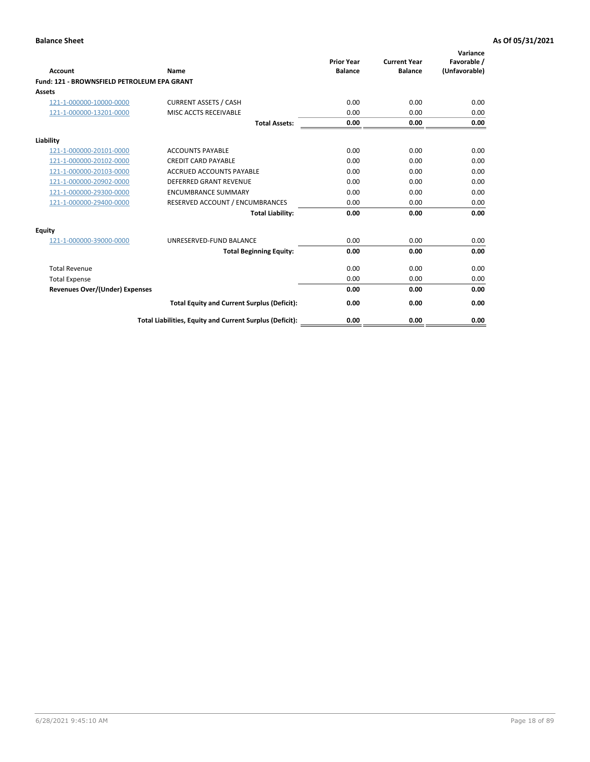**Balance Sheet** **As Of 05/31/2021**

| Account | Name | Prior Year Balance | Current Year Balance | Variance Favorable / (Unfavorable) |
|---|---|---|---|---|
| **Fund: 121 - BROWNSFIELD PETROLEUM EPA GRANT** | | | | |
| **Assets** | | | | |
| 121-1-000000-10000-0000 | CURRENT ASSETS / CASH | 0.00 | 0.00 | 0.00 |
| 121-1-000000-13201-0000 | MISC ACCTS RECEIVABLE | 0.00 | 0.00 | 0.00 |
| | **Total Assets:** | **0.00** | **0.00** | **0.00** |
| **Liability** | | | | |
| 121-1-000000-20101-0000 | ACCOUNTS PAYABLE | 0.00 | 0.00 | 0.00 |
| 121-1-000000-20102-0000 | CREDIT CARD PAYABLE | 0.00 | 0.00 | 0.00 |
| 121-1-000000-20103-0000 | ACCRUED ACCOUNTS PAYABLE | 0.00 | 0.00 | 0.00 |
| 121-1-000000-20902-0000 | DEFERRED GRANT REVENUE | 0.00 | 0.00 | 0.00 |
| 121-1-000000-29300-0000 | ENCUMBRANCE SUMMARY | 0.00 | 0.00 | 0.00 |
| 121-1-000000-29400-0000 | RESERVED ACCOUNT / ENCUMBRANCES | 0.00 | 0.00 | 0.00 |
| | **Total Liability:** | **0.00** | **0.00** | **0.00** |
| **Equity** | | | | |
| 121-1-000000-39000-0000 | UNRESERVED-FUND BALANCE | 0.00 | 0.00 | 0.00 |
| | **Total Beginning Equity:** | **0.00** | **0.00** | **0.00** |
| Total Revenue | | 0.00 | 0.00 | 0.00 |
| Total Expense | | 0.00 | 0.00 | 0.00 |
| **Revenues Over/(Under) Expenses** | | **0.00** | **0.00** | **0.00** |
| | **Total Equity and Current Surplus (Deficit):** | **0.00** | **0.00** | **0.00** |
| | **Total Liabilities, Equity and Current Surplus (Deficit):** | **0.00** | **0.00** | **0.00** |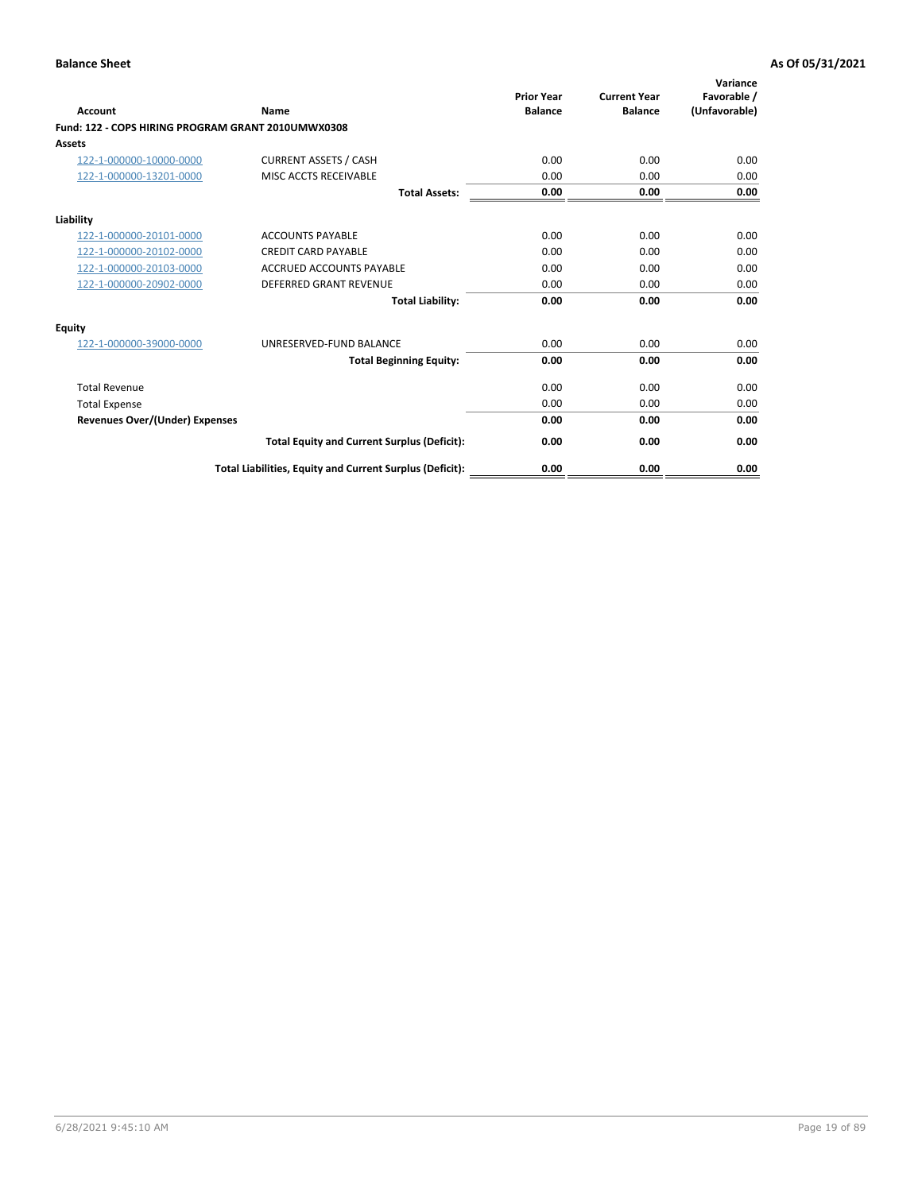**Balance Sheet** — **As Of 05/31/2021**

| Account | Name | Prior Year Balance | Current Year Balance | Variance Favorable / (Unfavorable) |
|---|---|---|---|---|
| **Fund: 122 - COPS HIRING PROGRAM GRANT 2010UMWX0308** | | | | |
| **Assets** | | | | |
| 122-1-000000-10000-0000 | CURRENT ASSETS / CASH | 0.00 | 0.00 | 0.00 |
| 122-1-000000-13201-0000 | MISC ACCTS RECEIVABLE | 0.00 | 0.00 | 0.00 |
| | **Total Assets:** | **0.00** | **0.00** | **0.00** |
| **Liability** | | | | |
| 122-1-000000-20101-0000 | ACCOUNTS PAYABLE | 0.00 | 0.00 | 0.00 |
| 122-1-000000-20102-0000 | CREDIT CARD PAYABLE | 0.00 | 0.00 | 0.00 |
| 122-1-000000-20103-0000 | ACCRUED ACCOUNTS PAYABLE | 0.00 | 0.00 | 0.00 |
| 122-1-000000-20902-0000 | DEFERRED GRANT REVENUE | 0.00 | 0.00 | 0.00 |
| | **Total Liability:** | **0.00** | **0.00** | **0.00** |
| **Equity** | | | | |
| 122-1-000000-39000-0000 | UNRESERVED-FUND BALANCE | 0.00 | 0.00 | 0.00 |
| | **Total Beginning Equity:** | **0.00** | **0.00** | **0.00** |
| Total Revenue | | 0.00 | 0.00 | 0.00 |
| Total Expense | | 0.00 | 0.00 | 0.00 |
| **Revenues Over/(Under) Expenses** | | **0.00** | **0.00** | **0.00** |
| | **Total Equity and Current Surplus (Deficit):** | **0.00** | **0.00** | **0.00** |
| | **Total Liabilities, Equity and Current Surplus (Deficit):** | **0.00** | **0.00** | **0.00** |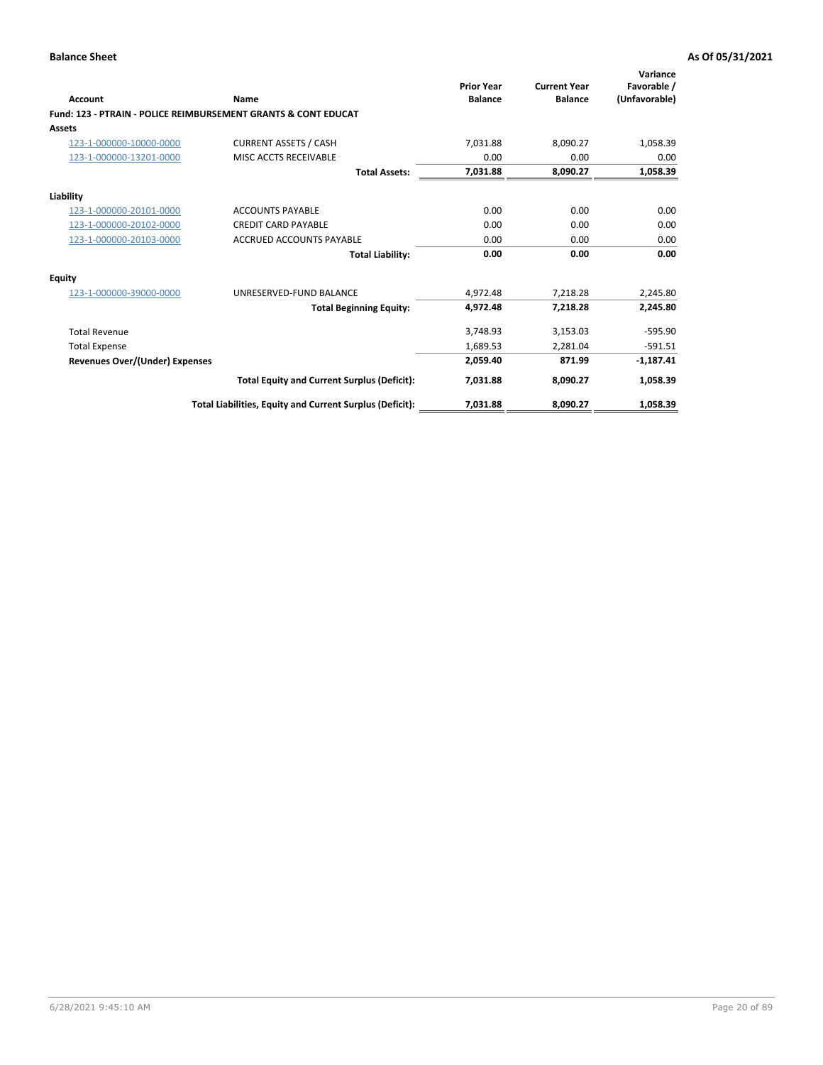**Balance Sheet** **As Of 05/31/2021**

| Account | Name | Prior Year Balance | Current Year Balance | Variance Favorable / (Unfavorable) |
|---|---|---|---|---|
| **Fund: 123 - PTRAIN - POLICE REIMBURSEMENT GRANTS & CONT EDUCAT** | | | | |
| **Assets** | | | | |
| 123-1-000000-10000-0000 | CURRENT ASSETS / CASH | 7,031.88 | 8,090.27 | 1,058.39 |
| 123-1-000000-13201-0000 | MISC ACCTS RECEIVABLE | 0.00 | 0.00 | 0.00 |
| | **Total Assets:** | **7,031.88** | **8,090.27** | **1,058.39** |
| **Liability** | | | | |
| 123-1-000000-20101-0000 | ACCOUNTS PAYABLE | 0.00 | 0.00 | 0.00 |
| 123-1-000000-20102-0000 | CREDIT CARD PAYABLE | 0.00 | 0.00 | 0.00 |
| 123-1-000000-20103-0000 | ACCRUED ACCOUNTS PAYABLE | 0.00 | 0.00 | 0.00 |
| | **Total Liability:** | **0.00** | **0.00** | **0.00** |
| **Equity** | | | | |
| 123-1-000000-39000-0000 | UNRESERVED-FUND BALANCE | 4,972.48 | 7,218.28 | 2,245.80 |
| | **Total Beginning Equity:** | **4,972.48** | **7,218.28** | **2,245.80** |
| Total Revenue | | 3,748.93 | 3,153.03 | -595.90 |
| Total Expense | | 1,689.53 | 2,281.04 | -591.51 |
| **Revenues Over/(Under) Expenses** | | **2,059.40** | **871.99** | **-1,187.41** |
| | **Total Equity and Current Surplus (Deficit):** | **7,031.88** | **8,090.27** | **1,058.39** |
| | **Total Liabilities, Equity and Current Surplus (Deficit):** | **7,031.88** | **8,090.27** | **1,058.39** |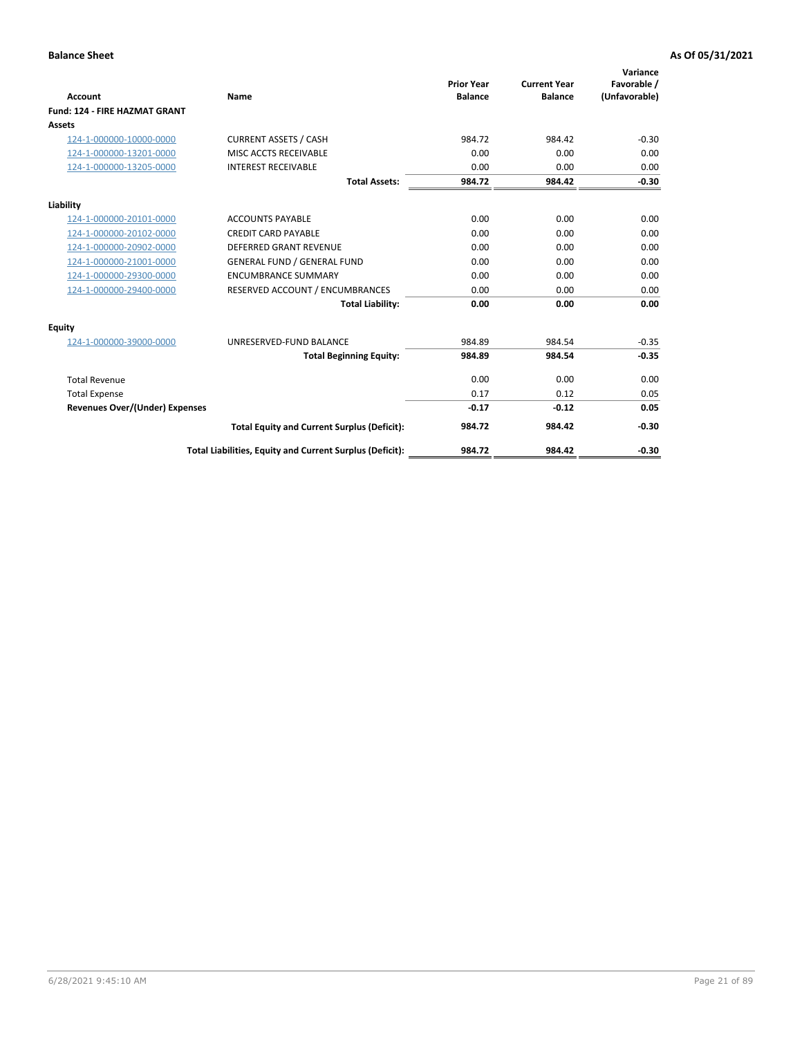**Balance Sheet** **As Of 05/31/2021**

| Account | Name | Prior Year Balance | Current Year Balance | Variance Favorable / (Unfavorable) |
|---|---|---|---|---|
| **Fund: 124 - FIRE HAZMAT GRANT** | | | | |
| **Assets** | | | | |
| 124-1-000000-10000-0000 | CURRENT ASSETS / CASH | 984.72 | 984.42 | -0.30 |
| 124-1-000000-13201-0000 | MISC ACCTS RECEIVABLE | 0.00 | 0.00 | 0.00 |
| 124-1-000000-13205-0000 | INTEREST RECEIVABLE | 0.00 | 0.00 | 0.00 |
| | **Total Assets:** | **984.72** | **984.42** | **-0.30** |
| **Liability** | | | | |
| 124-1-000000-20101-0000 | ACCOUNTS PAYABLE | 0.00 | 0.00 | 0.00 |
| 124-1-000000-20102-0000 | CREDIT CARD PAYABLE | 0.00 | 0.00 | 0.00 |
| 124-1-000000-20902-0000 | DEFERRED GRANT REVENUE | 0.00 | 0.00 | 0.00 |
| 124-1-000000-21001-0000 | GENERAL FUND / GENERAL FUND | 0.00 | 0.00 | 0.00 |
| 124-1-000000-29300-0000 | ENCUMBRANCE SUMMARY | 0.00 | 0.00 | 0.00 |
| 124-1-000000-29400-0000 | RESERVED ACCOUNT / ENCUMBRANCES | 0.00 | 0.00 | 0.00 |
| | **Total Liability:** | **0.00** | **0.00** | **0.00** |
| **Equity** | | | | |
| 124-1-000000-39000-0000 | UNRESERVED-FUND BALANCE | 984.89 | 984.54 | -0.35 |
| | **Total Beginning Equity:** | **984.89** | **984.54** | **-0.35** |
| Total Revenue | | 0.00 | 0.00 | 0.00 |
| Total Expense | | 0.17 | 0.12 | 0.05 |
| **Revenues Over/(Under) Expenses** | | **-0.17** | **-0.12** | **0.05** |
| | **Total Equity and Current Surplus (Deficit):** | **984.72** | **984.42** | **-0.30** |
| | **Total Liabilities, Equity and Current Surplus (Deficit):** | **984.72** | **984.42** | **-0.30** |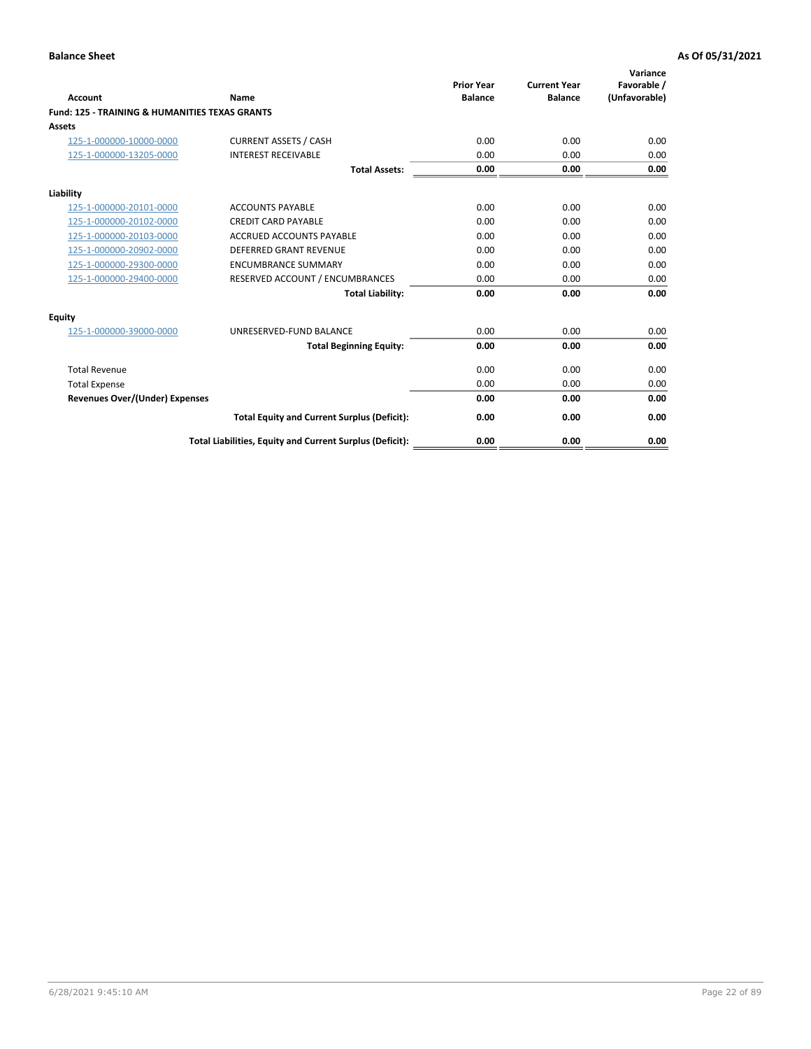**Balance Sheet** **As Of 05/31/2021**

| Account | Name | Prior Year Balance | Current Year Balance | Variance Favorable / (Unfavorable) |
|---|---|---|---|---|
| **Fund: 125 - TRAINING & HUMANITIES TEXAS GRANTS** | | | | |
| **Assets** | | | | |
| 125-1-000000-10000-0000 | CURRENT ASSETS / CASH | 0.00 | 0.00 | 0.00 |
| 125-1-000000-13205-0000 | INTEREST RECEIVABLE | 0.00 | 0.00 | 0.00 |
| | **Total Assets:** | **0.00** | **0.00** | **0.00** |
| **Liability** | | | | |
| 125-1-000000-20101-0000 | ACCOUNTS PAYABLE | 0.00 | 0.00 | 0.00 |
| 125-1-000000-20102-0000 | CREDIT CARD PAYABLE | 0.00 | 0.00 | 0.00 |
| 125-1-000000-20103-0000 | ACCRUED ACCOUNTS PAYABLE | 0.00 | 0.00 | 0.00 |
| 125-1-000000-20902-0000 | DEFERRED GRANT REVENUE | 0.00 | 0.00 | 0.00 |
| 125-1-000000-29300-0000 | ENCUMBRANCE SUMMARY | 0.00 | 0.00 | 0.00 |
| 125-1-000000-29400-0000 | RESERVED ACCOUNT / ENCUMBRANCES | 0.00 | 0.00 | 0.00 |
| | **Total Liability:** | **0.00** | **0.00** | **0.00** |
| **Equity** | | | | |
| 125-1-000000-39000-0000 | UNRESERVED-FUND BALANCE | 0.00 | 0.00 | 0.00 |
| | **Total Beginning Equity:** | **0.00** | **0.00** | **0.00** |
| Total Revenue | | 0.00 | 0.00 | 0.00 |
| Total Expense | | 0.00 | 0.00 | 0.00 |
| **Revenues Over/(Under) Expenses** | | **0.00** | **0.00** | **0.00** |
| | **Total Equity and Current Surplus (Deficit):** | **0.00** | **0.00** | **0.00** |
| | **Total Liabilities, Equity and Current Surplus (Deficit):** | **0.00** | **0.00** | **0.00** |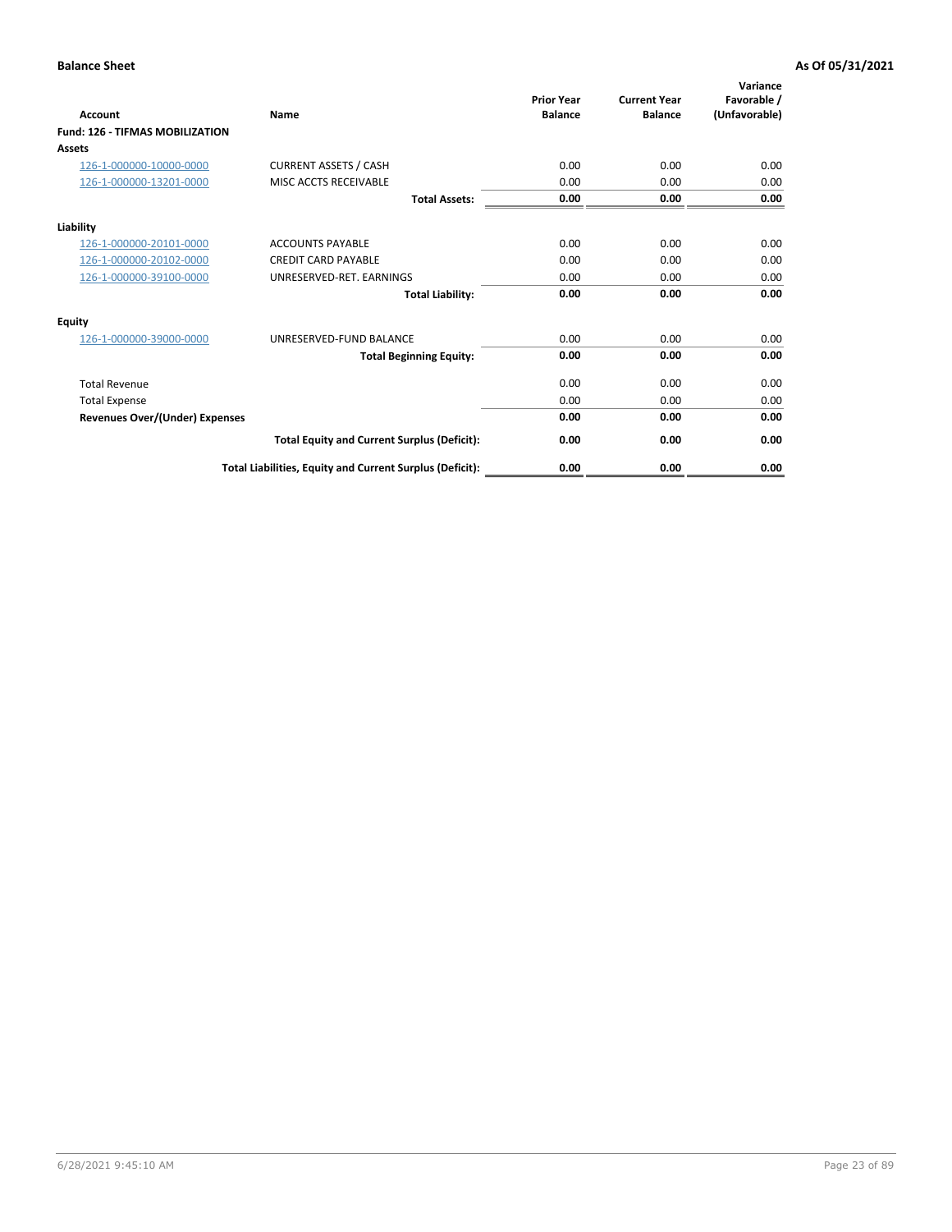**Balance Sheet** **As Of 05/31/2021**

| Account | Name | Prior Year Balance | Current Year Balance | Variance Favorable / (Unfavorable) |
|---|---|---|---|---|
| **Fund: 126 - TIFMAS MOBILIZATION** | | | | |
| **Assets** | | | | |
| 126-1-000000-10000-0000 | CURRENT ASSETS / CASH | 0.00 | 0.00 | 0.00 |
| 126-1-000000-13201-0000 | MISC ACCTS RECEIVABLE | 0.00 | 0.00 | 0.00 |
| | **Total Assets:** | **0.00** | **0.00** | **0.00** |
| **Liability** | | | | |
| 126-1-000000-20101-0000 | ACCOUNTS PAYABLE | 0.00 | 0.00 | 0.00 |
| 126-1-000000-20102-0000 | CREDIT CARD PAYABLE | 0.00 | 0.00 | 0.00 |
| 126-1-000000-39100-0000 | UNRESERVED-RET. EARNINGS | 0.00 | 0.00 | 0.00 |
| | **Total Liability:** | **0.00** | **0.00** | **0.00** |
| **Equity** | | | | |
| 126-1-000000-39000-0000 | UNRESERVED-FUND BALANCE | 0.00 | 0.00 | 0.00 |
| | **Total Beginning Equity:** | **0.00** | **0.00** | **0.00** |
| Total Revenue | | 0.00 | 0.00 | 0.00 |
| Total Expense | | 0.00 | 0.00 | 0.00 |
| **Revenues Over/(Under) Expenses** | | **0.00** | **0.00** | **0.00** |
| | **Total Equity and Current Surplus (Deficit):** | **0.00** | **0.00** | **0.00** |
| | **Total Liabilities, Equity and Current Surplus (Deficit):** | **0.00** | **0.00** | **0.00** |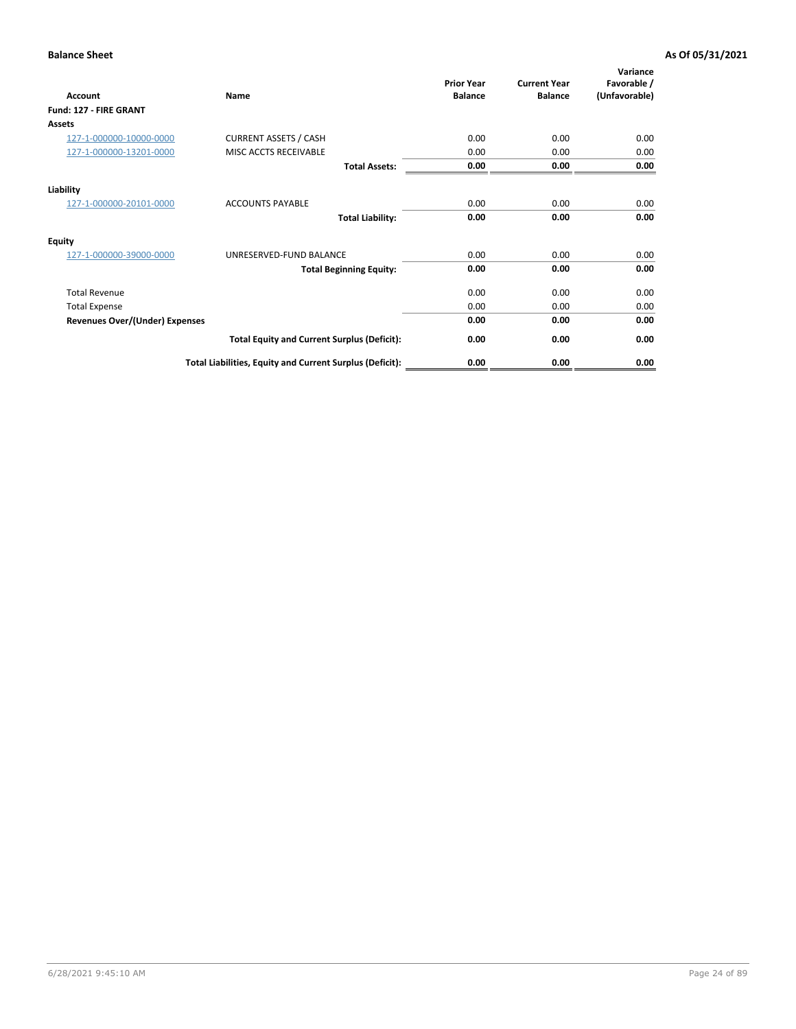**Balance Sheet** **As Of 05/31/2021**

| Account | Name | Prior Year Balance | Current Year Balance | Variance Favorable / (Unfavorable) |
|---|---|---|---|---|
| **Fund: 127 - FIRE GRANT** | | | | |
| **Assets** | | | | |
| 127-1-000000-10000-0000 | CURRENT ASSETS / CASH | 0.00 | 0.00 | 0.00 |
| 127-1-000000-13201-0000 | MISC ACCTS RECEIVABLE | 0.00 | 0.00 | 0.00 |
| | **Total Assets:** | **0.00** | **0.00** | **0.00** |
| **Liability** | | | | |
| 127-1-000000-20101-0000 | ACCOUNTS PAYABLE | 0.00 | 0.00 | 0.00 |
| | **Total Liability:** | **0.00** | **0.00** | **0.00** |
| **Equity** | | | | |
| 127-1-000000-39000-0000 | UNRESERVED-FUND BALANCE | 0.00 | 0.00 | 0.00 |
| | **Total Beginning Equity:** | **0.00** | **0.00** | **0.00** |
| Total Revenue | | 0.00 | 0.00 | 0.00 |
| Total Expense | | 0.00 | 0.00 | 0.00 |
| **Revenues Over/(Under) Expenses** | | **0.00** | **0.00** | **0.00** |
| | **Total Equity and Current Surplus (Deficit):** | **0.00** | **0.00** | **0.00** |
| | **Total Liabilities, Equity and Current Surplus (Deficit):** | **0.00** | **0.00** | **0.00** |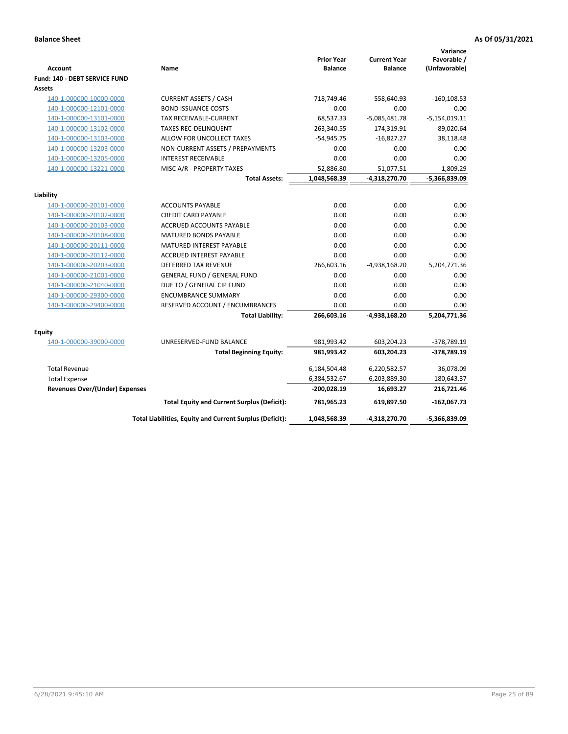**Balance Sheet** — **As Of 05/31/2021**

| Account | Name | Prior Year Balance | Current Year Balance | Variance Favorable / (Unfavorable) |
|---|---|---|---|---|
| **Fund: 140 - DEBT SERVICE FUND** | | | | |
| **Assets** | | | | |
| 140-1-000000-10000-0000 | CURRENT ASSETS / CASH | 718,749.46 | 558,640.93 | -160,108.53 |
| 140-1-000000-12101-0000 | BOND ISSUANCE COSTS | 0.00 | 0.00 | 0.00 |
| 140-1-000000-13101-0000 | TAX RECEIVABLE-CURRENT | 68,537.33 | -5,085,481.78 | -5,154,019.11 |
| 140-1-000000-13102-0000 | TAXES REC-DELINQUENT | 263,340.55 | 174,319.91 | -89,020.64 |
| 140-1-000000-13103-0000 | ALLOW FOR UNCOLLECT TAXES | -54,945.75 | -16,827.27 | 38,118.48 |
| 140-1-000000-13203-0000 | NON-CURRENT ASSETS / PREPAYMENTS | 0.00 | 0.00 | 0.00 |
| 140-1-000000-13205-0000 | INTEREST RECEIVABLE | 0.00 | 0.00 | 0.00 |
| 140-1-000000-13221-0000 | MISC A/R - PROPERTY TAXES | 52,886.80 | 51,077.51 | -1,809.29 |
| | **Total Assets:** | **1,048,568.39** | **-4,318,270.70** | **-5,366,839.09** |
| **Liability** | | | | |
| 140-1-000000-20101-0000 | ACCOUNTS PAYABLE | 0.00 | 0.00 | 0.00 |
| 140-1-000000-20102-0000 | CREDIT CARD PAYABLE | 0.00 | 0.00 | 0.00 |
| 140-1-000000-20103-0000 | ACCRUED ACCOUNTS PAYABLE | 0.00 | 0.00 | 0.00 |
| 140-1-000000-20108-0000 | MATURED BONDS PAYABLE | 0.00 | 0.00 | 0.00 |
| 140-1-000000-20111-0000 | MATURED INTEREST PAYABLE | 0.00 | 0.00 | 0.00 |
| 140-1-000000-20112-0000 | ACCRUED INTEREST PAYABLE | 0.00 | 0.00 | 0.00 |
| 140-1-000000-20203-0000 | DEFERRED TAX REVENUE | 266,603.16 | -4,938,168.20 | 5,204,771.36 |
| 140-1-000000-21001-0000 | GENERAL FUND / GENERAL FUND | 0.00 | 0.00 | 0.00 |
| 140-1-000000-21040-0000 | DUE TO / GENERAL CIP FUND | 0.00 | 0.00 | 0.00 |
| 140-1-000000-29300-0000 | ENCUMBRANCE SUMMARY | 0.00 | 0.00 | 0.00 |
| 140-1-000000-29400-0000 | RESERVED ACCOUNT / ENCUMBRANCES | 0.00 | 0.00 | 0.00 |
| | **Total Liability:** | **266,603.16** | **-4,938,168.20** | **5,204,771.36** |
| **Equity** | | | | |
| 140-1-000000-39000-0000 | UNRESERVED-FUND BALANCE | 981,993.42 | 603,204.23 | -378,789.19 |
| | **Total Beginning Equity:** | **981,993.42** | **603,204.23** | **-378,789.19** |
| Total Revenue | | 6,184,504.48 | 6,220,582.57 | 36,078.09 |
| Total Expense | | 6,384,532.67 | 6,203,889.30 | 180,643.37 |
| **Revenues Over/(Under) Expenses** | | **-200,028.19** | **16,693.27** | **216,721.46** |
| | **Total Equity and Current Surplus (Deficit):** | **781,965.23** | **619,897.50** | **-162,067.73** |
| | **Total Liabilities, Equity and Current Surplus (Deficit):** | **1,048,568.39** | **-4,318,270.70** | **-5,366,839.09** |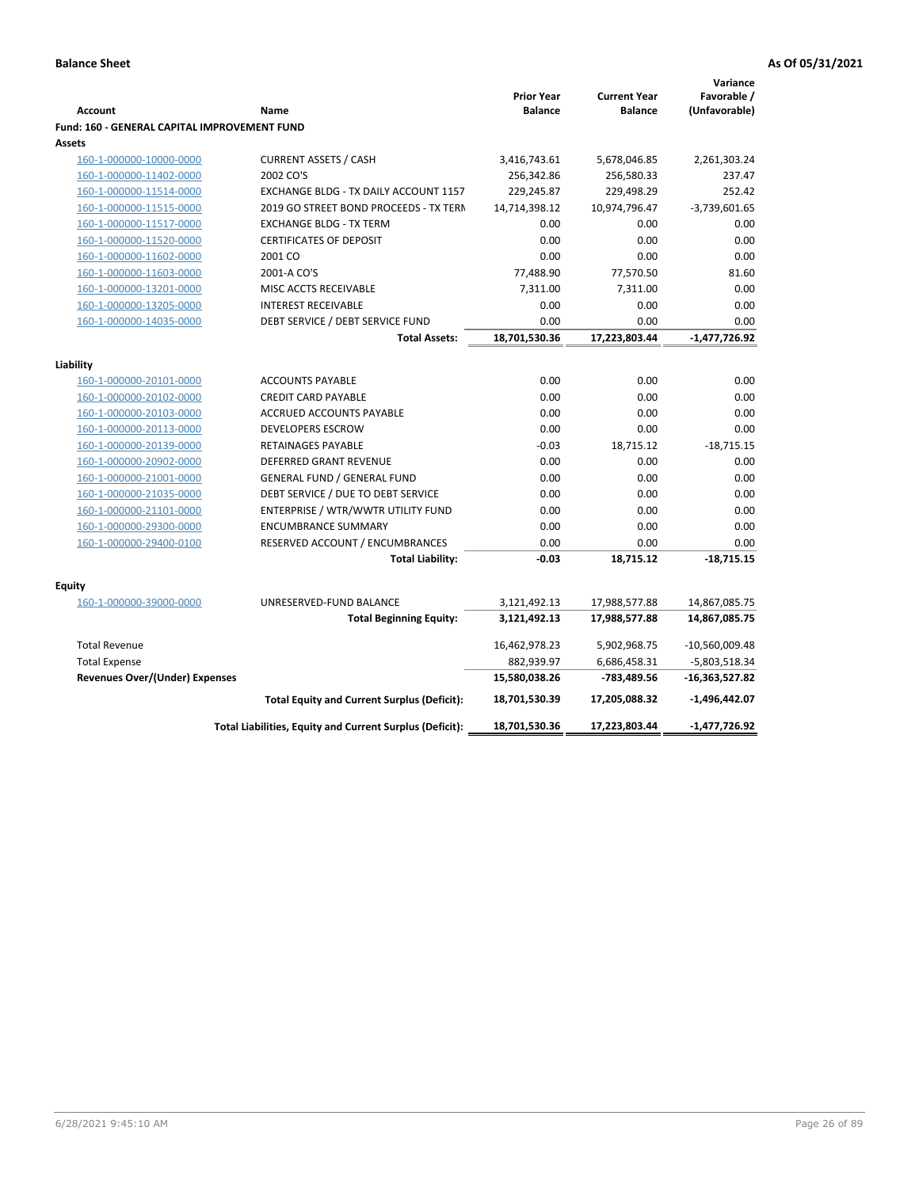**Balance Sheet** **As Of 05/31/2021**

| Account | Name | Prior Year Balance | Current Year Balance | Variance Favorable / (Unfavorable) |
|---|---|---|---|---|
| **Fund: 160 - GENERAL CAPITAL IMPROVEMENT FUND** | | | | |
| **Assets** | | | | |
| 160-1-000000-10000-0000 | CURRENT ASSETS / CASH | 3,416,743.61 | 5,678,046.85 | 2,261,303.24 |
| 160-1-000000-11402-0000 | 2002 CO'S | 256,342.86 | 256,580.33 | 237.47 |
| 160-1-000000-11514-0000 | EXCHANGE BLDG - TX DAILY ACCOUNT 1157 | 229,245.87 | 229,498.29 | 252.42 |
| 160-1-000000-11515-0000 | 2019 GO STREET BOND PROCEEDS - TX TERM | 14,714,398.12 | 10,974,796.47 | -3,739,601.65 |
| 160-1-000000-11517-0000 | EXCHANGE BLDG - TX TERM | 0.00 | 0.00 | 0.00 |
| 160-1-000000-11520-0000 | CERTIFICATES OF DEPOSIT | 0.00 | 0.00 | 0.00 |
| 160-1-000000-11602-0000 | 2001 CO | 0.00 | 0.00 | 0.00 |
| 160-1-000000-11603-0000 | 2001-A CO'S | 77,488.90 | 77,570.50 | 81.60 |
| 160-1-000000-13201-0000 | MISC ACCTS RECEIVABLE | 7,311.00 | 7,311.00 | 0.00 |
| 160-1-000000-13205-0000 | INTEREST RECEIVABLE | 0.00 | 0.00 | 0.00 |
| 160-1-000000-14035-0000 | DEBT SERVICE / DEBT SERVICE FUND | 0.00 | 0.00 | 0.00 |
| | **Total Assets:** | **18,701,530.36** | **17,223,803.44** | **-1,477,726.92** |
| **Liability** | | | | |
| 160-1-000000-20101-0000 | ACCOUNTS PAYABLE | 0.00 | 0.00 | 0.00 |
| 160-1-000000-20102-0000 | CREDIT CARD PAYABLE | 0.00 | 0.00 | 0.00 |
| 160-1-000000-20103-0000 | ACCRUED ACCOUNTS PAYABLE | 0.00 | 0.00 | 0.00 |
| 160-1-000000-20113-0000 | DEVELOPERS ESCROW | 0.00 | 0.00 | 0.00 |
| 160-1-000000-20139-0000 | RETAINAGES PAYABLE | -0.03 | 18,715.12 | -18,715.15 |
| 160-1-000000-20902-0000 | DEFERRED GRANT REVENUE | 0.00 | 0.00 | 0.00 |
| 160-1-000000-21001-0000 | GENERAL FUND / GENERAL FUND | 0.00 | 0.00 | 0.00 |
| 160-1-000000-21035-0000 | DEBT SERVICE / DUE TO DEBT SERVICE | 0.00 | 0.00 | 0.00 |
| 160-1-000000-21101-0000 | ENTERPRISE / WTR/WWTR UTILITY FUND | 0.00 | 0.00 | 0.00 |
| 160-1-000000-29300-0000 | ENCUMBRANCE SUMMARY | 0.00 | 0.00 | 0.00 |
| 160-1-000000-29400-0100 | RESERVED ACCOUNT / ENCUMBRANCES | 0.00 | 0.00 | 0.00 |
| | **Total Liability:** | **-0.03** | **18,715.12** | **-18,715.15** |
| **Equity** | | | | |
| 160-1-000000-39000-0000 | UNRESERVED-FUND BALANCE | 3,121,492.13 | 17,988,577.88 | 14,867,085.75 |
| | **Total Beginning Equity:** | **3,121,492.13** | **17,988,577.88** | **14,867,085.75** |
| Total Revenue | | 16,462,978.23 | 5,902,968.75 | -10,560,009.48 |
| Total Expense | | 882,939.97 | 6,686,458.31 | -5,803,518.34 |
| **Revenues Over/(Under) Expenses** | | **15,580,038.26** | **-783,489.56** | **-16,363,527.82** |
| | **Total Equity and Current Surplus (Deficit):** | **18,701,530.39** | **17,205,088.32** | **-1,496,442.07** |
| | **Total Liabilities, Equity and Current Surplus (Deficit):** | **18,701,530.36** | **17,223,803.44** | **-1,477,726.92** |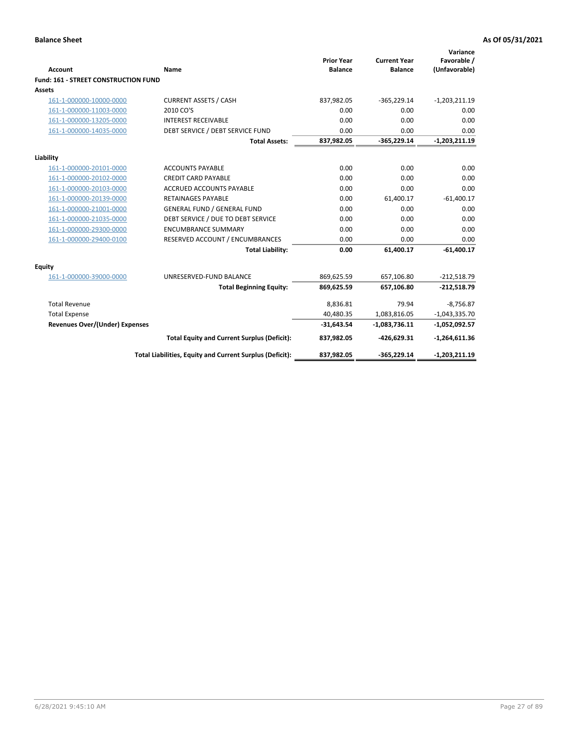**Balance Sheet** **As Of 05/31/2021**

| Account | Name | Prior Year Balance | Current Year Balance | Variance Favorable / (Unfavorable) |
|---|---|---|---|---|
| **Fund: 161 - STREET CONSTRUCTION FUND** | | | | |
| **Assets** | | | | |
| 161-1-000000-10000-0000 | CURRENT ASSETS / CASH | 837,982.05 | -365,229.14 | -1,203,211.19 |
| 161-1-000000-11003-0000 | 2010 CO'S | 0.00 | 0.00 | 0.00 |
| 161-1-000000-13205-0000 | INTEREST RECEIVABLE | 0.00 | 0.00 | 0.00 |
| 161-1-000000-14035-0000 | DEBT SERVICE / DEBT SERVICE FUND | 0.00 | 0.00 | 0.00 |
| | **Total Assets:** | **837,982.05** | **-365,229.14** | **-1,203,211.19** |
| **Liability** | | | | |
| 161-1-000000-20101-0000 | ACCOUNTS PAYABLE | 0.00 | 0.00 | 0.00 |
| 161-1-000000-20102-0000 | CREDIT CARD PAYABLE | 0.00 | 0.00 | 0.00 |
| 161-1-000000-20103-0000 | ACCRUED ACCOUNTS PAYABLE | 0.00 | 0.00 | 0.00 |
| 161-1-000000-20139-0000 | RETAINAGES PAYABLE | 0.00 | 61,400.17 | -61,400.17 |
| 161-1-000000-21001-0000 | GENERAL FUND / GENERAL FUND | 0.00 | 0.00 | 0.00 |
| 161-1-000000-21035-0000 | DEBT SERVICE / DUE TO DEBT SERVICE | 0.00 | 0.00 | 0.00 |
| 161-1-000000-29300-0000 | ENCUMBRANCE SUMMARY | 0.00 | 0.00 | 0.00 |
| 161-1-000000-29400-0100 | RESERVED ACCOUNT / ENCUMBRANCES | 0.00 | 0.00 | 0.00 |
| | **Total Liability:** | **0.00** | **61,400.17** | **-61,400.17** |
| **Equity** | | | | |
| 161-1-000000-39000-0000 | UNRESERVED-FUND BALANCE | 869,625.59 | 657,106.80 | -212,518.79 |
| | **Total Beginning Equity:** | **869,625.59** | **657,106.80** | **-212,518.79** |
| Total Revenue | | 8,836.81 | 79.94 | -8,756.87 |
| Total Expense | | 40,480.35 | 1,083,816.05 | -1,043,335.70 |
| **Revenues Over/(Under) Expenses** | | **-31,643.54** | **-1,083,736.11** | **-1,052,092.57** |
| | **Total Equity and Current Surplus (Deficit):** | **837,982.05** | **-426,629.31** | **-1,264,611.36** |
| | **Total Liabilities, Equity and Current Surplus (Deficit):** | **837,982.05** | **-365,229.14** | **-1,203,211.19** |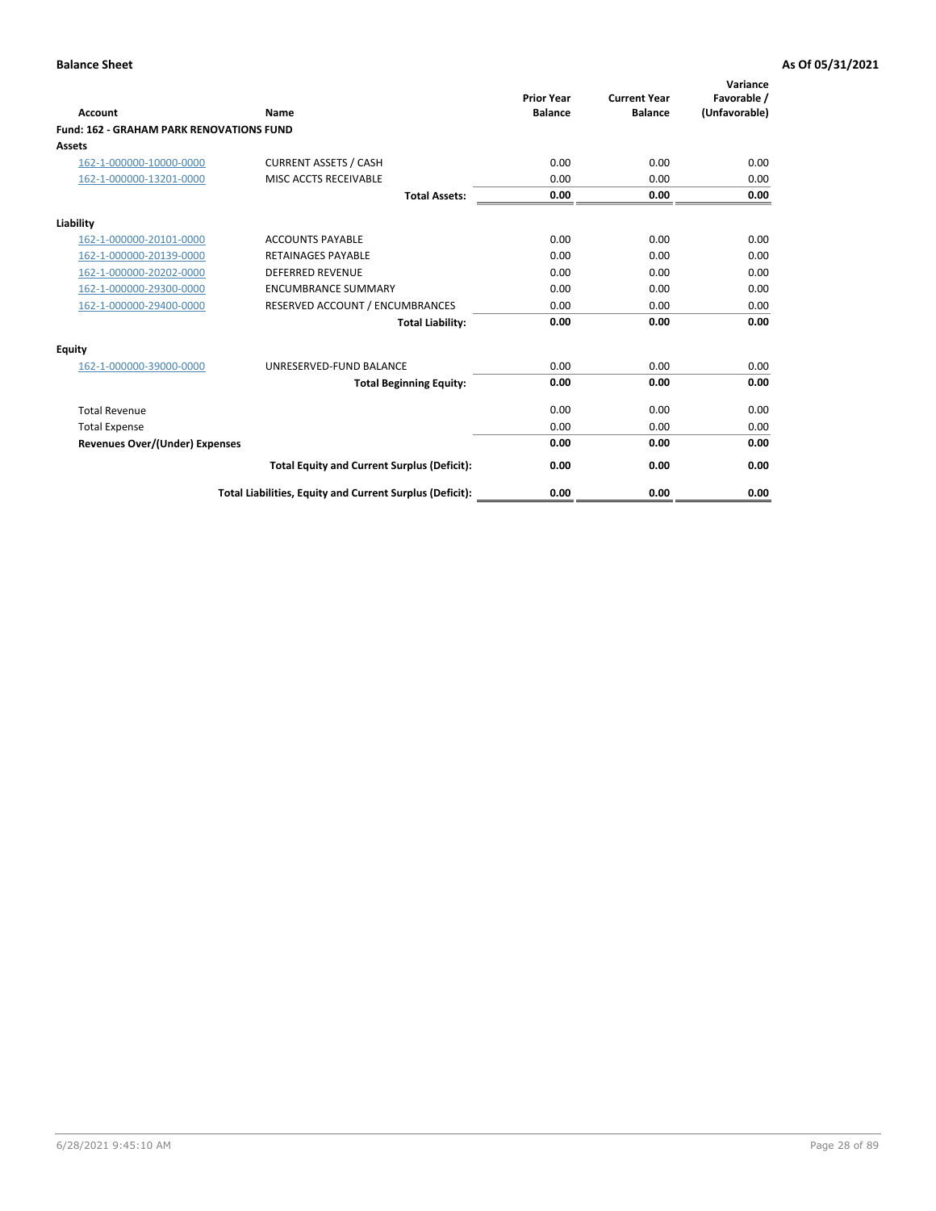**Balance Sheet** **As Of 05/31/2021**

| Account | Name | Prior Year Balance | Current Year Balance | Variance Favorable / (Unfavorable) |
|---|---|---|---|---|
| **Fund: 162 - GRAHAM PARK RENOVATIONS FUND** | | | | |
| **Assets** | | | | |
| 162-1-000000-10000-0000 | CURRENT ASSETS / CASH | 0.00 | 0.00 | 0.00 |
| 162-1-000000-13201-0000 | MISC ACCTS RECEIVABLE | 0.00 | 0.00 | 0.00 |
| | **Total Assets:** | **0.00** | **0.00** | **0.00** |
| **Liability** | | | | |
| 162-1-000000-20101-0000 | ACCOUNTS PAYABLE | 0.00 | 0.00 | 0.00 |
| 162-1-000000-20139-0000 | RETAINAGES PAYABLE | 0.00 | 0.00 | 0.00 |
| 162-1-000000-20202-0000 | DEFERRED REVENUE | 0.00 | 0.00 | 0.00 |
| 162-1-000000-29300-0000 | ENCUMBRANCE SUMMARY | 0.00 | 0.00 | 0.00 |
| 162-1-000000-29400-0000 | RESERVED ACCOUNT / ENCUMBRANCES | 0.00 | 0.00 | 0.00 |
| | **Total Liability:** | **0.00** | **0.00** | **0.00** |
| **Equity** | | | | |
| 162-1-000000-39000-0000 | UNRESERVED-FUND BALANCE | 0.00 | 0.00 | 0.00 |
| | **Total Beginning Equity:** | **0.00** | **0.00** | **0.00** |
| Total Revenue | | 0.00 | 0.00 | 0.00 |
| Total Expense | | 0.00 | 0.00 | 0.00 |
| **Revenues Over/(Under) Expenses** | | **0.00** | **0.00** | **0.00** |
| | **Total Equity and Current Surplus (Deficit):** | **0.00** | **0.00** | **0.00** |
| | **Total Liabilities, Equity and Current Surplus (Deficit):** | **0.00** | **0.00** | **0.00** |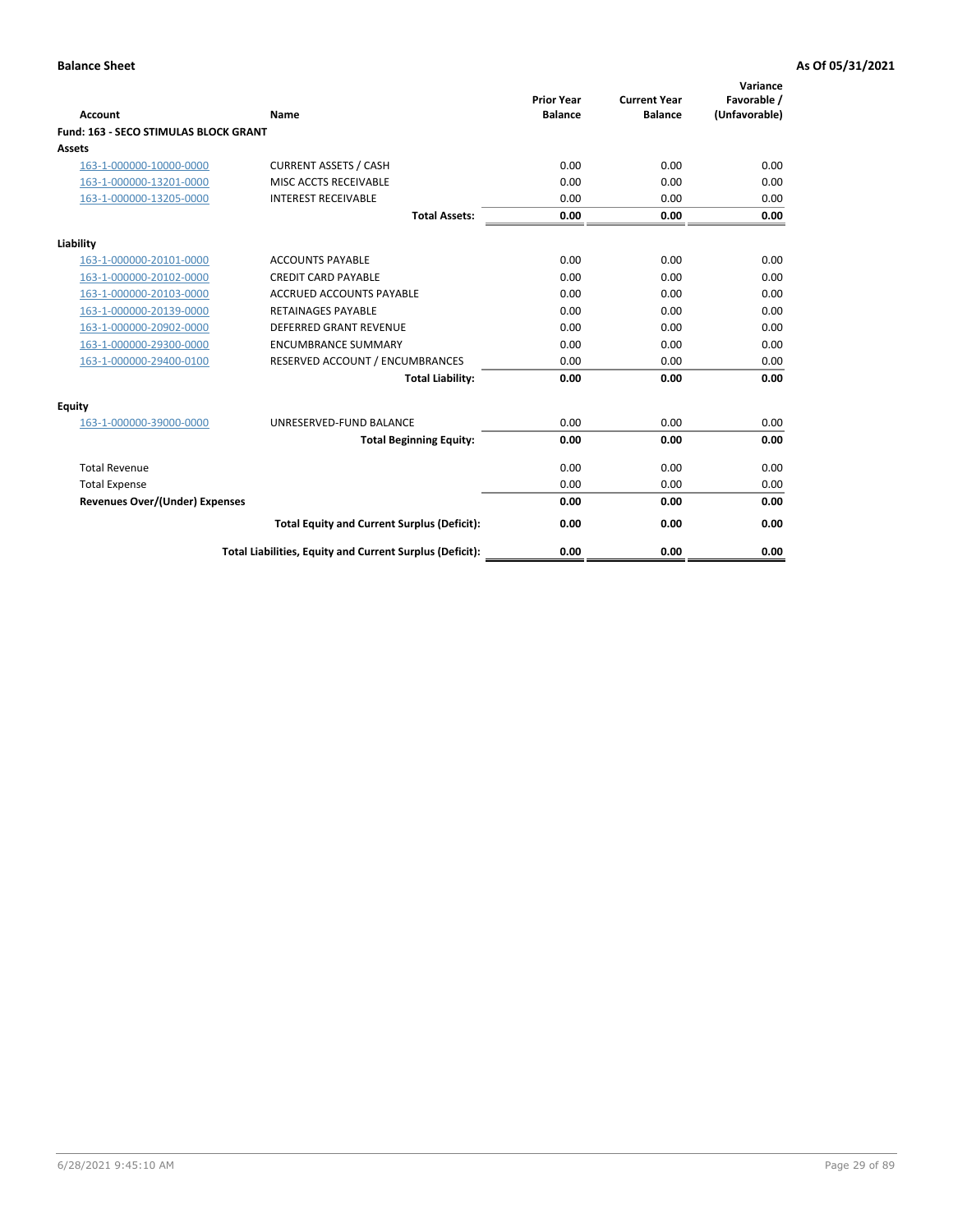**Balance Sheet** **As Of 05/31/2021**

| Account | Name | Prior Year Balance | Current Year Balance | Variance Favorable / (Unfavorable) |
|---|---|---|---|---|
| **Fund: 163 - SECO STIMULAS BLOCK GRANT** | | | | |
| **Assets** | | | | |
| 163-1-000000-10000-0000 | CURRENT ASSETS / CASH | 0.00 | 0.00 | 0.00 |
| 163-1-000000-13201-0000 | MISC ACCTS RECEIVABLE | 0.00 | 0.00 | 0.00 |
| 163-1-000000-13205-0000 | INTEREST RECEIVABLE | 0.00 | 0.00 | 0.00 |
| | **Total Assets:** | **0.00** | **0.00** | **0.00** |
| **Liability** | | | | |
| 163-1-000000-20101-0000 | ACCOUNTS PAYABLE | 0.00 | 0.00 | 0.00 |
| 163-1-000000-20102-0000 | CREDIT CARD PAYABLE | 0.00 | 0.00 | 0.00 |
| 163-1-000000-20103-0000 | ACCRUED ACCOUNTS PAYABLE | 0.00 | 0.00 | 0.00 |
| 163-1-000000-20139-0000 | RETAINAGES PAYABLE | 0.00 | 0.00 | 0.00 |
| 163-1-000000-20902-0000 | DEFERRED GRANT REVENUE | 0.00 | 0.00 | 0.00 |
| 163-1-000000-29300-0000 | ENCUMBRANCE SUMMARY | 0.00 | 0.00 | 0.00 |
| 163-1-000000-29400-0100 | RESERVED ACCOUNT / ENCUMBRANCES | 0.00 | 0.00 | 0.00 |
| | **Total Liability:** | **0.00** | **0.00** | **0.00** |
| **Equity** | | | | |
| 163-1-000000-39000-0000 | UNRESERVED-FUND BALANCE | 0.00 | 0.00 | 0.00 |
| | **Total Beginning Equity:** | **0.00** | **0.00** | **0.00** |
| Total Revenue | | 0.00 | 0.00 | 0.00 |
| Total Expense | | 0.00 | 0.00 | 0.00 |
| **Revenues Over/(Under) Expenses** | | **0.00** | **0.00** | **0.00** |
| | **Total Equity and Current Surplus (Deficit):** | **0.00** | **0.00** | **0.00** |
| | **Total Liabilities, Equity and Current Surplus (Deficit):** | **0.00** | **0.00** | **0.00** |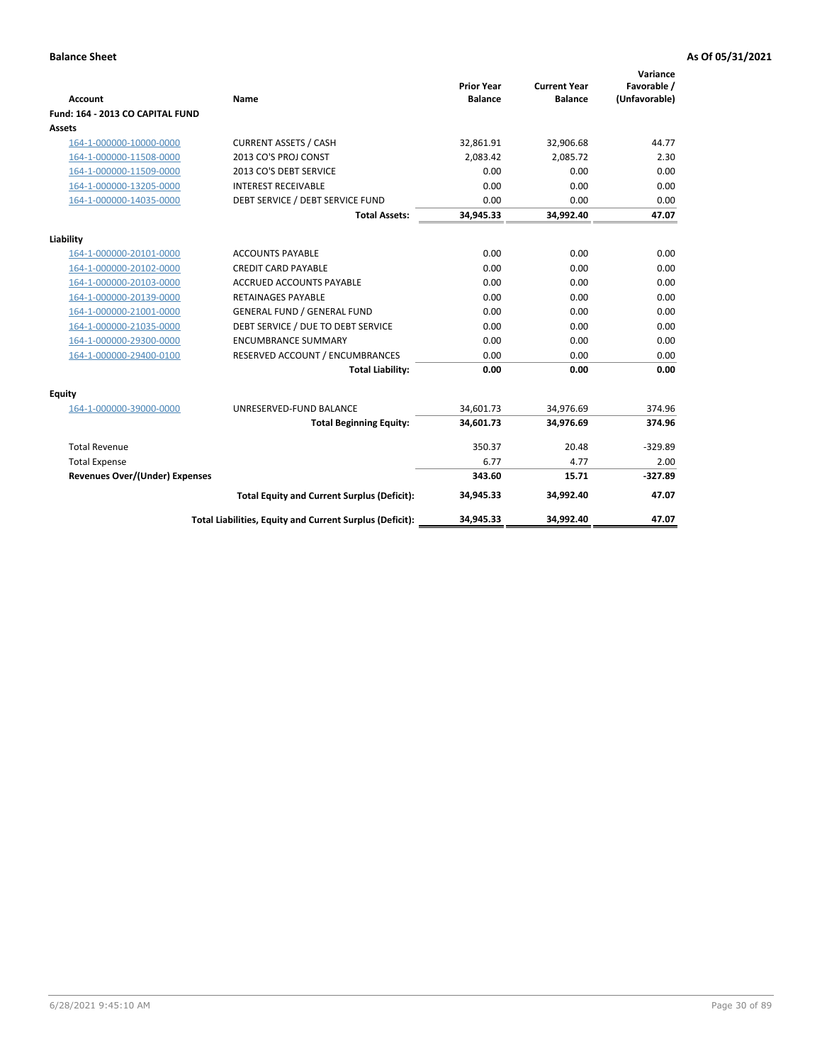**Balance Sheet** **As Of 05/31/2021**

| Account | Name | Prior Year Balance | Current Year Balance | Variance Favorable / (Unfavorable) |
|---|---|---|---|---|
| **Fund: 164 - 2013 CO CAPITAL FUND** | | | | |
| **Assets** | | | | |
| 164-1-000000-10000-0000 | CURRENT ASSETS / CASH | 32,861.91 | 32,906.68 | 44.77 |
| 164-1-000000-11508-0000 | 2013 CO'S PROJ CONST | 2,083.42 | 2,085.72 | 2.30 |
| 164-1-000000-11509-0000 | 2013 CO'S DEBT SERVICE | 0.00 | 0.00 | 0.00 |
| 164-1-000000-13205-0000 | INTEREST RECEIVABLE | 0.00 | 0.00 | 0.00 |
| 164-1-000000-14035-0000 | DEBT SERVICE / DEBT SERVICE FUND | 0.00 | 0.00 | 0.00 |
| | **Total Assets:** | **34,945.33** | **34,992.40** | **47.07** |
| **Liability** | | | | |
| 164-1-000000-20101-0000 | ACCOUNTS PAYABLE | 0.00 | 0.00 | 0.00 |
| 164-1-000000-20102-0000 | CREDIT CARD PAYABLE | 0.00 | 0.00 | 0.00 |
| 164-1-000000-20103-0000 | ACCRUED ACCOUNTS PAYABLE | 0.00 | 0.00 | 0.00 |
| 164-1-000000-20139-0000 | RETAINAGES PAYABLE | 0.00 | 0.00 | 0.00 |
| 164-1-000000-21001-0000 | GENERAL FUND / GENERAL FUND | 0.00 | 0.00 | 0.00 |
| 164-1-000000-21035-0000 | DEBT SERVICE / DUE TO DEBT SERVICE | 0.00 | 0.00 | 0.00 |
| 164-1-000000-29300-0000 | ENCUMBRANCE SUMMARY | 0.00 | 0.00 | 0.00 |
| 164-1-000000-29400-0100 | RESERVED ACCOUNT / ENCUMBRANCES | 0.00 | 0.00 | 0.00 |
| | **Total Liability:** | **0.00** | **0.00** | **0.00** |
| **Equity** | | | | |
| 164-1-000000-39000-0000 | UNRESERVED-FUND BALANCE | 34,601.73 | 34,976.69 | 374.96 |
| | **Total Beginning Equity:** | **34,601.73** | **34,976.69** | **374.96** |
| Total Revenue | | 350.37 | 20.48 | -329.89 |
| Total Expense | | 6.77 | 4.77 | 2.00 |
| **Revenues Over/(Under) Expenses** | | **343.60** | **15.71** | **-327.89** |
| | **Total Equity and Current Surplus (Deficit):** | **34,945.33** | **34,992.40** | **47.07** |
| | **Total Liabilities, Equity and Current Surplus (Deficit):** | **34,945.33** | **34,992.40** | **47.07** |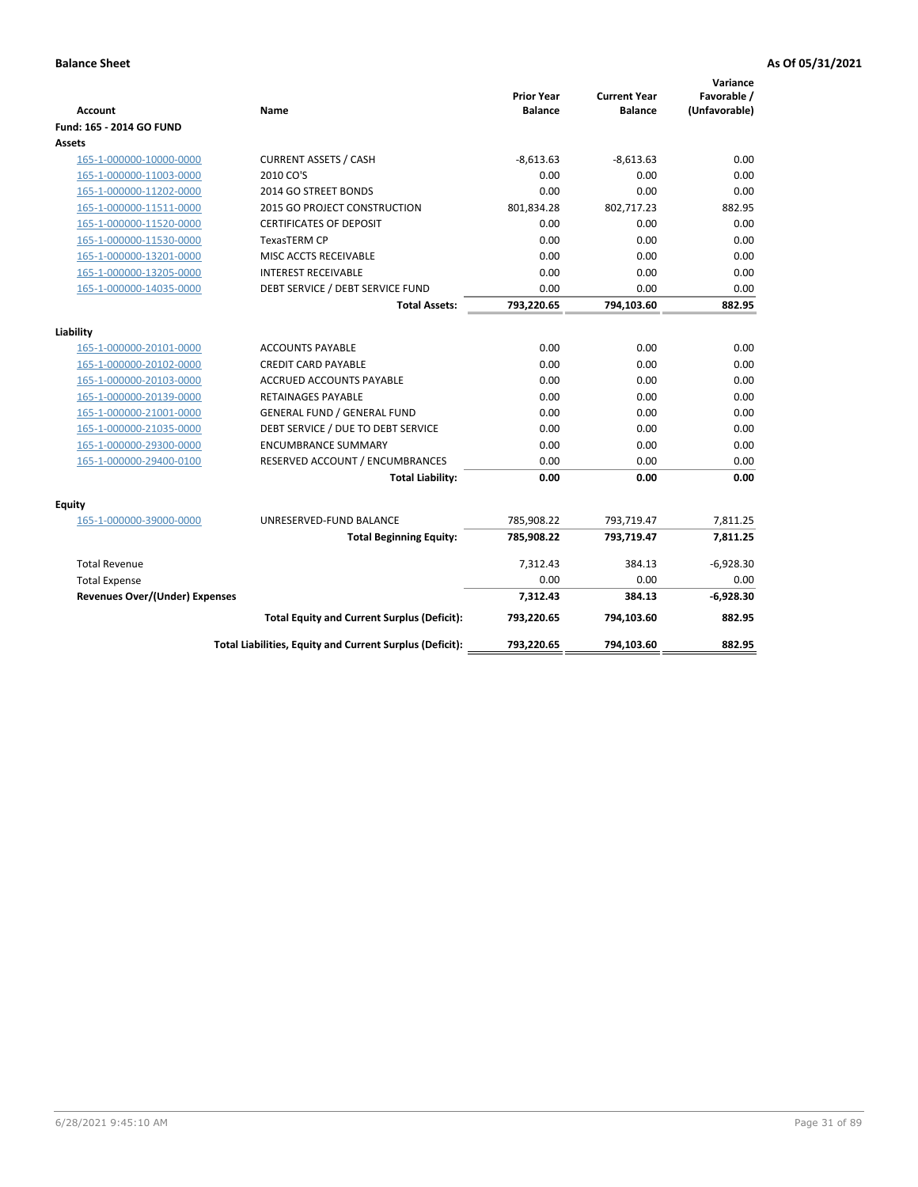**Balance Sheet** — As Of 05/31/2021

| Account | Name | Prior Year Balance | Current Year Balance | Variance Favorable / (Unfavorable) |
|---|---|---|---|---|
| **Fund: 165 - 2014 GO FUND** | | | | |
| **Assets** | | | | |
| 165-1-000000-10000-0000 | CURRENT ASSETS / CASH | -8,613.63 | -8,613.63 | 0.00 |
| 165-1-000000-11003-0000 | 2010 CO'S | 0.00 | 0.00 | 0.00 |
| 165-1-000000-11202-0000 | 2014 GO STREET BONDS | 0.00 | 0.00 | 0.00 |
| 165-1-000000-11511-0000 | 2015 GO PROJECT CONSTRUCTION | 801,834.28 | 802,717.23 | 882.95 |
| 165-1-000000-11520-0000 | CERTIFICATES OF DEPOSIT | 0.00 | 0.00 | 0.00 |
| 165-1-000000-11530-0000 | TexasTERM CP | 0.00 | 0.00 | 0.00 |
| 165-1-000000-13201-0000 | MISC ACCTS RECEIVABLE | 0.00 | 0.00 | 0.00 |
| 165-1-000000-13205-0000 | INTEREST RECEIVABLE | 0.00 | 0.00 | 0.00 |
| 165-1-000000-14035-0000 | DEBT SERVICE / DEBT SERVICE FUND | 0.00 | 0.00 | 0.00 |
| | **Total Assets:** | **793,220.65** | **794,103.60** | **882.95** |
| **Liability** | | | | |
| 165-1-000000-20101-0000 | ACCOUNTS PAYABLE | 0.00 | 0.00 | 0.00 |
| 165-1-000000-20102-0000 | CREDIT CARD PAYABLE | 0.00 | 0.00 | 0.00 |
| 165-1-000000-20103-0000 | ACCRUED ACCOUNTS PAYABLE | 0.00 | 0.00 | 0.00 |
| 165-1-000000-20139-0000 | RETAINAGES PAYABLE | 0.00 | 0.00 | 0.00 |
| 165-1-000000-21001-0000 | GENERAL FUND / GENERAL FUND | 0.00 | 0.00 | 0.00 |
| 165-1-000000-21035-0000 | DEBT SERVICE / DUE TO DEBT SERVICE | 0.00 | 0.00 | 0.00 |
| 165-1-000000-29300-0000 | ENCUMBRANCE SUMMARY | 0.00 | 0.00 | 0.00 |
| 165-1-000000-29400-0100 | RESERVED ACCOUNT / ENCUMBRANCES | 0.00 | 0.00 | 0.00 |
| | **Total Liability:** | **0.00** | **0.00** | **0.00** |
| **Equity** | | | | |
| 165-1-000000-39000-0000 | UNRESERVED-FUND BALANCE | 785,908.22 | 793,719.47 | 7,811.25 |
| | **Total Beginning Equity:** | **785,908.22** | **793,719.47** | **7,811.25** |
| Total Revenue | | 7,312.43 | 384.13 | -6,928.30 |
| Total Expense | | 0.00 | 0.00 | 0.00 |
| **Revenues Over/(Under) Expenses** | | **7,312.43** | **384.13** | **-6,928.30** |
| | **Total Equity and Current Surplus (Deficit):** | **793,220.65** | **794,103.60** | **882.95** |
| | **Total Liabilities, Equity and Current Surplus (Deficit):** | **793,220.65** | **794,103.60** | **882.95** |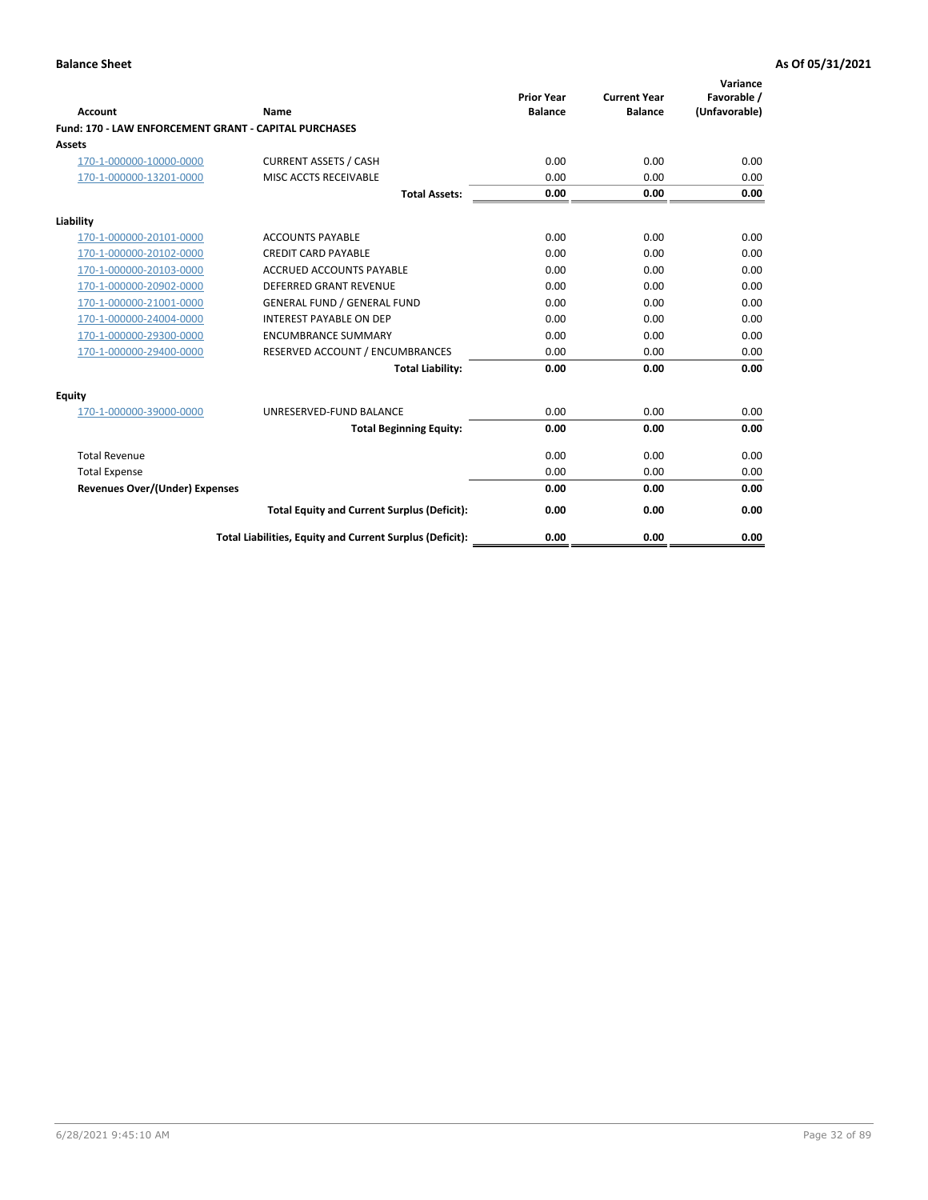**Balance Sheet** **As Of 05/31/2021**

| Account | Name | Prior Year Balance | Current Year Balance | Variance Favorable / (Unfavorable) |
|---|---|---|---|---|
| **Fund: 170 - LAW ENFORCEMENT GRANT - CAPITAL PURCHASES** | | | | |
| **Assets** | | | | |
| 170-1-000000-10000-0000 | CURRENT ASSETS / CASH | 0.00 | 0.00 | 0.00 |
| 170-1-000000-13201-0000 | MISC ACCTS RECEIVABLE | 0.00 | 0.00 | 0.00 |
| | **Total Assets:** | **0.00** | **0.00** | **0.00** |
| **Liability** | | | | |
| 170-1-000000-20101-0000 | ACCOUNTS PAYABLE | 0.00 | 0.00 | 0.00 |
| 170-1-000000-20102-0000 | CREDIT CARD PAYABLE | 0.00 | 0.00 | 0.00 |
| 170-1-000000-20103-0000 | ACCRUED ACCOUNTS PAYABLE | 0.00 | 0.00 | 0.00 |
| 170-1-000000-20902-0000 | DEFERRED GRANT REVENUE | 0.00 | 0.00 | 0.00 |
| 170-1-000000-21001-0000 | GENERAL FUND / GENERAL FUND | 0.00 | 0.00 | 0.00 |
| 170-1-000000-24004-0000 | INTEREST PAYABLE ON DEP | 0.00 | 0.00 | 0.00 |
| 170-1-000000-29300-0000 | ENCUMBRANCE SUMMARY | 0.00 | 0.00 | 0.00 |
| 170-1-000000-29400-0000 | RESERVED ACCOUNT / ENCUMBRANCES | 0.00 | 0.00 | 0.00 |
| | **Total Liability:** | **0.00** | **0.00** | **0.00** |
| **Equity** | | | | |
| 170-1-000000-39000-0000 | UNRESERVED-FUND BALANCE | 0.00 | 0.00 | 0.00 |
| | **Total Beginning Equity:** | **0.00** | **0.00** | **0.00** |
| Total Revenue | | 0.00 | 0.00 | 0.00 |
| Total Expense | | 0.00 | 0.00 | 0.00 |
| **Revenues Over/(Under) Expenses** | | **0.00** | **0.00** | **0.00** |
| | **Total Equity and Current Surplus (Deficit):** | **0.00** | **0.00** | **0.00** |
| | **Total Liabilities, Equity and Current Surplus (Deficit):** | **0.00** | **0.00** | **0.00** |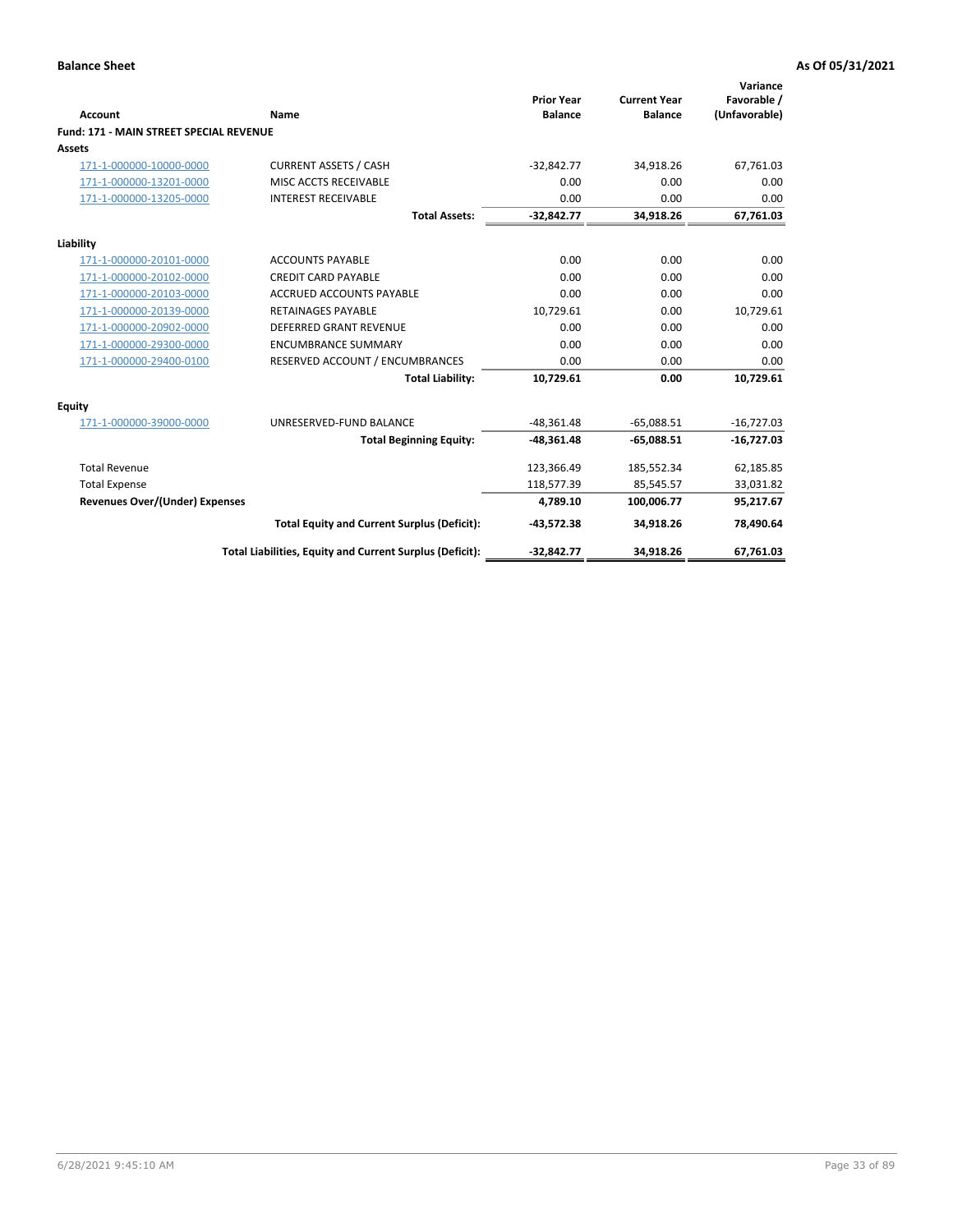**Balance Sheet** **As Of 05/31/2021**

| Account | Name | Prior Year Balance | Current Year Balance | Variance Favorable / (Unfavorable) |
|---|---|---|---|---|
| **Fund: 171 - MAIN STREET SPECIAL REVENUE** | | | | |
| **Assets** | | | | |
| 171-1-000000-10000-0000 | CURRENT ASSETS / CASH | -32,842.77 | 34,918.26 | 67,761.03 |
| 171-1-000000-13201-0000 | MISC ACCTS RECEIVABLE | 0.00 | 0.00 | 0.00 |
| 171-1-000000-13205-0000 | INTEREST RECEIVABLE | 0.00 | 0.00 | 0.00 |
| | **Total Assets:** | **-32,842.77** | **34,918.26** | **67,761.03** |
| **Liability** | | | | |
| 171-1-000000-20101-0000 | ACCOUNTS PAYABLE | 0.00 | 0.00 | 0.00 |
| 171-1-000000-20102-0000 | CREDIT CARD PAYABLE | 0.00 | 0.00 | 0.00 |
| 171-1-000000-20103-0000 | ACCRUED ACCOUNTS PAYABLE | 0.00 | 0.00 | 0.00 |
| 171-1-000000-20139-0000 | RETAINAGES PAYABLE | 10,729.61 | 0.00 | 10,729.61 |
| 171-1-000000-20902-0000 | DEFERRED GRANT REVENUE | 0.00 | 0.00 | 0.00 |
| 171-1-000000-29300-0000 | ENCUMBRANCE SUMMARY | 0.00 | 0.00 | 0.00 |
| 171-1-000000-29400-0100 | RESERVED ACCOUNT / ENCUMBRANCES | 0.00 | 0.00 | 0.00 |
| | **Total Liability:** | **10,729.61** | **0.00** | **10,729.61** |
| **Equity** | | | | |
| 171-1-000000-39000-0000 | UNRESERVED-FUND BALANCE | -48,361.48 | -65,088.51 | -16,727.03 |
| | **Total Beginning Equity:** | **-48,361.48** | **-65,088.51** | **-16,727.03** |
| Total Revenue | | 123,366.49 | 185,552.34 | 62,185.85 |
| Total Expense | | 118,577.39 | 85,545.57 | 33,031.82 |
| **Revenues Over/(Under) Expenses** | | **4,789.10** | **100,006.77** | **95,217.67** |
| | **Total Equity and Current Surplus (Deficit):** | **-43,572.38** | **34,918.26** | **78,490.64** |
| | **Total Liabilities, Equity and Current Surplus (Deficit):** | **-32,842.77** | **34,918.26** | **67,761.03** |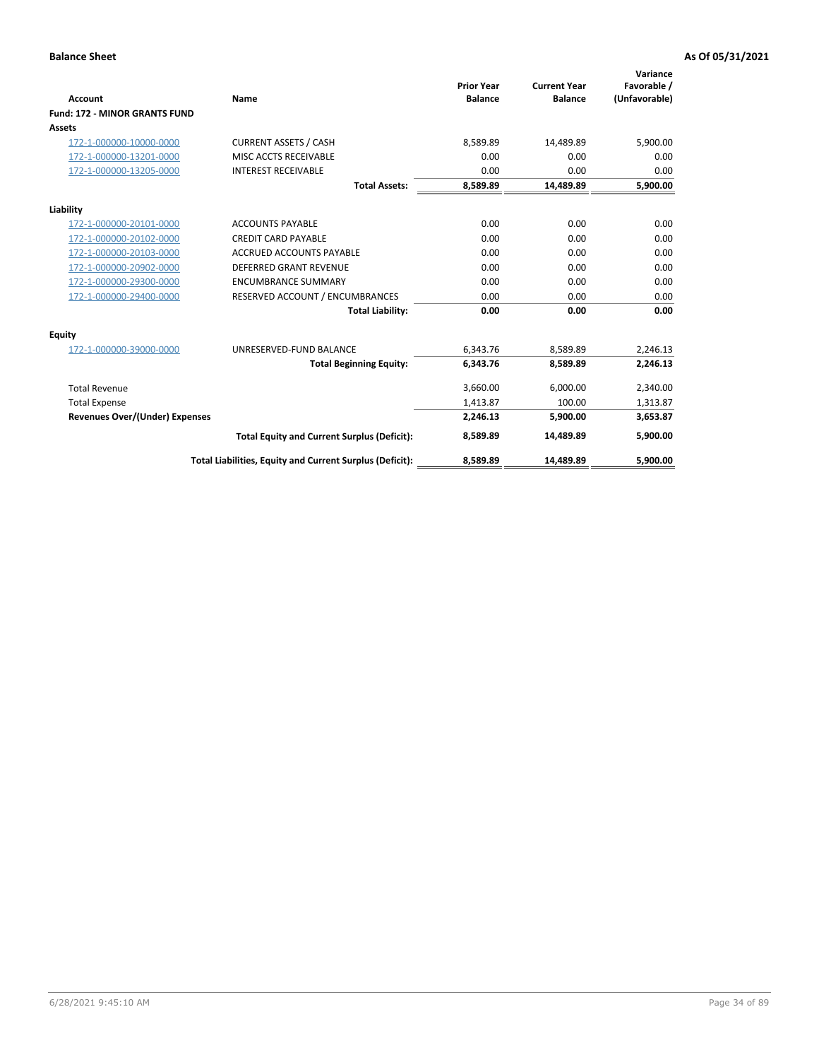**Balance Sheet** **As Of 05/31/2021**

| Account | Name | Prior Year Balance | Current Year Balance | Variance Favorable / (Unfavorable) |
|---|---|---|---|---|
| **Fund: 172 - MINOR GRANTS FUND** | | | | |
| **Assets** | | | | |
| 172-1-000000-10000-0000 | CURRENT ASSETS / CASH | 8,589.89 | 14,489.89 | 5,900.00 |
| 172-1-000000-13201-0000 | MISC ACCTS RECEIVABLE | 0.00 | 0.00 | 0.00 |
| 172-1-000000-13205-0000 | INTEREST RECEIVABLE | 0.00 | 0.00 | 0.00 |
| | **Total Assets:** | **8,589.89** | **14,489.89** | **5,900.00** |
| **Liability** | | | | |
| 172-1-000000-20101-0000 | ACCOUNTS PAYABLE | 0.00 | 0.00 | 0.00 |
| 172-1-000000-20102-0000 | CREDIT CARD PAYABLE | 0.00 | 0.00 | 0.00 |
| 172-1-000000-20103-0000 | ACCRUED ACCOUNTS PAYABLE | 0.00 | 0.00 | 0.00 |
| 172-1-000000-20902-0000 | DEFERRED GRANT REVENUE | 0.00 | 0.00 | 0.00 |
| 172-1-000000-29300-0000 | ENCUMBRANCE SUMMARY | 0.00 | 0.00 | 0.00 |
| 172-1-000000-29400-0000 | RESERVED ACCOUNT / ENCUMBRANCES | 0.00 | 0.00 | 0.00 |
| | **Total Liability:** | **0.00** | **0.00** | **0.00** |
| **Equity** | | | | |
| 172-1-000000-39000-0000 | UNRESERVED-FUND BALANCE | 6,343.76 | 8,589.89 | 2,246.13 |
| | **Total Beginning Equity:** | **6,343.76** | **8,589.89** | **2,246.13** |
| Total Revenue | | 3,660.00 | 6,000.00 | 2,340.00 |
| Total Expense | | 1,413.87 | 100.00 | 1,313.87 |
| **Revenues Over/(Under) Expenses** | | **2,246.13** | **5,900.00** | **3,653.87** |
| | **Total Equity and Current Surplus (Deficit):** | **8,589.89** | **14,489.89** | **5,900.00** |
| | **Total Liabilities, Equity and Current Surplus (Deficit):** | **8,589.89** | **14,489.89** | **5,900.00** |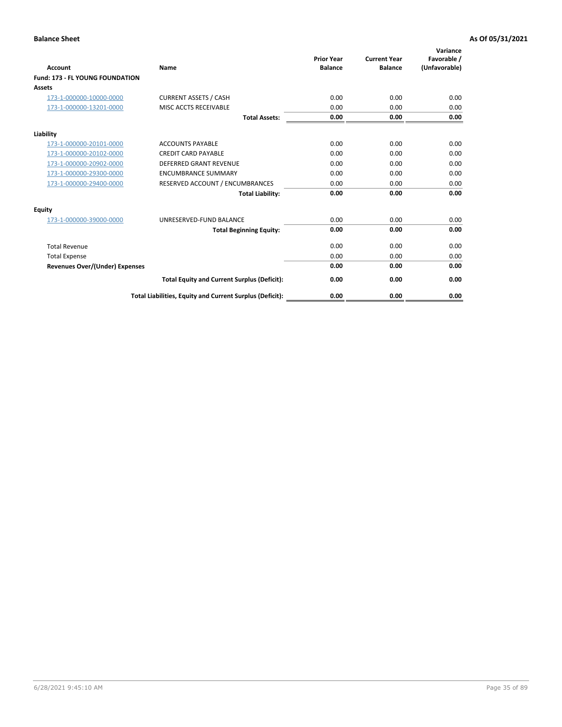**Balance Sheet** **As Of 05/31/2021**

| Account | Name | Prior Year Balance | Current Year Balance | Variance Favorable / (Unfavorable) |
|---|---|---|---|---|
| **Fund: 173 - FL YOUNG FOUNDATION** | | | | |
| **Assets** | | | | |
| 173-1-000000-10000-0000 | CURRENT ASSETS / CASH | 0.00 | 0.00 | 0.00 |
| 173-1-000000-13201-0000 | MISC ACCTS RECEIVABLE | 0.00 | 0.00 | 0.00 |
| | **Total Assets:** | **0.00** | **0.00** | **0.00** |
| **Liability** | | | | |
| 173-1-000000-20101-0000 | ACCOUNTS PAYABLE | 0.00 | 0.00 | 0.00 |
| 173-1-000000-20102-0000 | CREDIT CARD PAYABLE | 0.00 | 0.00 | 0.00 |
| 173-1-000000-20902-0000 | DEFERRED GRANT REVENUE | 0.00 | 0.00 | 0.00 |
| 173-1-000000-29300-0000 | ENCUMBRANCE SUMMARY | 0.00 | 0.00 | 0.00 |
| 173-1-000000-29400-0000 | RESERVED ACCOUNT / ENCUMBRANCES | 0.00 | 0.00 | 0.00 |
| | **Total Liability:** | **0.00** | **0.00** | **0.00** |
| **Equity** | | | | |
| 173-1-000000-39000-0000 | UNRESERVED-FUND BALANCE | 0.00 | 0.00 | 0.00 |
| | **Total Beginning Equity:** | **0.00** | **0.00** | **0.00** |
| Total Revenue | | 0.00 | 0.00 | 0.00 |
| Total Expense | | 0.00 | 0.00 | 0.00 |
| **Revenues Over/(Under) Expenses** | | **0.00** | **0.00** | **0.00** |
| | **Total Equity and Current Surplus (Deficit):** | **0.00** | **0.00** | **0.00** |
| | **Total Liabilities, Equity and Current Surplus (Deficit):** | **0.00** | **0.00** | **0.00** |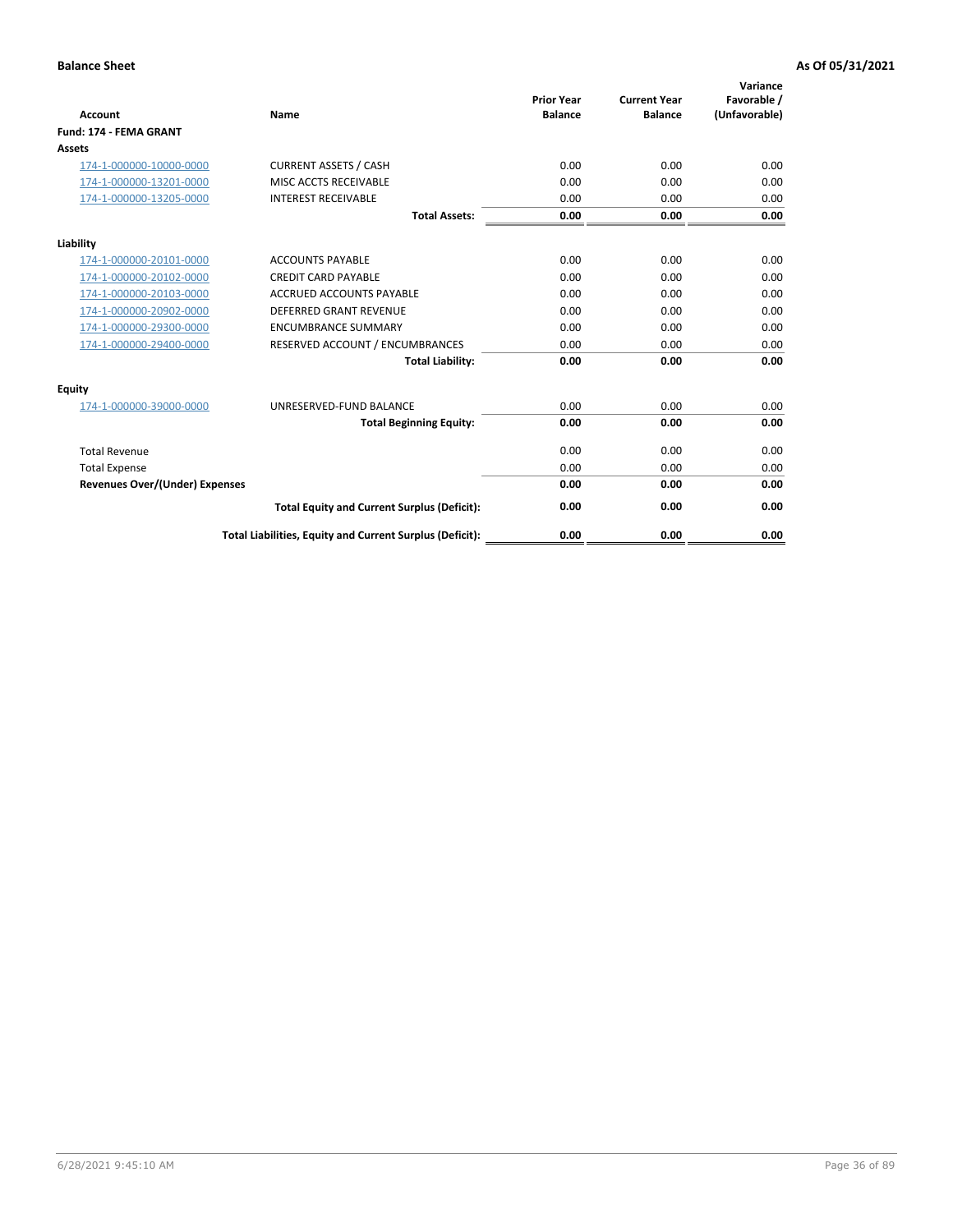**Balance Sheet** **As Of 05/31/2021**

| Account | Name | Prior Year Balance | Current Year Balance | Variance Favorable / (Unfavorable) |
|---|---|---|---|---|
| **Fund: 174 - FEMA GRANT** | | | | |
| **Assets** | | | | |
| 174-1-000000-10000-0000 | CURRENT ASSETS / CASH | 0.00 | 0.00 | 0.00 |
| 174-1-000000-13201-0000 | MISC ACCTS RECEIVABLE | 0.00 | 0.00 | 0.00 |
| 174-1-000000-13205-0000 | INTEREST RECEIVABLE | 0.00 | 0.00 | 0.00 |
| | **Total Assets:** | **0.00** | **0.00** | **0.00** |
| **Liability** | | | | |
| 174-1-000000-20101-0000 | ACCOUNTS PAYABLE | 0.00 | 0.00 | 0.00 |
| 174-1-000000-20102-0000 | CREDIT CARD PAYABLE | 0.00 | 0.00 | 0.00 |
| 174-1-000000-20103-0000 | ACCRUED ACCOUNTS PAYABLE | 0.00 | 0.00 | 0.00 |
| 174-1-000000-20902-0000 | DEFERRED GRANT REVENUE | 0.00 | 0.00 | 0.00 |
| 174-1-000000-29300-0000 | ENCUMBRANCE SUMMARY | 0.00 | 0.00 | 0.00 |
| 174-1-000000-29400-0000 | RESERVED ACCOUNT / ENCUMBRANCES | 0.00 | 0.00 | 0.00 |
| | **Total Liability:** | **0.00** | **0.00** | **0.00** |
| **Equity** | | | | |
| 174-1-000000-39000-0000 | UNRESERVED-FUND BALANCE | 0.00 | 0.00 | 0.00 |
| | **Total Beginning Equity:** | **0.00** | **0.00** | **0.00** |
| Total Revenue | | 0.00 | 0.00 | 0.00 |
| Total Expense | | 0.00 | 0.00 | 0.00 |
| **Revenues Over/(Under) Expenses** | | **0.00** | **0.00** | **0.00** |
| | **Total Equity and Current Surplus (Deficit):** | **0.00** | **0.00** | **0.00** |
| | **Total Liabilities, Equity and Current Surplus (Deficit):** | **0.00** | **0.00** | **0.00** |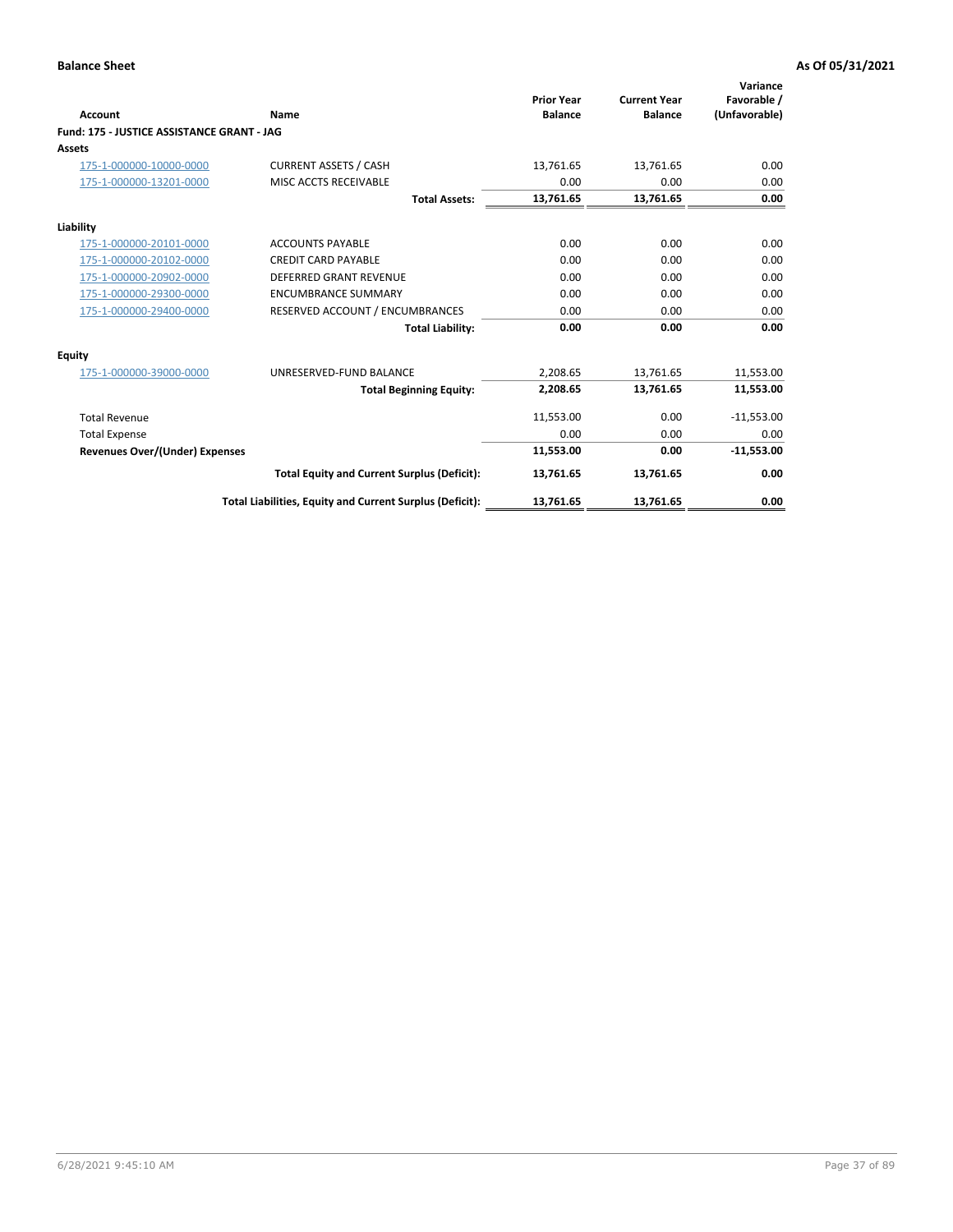**Balance Sheet** **As Of 05/31/2021**

| Account | Name | Prior Year Balance | Current Year Balance | Variance Favorable / (Unfavorable) |
|---|---|---|---|---|
| **Fund: 175 - JUSTICE ASSISTANCE GRANT - JAG** | | | | |
| **Assets** | | | | |
| 175-1-000000-10000-0000 | CURRENT ASSETS / CASH | 13,761.65 | 13,761.65 | 0.00 |
| 175-1-000000-13201-0000 | MISC ACCTS RECEIVABLE | 0.00 | 0.00 | 0.00 |
| | **Total Assets:** | **13,761.65** | **13,761.65** | **0.00** |
| **Liability** | | | | |
| 175-1-000000-20101-0000 | ACCOUNTS PAYABLE | 0.00 | 0.00 | 0.00 |
| 175-1-000000-20102-0000 | CREDIT CARD PAYABLE | 0.00 | 0.00 | 0.00 |
| 175-1-000000-20902-0000 | DEFERRED GRANT REVENUE | 0.00 | 0.00 | 0.00 |
| 175-1-000000-29300-0000 | ENCUMBRANCE SUMMARY | 0.00 | 0.00 | 0.00 |
| 175-1-000000-29400-0000 | RESERVED ACCOUNT / ENCUMBRANCES | 0.00 | 0.00 | 0.00 |
| | **Total Liability:** | **0.00** | **0.00** | **0.00** |
| **Equity** | | | | |
| 175-1-000000-39000-0000 | UNRESERVED-FUND BALANCE | 2,208.65 | 13,761.65 | 11,553.00 |
| | **Total Beginning Equity:** | **2,208.65** | **13,761.65** | **11,553.00** |
| Total Revenue | | 11,553.00 | 0.00 | -11,553.00 |
| Total Expense | | 0.00 | 0.00 | 0.00 |
| **Revenues Over/(Under) Expenses** | | **11,553.00** | **0.00** | **-11,553.00** |
| | **Total Equity and Current Surplus (Deficit):** | **13,761.65** | **13,761.65** | **0.00** |
| | **Total Liabilities, Equity and Current Surplus (Deficit):** | **13,761.65** | **13,761.65** | **0.00** |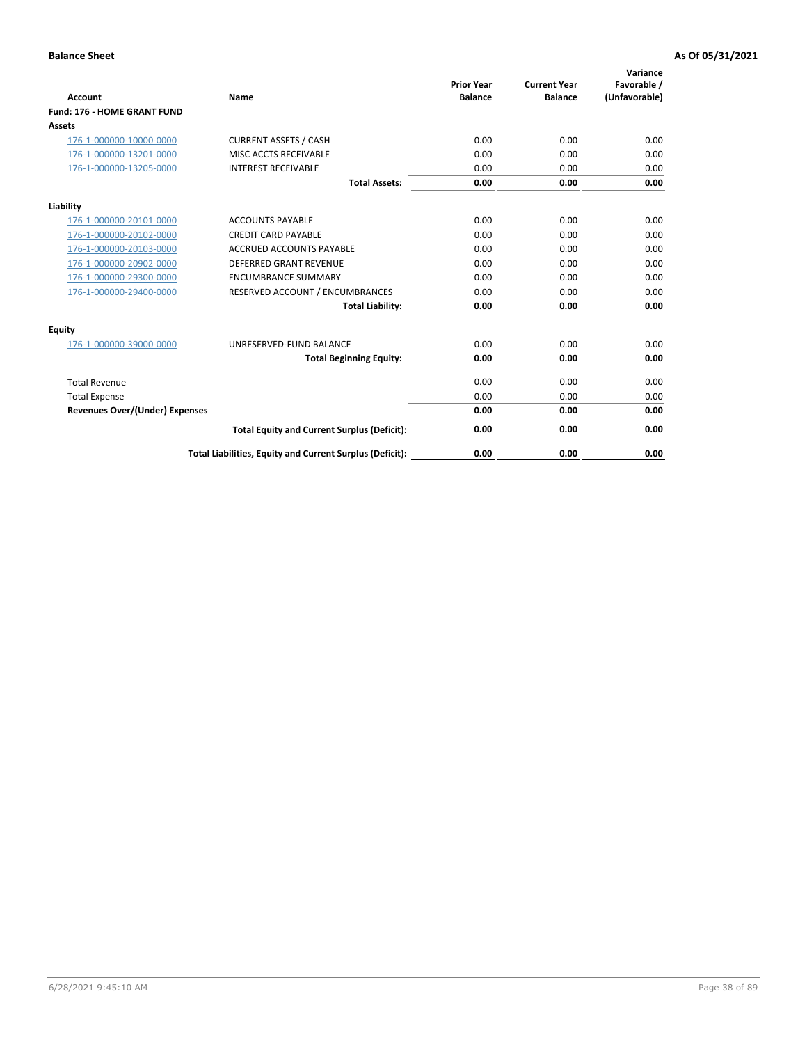**Balance Sheet** — **As Of 05/31/2021**

| Account | Name | Prior Year Balance | Current Year Balance | Variance Favorable / (Unfavorable) |
|---|---|---|---|---|
| **Fund: 176 - HOME GRANT FUND** | | | | |
| **Assets** | | | | |
| 176-1-000000-10000-0000 | CURRENT ASSETS / CASH | 0.00 | 0.00 | 0.00 |
| 176-1-000000-13201-0000 | MISC ACCTS RECEIVABLE | 0.00 | 0.00 | 0.00 |
| 176-1-000000-13205-0000 | INTEREST RECEIVABLE | 0.00 | 0.00 | 0.00 |
| | **Total Assets:** | **0.00** | **0.00** | **0.00** |
| **Liability** | | | | |
| 176-1-000000-20101-0000 | ACCOUNTS PAYABLE | 0.00 | 0.00 | 0.00 |
| 176-1-000000-20102-0000 | CREDIT CARD PAYABLE | 0.00 | 0.00 | 0.00 |
| 176-1-000000-20103-0000 | ACCRUED ACCOUNTS PAYABLE | 0.00 | 0.00 | 0.00 |
| 176-1-000000-20902-0000 | DEFERRED GRANT REVENUE | 0.00 | 0.00 | 0.00 |
| 176-1-000000-29300-0000 | ENCUMBRANCE SUMMARY | 0.00 | 0.00 | 0.00 |
| 176-1-000000-29400-0000 | RESERVED ACCOUNT / ENCUMBRANCES | 0.00 | 0.00 | 0.00 |
| | **Total Liability:** | **0.00** | **0.00** | **0.00** |
| **Equity** | | | | |
| 176-1-000000-39000-0000 | UNRESERVED-FUND BALANCE | 0.00 | 0.00 | 0.00 |
| | **Total Beginning Equity:** | **0.00** | **0.00** | **0.00** |
| Total Revenue | | 0.00 | 0.00 | 0.00 |
| Total Expense | | 0.00 | 0.00 | 0.00 |
| **Revenues Over/(Under) Expenses** | | **0.00** | **0.00** | **0.00** |
| | **Total Equity and Current Surplus (Deficit):** | **0.00** | **0.00** | **0.00** |
| | **Total Liabilities, Equity and Current Surplus (Deficit):** | **0.00** | **0.00** | **0.00** |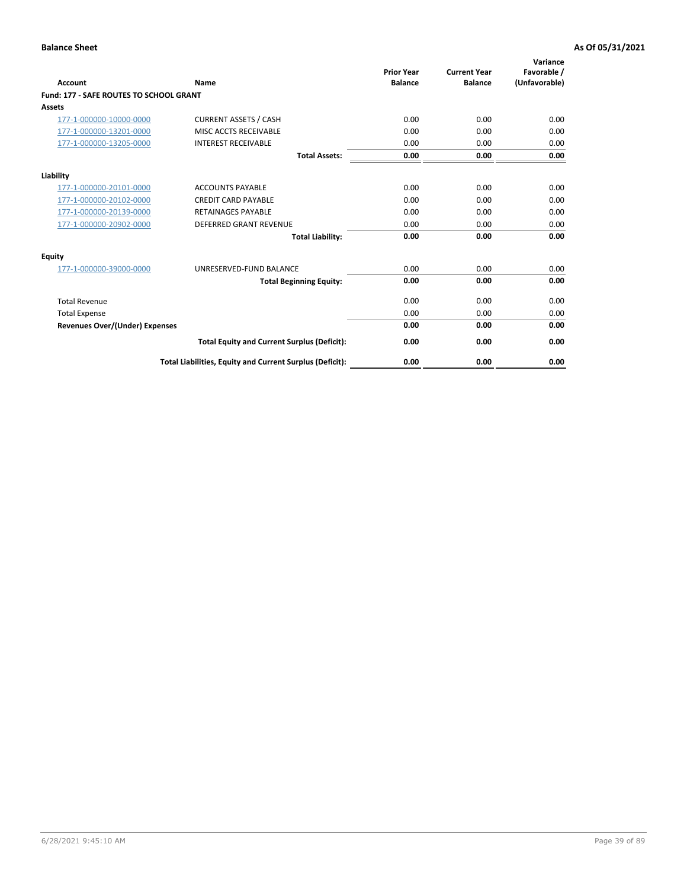**Balance Sheet** **As Of 05/31/2021**

| Account | Name | Prior Year Balance | Current Year Balance | Variance Favorable / (Unfavorable) |
|---|---|---|---|---|
| **Fund: 177 - SAFE ROUTES TO SCHOOL GRANT** | | | | |
| **Assets** | | | | |
| 177-1-000000-10000-0000 | CURRENT ASSETS / CASH | 0.00 | 0.00 | 0.00 |
| 177-1-000000-13201-0000 | MISC ACCTS RECEIVABLE | 0.00 | 0.00 | 0.00 |
| 177-1-000000-13205-0000 | INTEREST RECEIVABLE | 0.00 | 0.00 | 0.00 |
| | **Total Assets:** | **0.00** | **0.00** | **0.00** |
| **Liability** | | | | |
| 177-1-000000-20101-0000 | ACCOUNTS PAYABLE | 0.00 | 0.00 | 0.00 |
| 177-1-000000-20102-0000 | CREDIT CARD PAYABLE | 0.00 | 0.00 | 0.00 |
| 177-1-000000-20139-0000 | RETAINAGES PAYABLE | 0.00 | 0.00 | 0.00 |
| 177-1-000000-20902-0000 | DEFERRED GRANT REVENUE | 0.00 | 0.00 | 0.00 |
| | **Total Liability:** | **0.00** | **0.00** | **0.00** |
| **Equity** | | | | |
| 177-1-000000-39000-0000 | UNRESERVED-FUND BALANCE | 0.00 | 0.00 | 0.00 |
| | **Total Beginning Equity:** | **0.00** | **0.00** | **0.00** |
| Total Revenue | | 0.00 | 0.00 | 0.00 |
| Total Expense | | 0.00 | 0.00 | 0.00 |
| **Revenues Over/(Under) Expenses** | | **0.00** | **0.00** | **0.00** |
| | **Total Equity and Current Surplus (Deficit):** | **0.00** | **0.00** | **0.00** |
| | **Total Liabilities, Equity and Current Surplus (Deficit):** | **0.00** | **0.00** | **0.00** |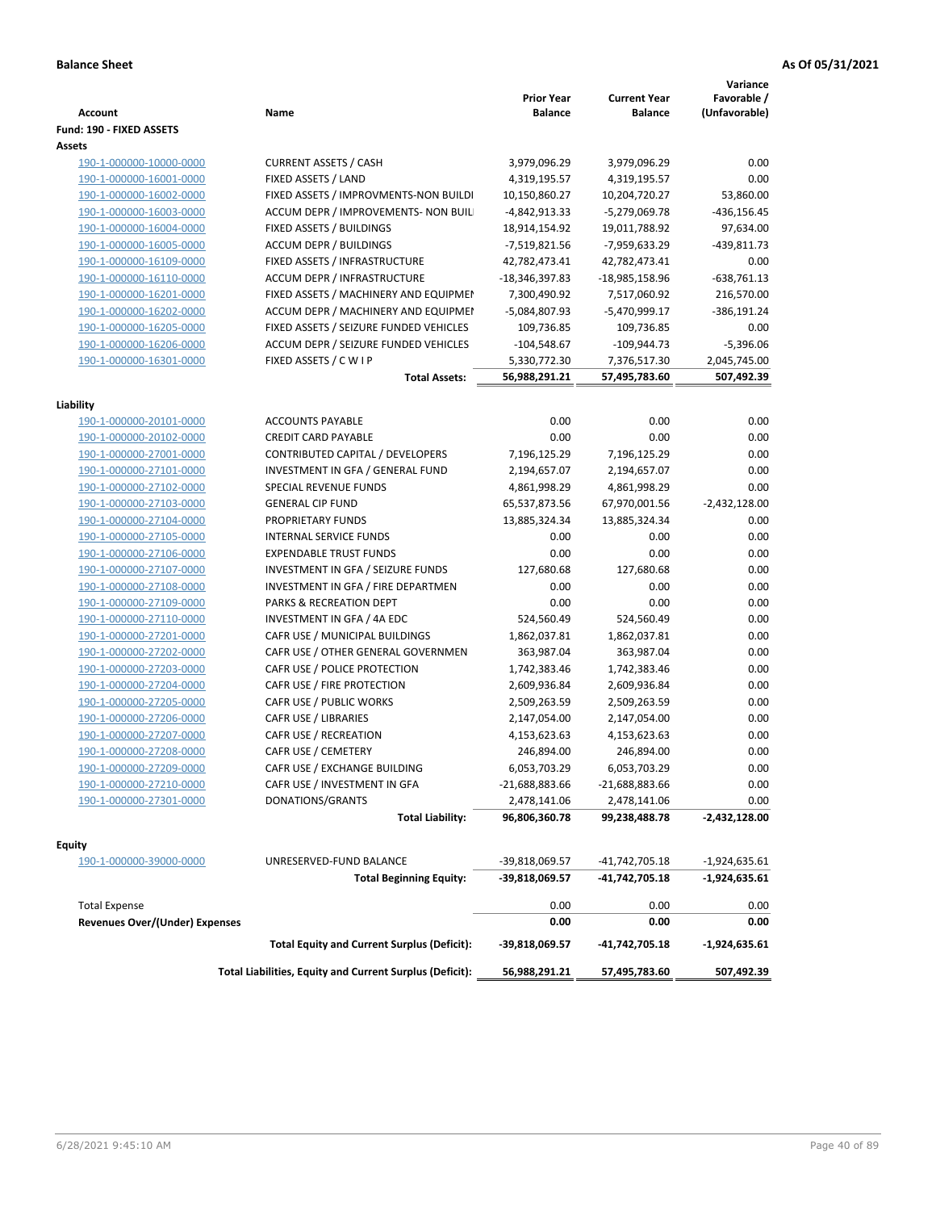**Balance Sheet** **As Of 05/31/2021**

| Account | Name | Prior Year Balance | Current Year Balance | Variance Favorable / (Unfavorable) |
|---|---|---|---|---|
| **Fund: 190 - FIXED ASSETS** | | | | |
| **Assets** | | | | |
| 190-1-000000-10000-0000 | CURRENT ASSETS / CASH | 3,979,096.29 | 3,979,096.29 | 0.00 |
| 190-1-000000-16001-0000 | FIXED ASSETS / LAND | 4,319,195.57 | 4,319,195.57 | 0.00 |
| 190-1-000000-16002-0000 | FIXED ASSETS / IMPROVMENTS-NON BUILDI | 10,150,860.27 | 10,204,720.27 | 53,860.00 |
| 190-1-000000-16003-0000 | ACCUM DEPR / IMPROVEMENTS- NON BUIL | -4,842,913.33 | -5,279,069.78 | -436,156.45 |
| 190-1-000000-16004-0000 | FIXED ASSETS / BUILDINGS | 18,914,154.92 | 19,011,788.92 | 97,634.00 |
| 190-1-000000-16005-0000 | ACCUM DEPR / BUILDINGS | -7,519,821.56 | -7,959,633.29 | -439,811.73 |
| 190-1-000000-16109-0000 | FIXED ASSETS / INFRASTRUCTURE | 42,782,473.41 | 42,782,473.41 | 0.00 |
| 190-1-000000-16110-0000 | ACCUM DEPR / INFRASTRUCTURE | -18,346,397.83 | -18,985,158.96 | -638,761.13 |
| 190-1-000000-16201-0000 | FIXED ASSETS / MACHINERY AND EQUIPMEN | 7,300,490.92 | 7,517,060.92 | 216,570.00 |
| 190-1-000000-16202-0000 | ACCUM DEPR / MACHINERY AND EQUIPMEI | -5,084,807.93 | -5,470,999.17 | -386,191.24 |
| 190-1-000000-16205-0000 | FIXED ASSETS / SEIZURE FUNDED VEHICLES | 109,736.85 | 109,736.85 | 0.00 |
| 190-1-000000-16206-0000 | ACCUM DEPR / SEIZURE FUNDED VEHICLES | -104,548.67 | -109,944.73 | -5,396.06 |
| 190-1-000000-16301-0000 | FIXED ASSETS / C W I P | 5,330,772.30 | 7,376,517.30 | 2,045,745.00 |
| | **Total Assets:** | **56,988,291.21** | **57,495,783.60** | **507,492.39** |
| **Liability** | | | | |
| 190-1-000000-20101-0000 | ACCOUNTS PAYABLE | 0.00 | 0.00 | 0.00 |
| 190-1-000000-20102-0000 | CREDIT CARD PAYABLE | 0.00 | 0.00 | 0.00 |
| 190-1-000000-27001-0000 | CONTRIBUTED CAPITAL / DEVELOPERS | 7,196,125.29 | 7,196,125.29 | 0.00 |
| 190-1-000000-27101-0000 | INVESTMENT IN GFA / GENERAL FUND | 2,194,657.07 | 2,194,657.07 | 0.00 |
| 190-1-000000-27102-0000 | SPECIAL REVENUE FUNDS | 4,861,998.29 | 4,861,998.29 | 0.00 |
| 190-1-000000-27103-0000 | GENERAL CIP FUND | 65,537,873.56 | 67,970,001.56 | -2,432,128.00 |
| 190-1-000000-27104-0000 | PROPRIETARY FUNDS | 13,885,324.34 | 13,885,324.34 | 0.00 |
| 190-1-000000-27105-0000 | INTERNAL SERVICE FUNDS | 0.00 | 0.00 | 0.00 |
| 190-1-000000-27106-0000 | EXPENDABLE TRUST FUNDS | 0.00 | 0.00 | 0.00 |
| 190-1-000000-27107-0000 | INVESTMENT IN GFA / SEIZURE FUNDS | 127,680.68 | 127,680.68 | 0.00 |
| 190-1-000000-27108-0000 | INVESTMENT IN GFA / FIRE DEPARTMEN | 0.00 | 0.00 | 0.00 |
| 190-1-000000-27109-0000 | PARKS & RECREATION DEPT | 0.00 | 0.00 | 0.00 |
| 190-1-000000-27110-0000 | INVESTMENT IN GFA / 4A EDC | 524,560.49 | 524,560.49 | 0.00 |
| 190-1-000000-27201-0000 | CAFR USE / MUNICIPAL BUILDINGS | 1,862,037.81 | 1,862,037.81 | 0.00 |
| 190-1-000000-27202-0000 | CAFR USE / OTHER GENERAL GOVERNMEN | 363,987.04 | 363,987.04 | 0.00 |
| 190-1-000000-27203-0000 | CAFR USE / POLICE PROTECTION | 1,742,383.46 | 1,742,383.46 | 0.00 |
| 190-1-000000-27204-0000 | CAFR USE / FIRE PROTECTION | 2,609,936.84 | 2,609,936.84 | 0.00 |
| 190-1-000000-27205-0000 | CAFR USE / PUBLIC WORKS | 2,509,263.59 | 2,509,263.59 | 0.00 |
| 190-1-000000-27206-0000 | CAFR USE / LIBRARIES | 2,147,054.00 | 2,147,054.00 | 0.00 |
| 190-1-000000-27207-0000 | CAFR USE / RECREATION | 4,153,623.63 | 4,153,623.63 | 0.00 |
| 190-1-000000-27208-0000 | CAFR USE / CEMETERY | 246,894.00 | 246,894.00 | 0.00 |
| 190-1-000000-27209-0000 | CAFR USE / EXCHANGE BUILDING | 6,053,703.29 | 6,053,703.29 | 0.00 |
| 190-1-000000-27210-0000 | CAFR USE / INVESTMENT IN GFA | -21,688,883.66 | -21,688,883.66 | 0.00 |
| 190-1-000000-27301-0000 | DONATIONS/GRANTS | 2,478,141.06 | 2,478,141.06 | 0.00 |
| | **Total Liability:** | **96,806,360.78** | **99,238,488.78** | **-2,432,128.00** |
| **Equity** | | | | |
| 190-1-000000-39000-0000 | UNRESERVED-FUND BALANCE | -39,818,069.57 | -41,742,705.18 | -1,924,635.61 |
| | **Total Beginning Equity:** | **-39,818,069.57** | **-41,742,705.18** | **-1,924,635.61** |
| Total Expense | | 0.00 | 0.00 | 0.00 |
| **Revenues Over/(Under) Expenses** | | **0.00** | **0.00** | **0.00** |
| | **Total Equity and Current Surplus (Deficit):** | **-39,818,069.57** | **-41,742,705.18** | **-1,924,635.61** |
| | **Total Liabilities, Equity and Current Surplus (Deficit):** | **56,988,291.21** | **57,495,783.60** | **507,492.39** |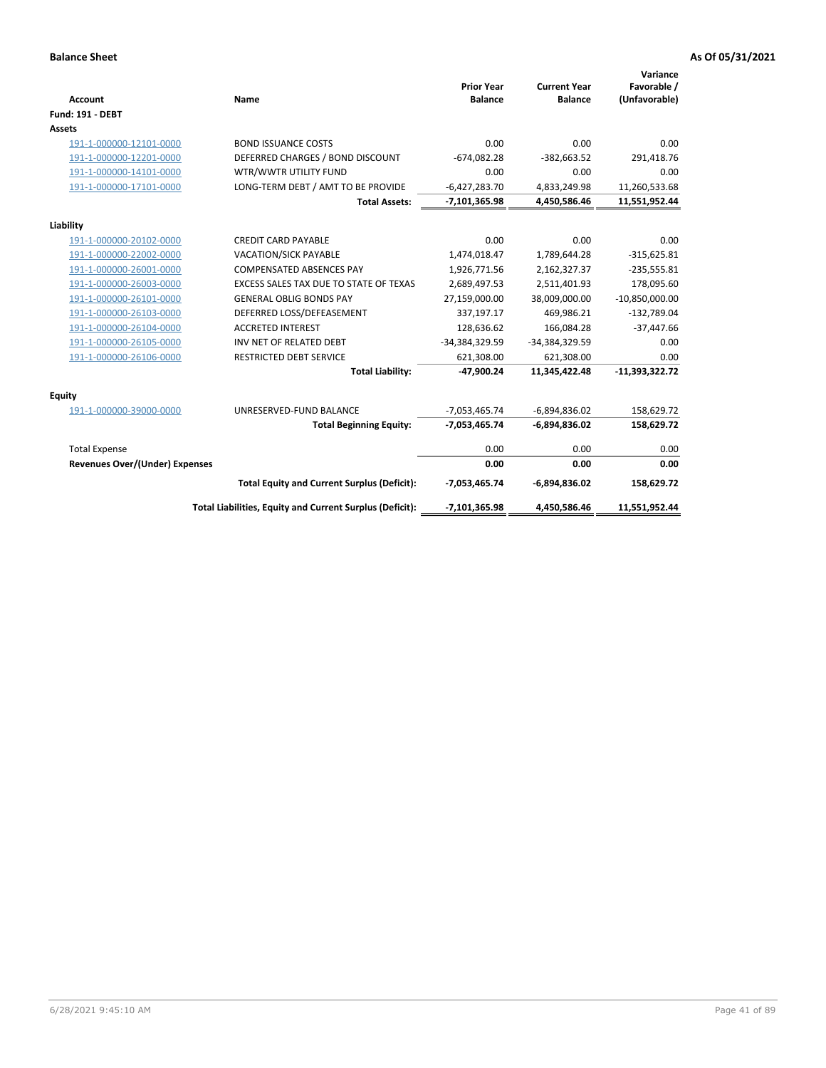**Balance Sheet** | **As Of 05/31/2021**

| Account | Name | Prior Year Balance | Current Year Balance | Variance Favorable / (Unfavorable) |
|---|---|---|---|---|
| **Fund: 191 - DEBT** | | | | |
| **Assets** | | | | |
| 191-1-000000-12101-0000 | BOND ISSUANCE COSTS | 0.00 | 0.00 | 0.00 |
| 191-1-000000-12201-0000 | DEFERRED CHARGES / BOND DISCOUNT | -674,082.28 | -382,663.52 | 291,418.76 |
| 191-1-000000-14101-0000 | WTR/WWTR UTILITY FUND | 0.00 | 0.00 | 0.00 |
| 191-1-000000-17101-0000 | LONG-TERM DEBT / AMT TO BE PROVIDE | -6,427,283.70 | 4,833,249.98 | 11,260,533.68 |
| | **Total Assets:** | **-7,101,365.98** | **4,450,586.46** | **11,551,952.44** |
| **Liability** | | | | |
| 191-1-000000-20102-0000 | CREDIT CARD PAYABLE | 0.00 | 0.00 | 0.00 |
| 191-1-000000-22002-0000 | VACATION/SICK PAYABLE | 1,474,018.47 | 1,789,644.28 | -315,625.81 |
| 191-1-000000-26001-0000 | COMPENSATED ABSENCES PAY | 1,926,771.56 | 2,162,327.37 | -235,555.81 |
| 191-1-000000-26003-0000 | EXCESS SALES TAX DUE TO STATE OF TEXAS | 2,689,497.53 | 2,511,401.93 | 178,095.60 |
| 191-1-000000-26101-0000 | GENERAL OBLIG BONDS PAY | 27,159,000.00 | 38,009,000.00 | -10,850,000.00 |
| 191-1-000000-26103-0000 | DEFERRED LOSS/DEFEASEMENT | 337,197.17 | 469,986.21 | -132,789.04 |
| 191-1-000000-26104-0000 | ACCRETED INTEREST | 128,636.62 | 166,084.28 | -37,447.66 |
| 191-1-000000-26105-0000 | INV NET OF RELATED DEBT | -34,384,329.59 | -34,384,329.59 | 0.00 |
| 191-1-000000-26106-0000 | RESTRICTED DEBT SERVICE | 621,308.00 | 621,308.00 | 0.00 |
| | **Total Liability:** | **-47,900.24** | **11,345,422.48** | **-11,393,322.72** |
| **Equity** | | | | |
| 191-1-000000-39000-0000 | UNRESERVED-FUND BALANCE | -7,053,465.74 | -6,894,836.02 | 158,629.72 |
| | **Total Beginning Equity:** | **-7,053,465.74** | **-6,894,836.02** | **158,629.72** |
| Total Expense | | 0.00 | 0.00 | 0.00 |
| **Revenues Over/(Under) Expenses** | | **0.00** | **0.00** | **0.00** |
| | **Total Equity and Current Surplus (Deficit):** | **-7,053,465.74** | **-6,894,836.02** | **158,629.72** |
| | **Total Liabilities, Equity and Current Surplus (Deficit):** | **-7,101,365.98** | **4,450,586.46** | **11,551,952.44** |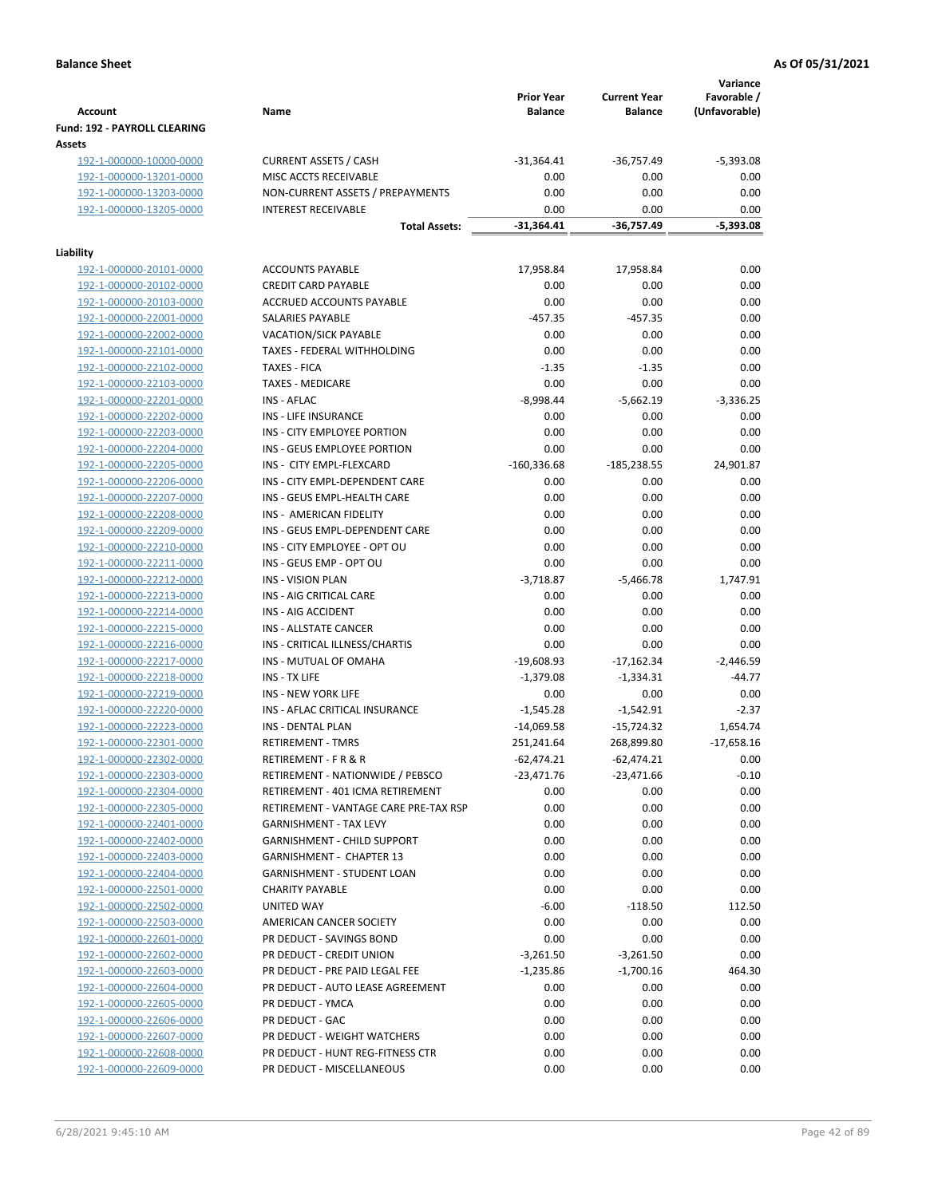**Balance Sheet** — **As Of 05/31/2021**

| Account | Name | Prior Year Balance | Current Year Balance | Variance Favorable / (Unfavorable) |
|---|---|---|---|---|
| **Fund: 192 - PAYROLL CLEARING** | | | | |
| **Assets** | | | | |
| 192-1-000000-10000-0000 | CURRENT ASSETS / CASH | -31,364.41 | -36,757.49 | -5,393.08 |
| 192-1-000000-13201-0000 | MISC ACCTS RECEIVABLE | 0.00 | 0.00 | 0.00 |
| 192-1-000000-13203-0000 | NON-CURRENT ASSETS / PREPAYMENTS | 0.00 | 0.00 | 0.00 |
| 192-1-000000-13205-0000 | INTEREST RECEIVABLE | 0.00 | 0.00 | 0.00 |
| | **Total Assets:** | **-31,364.41** | **-36,757.49** | **-5,393.08** |
| **Liability** | | | | |
| 192-1-000000-20101-0000 | ACCOUNTS PAYABLE | 17,958.84 | 17,958.84 | 0.00 |
| 192-1-000000-20102-0000 | CREDIT CARD PAYABLE | 0.00 | 0.00 | 0.00 |
| 192-1-000000-20103-0000 | ACCRUED ACCOUNTS PAYABLE | 0.00 | 0.00 | 0.00 |
| 192-1-000000-22001-0000 | SALARIES PAYABLE | -457.35 | -457.35 | 0.00 |
| 192-1-000000-22002-0000 | VACATION/SICK PAYABLE | 0.00 | 0.00 | 0.00 |
| 192-1-000000-22101-0000 | TAXES - FEDERAL WITHHOLDING | 0.00 | 0.00 | 0.00 |
| 192-1-000000-22102-0000 | TAXES - FICA | -1.35 | -1.35 | 0.00 |
| 192-1-000000-22103-0000 | TAXES - MEDICARE | 0.00 | 0.00 | 0.00 |
| 192-1-000000-22201-0000 | INS - AFLAC | -8,998.44 | -5,662.19 | -3,336.25 |
| 192-1-000000-22202-0000 | INS - LIFE INSURANCE | 0.00 | 0.00 | 0.00 |
| 192-1-000000-22203-0000 | INS - CITY EMPLOYEE PORTION | 0.00 | 0.00 | 0.00 |
| 192-1-000000-22204-0000 | INS - GEUS EMPLOYEE PORTION | 0.00 | 0.00 | 0.00 |
| 192-1-000000-22205-0000 | INS - CITY EMPL-FLEXCARD | -160,336.68 | -185,238.55 | 24,901.87 |
| 192-1-000000-22206-0000 | INS - CITY EMPL-DEPENDENT CARE | 0.00 | 0.00 | 0.00 |
| 192-1-000000-22207-0000 | INS - GEUS EMPL-HEALTH CARE | 0.00 | 0.00 | 0.00 |
| 192-1-000000-22208-0000 | INS - AMERICAN FIDELITY | 0.00 | 0.00 | 0.00 |
| 192-1-000000-22209-0000 | INS - GEUS EMPL-DEPENDENT CARE | 0.00 | 0.00 | 0.00 |
| 192-1-000000-22210-0000 | INS - CITY EMPLOYEE - OPT OU | 0.00 | 0.00 | 0.00 |
| 192-1-000000-22211-0000 | INS - GEUS EMP - OPT OU | 0.00 | 0.00 | 0.00 |
| 192-1-000000-22212-0000 | INS - VISION PLAN | -3,718.87 | -5,466.78 | 1,747.91 |
| 192-1-000000-22213-0000 | INS - AIG CRITICAL CARE | 0.00 | 0.00 | 0.00 |
| 192-1-000000-22214-0000 | INS - AIG ACCIDENT | 0.00 | 0.00 | 0.00 |
| 192-1-000000-22215-0000 | INS - ALLSTATE CANCER | 0.00 | 0.00 | 0.00 |
| 192-1-000000-22216-0000 | INS - CRITICAL ILLNESS/CHARTIS | 0.00 | 0.00 | 0.00 |
| 192-1-000000-22217-0000 | INS - MUTUAL OF OMAHA | -19,608.93 | -17,162.34 | -2,446.59 |
| 192-1-000000-22218-0000 | INS - TX LIFE | -1,379.08 | -1,334.31 | -44.77 |
| 192-1-000000-22219-0000 | INS - NEW YORK LIFE | 0.00 | 0.00 | 0.00 |
| 192-1-000000-22220-0000 | INS - AFLAC CRITICAL INSURANCE | -1,545.28 | -1,542.91 | -2.37 |
| 192-1-000000-22223-0000 | INS - DENTAL PLAN | -14,069.58 | -15,724.32 | 1,654.74 |
| 192-1-000000-22301-0000 | RETIREMENT - TMRS | 251,241.64 | 268,899.80 | -17,658.16 |
| 192-1-000000-22302-0000 | RETIREMENT - F R & R | -62,474.21 | -62,474.21 | 0.00 |
| 192-1-000000-22303-0000 | RETIREMENT - NATIONWIDE / PEBSCO | -23,471.76 | -23,471.66 | -0.10 |
| 192-1-000000-22304-0000 | RETIREMENT - 401 ICMA RETIREMENT | 0.00 | 0.00 | 0.00 |
| 192-1-000000-22305-0000 | RETIREMENT - VANTAGE CARE PRE-TAX RSP | 0.00 | 0.00 | 0.00 |
| 192-1-000000-22401-0000 | GARNISHMENT - TAX LEVY | 0.00 | 0.00 | 0.00 |
| 192-1-000000-22402-0000 | GARNISHMENT - CHILD SUPPORT | 0.00 | 0.00 | 0.00 |
| 192-1-000000-22403-0000 | GARNISHMENT - CHAPTER 13 | 0.00 | 0.00 | 0.00 |
| 192-1-000000-22404-0000 | GARNISHMENT - STUDENT LOAN | 0.00 | 0.00 | 0.00 |
| 192-1-000000-22501-0000 | CHARITY PAYABLE | 0.00 | 0.00 | 0.00 |
| 192-1-000000-22502-0000 | UNITED WAY | -6.00 | -118.50 | 112.50 |
| 192-1-000000-22503-0000 | AMERICAN CANCER SOCIETY | 0.00 | 0.00 | 0.00 |
| 192-1-000000-22601-0000 | PR DEDUCT - SAVINGS BOND | 0.00 | 0.00 | 0.00 |
| 192-1-000000-22602-0000 | PR DEDUCT - CREDIT UNION | -3,261.50 | -3,261.50 | 0.00 |
| 192-1-000000-22603-0000 | PR DEDUCT - PRE PAID LEGAL FEE | -1,235.86 | -1,700.16 | 464.30 |
| 192-1-000000-22604-0000 | PR DEDUCT - AUTO LEASE AGREEMENT | 0.00 | 0.00 | 0.00 |
| 192-1-000000-22605-0000 | PR DEDUCT - YMCA | 0.00 | 0.00 | 0.00 |
| 192-1-000000-22606-0000 | PR DEDUCT - GAC | 0.00 | 0.00 | 0.00 |
| 192-1-000000-22607-0000 | PR DEDUCT - WEIGHT WATCHERS | 0.00 | 0.00 | 0.00 |
| 192-1-000000-22608-0000 | PR DEDUCT - HUNT REG-FITNESS CTR | 0.00 | 0.00 | 0.00 |
| 192-1-000000-22609-0000 | PR DEDUCT - MISCELLANEOUS | 0.00 | 0.00 | 0.00 |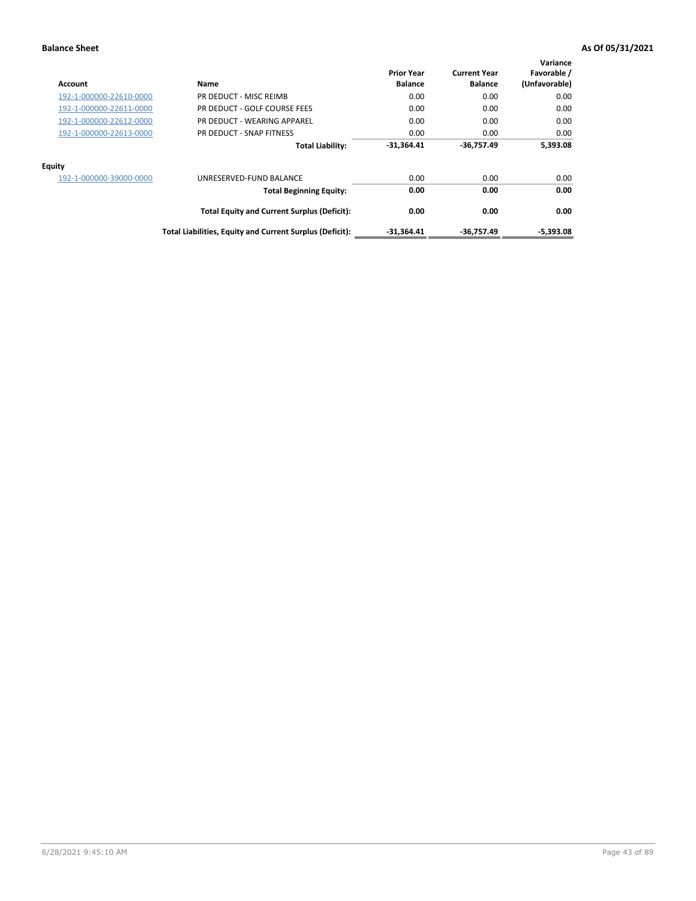**Balance Sheet** — **As Of 05/31/2021**

| Account | Name | Prior Year Balance | Current Year Balance | Variance Favorable / (Unfavorable) |
|---|---|---|---|---|
| 192-1-000000-22610-0000 | PR DEDUCT - MISC REIMB | 0.00 | 0.00 | 0.00 |
| 192-1-000000-22611-0000 | PR DEDUCT - GOLF COURSE FEES | 0.00 | 0.00 | 0.00 |
| 192-1-000000-22612-0000 | PR DEDUCT - WEARING APPAREL | 0.00 | 0.00 | 0.00 |
| 192-1-000000-22613-0000 | PR DEDUCT - SNAP FITNESS | 0.00 | 0.00 | 0.00 |
| | **Total Liability:** | **-31,364.41** | **-36,757.49** | **5,393.08** |
| **Equity** | | | | |
| 192-1-000000-39000-0000 | UNRESERVED-FUND BALANCE | 0.00 | 0.00 | 0.00 |
| | **Total Beginning Equity:** | **0.00** | **0.00** | **0.00** |
| | **Total Equity and Current Surplus (Deficit):** | **0.00** | **0.00** | **0.00** |
| | **Total Liabilities, Equity and Current Surplus (Deficit):** | **-31,364.41** | **-36,757.49** | **-5,393.08** |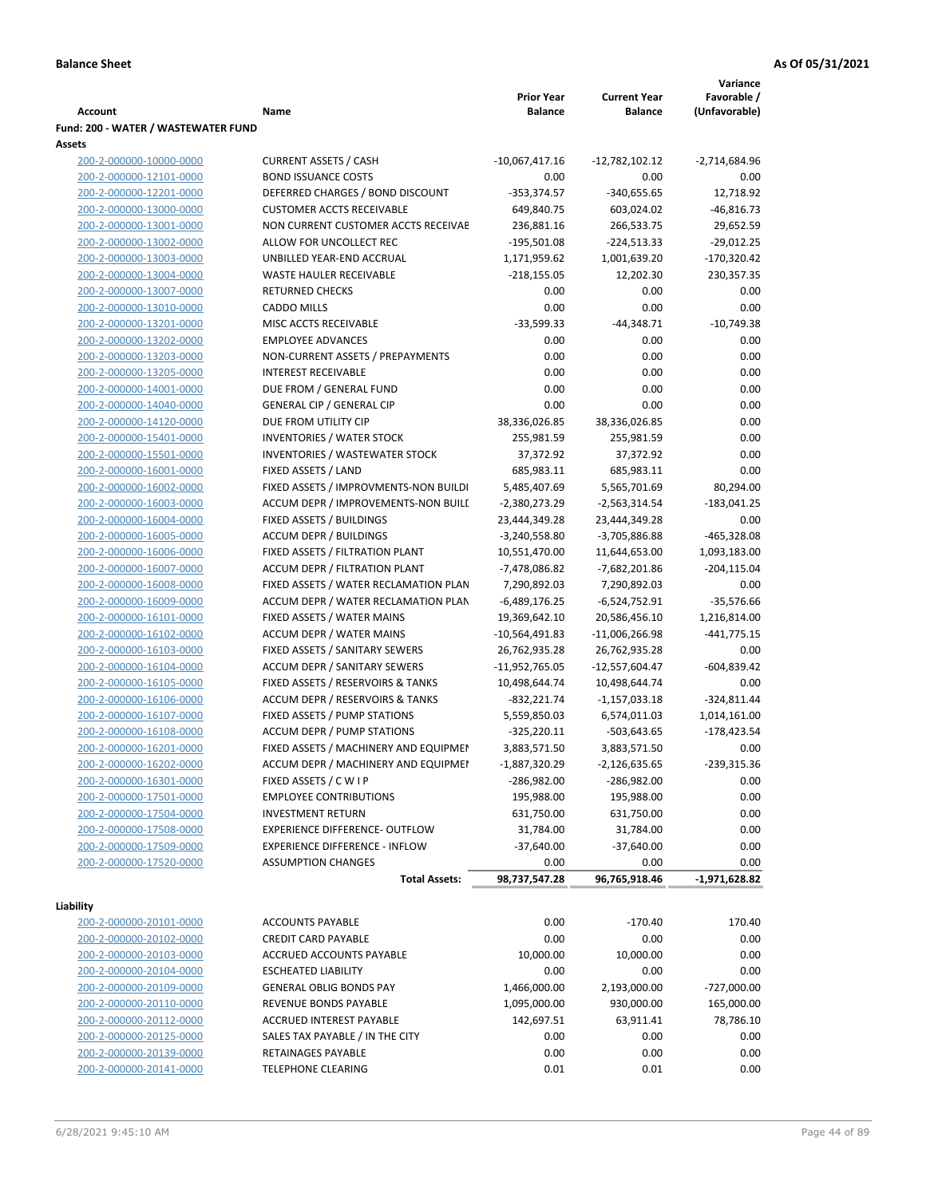**Balance Sheet** | **As Of 05/31/2021**

| Account | Name | Prior Year Balance | Current Year Balance | Variance Favorable / (Unfavorable) |
|---|---|---|---|---|
| **Fund: 200 - WATER / WASTEWATER FUND** | | | | |
| **Assets** | | | | |
| 200-2-000000-10000-0000 | CURRENT ASSETS / CASH | -10,067,417.16 | -12,782,102.12 | -2,714,684.96 |
| 200-2-000000-12101-0000 | BOND ISSUANCE COSTS | 0.00 | 0.00 | 0.00 |
| 200-2-000000-12201-0000 | DEFERRED CHARGES / BOND DISCOUNT | -353,374.57 | -340,655.65 | 12,718.92 |
| 200-2-000000-13000-0000 | CUSTOMER ACCTS RECEIVABLE | 649,840.75 | 603,024.02 | -46,816.73 |
| 200-2-000000-13001-0000 | NON CURRENT CUSTOMER ACCTS RECEIVAE | 236,881.16 | 266,533.75 | 29,652.59 |
| 200-2-000000-13002-0000 | ALLOW FOR UNCOLLECT REC | -195,501.08 | -224,513.33 | -29,012.25 |
| 200-2-000000-13003-0000 | UNBILLED YEAR-END ACCRUAL | 1,171,959.62 | 1,001,639.20 | -170,320.42 |
| 200-2-000000-13004-0000 | WASTE HAULER RECEIVABLE | -218,155.05 | 12,202.30 | 230,357.35 |
| 200-2-000000-13007-0000 | RETURNED CHECKS | 0.00 | 0.00 | 0.00 |
| 200-2-000000-13010-0000 | CADDO MILLS | 0.00 | 0.00 | 0.00 |
| 200-2-000000-13201-0000 | MISC ACCTS RECEIVABLE | -33,599.33 | -44,348.71 | -10,749.38 |
| 200-2-000000-13202-0000 | EMPLOYEE ADVANCES | 0.00 | 0.00 | 0.00 |
| 200-2-000000-13203-0000 | NON-CURRENT ASSETS / PREPAYMENTS | 0.00 | 0.00 | 0.00 |
| 200-2-000000-13205-0000 | INTEREST RECEIVABLE | 0.00 | 0.00 | 0.00 |
| 200-2-000000-14001-0000 | DUE FROM / GENERAL FUND | 0.00 | 0.00 | 0.00 |
| 200-2-000000-14040-0000 | GENERAL CIP / GENERAL CIP | 0.00 | 0.00 | 0.00 |
| 200-2-000000-14120-0000 | DUE FROM UTILITY CIP | 38,336,026.85 | 38,336,026.85 | 0.00 |
| 200-2-000000-15401-0000 | INVENTORIES / WATER STOCK | 255,981.59 | 255,981.59 | 0.00 |
| 200-2-000000-15501-0000 | INVENTORIES / WASTEWATER STOCK | 37,372.92 | 37,372.92 | 0.00 |
| 200-2-000000-16001-0000 | FIXED ASSETS / LAND | 685,983.11 | 685,983.11 | 0.00 |
| 200-2-000000-16002-0000 | FIXED ASSETS / IMPROVMENTS-NON BUILDI | 5,485,407.69 | 5,565,701.69 | 80,294.00 |
| 200-2-000000-16003-0000 | ACCUM DEPR / IMPROVEMENTS-NON BUILI | -2,380,273.29 | -2,563,314.54 | -183,041.25 |
| 200-2-000000-16004-0000 | FIXED ASSETS / BUILDINGS | 23,444,349.28 | 23,444,349.28 | 0.00 |
| 200-2-000000-16005-0000 | ACCUM DEPR / BUILDINGS | -3,240,558.80 | -3,705,886.88 | -465,328.08 |
| 200-2-000000-16006-0000 | FIXED ASSETS / FILTRATION PLANT | 10,551,470.00 | 11,644,653.00 | 1,093,183.00 |
| 200-2-000000-16007-0000 | ACCUM DEPR / FILTRATION PLANT | -7,478,086.82 | -7,682,201.86 | -204,115.04 |
| 200-2-000000-16008-0000 | FIXED ASSETS / WATER RECLAMATION PLAN | 7,290,892.03 | 7,290,892.03 | 0.00 |
| 200-2-000000-16009-0000 | ACCUM DEPR / WATER RECLAMATION PLAN | -6,489,176.25 | -6,524,752.91 | -35,576.66 |
| 200-2-000000-16101-0000 | FIXED ASSETS / WATER MAINS | 19,369,642.10 | 20,586,456.10 | 1,216,814.00 |
| 200-2-000000-16102-0000 | ACCUM DEPR / WATER MAINS | -10,564,491.83 | -11,006,266.98 | -441,775.15 |
| 200-2-000000-16103-0000 | FIXED ASSETS / SANITARY SEWERS | 26,762,935.28 | 26,762,935.28 | 0.00 |
| 200-2-000000-16104-0000 | ACCUM DEPR / SANITARY SEWERS | -11,952,765.05 | -12,557,604.47 | -604,839.42 |
| 200-2-000000-16105-0000 | FIXED ASSETS / RESERVOIRS & TANKS | 10,498,644.74 | 10,498,644.74 | 0.00 |
| 200-2-000000-16106-0000 | ACCUM DEPR / RESERVOIRS & TANKS | -832,221.74 | -1,157,033.18 | -324,811.44 |
| 200-2-000000-16107-0000 | FIXED ASSETS / PUMP STATIONS | 5,559,850.03 | 6,574,011.03 | 1,014,161.00 |
| 200-2-000000-16108-0000 | ACCUM DEPR / PUMP STATIONS | -325,220.11 | -503,643.65 | -178,423.54 |
| 200-2-000000-16201-0000 | FIXED ASSETS / MACHINERY AND EQUIPMEN | 3,883,571.50 | 3,883,571.50 | 0.00 |
| 200-2-000000-16202-0000 | ACCUM DEPR / MACHINERY AND EQUIPMEI | -1,887,320.29 | -2,126,635.65 | -239,315.36 |
| 200-2-000000-16301-0000 | FIXED ASSETS / C W I P | -286,982.00 | -286,982.00 | 0.00 |
| 200-2-000000-17501-0000 | EMPLOYEE CONTRIBUTIONS | 195,988.00 | 195,988.00 | 0.00 |
| 200-2-000000-17504-0000 | INVESTMENT RETURN | 631,750.00 | 631,750.00 | 0.00 |
| 200-2-000000-17508-0000 | EXPERIENCE DIFFERENCE- OUTFLOW | 31,784.00 | 31,784.00 | 0.00 |
| 200-2-000000-17509-0000 | EXPERIENCE DIFFERENCE - INFLOW | -37,640.00 | -37,640.00 | 0.00 |
| 200-2-000000-17520-0000 | ASSUMPTION CHANGES | 0.00 | 0.00 | 0.00 |
| | **Total Assets:** | **98,737,547.28** | **96,765,918.46** | **-1,971,628.82** |
| **Liability** | | | | |
| 200-2-000000-20101-0000 | ACCOUNTS PAYABLE | 0.00 | -170.40 | 170.40 |
| 200-2-000000-20102-0000 | CREDIT CARD PAYABLE | 0.00 | 0.00 | 0.00 |
| 200-2-000000-20103-0000 | ACCRUED ACCOUNTS PAYABLE | 10,000.00 | 10,000.00 | 0.00 |
| 200-2-000000-20104-0000 | ESCHEATED LIABILITY | 0.00 | 0.00 | 0.00 |
| 200-2-000000-20109-0000 | GENERAL OBLIG BONDS PAY | 1,466,000.00 | 2,193,000.00 | -727,000.00 |
| 200-2-000000-20110-0000 | REVENUE BONDS PAYABLE | 1,095,000.00 | 930,000.00 | 165,000.00 |
| 200-2-000000-20112-0000 | ACCRUED INTEREST PAYABLE | 142,697.51 | 63,911.41 | 78,786.10 |
| 200-2-000000-20125-0000 | SALES TAX PAYABLE / IN THE CITY | 0.00 | 0.00 | 0.00 |
| 200-2-000000-20139-0000 | RETAINAGES PAYABLE | 0.00 | 0.00 | 0.00 |
| 200-2-000000-20141-0000 | TELEPHONE CLEARING | 0.01 | 0.01 | 0.00 |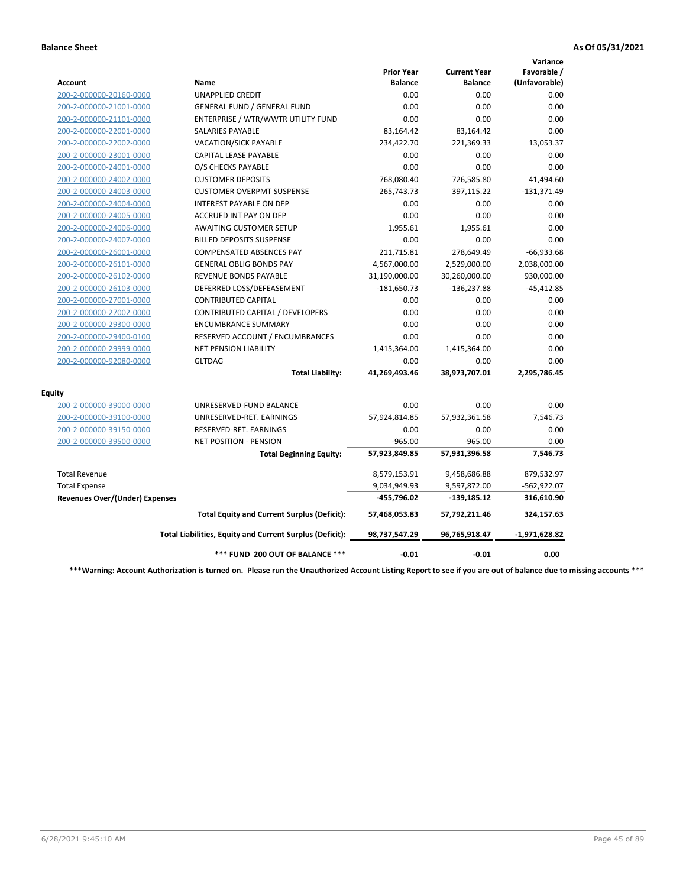**Balance Sheet** **As Of 05/31/2021**

| Account | Name | Prior Year Balance | Current Year Balance | Variance Favorable / (Unfavorable) |
|---|---|---|---|---|
| 200-2-000000-20160-0000 | UNAPPLIED CREDIT | 0.00 | 0.00 | 0.00 |
| 200-2-000000-21001-0000 | GENERAL FUND / GENERAL FUND | 0.00 | 0.00 | 0.00 |
| 200-2-000000-21101-0000 | ENTERPRISE / WTR/WWTR UTILITY FUND | 0.00 | 0.00 | 0.00 |
| 200-2-000000-22001-0000 | SALARIES PAYABLE | 83,164.42 | 83,164.42 | 0.00 |
| 200-2-000000-22002-0000 | VACATION/SICK PAYABLE | 234,422.70 | 221,369.33 | 13,053.37 |
| 200-2-000000-23001-0000 | CAPITAL LEASE PAYABLE | 0.00 | 0.00 | 0.00 |
| 200-2-000000-24001-0000 | O/S CHECKS PAYABLE | 0.00 | 0.00 | 0.00 |
| 200-2-000000-24002-0000 | CUSTOMER DEPOSITS | 768,080.40 | 726,585.80 | 41,494.60 |
| 200-2-000000-24003-0000 | CUSTOMER OVERPMT SUSPENSE | 265,743.73 | 397,115.22 | -131,371.49 |
| 200-2-000000-24004-0000 | INTEREST PAYABLE ON DEP | 0.00 | 0.00 | 0.00 |
| 200-2-000000-24005-0000 | ACCRUED INT PAY ON DEP | 0.00 | 0.00 | 0.00 |
| 200-2-000000-24006-0000 | AWAITING CUSTOMER SETUP | 1,955.61 | 1,955.61 | 0.00 |
| 200-2-000000-24007-0000 | BILLED DEPOSITS SUSPENSE | 0.00 | 0.00 | 0.00 |
| 200-2-000000-26001-0000 | COMPENSATED ABSENCES PAY | 211,715.81 | 278,649.49 | -66,933.68 |
| 200-2-000000-26101-0000 | GENERAL OBLIG BONDS PAY | 4,567,000.00 | 2,529,000.00 | 2,038,000.00 |
| 200-2-000000-26102-0000 | REVENUE BONDS PAYABLE | 31,190,000.00 | 30,260,000.00 | 930,000.00 |
| 200-2-000000-26103-0000 | DEFERRED LOSS/DEFEASEMENT | -181,650.73 | -136,237.88 | -45,412.85 |
| 200-2-000000-27001-0000 | CONTRIBUTED CAPITAL | 0.00 | 0.00 | 0.00 |
| 200-2-000000-27002-0000 | CONTRIBUTED CAPITAL / DEVELOPERS | 0.00 | 0.00 | 0.00 |
| 200-2-000000-29300-0000 | ENCUMBRANCE SUMMARY | 0.00 | 0.00 | 0.00 |
| 200-2-000000-29400-0100 | RESERVED ACCOUNT / ENCUMBRANCES | 0.00 | 0.00 | 0.00 |
| 200-2-000000-29999-0000 | NET PENSION LIABILITY | 1,415,364.00 | 1,415,364.00 | 0.00 |
| 200-2-000000-92080-0000 | GLTDAG | 0.00 | 0.00 | 0.00 |
| | **Total Liability:** | **41,269,493.46** | **38,973,707.01** | **2,295,786.45** |
| **Equity** | | | | |
| 200-2-000000-39000-0000 | UNRESERVED-FUND BALANCE | 0.00 | 0.00 | 0.00 |
| 200-2-000000-39100-0000 | UNRESERVED-RET. EARNINGS | 57,924,814.85 | 57,932,361.58 | 7,546.73 |
| 200-2-000000-39150-0000 | RESERVED-RET. EARNINGS | 0.00 | 0.00 | 0.00 |
| 200-2-000000-39500-0000 | NET POSITION - PENSION | -965.00 | -965.00 | 0.00 |
| | **Total Beginning Equity:** | **57,923,849.85** | **57,931,396.58** | **7,546.73** |
| Total Revenue | | 8,579,153.91 | 9,458,686.88 | 879,532.97 |
| Total Expense | | 9,034,949.93 | 9,597,872.00 | -562,922.07 |
| **Revenues Over/(Under) Expenses** | | **-455,796.02** | **-139,185.12** | **316,610.90** |
| | **Total Equity and Current Surplus (Deficit):** | **57,468,053.83** | **57,792,211.46** | **324,157.63** |
| | **Total Liabilities, Equity and Current Surplus (Deficit):** | **98,737,547.29** | **96,765,918.47** | **-1,971,628.82** |
| | **\*\*\* FUND 200 OUT OF BALANCE \*\*\*** | **-0.01** | **-0.01** | **0.00** |

**\*\*\*Warning: Account Authorization is turned on. Please run the Unauthorized Account Listing Report to see if you are out of balance due to missing accounts \*\*\***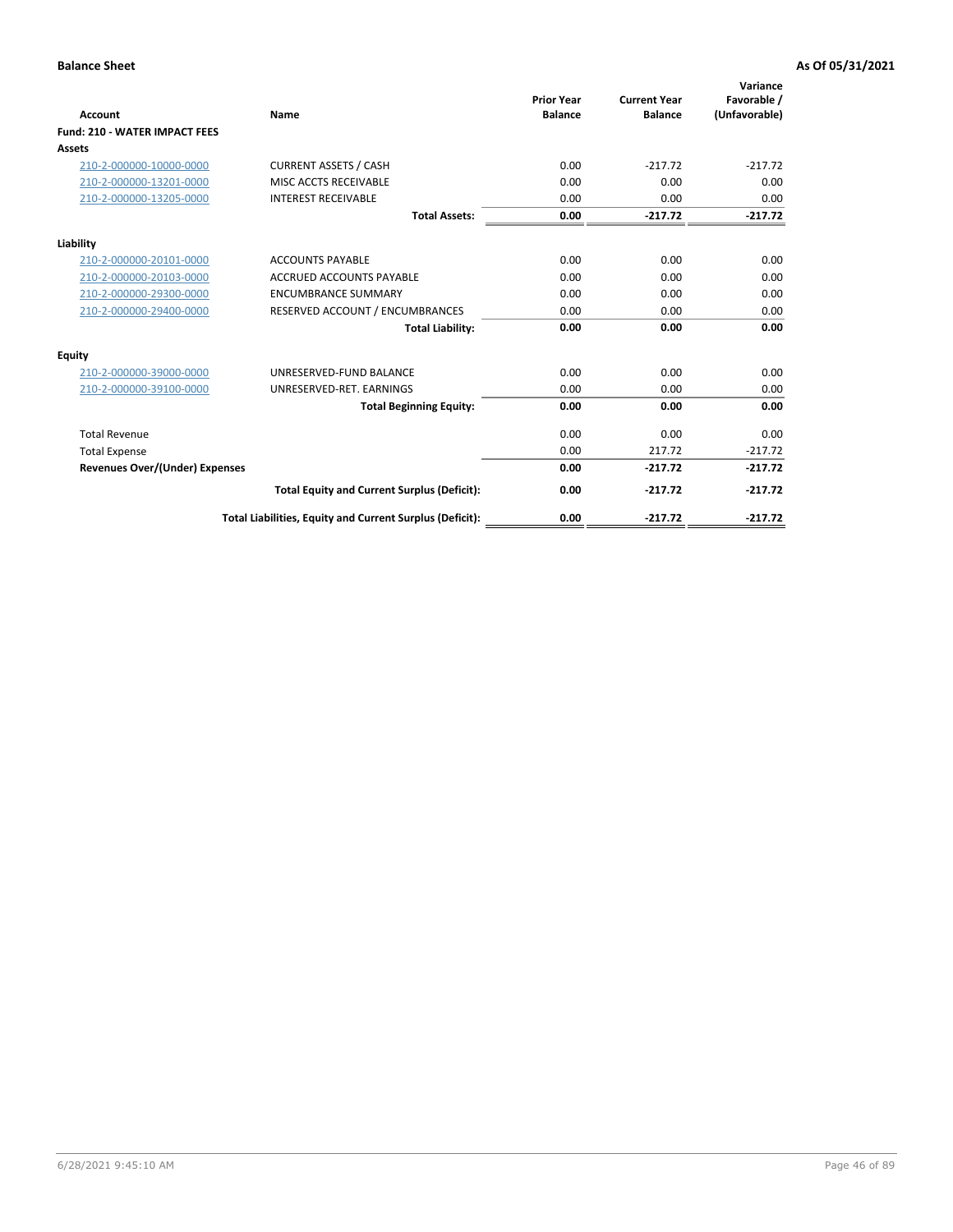**Balance Sheet** **As Of 05/31/2021**

| Account | Name | Prior Year Balance | Current Year Balance | Variance Favorable / (Unfavorable) |
|---|---|---|---|---|
| **Fund: 210 - WATER IMPACT FEES** | | | | |
| **Assets** | | | | |
| 210-2-000000-10000-0000 | CURRENT ASSETS / CASH | 0.00 | -217.72 | -217.72 |
| 210-2-000000-13201-0000 | MISC ACCTS RECEIVABLE | 0.00 | 0.00 | 0.00 |
| 210-2-000000-13205-0000 | INTEREST RECEIVABLE | 0.00 | 0.00 | 0.00 |
| | **Total Assets:** | **0.00** | **-217.72** | **-217.72** |
| **Liability** | | | | |
| 210-2-000000-20101-0000 | ACCOUNTS PAYABLE | 0.00 | 0.00 | 0.00 |
| 210-2-000000-20103-0000 | ACCRUED ACCOUNTS PAYABLE | 0.00 | 0.00 | 0.00 |
| 210-2-000000-29300-0000 | ENCUMBRANCE SUMMARY | 0.00 | 0.00 | 0.00 |
| 210-2-000000-29400-0000 | RESERVED ACCOUNT / ENCUMBRANCES | 0.00 | 0.00 | 0.00 |
| | **Total Liability:** | **0.00** | **0.00** | **0.00** |
| **Equity** | | | | |
| 210-2-000000-39000-0000 | UNRESERVED-FUND BALANCE | 0.00 | 0.00 | 0.00 |
| 210-2-000000-39100-0000 | UNRESERVED-RET. EARNINGS | 0.00 | 0.00 | 0.00 |
| | **Total Beginning Equity:** | **0.00** | **0.00** | **0.00** |
| Total Revenue | | 0.00 | 0.00 | 0.00 |
| Total Expense | | 0.00 | 217.72 | -217.72 |
| **Revenues Over/(Under) Expenses** | | **0.00** | **-217.72** | **-217.72** |
| | **Total Equity and Current Surplus (Deficit):** | **0.00** | **-217.72** | **-217.72** |
| | **Total Liabilities, Equity and Current Surplus (Deficit):** | **0.00** | **-217.72** | **-217.72** |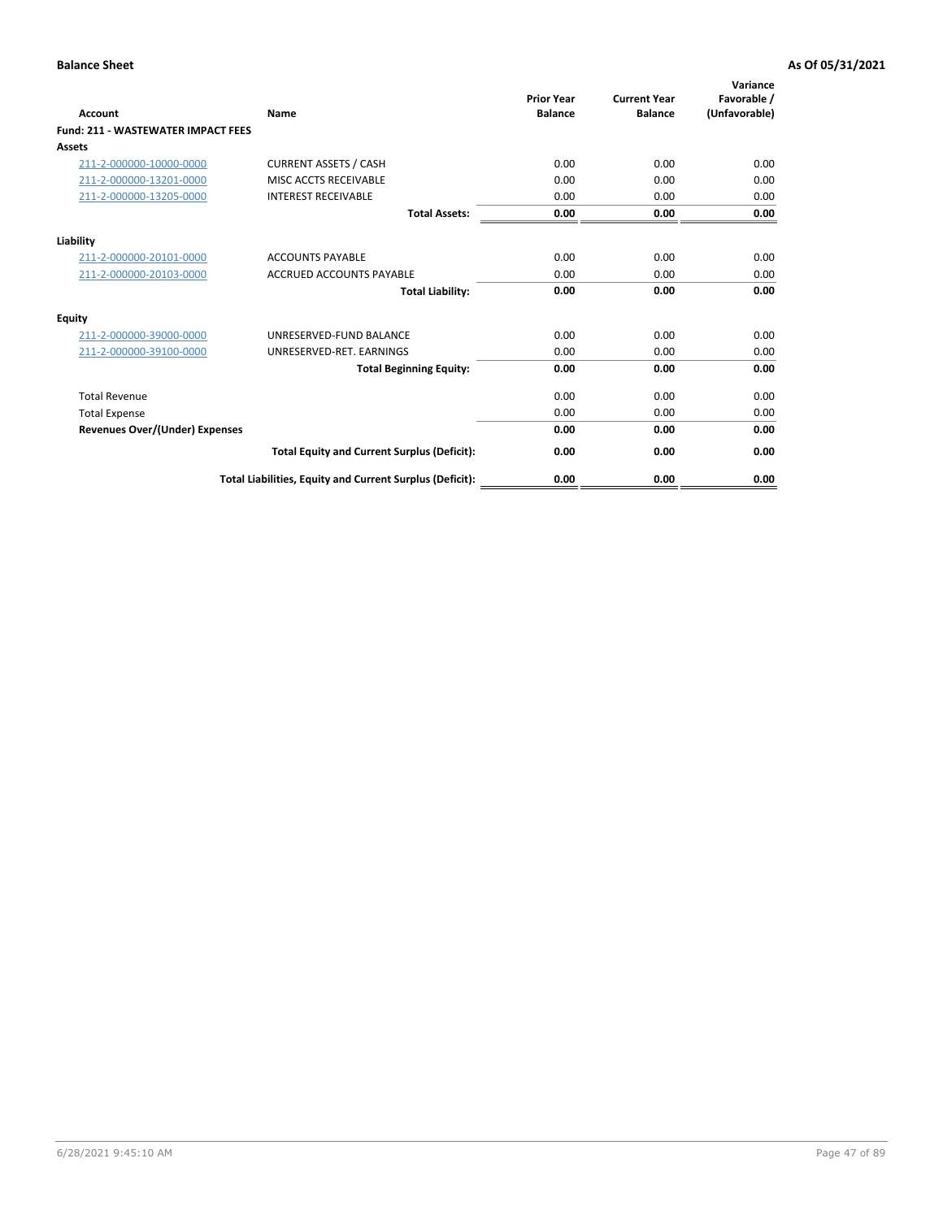**Balance Sheet** | **As Of 05/31/2021**

| Account | Name | Prior Year Balance | Current Year Balance | Variance Favorable / (Unfavorable) |
|---|---|---|---|---|
| **Fund: 211 - WASTEWATER IMPACT FEES** | | | | |
| **Assets** | | | | |
| 211-2-000000-10000-0000 | CURRENT ASSETS / CASH | 0.00 | 0.00 | 0.00 |
| 211-2-000000-13201-0000 | MISC ACCTS RECEIVABLE | 0.00 | 0.00 | 0.00 |
| 211-2-000000-13205-0000 | INTEREST RECEIVABLE | 0.00 | 0.00 | 0.00 |
| | **Total Assets:** | **0.00** | **0.00** | **0.00** |
| **Liability** | | | | |
| 211-2-000000-20101-0000 | ACCOUNTS PAYABLE | 0.00 | 0.00 | 0.00 |
| 211-2-000000-20103-0000 | ACCRUED ACCOUNTS PAYABLE | 0.00 | 0.00 | 0.00 |
| | **Total Liability:** | **0.00** | **0.00** | **0.00** |
| **Equity** | | | | |
| 211-2-000000-39000-0000 | UNRESERVED-FUND BALANCE | 0.00 | 0.00 | 0.00 |
| 211-2-000000-39100-0000 | UNRESERVED-RET. EARNINGS | 0.00 | 0.00 | 0.00 |
| | **Total Beginning Equity:** | **0.00** | **0.00** | **0.00** |
| Total Revenue | | 0.00 | 0.00 | 0.00 |
| Total Expense | | 0.00 | 0.00 | 0.00 |
| **Revenues Over/(Under) Expenses** | | **0.00** | **0.00** | **0.00** |
| | **Total Equity and Current Surplus (Deficit):** | **0.00** | **0.00** | **0.00** |
| | **Total Liabilities, Equity and Current Surplus (Deficit):** | **0.00** | **0.00** | **0.00** |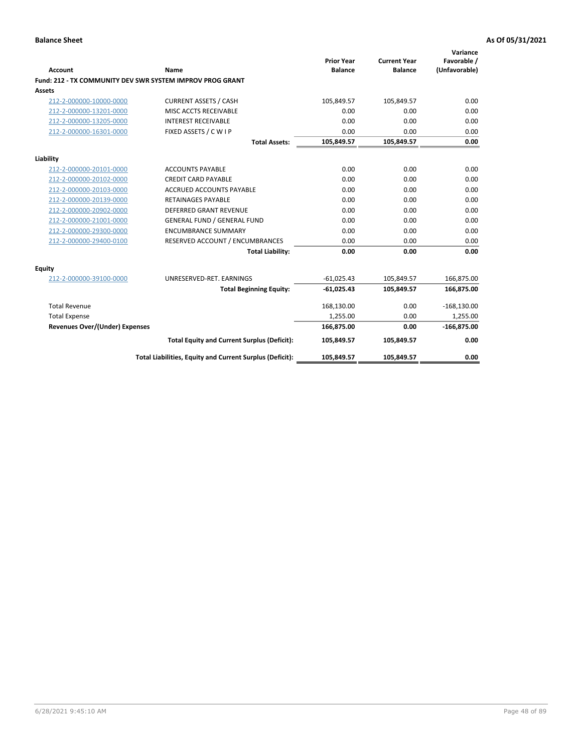**Balance Sheet** **As Of 05/31/2021**

| Account | Name | Prior Year Balance | Current Year Balance | Variance Favorable / (Unfavorable) |
|---|---|---|---|---|
| **Fund: 212 - TX COMMUNITY DEV SWR SYSTEM IMPROV PROG GRANT** | | | | |
| **Assets** | | | | |
| 212-2-000000-10000-0000 | CURRENT ASSETS / CASH | 105,849.57 | 105,849.57 | 0.00 |
| 212-2-000000-13201-0000 | MISC ACCTS RECEIVABLE | 0.00 | 0.00 | 0.00 |
| 212-2-000000-13205-0000 | INTEREST RECEIVABLE | 0.00 | 0.00 | 0.00 |
| 212-2-000000-16301-0000 | FIXED ASSETS / C W I P | 0.00 | 0.00 | 0.00 |
| | **Total Assets:** | **105,849.57** | **105,849.57** | **0.00** |
| **Liability** | | | | |
| 212-2-000000-20101-0000 | ACCOUNTS PAYABLE | 0.00 | 0.00 | 0.00 |
| 212-2-000000-20102-0000 | CREDIT CARD PAYABLE | 0.00 | 0.00 | 0.00 |
| 212-2-000000-20103-0000 | ACCRUED ACCOUNTS PAYABLE | 0.00 | 0.00 | 0.00 |
| 212-2-000000-20139-0000 | RETAINAGES PAYABLE | 0.00 | 0.00 | 0.00 |
| 212-2-000000-20902-0000 | DEFERRED GRANT REVENUE | 0.00 | 0.00 | 0.00 |
| 212-2-000000-21001-0000 | GENERAL FUND / GENERAL FUND | 0.00 | 0.00 | 0.00 |
| 212-2-000000-29300-0000 | ENCUMBRANCE SUMMARY | 0.00 | 0.00 | 0.00 |
| 212-2-000000-29400-0100 | RESERVED ACCOUNT / ENCUMBRANCES | 0.00 | 0.00 | 0.00 |
| | **Total Liability:** | **0.00** | **0.00** | **0.00** |
| **Equity** | | | | |
| 212-2-000000-39100-0000 | UNRESERVED-RET. EARNINGS | -61,025.43 | 105,849.57 | 166,875.00 |
| | **Total Beginning Equity:** | **-61,025.43** | **105,849.57** | **166,875.00** |
| Total Revenue | | 168,130.00 | 0.00 | -168,130.00 |
| Total Expense | | 1,255.00 | 0.00 | 1,255.00 |
| **Revenues Over/(Under) Expenses** | | **166,875.00** | **0.00** | **-166,875.00** |
| | **Total Equity and Current Surplus (Deficit):** | **105,849.57** | **105,849.57** | **0.00** |
| | **Total Liabilities, Equity and Current Surplus (Deficit):** | **105,849.57** | **105,849.57** | **0.00** |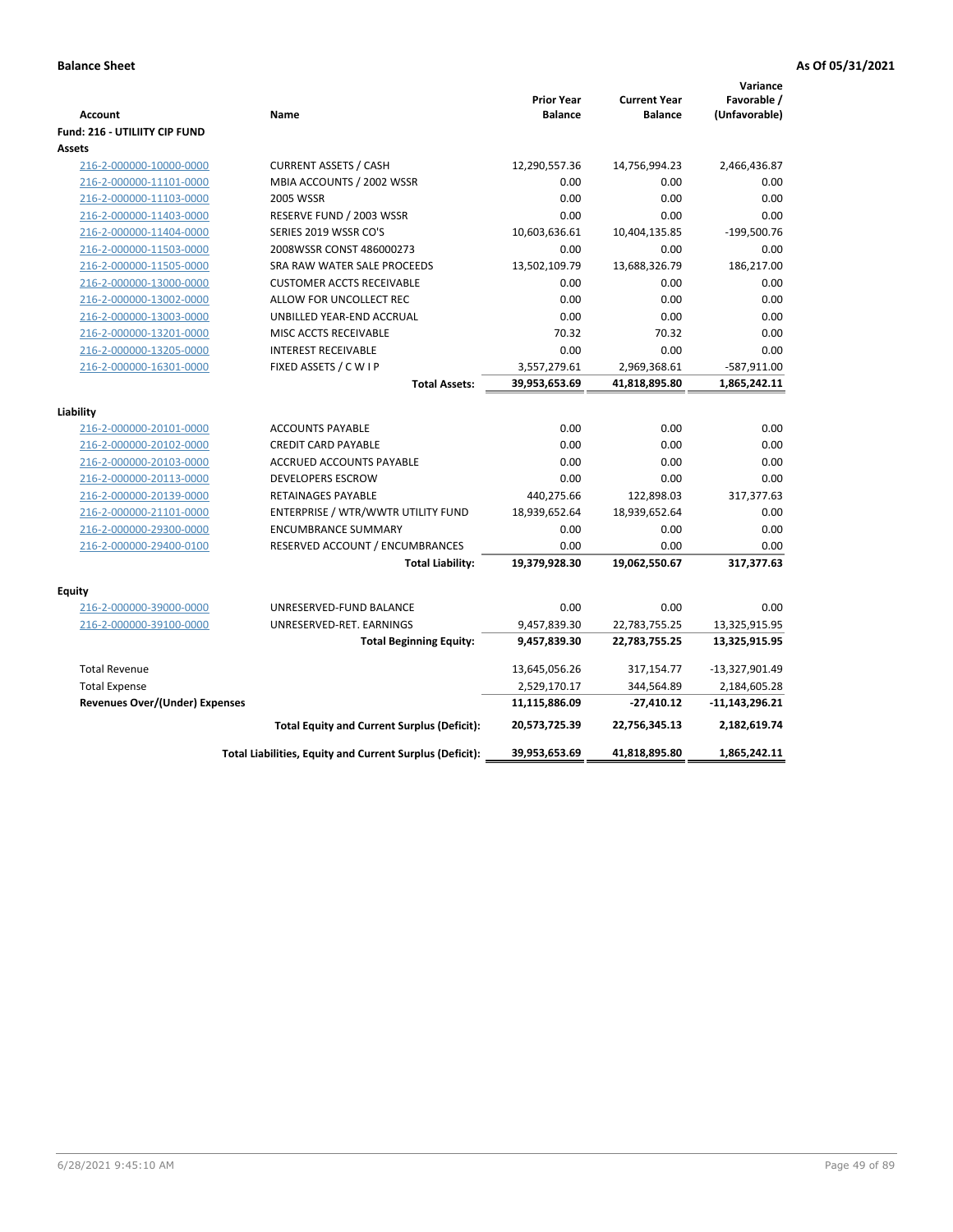**Balance Sheet** **As Of 05/31/2021**

| Account | Name | Prior Year Balance | Current Year Balance | Variance Favorable / (Unfavorable) |
|---|---|---|---|---|
| **Fund: 216 - UTILIITY CIP FUND** | | | | |
| **Assets** | | | | |
| 216-2-000000-10000-0000 | CURRENT ASSETS / CASH | 12,290,557.36 | 14,756,994.23 | 2,466,436.87 |
| 216-2-000000-11101-0000 | MBIA ACCOUNTS / 2002 WSSR | 0.00 | 0.00 | 0.00 |
| 216-2-000000-11103-0000 | 2005 WSSR | 0.00 | 0.00 | 0.00 |
| 216-2-000000-11403-0000 | RESERVE FUND / 2003 WSSR | 0.00 | 0.00 | 0.00 |
| 216-2-000000-11404-0000 | SERIES 2019 WSSR CO'S | 10,603,636.61 | 10,404,135.85 | -199,500.76 |
| 216-2-000000-11503-0000 | 2008WSSR CONST 486000273 | 0.00 | 0.00 | 0.00 |
| 216-2-000000-11505-0000 | SRA RAW WATER SALE PROCEEDS | 13,502,109.79 | 13,688,326.79 | 186,217.00 |
| 216-2-000000-13000-0000 | CUSTOMER ACCTS RECEIVABLE | 0.00 | 0.00 | 0.00 |
| 216-2-000000-13002-0000 | ALLOW FOR UNCOLLECT REC | 0.00 | 0.00 | 0.00 |
| 216-2-000000-13003-0000 | UNBILLED YEAR-END ACCRUAL | 0.00 | 0.00 | 0.00 |
| 216-2-000000-13201-0000 | MISC ACCTS RECEIVABLE | 70.32 | 70.32 | 0.00 |
| 216-2-000000-13205-0000 | INTEREST RECEIVABLE | 0.00 | 0.00 | 0.00 |
| 216-2-000000-16301-0000 | FIXED ASSETS / C W I P | 3,557,279.61 | 2,969,368.61 | -587,911.00 |
| | **Total Assets:** | **39,953,653.69** | **41,818,895.80** | **1,865,242.11** |
| **Liability** | | | | |
| 216-2-000000-20101-0000 | ACCOUNTS PAYABLE | 0.00 | 0.00 | 0.00 |
| 216-2-000000-20102-0000 | CREDIT CARD PAYABLE | 0.00 | 0.00 | 0.00 |
| 216-2-000000-20103-0000 | ACCRUED ACCOUNTS PAYABLE | 0.00 | 0.00 | 0.00 |
| 216-2-000000-20113-0000 | DEVELOPERS ESCROW | 0.00 | 0.00 | 0.00 |
| 216-2-000000-20139-0000 | RETAINAGES PAYABLE | 440,275.66 | 122,898.03 | 317,377.63 |
| 216-2-000000-21101-0000 | ENTERPRISE / WTR/WWTR UTILITY FUND | 18,939,652.64 | 18,939,652.64 | 0.00 |
| 216-2-000000-29300-0000 | ENCUMBRANCE SUMMARY | 0.00 | 0.00 | 0.00 |
| 216-2-000000-29400-0100 | RESERVED ACCOUNT / ENCUMBRANCES | 0.00 | 0.00 | 0.00 |
| | **Total Liability:** | **19,379,928.30** | **19,062,550.67** | **317,377.63** |
| **Equity** | | | | |
| 216-2-000000-39000-0000 | UNRESERVED-FUND BALANCE | 0.00 | 0.00 | 0.00 |
| 216-2-000000-39100-0000 | UNRESERVED-RET. EARNINGS | 9,457,839.30 | 22,783,755.25 | 13,325,915.95 |
| | **Total Beginning Equity:** | **9,457,839.30** | **22,783,755.25** | **13,325,915.95** |
| Total Revenue | | 13,645,056.26 | 317,154.77 | -13,327,901.49 |
| Total Expense | | 2,529,170.17 | 344,564.89 | 2,184,605.28 |
| **Revenues Over/(Under) Expenses** | | **11,115,886.09** | **-27,410.12** | **-11,143,296.21** |
| | **Total Equity and Current Surplus (Deficit):** | **20,573,725.39** | **22,756,345.13** | **2,182,619.74** |
| | **Total Liabilities, Equity and Current Surplus (Deficit):** | **39,953,653.69** | **41,818,895.80** | **1,865,242.11** |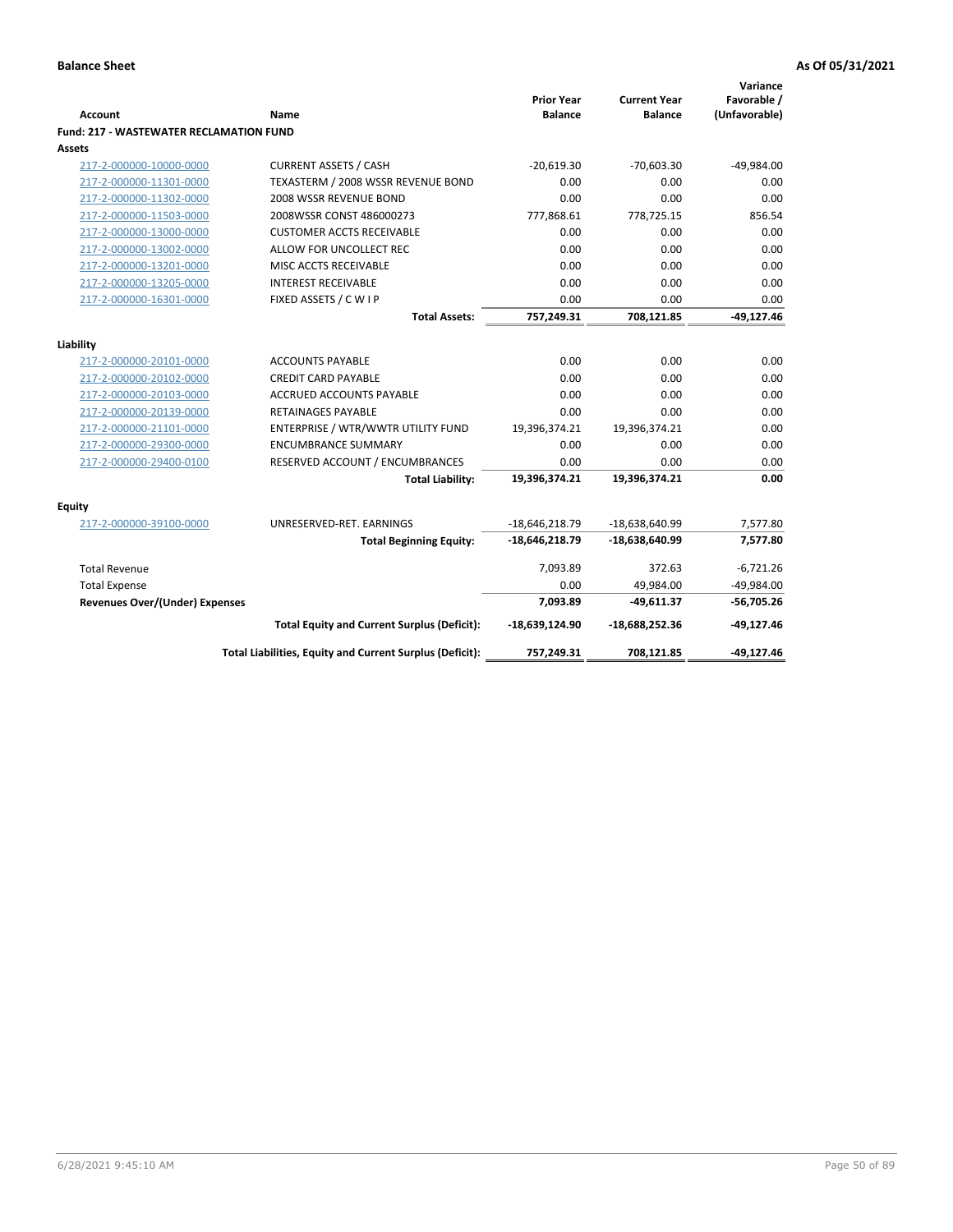**Balance Sheet** **As Of 05/31/2021**

| Account | Name | Prior Year Balance | Current Year Balance | Variance Favorable / (Unfavorable) |
|---|---|---|---|---|
| **Fund: 217 - WASTEWATER RECLAMATION FUND** | | | | |
| **Assets** | | | | |
| 217-2-000000-10000-0000 | CURRENT ASSETS / CASH | -20,619.30 | -70,603.30 | -49,984.00 |
| 217-2-000000-11301-0000 | TEXASTERM / 2008 WSSR REVENUE BOND | 0.00 | 0.00 | 0.00 |
| 217-2-000000-11302-0000 | 2008 WSSR REVENUE BOND | 0.00 | 0.00 | 0.00 |
| 217-2-000000-11503-0000 | 2008WSSR CONST 486000273 | 777,868.61 | 778,725.15 | 856.54 |
| 217-2-000000-13000-0000 | CUSTOMER ACCTS RECEIVABLE | 0.00 | 0.00 | 0.00 |
| 217-2-000000-13002-0000 | ALLOW FOR UNCOLLECT REC | 0.00 | 0.00 | 0.00 |
| 217-2-000000-13201-0000 | MISC ACCTS RECEIVABLE | 0.00 | 0.00 | 0.00 |
| 217-2-000000-13205-0000 | INTEREST RECEIVABLE | 0.00 | 0.00 | 0.00 |
| 217-2-000000-16301-0000 | FIXED ASSETS / C W I P | 0.00 | 0.00 | 0.00 |
| | **Total Assets:** | **757,249.31** | **708,121.85** | **-49,127.46** |
| **Liability** | | | | |
| 217-2-000000-20101-0000 | ACCOUNTS PAYABLE | 0.00 | 0.00 | 0.00 |
| 217-2-000000-20102-0000 | CREDIT CARD PAYABLE | 0.00 | 0.00 | 0.00 |
| 217-2-000000-20103-0000 | ACCRUED ACCOUNTS PAYABLE | 0.00 | 0.00 | 0.00 |
| 217-2-000000-20139-0000 | RETAINAGES PAYABLE | 0.00 | 0.00 | 0.00 |
| 217-2-000000-21101-0000 | ENTERPRISE / WTR/WWTR UTILITY FUND | 19,396,374.21 | 19,396,374.21 | 0.00 |
| 217-2-000000-29300-0000 | ENCUMBRANCE SUMMARY | 0.00 | 0.00 | 0.00 |
| 217-2-000000-29400-0100 | RESERVED ACCOUNT / ENCUMBRANCES | 0.00 | 0.00 | 0.00 |
| | **Total Liability:** | **19,396,374.21** | **19,396,374.21** | **0.00** |
| **Equity** | | | | |
| 217-2-000000-39100-0000 | UNRESERVED-RET. EARNINGS | -18,646,218.79 | -18,638,640.99 | 7,577.80 |
| | **Total Beginning Equity:** | **-18,646,218.79** | **-18,638,640.99** | **7,577.80** |
| Total Revenue | | 7,093.89 | 372.63 | -6,721.26 |
| Total Expense | | 0.00 | 49,984.00 | -49,984.00 |
| **Revenues Over/(Under) Expenses** | | **7,093.89** | **-49,611.37** | **-56,705.26** |
| | **Total Equity and Current Surplus (Deficit):** | **-18,639,124.90** | **-18,688,252.36** | **-49,127.46** |
| | **Total Liabilities, Equity and Current Surplus (Deficit):** | **757,249.31** | **708,121.85** | **-49,127.46** |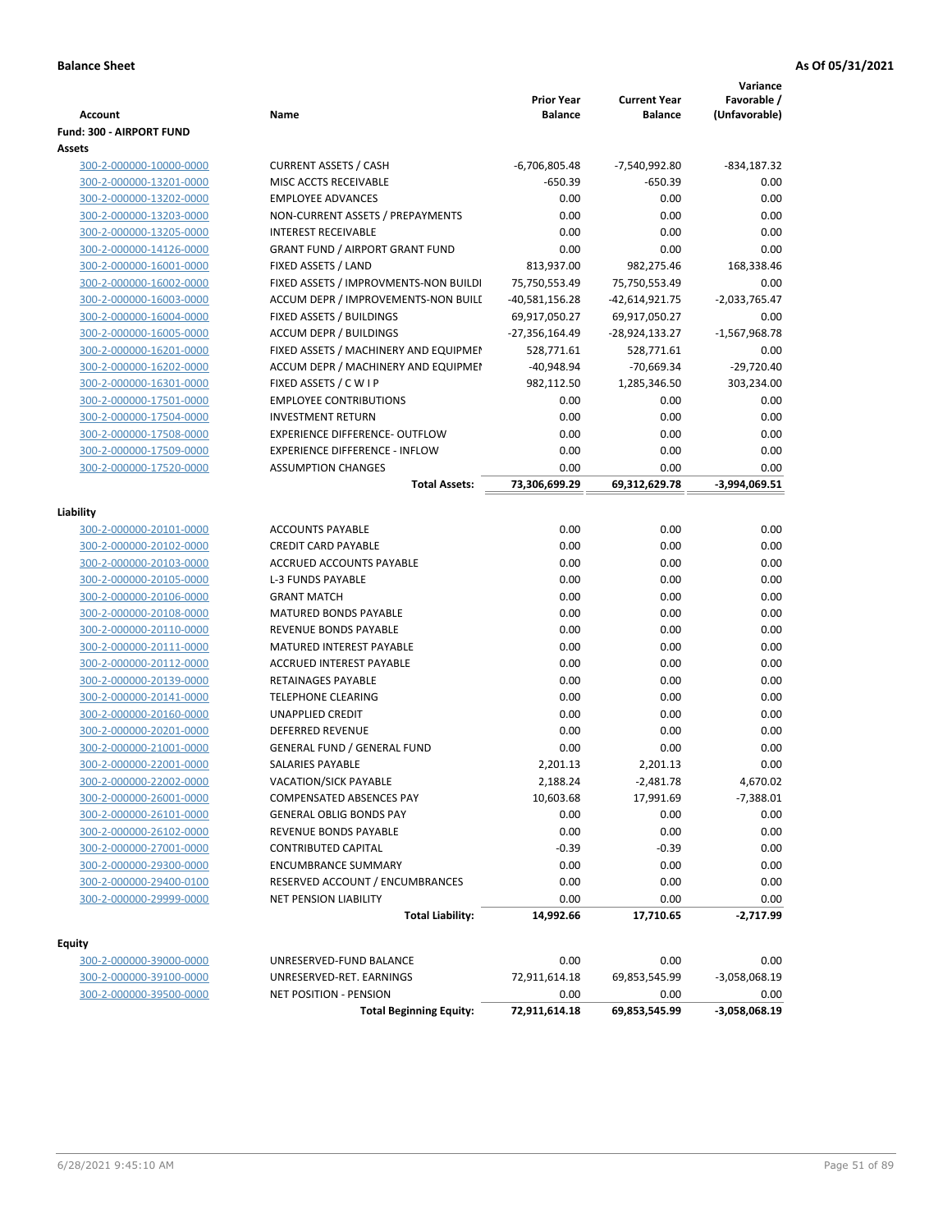**Balance Sheet** **As Of 05/31/2021**

| Account | Name | Prior Year Balance | Current Year Balance | Variance Favorable / (Unfavorable) |
|---|---|---|---|---|
| **Fund: 300 - AIRPORT FUND** | | | | |
| **Assets** | | | | |
| 300-2-000000-10000-0000 | CURRENT ASSETS / CASH | -6,706,805.48 | -7,540,992.80 | -834,187.32 |
| 300-2-000000-13201-0000 | MISC ACCTS RECEIVABLE | -650.39 | -650.39 | 0.00 |
| 300-2-000000-13202-0000 | EMPLOYEE ADVANCES | 0.00 | 0.00 | 0.00 |
| 300-2-000000-13203-0000 | NON-CURRENT ASSETS / PREPAYMENTS | 0.00 | 0.00 | 0.00 |
| 300-2-000000-13205-0000 | INTEREST RECEIVABLE | 0.00 | 0.00 | 0.00 |
| 300-2-000000-14126-0000 | GRANT FUND / AIRPORT GRANT FUND | 0.00 | 0.00 | 0.00 |
| 300-2-000000-16001-0000 | FIXED ASSETS / LAND | 813,937.00 | 982,275.46 | 168,338.46 |
| 300-2-000000-16002-0000 | FIXED ASSETS / IMPROVMENTS-NON BUILDI | 75,750,553.49 | 75,750,553.49 | 0.00 |
| 300-2-000000-16003-0000 | ACCUM DEPR / IMPROVEMENTS-NON BUILD | -40,581,156.28 | -42,614,921.75 | -2,033,765.47 |
| 300-2-000000-16004-0000 | FIXED ASSETS / BUILDINGS | 69,917,050.27 | 69,917,050.27 | 0.00 |
| 300-2-000000-16005-0000 | ACCUM DEPR / BUILDINGS | -27,356,164.49 | -28,924,133.27 | -1,567,968.78 |
| 300-2-000000-16201-0000 | FIXED ASSETS / MACHINERY AND EQUIPMEN | 528,771.61 | 528,771.61 | 0.00 |
| 300-2-000000-16202-0000 | ACCUM DEPR / MACHINERY AND EQUIPMEI | -40,948.94 | -70,669.34 | -29,720.40 |
| 300-2-000000-16301-0000 | FIXED ASSETS / C W I P | 982,112.50 | 1,285,346.50 | 303,234.00 |
| 300-2-000000-17501-0000 | EMPLOYEE CONTRIBUTIONS | 0.00 | 0.00 | 0.00 |
| 300-2-000000-17504-0000 | INVESTMENT RETURN | 0.00 | 0.00 | 0.00 |
| 300-2-000000-17508-0000 | EXPERIENCE DIFFERENCE- OUTFLOW | 0.00 | 0.00 | 0.00 |
| 300-2-000000-17509-0000 | EXPERIENCE DIFFERENCE - INFLOW | 0.00 | 0.00 | 0.00 |
| 300-2-000000-17520-0000 | ASSUMPTION CHANGES | 0.00 | 0.00 | 0.00 |
| | **Total Assets:** | **73,306,699.29** | **69,312,629.78** | **-3,994,069.51** |
| **Liability** | | | | |
| 300-2-000000-20101-0000 | ACCOUNTS PAYABLE | 0.00 | 0.00 | 0.00 |
| 300-2-000000-20102-0000 | CREDIT CARD PAYABLE | 0.00 | 0.00 | 0.00 |
| 300-2-000000-20103-0000 | ACCRUED ACCOUNTS PAYABLE | 0.00 | 0.00 | 0.00 |
| 300-2-000000-20105-0000 | L-3 FUNDS PAYABLE | 0.00 | 0.00 | 0.00 |
| 300-2-000000-20106-0000 | GRANT MATCH | 0.00 | 0.00 | 0.00 |
| 300-2-000000-20108-0000 | MATURED BONDS PAYABLE | 0.00 | 0.00 | 0.00 |
| 300-2-000000-20110-0000 | REVENUE BONDS PAYABLE | 0.00 | 0.00 | 0.00 |
| 300-2-000000-20111-0000 | MATURED INTEREST PAYABLE | 0.00 | 0.00 | 0.00 |
| 300-2-000000-20112-0000 | ACCRUED INTEREST PAYABLE | 0.00 | 0.00 | 0.00 |
| 300-2-000000-20139-0000 | RETAINAGES PAYABLE | 0.00 | 0.00 | 0.00 |
| 300-2-000000-20141-0000 | TELEPHONE CLEARING | 0.00 | 0.00 | 0.00 |
| 300-2-000000-20160-0000 | UNAPPLIED CREDIT | 0.00 | 0.00 | 0.00 |
| 300-2-000000-20201-0000 | DEFERRED REVENUE | 0.00 | 0.00 | 0.00 |
| 300-2-000000-21001-0000 | GENERAL FUND / GENERAL FUND | 0.00 | 0.00 | 0.00 |
| 300-2-000000-22001-0000 | SALARIES PAYABLE | 2,201.13 | 2,201.13 | 0.00 |
| 300-2-000000-22002-0000 | VACATION/SICK PAYABLE | 2,188.24 | -2,481.78 | 4,670.02 |
| 300-2-000000-26001-0000 | COMPENSATED ABSENCES PAY | 10,603.68 | 17,991.69 | -7,388.01 |
| 300-2-000000-26101-0000 | GENERAL OBLIG BONDS PAY | 0.00 | 0.00 | 0.00 |
| 300-2-000000-26102-0000 | REVENUE BONDS PAYABLE | 0.00 | 0.00 | 0.00 |
| 300-2-000000-27001-0000 | CONTRIBUTED CAPITAL | -0.39 | -0.39 | 0.00 |
| 300-2-000000-29300-0000 | ENCUMBRANCE SUMMARY | 0.00 | 0.00 | 0.00 |
| 300-2-000000-29400-0100 | RESERVED ACCOUNT / ENCUMBRANCES | 0.00 | 0.00 | 0.00 |
| 300-2-000000-29999-0000 | NET PENSION LIABILITY | 0.00 | 0.00 | 0.00 |
| | **Total Liability:** | **14,992.66** | **17,710.65** | **-2,717.99** |
| **Equity** | | | | |
| 300-2-000000-39000-0000 | UNRESERVED-FUND BALANCE | 0.00 | 0.00 | 0.00 |
| 300-2-000000-39100-0000 | UNRESERVED-RET. EARNINGS | 72,911,614.18 | 69,853,545.99 | -3,058,068.19 |
| 300-2-000000-39500-0000 | NET POSITION - PENSION | 0.00 | 0.00 | 0.00 |
| | **Total Beginning Equity:** | **72,911,614.18** | **69,853,545.99** | **-3,058,068.19** |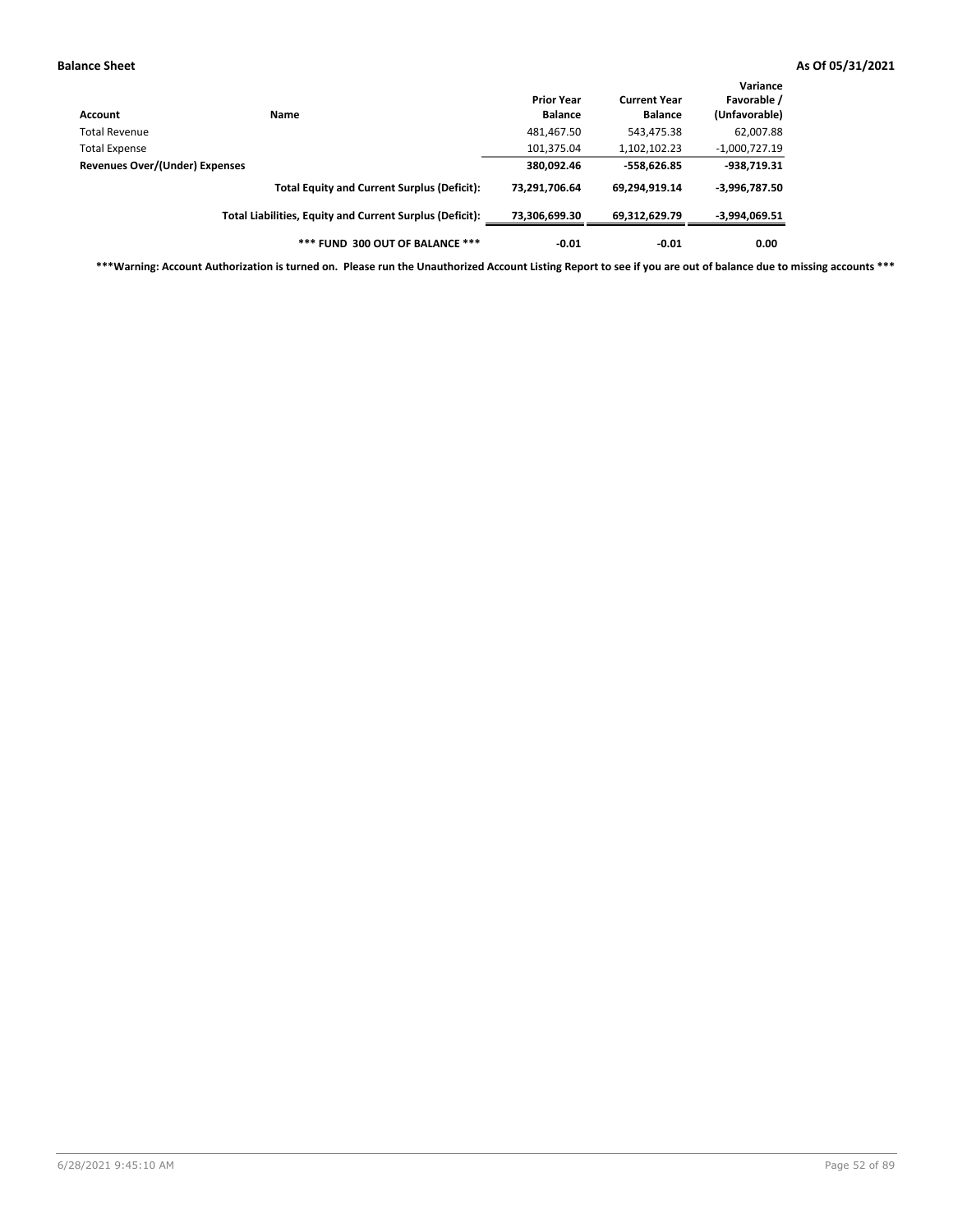**Balance Sheet** **As Of 05/31/2021**

| Account | Name | Prior Year Balance | Current Year Balance | Variance Favorable / (Unfavorable) |
|---|---|---|---|---|
| Total Revenue | | 481,467.50 | 543,475.38 | 62,007.88 |
| Total Expense | | 101,375.04 | 1,102,102.23 | -1,000,727.19 |
| **Revenues Over/(Under) Expenses** | | **380,092.46** | **-558,626.85** | **-938,719.31** |
| | **Total Equity and Current Surplus (Deficit):** | **73,291,706.64** | **69,294,919.14** | **-3,996,787.50** |
| | **Total Liabilities, Equity and Current Surplus (Deficit):** | **73,306,699.30** | **69,312,629.79** | **-3,994,069.51** |
| | **\*\*\* FUND 300 OUT OF BALANCE \*\*\*** | **-0.01** | **-0.01** | **0.00** |

**\*\*\*Warning: Account Authorization is turned on. Please run the Unauthorized Account Listing Report to see if you are out of balance due to missing accounts \*\*\***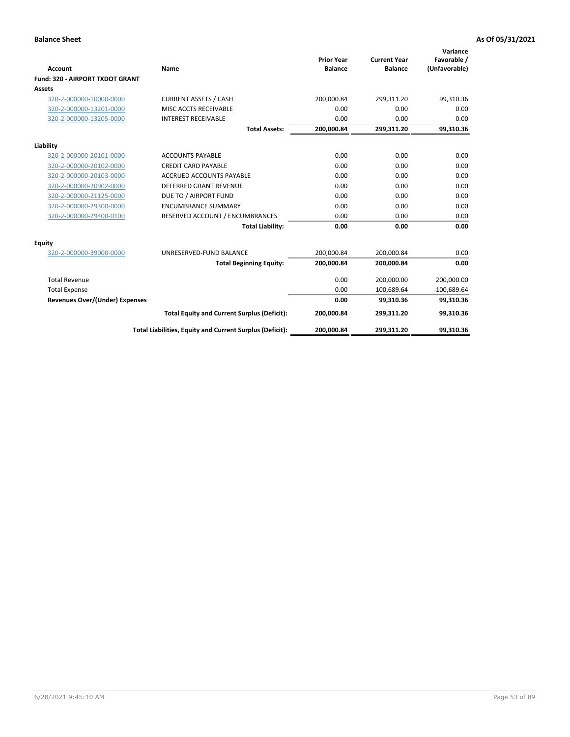**Balance Sheet** **As Of 05/31/2021**

| Account | Name | Prior Year Balance | Current Year Balance | Variance Favorable / (Unfavorable) |
|---|---|---|---|---|
| **Fund: 320 - AIRPORT TXDOT GRANT** | | | | |
| **Assets** | | | | |
| 320-2-000000-10000-0000 | CURRENT ASSETS / CASH | 200,000.84 | 299,311.20 | 99,310.36 |
| 320-2-000000-13201-0000 | MISC ACCTS RECEIVABLE | 0.00 | 0.00 | 0.00 |
| 320-2-000000-13205-0000 | INTEREST RECEIVABLE | 0.00 | 0.00 | 0.00 |
| | **Total Assets:** | **200,000.84** | **299,311.20** | **99,310.36** |
| **Liability** | | | | |
| 320-2-000000-20101-0000 | ACCOUNTS PAYABLE | 0.00 | 0.00 | 0.00 |
| 320-2-000000-20102-0000 | CREDIT CARD PAYABLE | 0.00 | 0.00 | 0.00 |
| 320-2-000000-20103-0000 | ACCRUED ACCOUNTS PAYABLE | 0.00 | 0.00 | 0.00 |
| 320-2-000000-20902-0000 | DEFERRED GRANT REVENUE | 0.00 | 0.00 | 0.00 |
| 320-2-000000-21125-0000 | DUE TO / AIRPORT FUND | 0.00 | 0.00 | 0.00 |
| 320-2-000000-29300-0000 | ENCUMBRANCE SUMMARY | 0.00 | 0.00 | 0.00 |
| 320-2-000000-29400-0100 | RESERVED ACCOUNT / ENCUMBRANCES | 0.00 | 0.00 | 0.00 |
| | **Total Liability:** | **0.00** | **0.00** | **0.00** |
| **Equity** | | | | |
| 320-2-000000-39000-0000 | UNRESERVED-FUND BALANCE | 200,000.84 | 200,000.84 | 0.00 |
| | **Total Beginning Equity:** | **200,000.84** | **200,000.84** | **0.00** |
| Total Revenue | | 0.00 | 200,000.00 | 200,000.00 |
| Total Expense | | 0.00 | 100,689.64 | -100,689.64 |
| **Revenues Over/(Under) Expenses** | | **0.00** | **99,310.36** | **99,310.36** |
| | **Total Equity and Current Surplus (Deficit):** | **200,000.84** | **299,311.20** | **99,310.36** |
| | **Total Liabilities, Equity and Current Surplus (Deficit):** | **200,000.84** | **299,311.20** | **99,310.36** |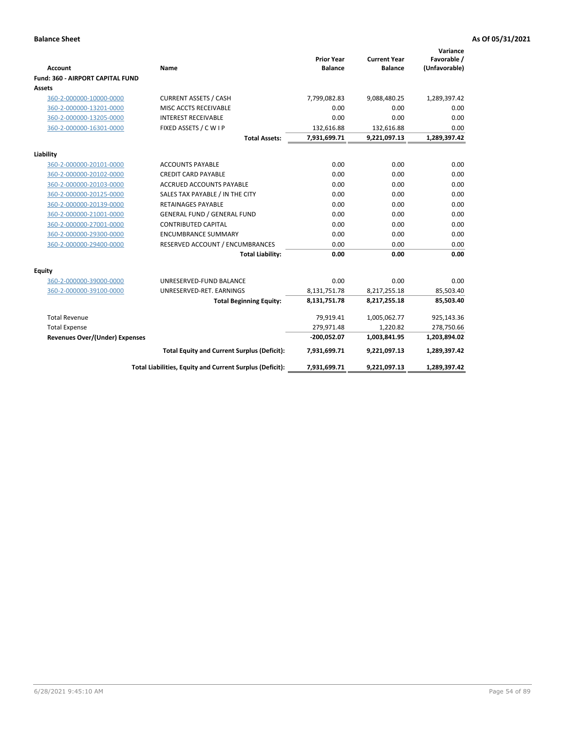**Balance Sheet** **As Of 05/31/2021**

| Account | Name | Prior Year Balance | Current Year Balance | Variance Favorable / (Unfavorable) |
|---|---|---|---|---|
| **Fund: 360 - AIRPORT CAPITAL FUND** | | | | |
| **Assets** | | | | |
| 360-2-000000-10000-0000 | CURRENT ASSETS / CASH | 7,799,082.83 | 9,088,480.25 | 1,289,397.42 |
| 360-2-000000-13201-0000 | MISC ACCTS RECEIVABLE | 0.00 | 0.00 | 0.00 |
| 360-2-000000-13205-0000 | INTEREST RECEIVABLE | 0.00 | 0.00 | 0.00 |
| 360-2-000000-16301-0000 | FIXED ASSETS / C W I P | 132,616.88 | 132,616.88 | 0.00 |
| | **Total Assets:** | **7,931,699.71** | **9,221,097.13** | **1,289,397.42** |
| **Liability** | | | | |
| 360-2-000000-20101-0000 | ACCOUNTS PAYABLE | 0.00 | 0.00 | 0.00 |
| 360-2-000000-20102-0000 | CREDIT CARD PAYABLE | 0.00 | 0.00 | 0.00 |
| 360-2-000000-20103-0000 | ACCRUED ACCOUNTS PAYABLE | 0.00 | 0.00 | 0.00 |
| 360-2-000000-20125-0000 | SALES TAX PAYABLE / IN THE CITY | 0.00 | 0.00 | 0.00 |
| 360-2-000000-20139-0000 | RETAINAGES PAYABLE | 0.00 | 0.00 | 0.00 |
| 360-2-000000-21001-0000 | GENERAL FUND / GENERAL FUND | 0.00 | 0.00 | 0.00 |
| 360-2-000000-27001-0000 | CONTRIBUTED CAPITAL | 0.00 | 0.00 | 0.00 |
| 360-2-000000-29300-0000 | ENCUMBRANCE SUMMARY | 0.00 | 0.00 | 0.00 |
| 360-2-000000-29400-0000 | RESERVED ACCOUNT / ENCUMBRANCES | 0.00 | 0.00 | 0.00 |
| | **Total Liability:** | **0.00** | **0.00** | **0.00** |
| **Equity** | | | | |
| 360-2-000000-39000-0000 | UNRESERVED-FUND BALANCE | 0.00 | 0.00 | 0.00 |
| 360-2-000000-39100-0000 | UNRESERVED-RET. EARNINGS | 8,131,751.78 | 8,217,255.18 | 85,503.40 |
| | **Total Beginning Equity:** | **8,131,751.78** | **8,217,255.18** | **85,503.40** |
| Total Revenue | | 79,919.41 | 1,005,062.77 | 925,143.36 |
| Total Expense | | 279,971.48 | 1,220.82 | 278,750.66 |
| **Revenues Over/(Under) Expenses** | | **-200,052.07** | **1,003,841.95** | **1,203,894.02** |
| | **Total Equity and Current Surplus (Deficit):** | **7,931,699.71** | **9,221,097.13** | **1,289,397.42** |
| | **Total Liabilities, Equity and Current Surplus (Deficit):** | **7,931,699.71** | **9,221,097.13** | **1,289,397.42** |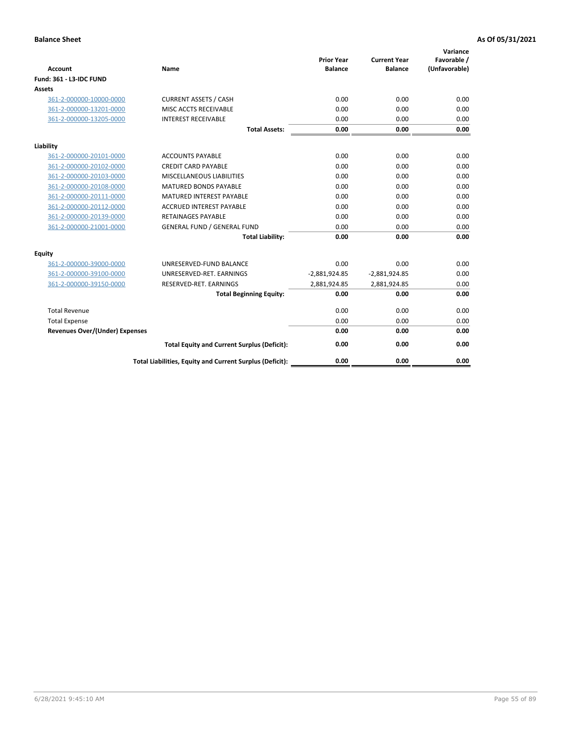**Balance Sheet** — As Of 05/31/2021

| Account | Name | Prior Year Balance | Current Year Balance | Variance Favorable / (Unfavorable) |
|---|---|---|---|---|
| **Fund: 361 - L3-IDC FUND** | | | | |
| **Assets** | | | | |
| 361-2-000000-10000-0000 | CURRENT ASSETS / CASH | 0.00 | 0.00 | 0.00 |
| 361-2-000000-13201-0000 | MISC ACCTS RECEIVABLE | 0.00 | 0.00 | 0.00 |
| 361-2-000000-13205-0000 | INTEREST RECEIVABLE | 0.00 | 0.00 | 0.00 |
| | **Total Assets:** | **0.00** | **0.00** | **0.00** |
| **Liability** | | | | |
| 361-2-000000-20101-0000 | ACCOUNTS PAYABLE | 0.00 | 0.00 | 0.00 |
| 361-2-000000-20102-0000 | CREDIT CARD PAYABLE | 0.00 | 0.00 | 0.00 |
| 361-2-000000-20103-0000 | MISCELLANEOUS LIABILITIES | 0.00 | 0.00 | 0.00 |
| 361-2-000000-20108-0000 | MATURED BONDS PAYABLE | 0.00 | 0.00 | 0.00 |
| 361-2-000000-20111-0000 | MATURED INTEREST PAYABLE | 0.00 | 0.00 | 0.00 |
| 361-2-000000-20112-0000 | ACCRUED INTEREST PAYABLE | 0.00 | 0.00 | 0.00 |
| 361-2-000000-20139-0000 | RETAINAGES PAYABLE | 0.00 | 0.00 | 0.00 |
| 361-2-000000-21001-0000 | GENERAL FUND / GENERAL FUND | 0.00 | 0.00 | 0.00 |
| | **Total Liability:** | **0.00** | **0.00** | **0.00** |
| **Equity** | | | | |
| 361-2-000000-39000-0000 | UNRESERVED-FUND BALANCE | 0.00 | 0.00 | 0.00 |
| 361-2-000000-39100-0000 | UNRESERVED-RET. EARNINGS | -2,881,924.85 | -2,881,924.85 | 0.00 |
| 361-2-000000-39150-0000 | RESERVED-RET. EARNINGS | 2,881,924.85 | 2,881,924.85 | 0.00 |
| | **Total Beginning Equity:** | **0.00** | **0.00** | **0.00** |
| Total Revenue | | 0.00 | 0.00 | 0.00 |
| Total Expense | | 0.00 | 0.00 | 0.00 |
| **Revenues Over/(Under) Expenses** | | **0.00** | **0.00** | **0.00** |
| | **Total Equity and Current Surplus (Deficit):** | **0.00** | **0.00** | **0.00** |
| | **Total Liabilities, Equity and Current Surplus (Deficit):** | **0.00** | **0.00** | **0.00** |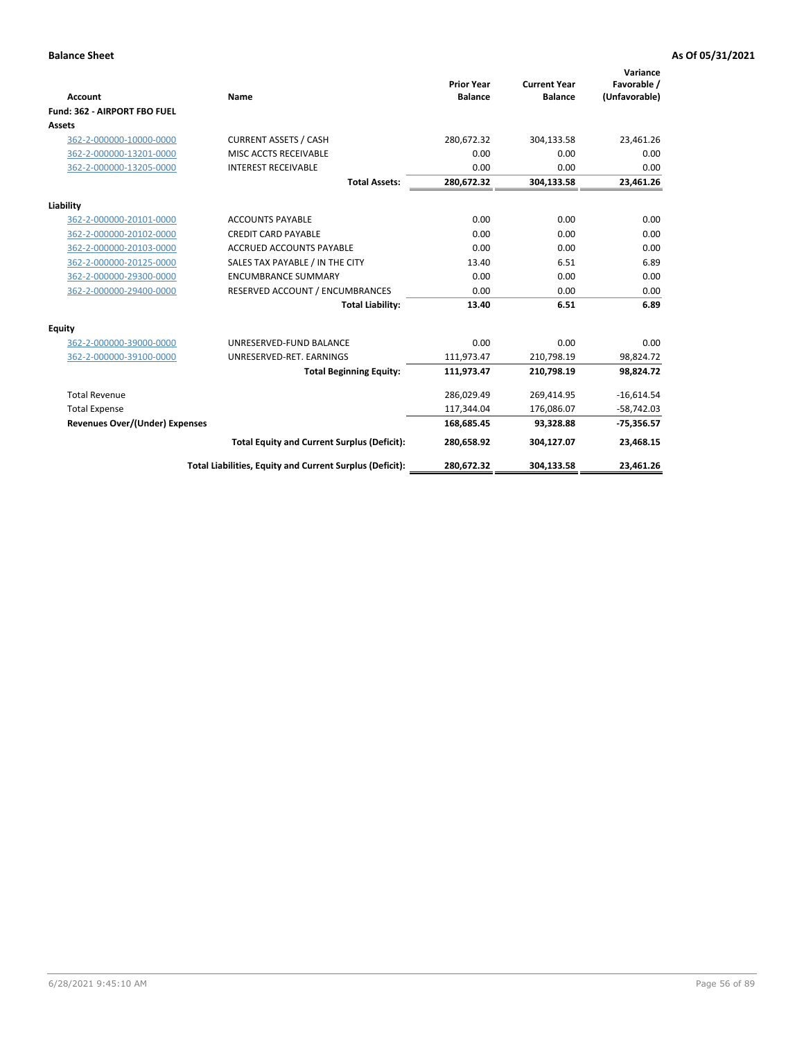**Balance Sheet** **As Of 05/31/2021**

| Account | Name | Prior Year Balance | Current Year Balance | Variance Favorable / (Unfavorable) |
|---|---|---|---|---|
| **Fund: 362 - AIRPORT FBO FUEL** | | | | |
| **Assets** | | | | |
| 362-2-000000-10000-0000 | CURRENT ASSETS / CASH | 280,672.32 | 304,133.58 | 23,461.26 |
| 362-2-000000-13201-0000 | MISC ACCTS RECEIVABLE | 0.00 | 0.00 | 0.00 |
| 362-2-000000-13205-0000 | INTEREST RECEIVABLE | 0.00 | 0.00 | 0.00 |
| | **Total Assets:** | **280,672.32** | **304,133.58** | **23,461.26** |
| **Liability** | | | | |
| 362-2-000000-20101-0000 | ACCOUNTS PAYABLE | 0.00 | 0.00 | 0.00 |
| 362-2-000000-20102-0000 | CREDIT CARD PAYABLE | 0.00 | 0.00 | 0.00 |
| 362-2-000000-20103-0000 | ACCRUED ACCOUNTS PAYABLE | 0.00 | 0.00 | 0.00 |
| 362-2-000000-20125-0000 | SALES TAX PAYABLE / IN THE CITY | 13.40 | 6.51 | 6.89 |
| 362-2-000000-29300-0000 | ENCUMBRANCE SUMMARY | 0.00 | 0.00 | 0.00 |
| 362-2-000000-29400-0000 | RESERVED ACCOUNT / ENCUMBRANCES | 0.00 | 0.00 | 0.00 |
| | **Total Liability:** | **13.40** | **6.51** | **6.89** |
| **Equity** | | | | |
| 362-2-000000-39000-0000 | UNRESERVED-FUND BALANCE | 0.00 | 0.00 | 0.00 |
| 362-2-000000-39100-0000 | UNRESERVED-RET. EARNINGS | 111,973.47 | 210,798.19 | 98,824.72 |
| | **Total Beginning Equity:** | **111,973.47** | **210,798.19** | **98,824.72** |
| Total Revenue | | 286,029.49 | 269,414.95 | -16,614.54 |
| Total Expense | | 117,344.04 | 176,086.07 | -58,742.03 |
| **Revenues Over/(Under) Expenses** | | **168,685.45** | **93,328.88** | **-75,356.57** |
| | **Total Equity and Current Surplus (Deficit):** | **280,658.92** | **304,127.07** | **23,468.15** |
| | **Total Liabilities, Equity and Current Surplus (Deficit):** | **280,672.32** | **304,133.58** | **23,461.26** |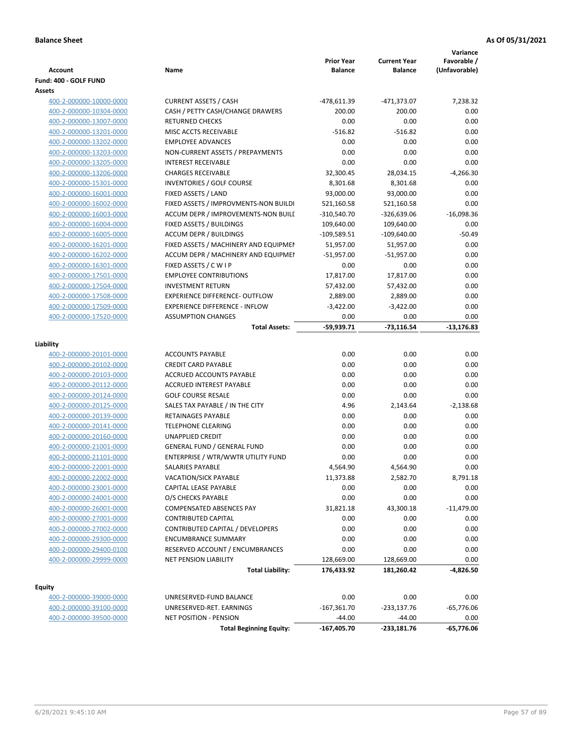**Balance Sheet** | **As Of 05/31/2021**

| Account | Name | Prior Year Balance | Current Year Balance | Variance Favorable / (Unfavorable) |
|---|---|---|---|---|
| **Fund: 400 - GOLF FUND** | | | | |
| **Assets** | | | | |
| 400-2-000000-10000-0000 | CURRENT ASSETS / CASH | -478,611.39 | -471,373.07 | 7,238.32 |
| 400-2-000000-10304-0000 | CASH / PETTY CASH/CHANGE DRAWERS | 200.00 | 200.00 | 0.00 |
| 400-2-000000-13007-0000 | RETURNED CHECKS | 0.00 | 0.00 | 0.00 |
| 400-2-000000-13201-0000 | MISC ACCTS RECEIVABLE | -516.82 | -516.82 | 0.00 |
| 400-2-000000-13202-0000 | EMPLOYEE ADVANCES | 0.00 | 0.00 | 0.00 |
| 400-2-000000-13203-0000 | NON-CURRENT ASSETS / PREPAYMENTS | 0.00 | 0.00 | 0.00 |
| 400-2-000000-13205-0000 | INTEREST RECEIVABLE | 0.00 | 0.00 | 0.00 |
| 400-2-000000-13206-0000 | CHARGES RECEIVABLE | 32,300.45 | 28,034.15 | -4,266.30 |
| 400-2-000000-15301-0000 | INVENTORIES / GOLF COURSE | 8,301.68 | 8,301.68 | 0.00 |
| 400-2-000000-16001-0000 | FIXED ASSETS / LAND | 93,000.00 | 93,000.00 | 0.00 |
| 400-2-000000-16002-0000 | FIXED ASSETS / IMPROVMENTS-NON BUILDI | 521,160.58 | 521,160.58 | 0.00 |
| 400-2-000000-16003-0000 | ACCUM DEPR / IMPROVEMENTS-NON BUILI | -310,540.70 | -326,639.06 | -16,098.36 |
| 400-2-000000-16004-0000 | FIXED ASSETS / BUILDINGS | 109,640.00 | 109,640.00 | 0.00 |
| 400-2-000000-16005-0000 | ACCUM DEPR / BUILDINGS | -109,589.51 | -109,640.00 | -50.49 |
| 400-2-000000-16201-0000 | FIXED ASSETS / MACHINERY AND EQUIPMEI | 51,957.00 | 51,957.00 | 0.00 |
| 400-2-000000-16202-0000 | ACCUM DEPR / MACHINERY AND EQUIPMEI | -51,957.00 | -51,957.00 | 0.00 |
| 400-2-000000-16301-0000 | FIXED ASSETS / C W I P | 0.00 | 0.00 | 0.00 |
| 400-2-000000-17501-0000 | EMPLOYEE CONTRIBUTIONS | 17,817.00 | 17,817.00 | 0.00 |
| 400-2-000000-17504-0000 | INVESTMENT RETURN | 57,432.00 | 57,432.00 | 0.00 |
| 400-2-000000-17508-0000 | EXPERIENCE DIFFERENCE- OUTFLOW | 2,889.00 | 2,889.00 | 0.00 |
| 400-2-000000-17509-0000 | EXPERIENCE DIFFERENCE - INFLOW | -3,422.00 | -3,422.00 | 0.00 |
| 400-2-000000-17520-0000 | ASSUMPTION CHANGES | 0.00 | 0.00 | 0.00 |
| | **Total Assets:** | **-59,939.71** | **-73,116.54** | **-13,176.83** |
| **Liability** | | | | |
| 400-2-000000-20101-0000 | ACCOUNTS PAYABLE | 0.00 | 0.00 | 0.00 |
| 400-2-000000-20102-0000 | CREDIT CARD PAYABLE | 0.00 | 0.00 | 0.00 |
| 400-2-000000-20103-0000 | ACCRUED ACCOUNTS PAYABLE | 0.00 | 0.00 | 0.00 |
| 400-2-000000-20112-0000 | ACCRUED INTEREST PAYABLE | 0.00 | 0.00 | 0.00 |
| 400-2-000000-20124-0000 | GOLF COURSE RESALE | 0.00 | 0.00 | 0.00 |
| 400-2-000000-20125-0000 | SALES TAX PAYABLE / IN THE CITY | 4.96 | 2,143.64 | -2,138.68 |
| 400-2-000000-20139-0000 | RETAINAGES PAYABLE | 0.00 | 0.00 | 0.00 |
| 400-2-000000-20141-0000 | TELEPHONE CLEARING | 0.00 | 0.00 | 0.00 |
| 400-2-000000-20160-0000 | UNAPPLIED CREDIT | 0.00 | 0.00 | 0.00 |
| 400-2-000000-21001-0000 | GENERAL FUND / GENERAL FUND | 0.00 | 0.00 | 0.00 |
| 400-2-000000-21101-0000 | ENTERPRISE / WTR/WWTR UTILITY FUND | 0.00 | 0.00 | 0.00 |
| 400-2-000000-22001-0000 | SALARIES PAYABLE | 4,564.90 | 4,564.90 | 0.00 |
| 400-2-000000-22002-0000 | VACATION/SICK PAYABLE | 11,373.88 | 2,582.70 | 8,791.18 |
| 400-2-000000-23001-0000 | CAPITAL LEASE PAYABLE | 0.00 | 0.00 | 0.00 |
| 400-2-000000-24001-0000 | O/S CHECKS PAYABLE | 0.00 | 0.00 | 0.00 |
| 400-2-000000-26001-0000 | COMPENSATED ABSENCES PAY | 31,821.18 | 43,300.18 | -11,479.00 |
| 400-2-000000-27001-0000 | CONTRIBUTED CAPITAL | 0.00 | 0.00 | 0.00 |
| 400-2-000000-27002-0000 | CONTRIBUTED CAPITAL / DEVELOPERS | 0.00 | 0.00 | 0.00 |
| 400-2-000000-29300-0000 | ENCUMBRANCE SUMMARY | 0.00 | 0.00 | 0.00 |
| 400-2-000000-29400-0100 | RESERVED ACCOUNT / ENCUMBRANCES | 0.00 | 0.00 | 0.00 |
| 400-2-000000-29999-0000 | NET PENSION LIABILITY | 128,669.00 | 128,669.00 | 0.00 |
| | **Total Liability:** | **176,433.92** | **181,260.42** | **-4,826.50** |
| **Equity** | | | | |
| 400-2-000000-39000-0000 | UNRESERVED-FUND BALANCE | 0.00 | 0.00 | 0.00 |
| 400-2-000000-39100-0000 | UNRESERVED-RET. EARNINGS | -167,361.70 | -233,137.76 | -65,776.06 |
| 400-2-000000-39500-0000 | NET POSITION - PENSION | -44.00 | -44.00 | 0.00 |
| | **Total Beginning Equity:** | **-167,405.70** | **-233,181.76** | **-65,776.06** |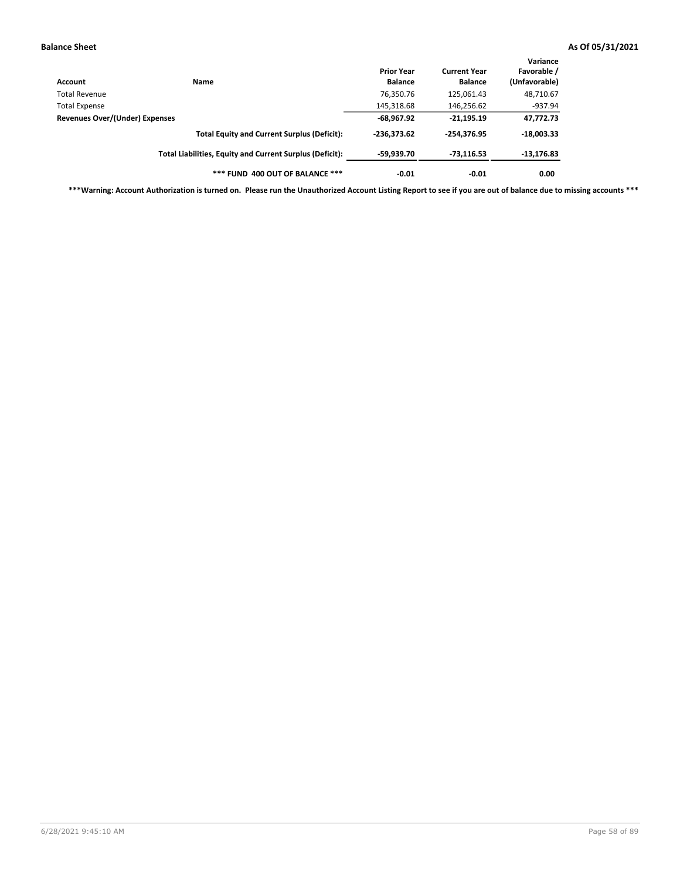**Balance Sheet** **As Of 05/31/2021**

| Account | Name | Prior Year Balance | Current Year Balance | Variance Favorable / (Unfavorable) |
|---|---|---|---|---|
| Total Revenue | | 76,350.76 | 125,061.43 | 48,710.67 |
| Total Expense | | 145,318.68 | 146,256.62 | -937.94 |
| **Revenues Over/(Under) Expenses** | | **-68,967.92** | **-21,195.19** | **47,772.73** |
| | **Total Equity and Current Surplus (Deficit):** | **-236,373.62** | **-254,376.95** | **-18,003.33** |
| | **Total Liabilities, Equity and Current Surplus (Deficit):** | **-59,939.70** | **-73,116.53** | **-13,176.83** |
| | **\*\*\* FUND 400 OUT OF BALANCE \*\*\*** | **-0.01** | **-0.01** | **0.00** |

**\*\*\*Warning: Account Authorization is turned on. Please run the Unauthorized Account Listing Report to see if you are out of balance due to missing accounts \*\*\***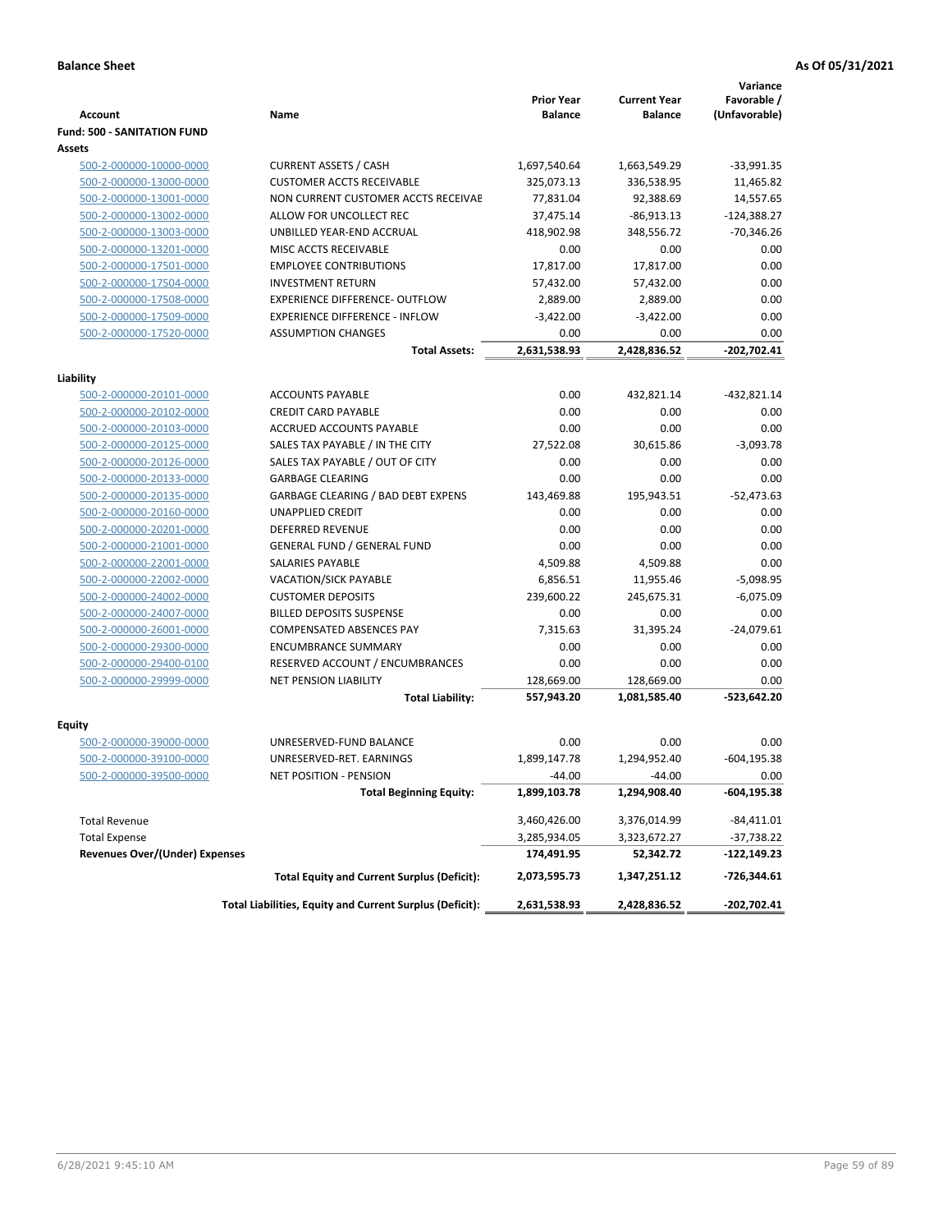**Balance Sheet** **As Of 05/31/2021**

| Account | Name | Prior Year Balance | Current Year Balance | Variance Favorable / (Unfavorable) |
|---|---|---|---|---|
| **Fund: 500 - SANITATION FUND** | | | | |
| **Assets** | | | | |
| 500-2-000000-10000-0000 | CURRENT ASSETS / CASH | 1,697,540.64 | 1,663,549.29 | -33,991.35 |
| 500-2-000000-13000-0000 | CUSTOMER ACCTS RECEIVABLE | 325,073.13 | 336,538.95 | 11,465.82 |
| 500-2-000000-13001-0000 | NON CURRENT CUSTOMER ACCTS RECEIVAE | 77,831.04 | 92,388.69 | 14,557.65 |
| 500-2-000000-13002-0000 | ALLOW FOR UNCOLLECT REC | 37,475.14 | -86,913.13 | -124,388.27 |
| 500-2-000000-13003-0000 | UNBILLED YEAR-END ACCRUAL | 418,902.98 | 348,556.72 | -70,346.26 |
| 500-2-000000-13201-0000 | MISC ACCTS RECEIVABLE | 0.00 | 0.00 | 0.00 |
| 500-2-000000-17501-0000 | EMPLOYEE CONTRIBUTIONS | 17,817.00 | 17,817.00 | 0.00 |
| 500-2-000000-17504-0000 | INVESTMENT RETURN | 57,432.00 | 57,432.00 | 0.00 |
| 500-2-000000-17508-0000 | EXPERIENCE DIFFERENCE- OUTFLOW | 2,889.00 | 2,889.00 | 0.00 |
| 500-2-000000-17509-0000 | EXPERIENCE DIFFERENCE - INFLOW | -3,422.00 | -3,422.00 | 0.00 |
| 500-2-000000-17520-0000 | ASSUMPTION CHANGES | 0.00 | 0.00 | 0.00 |
| | **Total Assets:** | **2,631,538.93** | **2,428,836.52** | **-202,702.41** |
| **Liability** | | | | |
| 500-2-000000-20101-0000 | ACCOUNTS PAYABLE | 0.00 | 432,821.14 | -432,821.14 |
| 500-2-000000-20102-0000 | CREDIT CARD PAYABLE | 0.00 | 0.00 | 0.00 |
| 500-2-000000-20103-0000 | ACCRUED ACCOUNTS PAYABLE | 0.00 | 0.00 | 0.00 |
| 500-2-000000-20125-0000 | SALES TAX PAYABLE / IN THE CITY | 27,522.08 | 30,615.86 | -3,093.78 |
| 500-2-000000-20126-0000 | SALES TAX PAYABLE / OUT OF CITY | 0.00 | 0.00 | 0.00 |
| 500-2-000000-20133-0000 | GARBAGE CLEARING | 0.00 | 0.00 | 0.00 |
| 500-2-000000-20135-0000 | GARBAGE CLEARING / BAD DEBT EXPENS | 143,469.88 | 195,943.51 | -52,473.63 |
| 500-2-000000-20160-0000 | UNAPPLIED CREDIT | 0.00 | 0.00 | 0.00 |
| 500-2-000000-20201-0000 | DEFERRED REVENUE | 0.00 | 0.00 | 0.00 |
| 500-2-000000-21001-0000 | GENERAL FUND / GENERAL FUND | 0.00 | 0.00 | 0.00 |
| 500-2-000000-22001-0000 | SALARIES PAYABLE | 4,509.88 | 4,509.88 | 0.00 |
| 500-2-000000-22002-0000 | VACATION/SICK PAYABLE | 6,856.51 | 11,955.46 | -5,098.95 |
| 500-2-000000-24002-0000 | CUSTOMER DEPOSITS | 239,600.22 | 245,675.31 | -6,075.09 |
| 500-2-000000-24007-0000 | BILLED DEPOSITS SUSPENSE | 0.00 | 0.00 | 0.00 |
| 500-2-000000-26001-0000 | COMPENSATED ABSENCES PAY | 7,315.63 | 31,395.24 | -24,079.61 |
| 500-2-000000-29300-0000 | ENCUMBRANCE SUMMARY | 0.00 | 0.00 | 0.00 |
| 500-2-000000-29400-0100 | RESERVED ACCOUNT / ENCUMBRANCES | 0.00 | 0.00 | 0.00 |
| 500-2-000000-29999-0000 | NET PENSION LIABILITY | 128,669.00 | 128,669.00 | 0.00 |
| | **Total Liability:** | **557,943.20** | **1,081,585.40** | **-523,642.20** |
| **Equity** | | | | |
| 500-2-000000-39000-0000 | UNRESERVED-FUND BALANCE | 0.00 | 0.00 | 0.00 |
| 500-2-000000-39100-0000 | UNRESERVED-RET. EARNINGS | 1,899,147.78 | 1,294,952.40 | -604,195.38 |
| 500-2-000000-39500-0000 | NET POSITION - PENSION | -44.00 | -44.00 | 0.00 |
| | **Total Beginning Equity:** | **1,899,103.78** | **1,294,908.40** | **-604,195.38** |
| Total Revenue | | 3,460,426.00 | 3,376,014.99 | -84,411.01 |
| Total Expense | | 3,285,934.05 | 3,323,672.27 | -37,738.22 |
| **Revenues Over/(Under) Expenses** | | **174,491.95** | **52,342.72** | **-122,149.23** |
| | **Total Equity and Current Surplus (Deficit):** | **2,073,595.73** | **1,347,251.12** | **-726,344.61** |
| | **Total Liabilities, Equity and Current Surplus (Deficit):** | **2,631,538.93** | **2,428,836.52** | **-202,702.41** |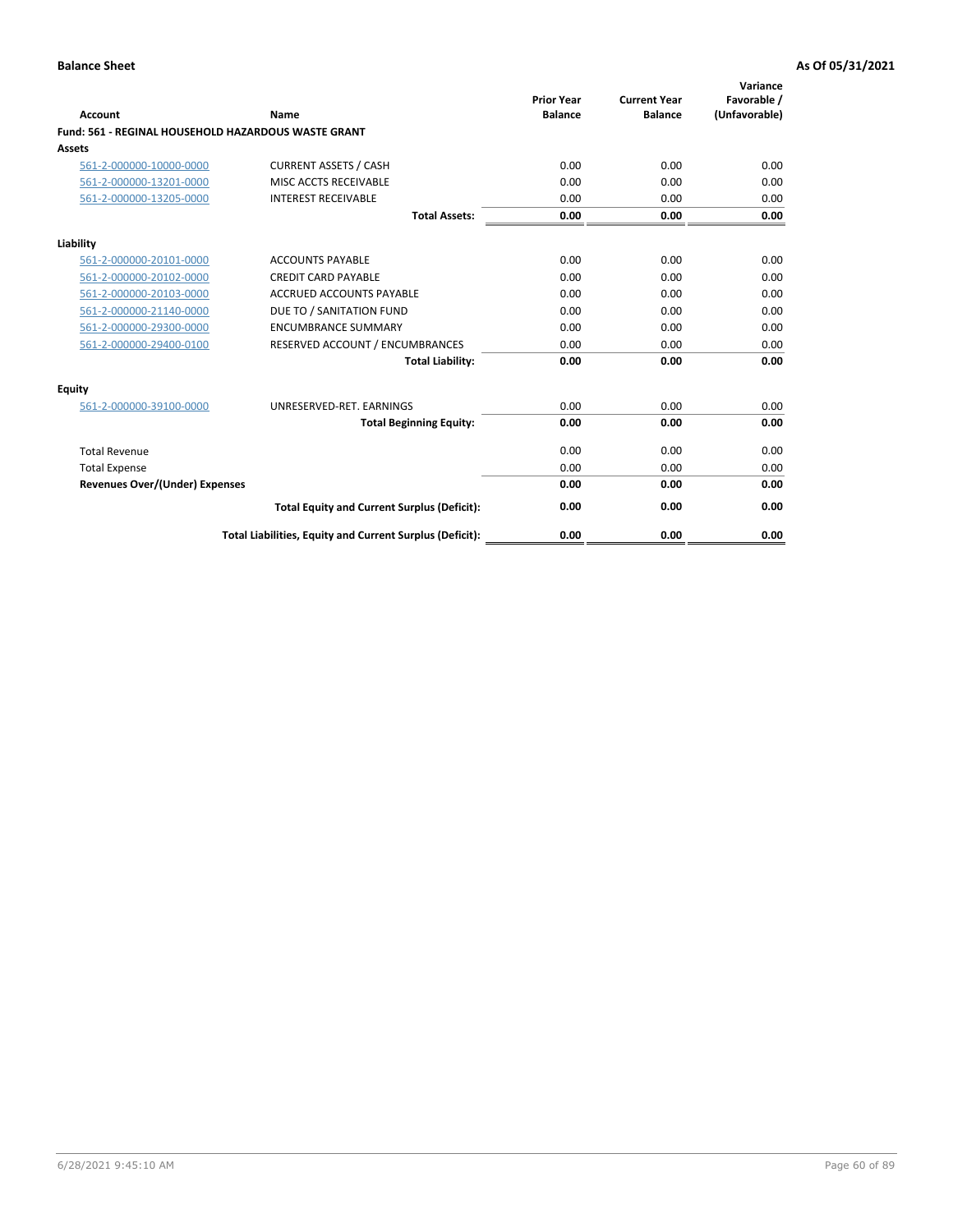**Balance Sheet** | **As Of 05/31/2021**

| Account | Name | Prior Year Balance | Current Year Balance | Variance Favorable / (Unfavorable) |
|---|---|---|---|---|
| **Fund: 561 - REGINAL HOUSEHOLD HAZARDOUS WASTE GRANT** | | | | |
| **Assets** | | | | |
| 561-2-000000-10000-0000 | CURRENT ASSETS / CASH | 0.00 | 0.00 | 0.00 |
| 561-2-000000-13201-0000 | MISC ACCTS RECEIVABLE | 0.00 | 0.00 | 0.00 |
| 561-2-000000-13205-0000 | INTEREST RECEIVABLE | 0.00 | 0.00 | 0.00 |
| | **Total Assets:** | **0.00** | **0.00** | **0.00** |
| **Liability** | | | | |
| 561-2-000000-20101-0000 | ACCOUNTS PAYABLE | 0.00 | 0.00 | 0.00 |
| 561-2-000000-20102-0000 | CREDIT CARD PAYABLE | 0.00 | 0.00 | 0.00 |
| 561-2-000000-20103-0000 | ACCRUED ACCOUNTS PAYABLE | 0.00 | 0.00 | 0.00 |
| 561-2-000000-21140-0000 | DUE TO / SANITATION FUND | 0.00 | 0.00 | 0.00 |
| 561-2-000000-29300-0000 | ENCUMBRANCE SUMMARY | 0.00 | 0.00 | 0.00 |
| 561-2-000000-29400-0100 | RESERVED ACCOUNT / ENCUMBRANCES | 0.00 | 0.00 | 0.00 |
| | **Total Liability:** | **0.00** | **0.00** | **0.00** |
| **Equity** | | | | |
| 561-2-000000-39100-0000 | UNRESERVED-RET. EARNINGS | 0.00 | 0.00 | 0.00 |
| | **Total Beginning Equity:** | **0.00** | **0.00** | **0.00** |
| Total Revenue | | 0.00 | 0.00 | 0.00 |
| Total Expense | | 0.00 | 0.00 | 0.00 |
| **Revenues Over/(Under) Expenses** | | **0.00** | **0.00** | **0.00** |
| | **Total Equity and Current Surplus (Deficit):** | **0.00** | **0.00** | **0.00** |
| | **Total Liabilities, Equity and Current Surplus (Deficit):** | **0.00** | **0.00** | **0.00** |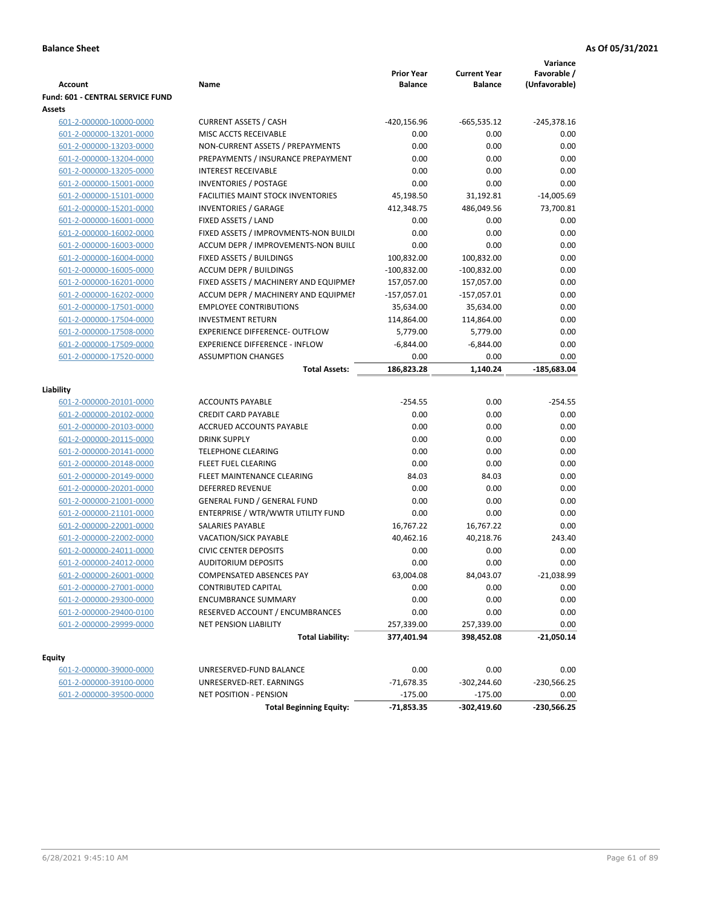**Balance Sheet** **As Of 05/31/2021**

| Account | Name | Prior Year Balance | Current Year Balance | Variance Favorable / (Unfavorable) |
|---|---|---|---|---|
| **Fund: 601 - CENTRAL SERVICE FUND** | | | | |
| **Assets** | | | | |
| 601-2-000000-10000-0000 | CURRENT ASSETS / CASH | -420,156.96 | -665,535.12 | -245,378.16 |
| 601-2-000000-13201-0000 | MISC ACCTS RECEIVABLE | 0.00 | 0.00 | 0.00 |
| 601-2-000000-13203-0000 | NON-CURRENT ASSETS / PREPAYMENTS | 0.00 | 0.00 | 0.00 |
| 601-2-000000-13204-0000 | PREPAYMENTS / INSURANCE PREPAYMENT | 0.00 | 0.00 | 0.00 |
| 601-2-000000-13205-0000 | INTEREST RECEIVABLE | 0.00 | 0.00 | 0.00 |
| 601-2-000000-15001-0000 | INVENTORIES / POSTAGE | 0.00 | 0.00 | 0.00 |
| 601-2-000000-15101-0000 | FACILITIES MAINT STOCK INVENTORIES | 45,198.50 | 31,192.81 | -14,005.69 |
| 601-2-000000-15201-0000 | INVENTORIES / GARAGE | 412,348.75 | 486,049.56 | 73,700.81 |
| 601-2-000000-16001-0000 | FIXED ASSETS / LAND | 0.00 | 0.00 | 0.00 |
| 601-2-000000-16002-0000 | FIXED ASSETS / IMPROVMENTS-NON BUILDI | 0.00 | 0.00 | 0.00 |
| 601-2-000000-16003-0000 | ACCUM DEPR / IMPROVEMENTS-NON BUILI | 0.00 | 0.00 | 0.00 |
| 601-2-000000-16004-0000 | FIXED ASSETS / BUILDINGS | 100,832.00 | 100,832.00 | 0.00 |
| 601-2-000000-16005-0000 | ACCUM DEPR / BUILDINGS | -100,832.00 | -100,832.00 | 0.00 |
| 601-2-000000-16201-0000 | FIXED ASSETS / MACHINERY AND EQUIPMEN | 157,057.00 | 157,057.00 | 0.00 |
| 601-2-000000-16202-0000 | ACCUM DEPR / MACHINERY AND EQUIPMEI | -157,057.01 | -157,057.01 | 0.00 |
| 601-2-000000-17501-0000 | EMPLOYEE CONTRIBUTIONS | 35,634.00 | 35,634.00 | 0.00 |
| 601-2-000000-17504-0000 | INVESTMENT RETURN | 114,864.00 | 114,864.00 | 0.00 |
| 601-2-000000-17508-0000 | EXPERIENCE DIFFERENCE- OUTFLOW | 5,779.00 | 5,779.00 | 0.00 |
| 601-2-000000-17509-0000 | EXPERIENCE DIFFERENCE - INFLOW | -6,844.00 | -6,844.00 | 0.00 |
| 601-2-000000-17520-0000 | ASSUMPTION CHANGES | 0.00 | 0.00 | 0.00 |
| | **Total Assets:** | **186,823.28** | **1,140.24** | **-185,683.04** |
| **Liability** | | | | |
| 601-2-000000-20101-0000 | ACCOUNTS PAYABLE | -254.55 | 0.00 | -254.55 |
| 601-2-000000-20102-0000 | CREDIT CARD PAYABLE | 0.00 | 0.00 | 0.00 |
| 601-2-000000-20103-0000 | ACCRUED ACCOUNTS PAYABLE | 0.00 | 0.00 | 0.00 |
| 601-2-000000-20115-0000 | DRINK SUPPLY | 0.00 | 0.00 | 0.00 |
| 601-2-000000-20141-0000 | TELEPHONE CLEARING | 0.00 | 0.00 | 0.00 |
| 601-2-000000-20148-0000 | FLEET FUEL CLEARING | 0.00 | 0.00 | 0.00 |
| 601-2-000000-20149-0000 | FLEET MAINTENANCE CLEARING | 84.03 | 84.03 | 0.00 |
| 601-2-000000-20201-0000 | DEFERRED REVENUE | 0.00 | 0.00 | 0.00 |
| 601-2-000000-21001-0000 | GENERAL FUND / GENERAL FUND | 0.00 | 0.00 | 0.00 |
| 601-2-000000-21101-0000 | ENTERPRISE / WTR/WWTR UTILITY FUND | 0.00 | 0.00 | 0.00 |
| 601-2-000000-22001-0000 | SALARIES PAYABLE | 16,767.22 | 16,767.22 | 0.00 |
| 601-2-000000-22002-0000 | VACATION/SICK PAYABLE | 40,462.16 | 40,218.76 | 243.40 |
| 601-2-000000-24011-0000 | CIVIC CENTER DEPOSITS | 0.00 | 0.00 | 0.00 |
| 601-2-000000-24012-0000 | AUDITORIUM DEPOSITS | 0.00 | 0.00 | 0.00 |
| 601-2-000000-26001-0000 | COMPENSATED ABSENCES PAY | 63,004.08 | 84,043.07 | -21,038.99 |
| 601-2-000000-27001-0000 | CONTRIBUTED CAPITAL | 0.00 | 0.00 | 0.00 |
| 601-2-000000-29300-0000 | ENCUMBRANCE SUMMARY | 0.00 | 0.00 | 0.00 |
| 601-2-000000-29400-0100 | RESERVED ACCOUNT / ENCUMBRANCES | 0.00 | 0.00 | 0.00 |
| 601-2-000000-29999-0000 | NET PENSION LIABILITY | 257,339.00 | 257,339.00 | 0.00 |
| | **Total Liability:** | **377,401.94** | **398,452.08** | **-21,050.14** |
| **Equity** | | | | |
| 601-2-000000-39000-0000 | UNRESERVED-FUND BALANCE | 0.00 | 0.00 | 0.00 |
| 601-2-000000-39100-0000 | UNRESERVED-RET. EARNINGS | -71,678.35 | -302,244.60 | -230,566.25 |
| 601-2-000000-39500-0000 | NET POSITION - PENSION | -175.00 | -175.00 | 0.00 |
| | **Total Beginning Equity:** | **-71,853.35** | **-302,419.60** | **-230,566.25** |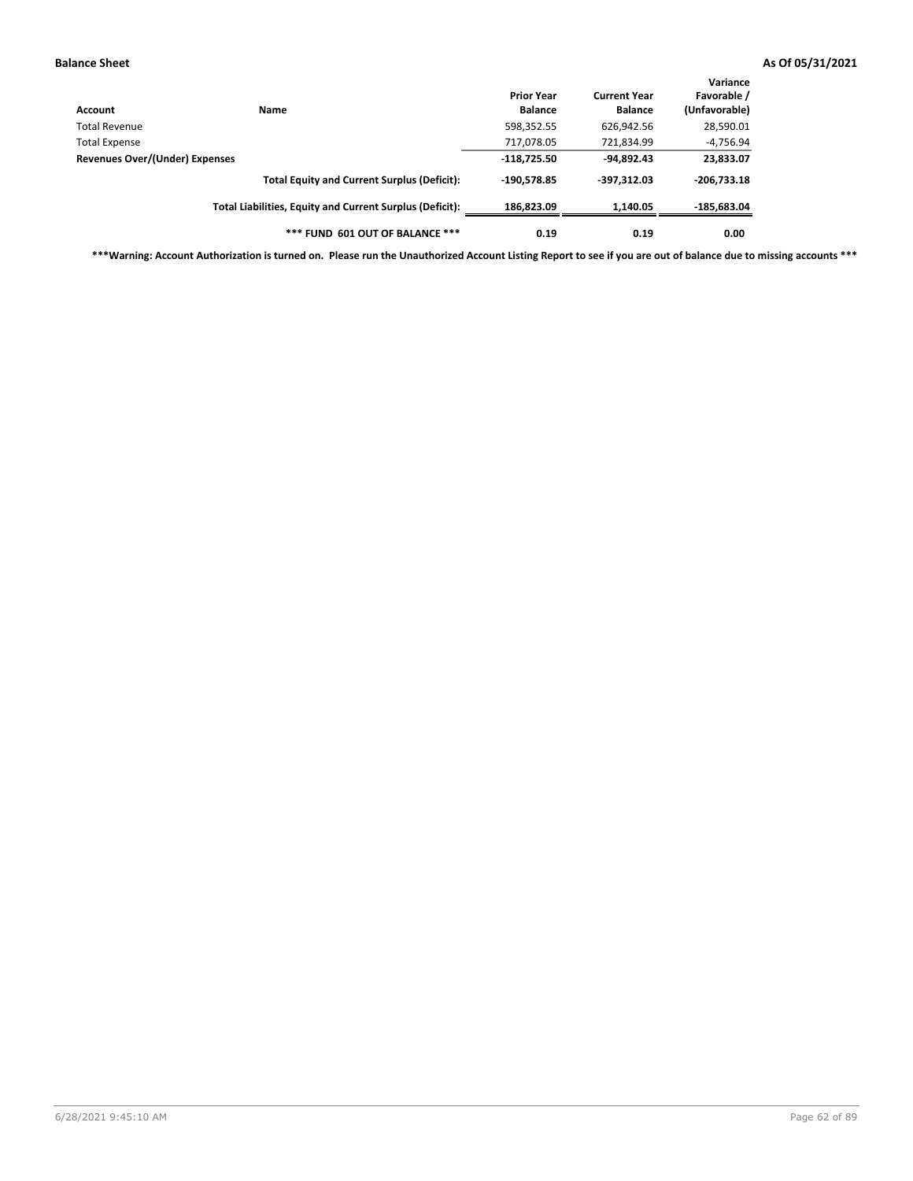| Account | Name | Prior Year Balance | Current Year Balance | Variance Favorable / (Unfavorable) |
|---|---|---|---|---|
| Total Revenue | | 598,352.55 | 626,942.56 | 28,590.01 |
| Total Expense | | 717,078.05 | 721,834.99 | -4,756.94 |
| **Revenues Over/(Under) Expenses** | | **-118,725.50** | **-94,892.43** | **23,833.07** |
| | **Total Equity and Current Surplus (Deficit):** | **-190,578.85** | **-397,312.03** | **-206,733.18** |
| | **Total Liabilities, Equity and Current Surplus (Deficit):** | **186,823.09** | **1,140.05** | **-185,683.04** |
| | ***** FUND 601 OUT OF BALANCE ***** | **0.19** | **0.19** | **0.00** |

*****Warning: Account Authorization is turned on. Please run the Unauthorized Account Listing Report to see if you are out of balance due to missing accounts *****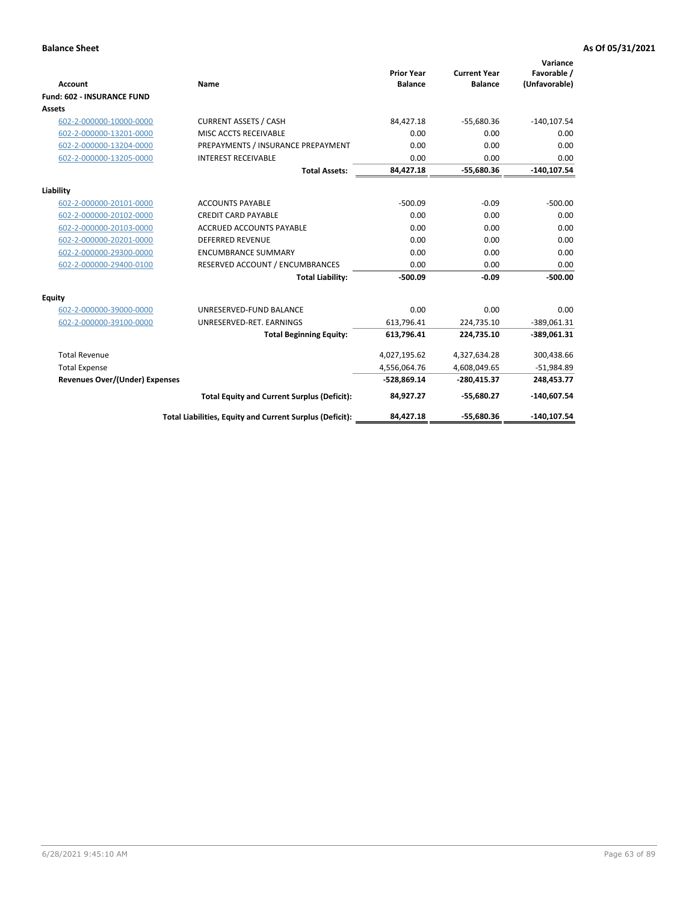**Balance Sheet** **As Of 05/31/2021**

| Account | Name | Prior Year Balance | Current Year Balance | Variance Favorable / (Unfavorable) |
|---|---|---|---|---|
| **Fund: 602 - INSURANCE FUND** | | | | |
| **Assets** | | | | |
| 602-2-000000-10000-0000 | CURRENT ASSETS / CASH | 84,427.18 | -55,680.36 | -140,107.54 |
| 602-2-000000-13201-0000 | MISC ACCTS RECEIVABLE | 0.00 | 0.00 | 0.00 |
| 602-2-000000-13204-0000 | PREPAYMENTS / INSURANCE PREPAYMENT | 0.00 | 0.00 | 0.00 |
| 602-2-000000-13205-0000 | INTEREST RECEIVABLE | 0.00 | 0.00 | 0.00 |
| | **Total Assets:** | **84,427.18** | **-55,680.36** | **-140,107.54** |
| **Liability** | | | | |
| 602-2-000000-20101-0000 | ACCOUNTS PAYABLE | -500.09 | -0.09 | -500.00 |
| 602-2-000000-20102-0000 | CREDIT CARD PAYABLE | 0.00 | 0.00 | 0.00 |
| 602-2-000000-20103-0000 | ACCRUED ACCOUNTS PAYABLE | 0.00 | 0.00 | 0.00 |
| 602-2-000000-20201-0000 | DEFERRED REVENUE | 0.00 | 0.00 | 0.00 |
| 602-2-000000-29300-0000 | ENCUMBRANCE SUMMARY | 0.00 | 0.00 | 0.00 |
| 602-2-000000-29400-0100 | RESERVED ACCOUNT / ENCUMBRANCES | 0.00 | 0.00 | 0.00 |
| | **Total Liability:** | **-500.09** | **-0.09** | **-500.00** |
| **Equity** | | | | |
| 602-2-000000-39000-0000 | UNRESERVED-FUND BALANCE | 0.00 | 0.00 | 0.00 |
| 602-2-000000-39100-0000 | UNRESERVED-RET. EARNINGS | 613,796.41 | 224,735.10 | -389,061.31 |
| | **Total Beginning Equity:** | **613,796.41** | **224,735.10** | **-389,061.31** |
| Total Revenue | | 4,027,195.62 | 4,327,634.28 | 300,438.66 |
| Total Expense | | 4,556,064.76 | 4,608,049.65 | -51,984.89 |
| **Revenues Over/(Under) Expenses** | | **-528,869.14** | **-280,415.37** | **248,453.77** |
| | **Total Equity and Current Surplus (Deficit):** | **84,927.27** | **-55,680.27** | **-140,607.54** |
| | **Total Liabilities, Equity and Current Surplus (Deficit):** | **84,427.18** | **-55,680.36** | **-140,107.54** |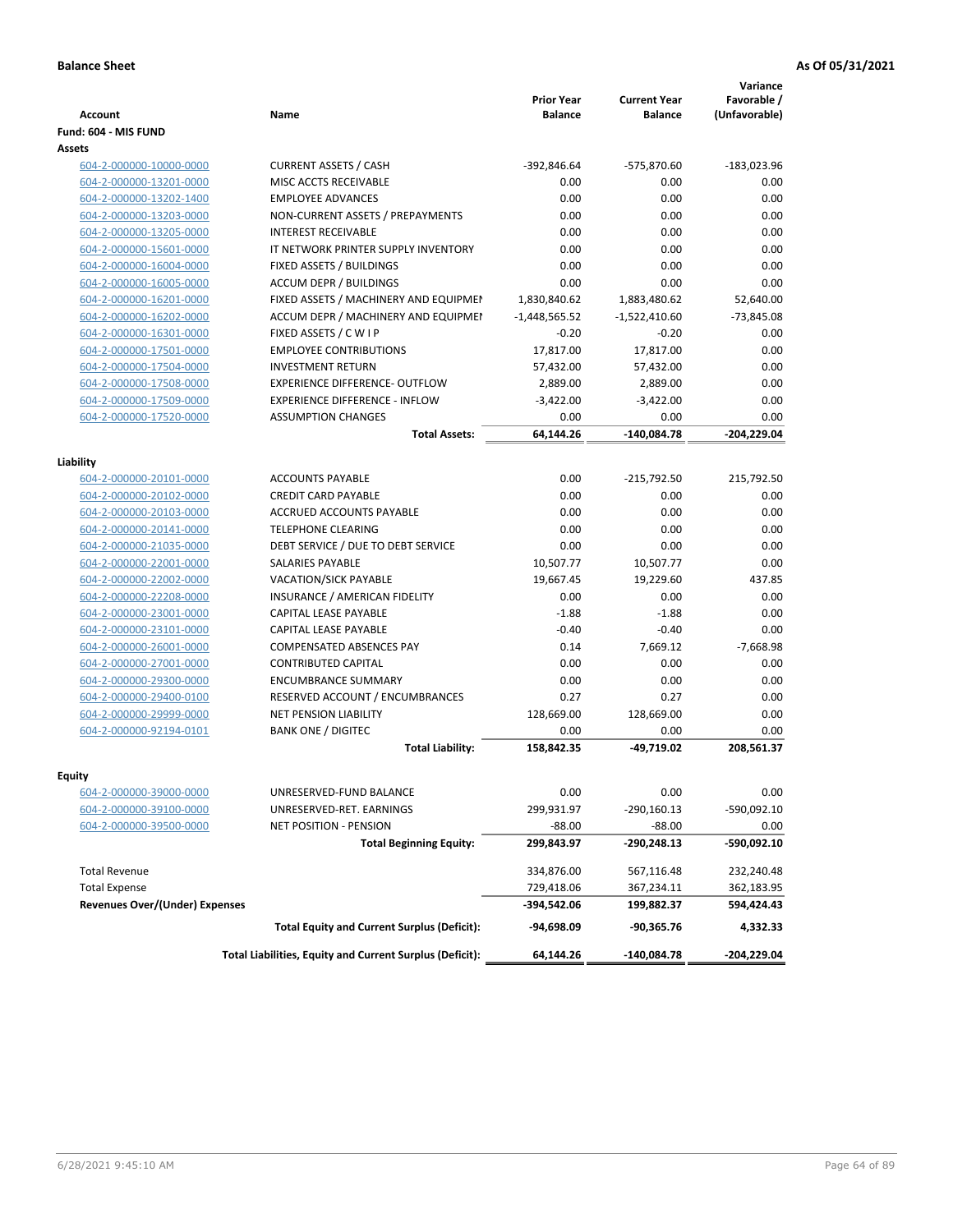**Balance Sheet** **As Of 05/31/2021**

| Account | Name | Prior Year Balance | Current Year Balance | Variance Favorable / (Unfavorable) |
|---|---|---|---|---|
| **Fund: 604 - MIS FUND** | | | | |
| **Assets** | | | | |
| 604-2-000000-10000-0000 | CURRENT ASSETS / CASH | -392,846.64 | -575,870.60 | -183,023.96 |
| 604-2-000000-13201-0000 | MISC ACCTS RECEIVABLE | 0.00 | 0.00 | 0.00 |
| 604-2-000000-13202-1400 | EMPLOYEE ADVANCES | 0.00 | 0.00 | 0.00 |
| 604-2-000000-13203-0000 | NON-CURRENT ASSETS / PREPAYMENTS | 0.00 | 0.00 | 0.00 |
| 604-2-000000-13205-0000 | INTEREST RECEIVABLE | 0.00 | 0.00 | 0.00 |
| 604-2-000000-15601-0000 | IT NETWORK PRINTER SUPPLY INVENTORY | 0.00 | 0.00 | 0.00 |
| 604-2-000000-16004-0000 | FIXED ASSETS / BUILDINGS | 0.00 | 0.00 | 0.00 |
| 604-2-000000-16005-0000 | ACCUM DEPR / BUILDINGS | 0.00 | 0.00 | 0.00 |
| 604-2-000000-16201-0000 | FIXED ASSETS / MACHINERY AND EQUIPMEI | 1,830,840.62 | 1,883,480.62 | 52,640.00 |
| 604-2-000000-16202-0000 | ACCUM DEPR / MACHINERY AND EQUIPMEI | -1,448,565.52 | -1,522,410.60 | -73,845.08 |
| 604-2-000000-16301-0000 | FIXED ASSETS / C W I P | -0.20 | -0.20 | 0.00 |
| 604-2-000000-17501-0000 | EMPLOYEE CONTRIBUTIONS | 17,817.00 | 17,817.00 | 0.00 |
| 604-2-000000-17504-0000 | INVESTMENT RETURN | 57,432.00 | 57,432.00 | 0.00 |
| 604-2-000000-17508-0000 | EXPERIENCE DIFFERENCE- OUTFLOW | 2,889.00 | 2,889.00 | 0.00 |
| 604-2-000000-17509-0000 | EXPERIENCE DIFFERENCE - INFLOW | -3,422.00 | -3,422.00 | 0.00 |
| 604-2-000000-17520-0000 | ASSUMPTION CHANGES | 0.00 | 0.00 | 0.00 |
| | **Total Assets:** | **64,144.26** | **-140,084.78** | **-204,229.04** |
| **Liability** | | | | |
| 604-2-000000-20101-0000 | ACCOUNTS PAYABLE | 0.00 | -215,792.50 | 215,792.50 |
| 604-2-000000-20102-0000 | CREDIT CARD PAYABLE | 0.00 | 0.00 | 0.00 |
| 604-2-000000-20103-0000 | ACCRUED ACCOUNTS PAYABLE | 0.00 | 0.00 | 0.00 |
| 604-2-000000-20141-0000 | TELEPHONE CLEARING | 0.00 | 0.00 | 0.00 |
| 604-2-000000-21035-0000 | DEBT SERVICE / DUE TO DEBT SERVICE | 0.00 | 0.00 | 0.00 |
| 604-2-000000-22001-0000 | SALARIES PAYABLE | 10,507.77 | 10,507.77 | 0.00 |
| 604-2-000000-22002-0000 | VACATION/SICK PAYABLE | 19,667.45 | 19,229.60 | 437.85 |
| 604-2-000000-22208-0000 | INSURANCE / AMERICAN FIDELITY | 0.00 | 0.00 | 0.00 |
| 604-2-000000-23001-0000 | CAPITAL LEASE PAYABLE | -1.88 | -1.88 | 0.00 |
| 604-2-000000-23101-0000 | CAPITAL LEASE PAYABLE | -0.40 | -0.40 | 0.00 |
| 604-2-000000-26001-0000 | COMPENSATED ABSENCES PAY | 0.14 | 7,669.12 | -7,668.98 |
| 604-2-000000-27001-0000 | CONTRIBUTED CAPITAL | 0.00 | 0.00 | 0.00 |
| 604-2-000000-29300-0000 | ENCUMBRANCE SUMMARY | 0.00 | 0.00 | 0.00 |
| 604-2-000000-29400-0100 | RESERVED ACCOUNT / ENCUMBRANCES | 0.27 | 0.27 | 0.00 |
| 604-2-000000-29999-0000 | NET PENSION LIABILITY | 128,669.00 | 128,669.00 | 0.00 |
| 604-2-000000-92194-0101 | BANK ONE / DIGITEC | 0.00 | 0.00 | 0.00 |
| | **Total Liability:** | **158,842.35** | **-49,719.02** | **208,561.37** |
| **Equity** | | | | |
| 604-2-000000-39000-0000 | UNRESERVED-FUND BALANCE | 0.00 | 0.00 | 0.00 |
| 604-2-000000-39100-0000 | UNRESERVED-RET. EARNINGS | 299,931.97 | -290,160.13 | -590,092.10 |
| 604-2-000000-39500-0000 | NET POSITION - PENSION | -88.00 | -88.00 | 0.00 |
| | **Total Beginning Equity:** | **299,843.97** | **-290,248.13** | **-590,092.10** |
| Total Revenue | | 334,876.00 | 567,116.48 | 232,240.48 |
| Total Expense | | 729,418.06 | 367,234.11 | 362,183.95 |
| **Revenues Over/(Under) Expenses** | | **-394,542.06** | **199,882.37** | **594,424.43** |
| | **Total Equity and Current Surplus (Deficit):** | **-94,698.09** | **-90,365.76** | **4,332.33** |
| | **Total Liabilities, Equity and Current Surplus (Deficit):** | **64,144.26** | **-140,084.78** | **-204,229.04** |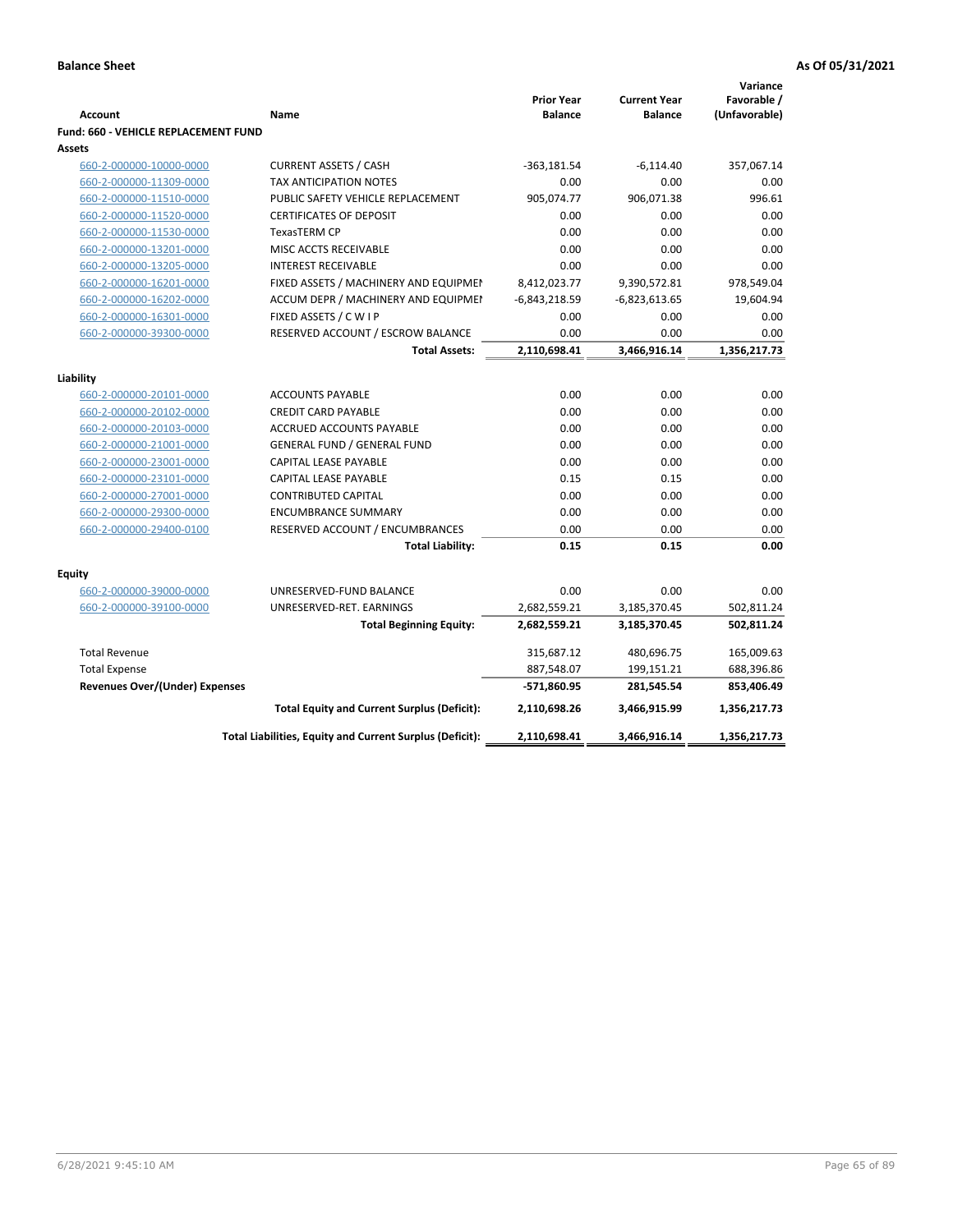**Balance Sheet** | **As Of 05/31/2021**

| Account | Name | Prior Year Balance | Current Year Balance | Variance Favorable / (Unfavorable) |
|---|---|---|---|---|
| **Fund: 660 - VEHICLE REPLACEMENT FUND** | | | | |
| **Assets** | | | | |
| 660-2-000000-10000-0000 | CURRENT ASSETS / CASH | -363,181.54 | -6,114.40 | 357,067.14 |
| 660-2-000000-11309-0000 | TAX ANTICIPATION NOTES | 0.00 | 0.00 | 0.00 |
| 660-2-000000-11510-0000 | PUBLIC SAFETY VEHICLE REPLACEMENT | 905,074.77 | 906,071.38 | 996.61 |
| 660-2-000000-11520-0000 | CERTIFICATES OF DEPOSIT | 0.00 | 0.00 | 0.00 |
| 660-2-000000-11530-0000 | TexasTERM CP | 0.00 | 0.00 | 0.00 |
| 660-2-000000-13201-0000 | MISC ACCTS RECEIVABLE | 0.00 | 0.00 | 0.00 |
| 660-2-000000-13205-0000 | INTEREST RECEIVABLE | 0.00 | 0.00 | 0.00 |
| 660-2-000000-16201-0000 | FIXED ASSETS / MACHINERY AND EQUIPMEN | 8,412,023.77 | 9,390,572.81 | 978,549.04 |
| 660-2-000000-16202-0000 | ACCUM DEPR / MACHINERY AND EQUIPMEI | -6,843,218.59 | -6,823,613.65 | 19,604.94 |
| 660-2-000000-16301-0000 | FIXED ASSETS / C W I P | 0.00 | 0.00 | 0.00 |
| 660-2-000000-39300-0000 | RESERVED ACCOUNT / ESCROW BALANCE | 0.00 | 0.00 | 0.00 |
| | **Total Assets:** | **2,110,698.41** | **3,466,916.14** | **1,356,217.73** |
| **Liability** | | | | |
| 660-2-000000-20101-0000 | ACCOUNTS PAYABLE | 0.00 | 0.00 | 0.00 |
| 660-2-000000-20102-0000 | CREDIT CARD PAYABLE | 0.00 | 0.00 | 0.00 |
| 660-2-000000-20103-0000 | ACCRUED ACCOUNTS PAYABLE | 0.00 | 0.00 | 0.00 |
| 660-2-000000-21001-0000 | GENERAL FUND / GENERAL FUND | 0.00 | 0.00 | 0.00 |
| 660-2-000000-23001-0000 | CAPITAL LEASE PAYABLE | 0.00 | 0.00 | 0.00 |
| 660-2-000000-23101-0000 | CAPITAL LEASE PAYABLE | 0.15 | 0.15 | 0.00 |
| 660-2-000000-27001-0000 | CONTRIBUTED CAPITAL | 0.00 | 0.00 | 0.00 |
| 660-2-000000-29300-0000 | ENCUMBRANCE SUMMARY | 0.00 | 0.00 | 0.00 |
| 660-2-000000-29400-0100 | RESERVED ACCOUNT / ENCUMBRANCES | 0.00 | 0.00 | 0.00 |
| | **Total Liability:** | **0.15** | **0.15** | **0.00** |
| **Equity** | | | | |
| 660-2-000000-39000-0000 | UNRESERVED-FUND BALANCE | 0.00 | 0.00 | 0.00 |
| 660-2-000000-39100-0000 | UNRESERVED-RET. EARNINGS | 2,682,559.21 | 3,185,370.45 | 502,811.24 |
| | **Total Beginning Equity:** | **2,682,559.21** | **3,185,370.45** | **502,811.24** |
| Total Revenue | | 315,687.12 | 480,696.75 | 165,009.63 |
| Total Expense | | 887,548.07 | 199,151.21 | 688,396.86 |
| **Revenues Over/(Under) Expenses** | | **-571,860.95** | **281,545.54** | **853,406.49** |
| | **Total Equity and Current Surplus (Deficit):** | **2,110,698.26** | **3,466,915.99** | **1,356,217.73** |
| | **Total Liabilities, Equity and Current Surplus (Deficit):** | **2,110,698.41** | **3,466,916.14** | **1,356,217.73** |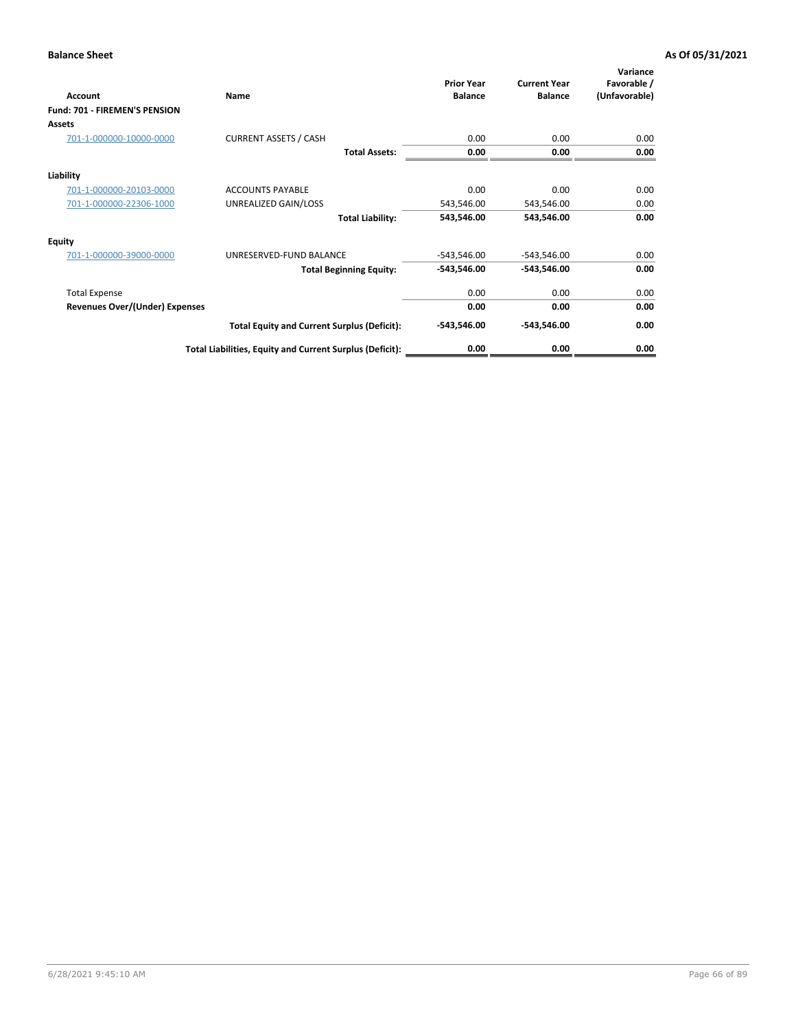**Balance Sheet** **As Of 05/31/2021**

| Account | Name | Prior Year Balance | Current Year Balance | Variance Favorable / (Unfavorable) |
|---|---|---|---|---|
| **Fund: 701 - FIREMEN'S PENSION** | | | | |
| **Assets** | | | | |
| 701-1-000000-10000-0000 | CURRENT ASSETS / CASH | 0.00 | 0.00 | 0.00 |
| | **Total Assets:** | **0.00** | **0.00** | **0.00** |
| **Liability** | | | | |
| 701-1-000000-20103-0000 | ACCOUNTS PAYABLE | 0.00 | 0.00 | 0.00 |
| 701-1-000000-22306-1000 | UNREALIZED GAIN/LOSS | 543,546.00 | 543,546.00 | 0.00 |
| | **Total Liability:** | **543,546.00** | **543,546.00** | **0.00** |
| **Equity** | | | | |
| 701-1-000000-39000-0000 | UNRESERVED-FUND BALANCE | -543,546.00 | -543,546.00 | 0.00 |
| | **Total Beginning Equity:** | **-543,546.00** | **-543,546.00** | **0.00** |
| Total Expense | | 0.00 | 0.00 | 0.00 |
| **Revenues Over/(Under) Expenses** | | **0.00** | **0.00** | **0.00** |
| | **Total Equity and Current Surplus (Deficit):** | **-543,546.00** | **-543,546.00** | **0.00** |
| | **Total Liabilities, Equity and Current Surplus (Deficit):** | **0.00** | **0.00** | **0.00** |

6/28/2021 9:45:10 AM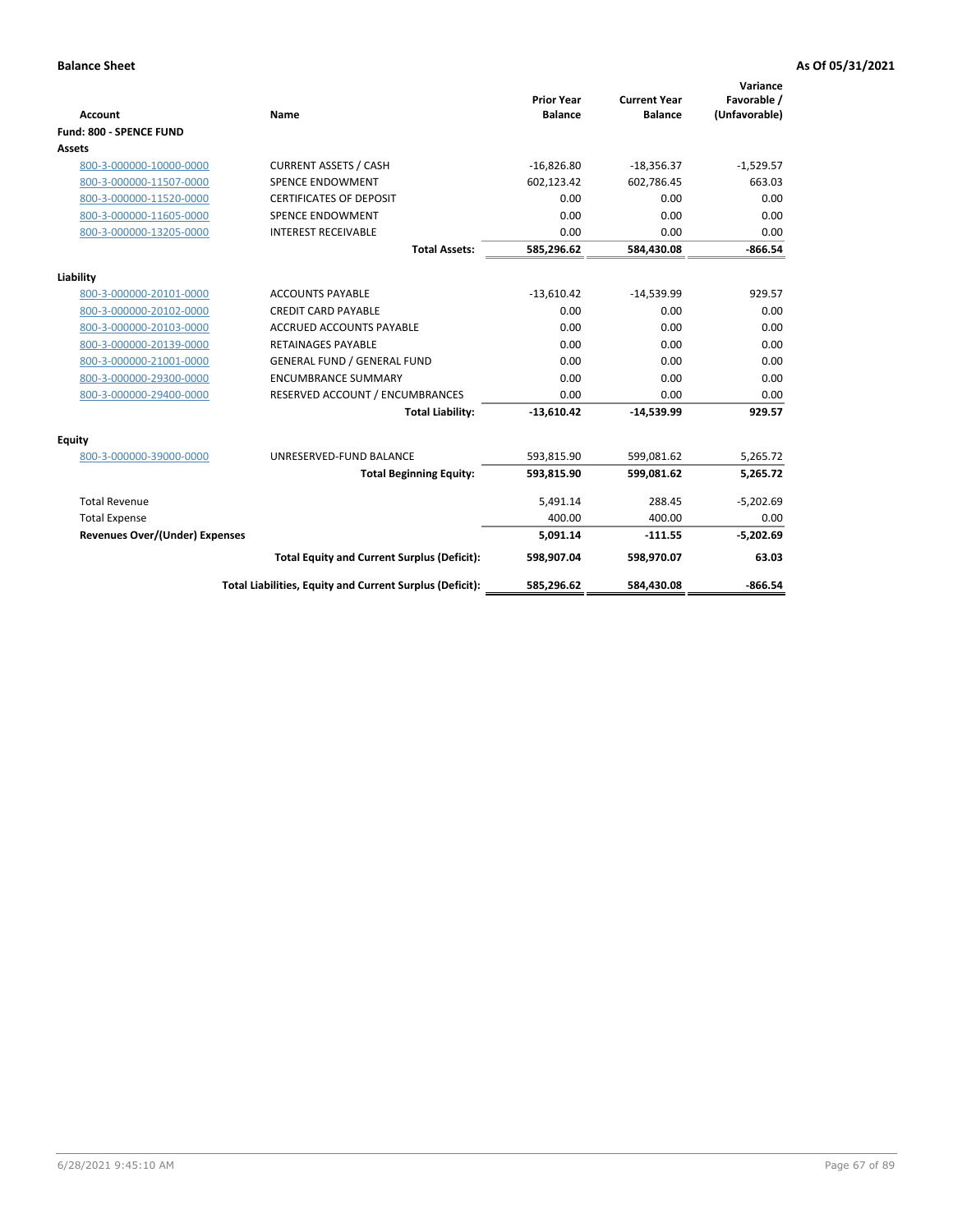**Balance Sheet** **As Of 05/31/2021**

| Account | Name | Prior Year Balance | Current Year Balance | Variance Favorable / (Unfavorable) |
|---|---|---|---|---|
| **Fund: 800 - SPENCE FUND** | | | | |
| **Assets** | | | | |
| 800-3-000000-10000-0000 | CURRENT ASSETS / CASH | -16,826.80 | -18,356.37 | -1,529.57 |
| 800-3-000000-11507-0000 | SPENCE ENDOWMENT | 602,123.42 | 602,786.45 | 663.03 |
| 800-3-000000-11520-0000 | CERTIFICATES OF DEPOSIT | 0.00 | 0.00 | 0.00 |
| 800-3-000000-11605-0000 | SPENCE ENDOWMENT | 0.00 | 0.00 | 0.00 |
| 800-3-000000-13205-0000 | INTEREST RECEIVABLE | 0.00 | 0.00 | 0.00 |
| | **Total Assets:** | **585,296.62** | **584,430.08** | **-866.54** |
| **Liability** | | | | |
| 800-3-000000-20101-0000 | ACCOUNTS PAYABLE | -13,610.42 | -14,539.99 | 929.57 |
| 800-3-000000-20102-0000 | CREDIT CARD PAYABLE | 0.00 | 0.00 | 0.00 |
| 800-3-000000-20103-0000 | ACCRUED ACCOUNTS PAYABLE | 0.00 | 0.00 | 0.00 |
| 800-3-000000-20139-0000 | RETAINAGES PAYABLE | 0.00 | 0.00 | 0.00 |
| 800-3-000000-21001-0000 | GENERAL FUND / GENERAL FUND | 0.00 | 0.00 | 0.00 |
| 800-3-000000-29300-0000 | ENCUMBRANCE SUMMARY | 0.00 | 0.00 | 0.00 |
| 800-3-000000-29400-0000 | RESERVED ACCOUNT / ENCUMBRANCES | 0.00 | 0.00 | 0.00 |
| | **Total Liability:** | **-13,610.42** | **-14,539.99** | **929.57** |
| **Equity** | | | | |
| 800-3-000000-39000-0000 | UNRESERVED-FUND BALANCE | 593,815.90 | 599,081.62 | 5,265.72 |
| | **Total Beginning Equity:** | **593,815.90** | **599,081.62** | **5,265.72** |
| Total Revenue | | 5,491.14 | 288.45 | -5,202.69 |
| Total Expense | | 400.00 | 400.00 | 0.00 |
| **Revenues Over/(Under) Expenses** | | **5,091.14** | **-111.55** | **-5,202.69** |
| | **Total Equity and Current Surplus (Deficit):** | **598,907.04** | **598,970.07** | **63.03** |
| | **Total Liabilities, Equity and Current Surplus (Deficit):** | **585,296.62** | **584,430.08** | **-866.54** |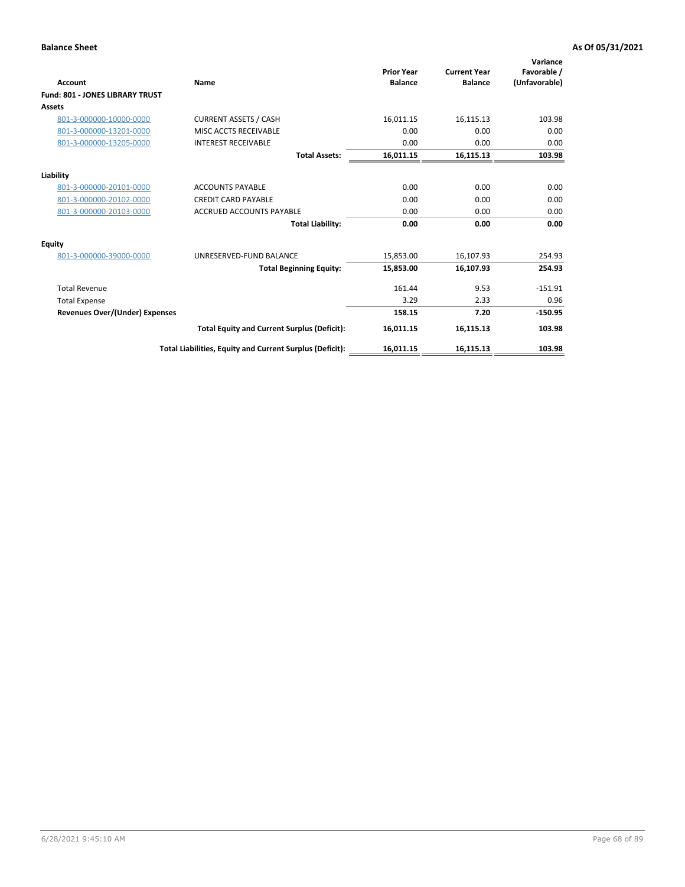**Balance Sheet** **As Of 05/31/2021**

| Account | Name | Prior Year Balance | Current Year Balance | Variance Favorable / (Unfavorable) |
|---|---|---|---|---|
| **Fund: 801 - JONES LIBRARY TRUST** | | | | |
| **Assets** | | | | |
| 801-3-000000-10000-0000 | CURRENT ASSETS / CASH | 16,011.15 | 16,115.13 | 103.98 |
| 801-3-000000-13201-0000 | MISC ACCTS RECEIVABLE | 0.00 | 0.00 | 0.00 |
| 801-3-000000-13205-0000 | INTEREST RECEIVABLE | 0.00 | 0.00 | 0.00 |
| | **Total Assets:** | **16,011.15** | **16,115.13** | **103.98** |
| **Liability** | | | | |
| 801-3-000000-20101-0000 | ACCOUNTS PAYABLE | 0.00 | 0.00 | 0.00 |
| 801-3-000000-20102-0000 | CREDIT CARD PAYABLE | 0.00 | 0.00 | 0.00 |
| 801-3-000000-20103-0000 | ACCRUED ACCOUNTS PAYABLE | 0.00 | 0.00 | 0.00 |
| | **Total Liability:** | **0.00** | **0.00** | **0.00** |
| **Equity** | | | | |
| 801-3-000000-39000-0000 | UNRESERVED-FUND BALANCE | 15,853.00 | 16,107.93 | 254.93 |
| | **Total Beginning Equity:** | **15,853.00** | **16,107.93** | **254.93** |
| Total Revenue | | 161.44 | 9.53 | -151.91 |
| Total Expense | | 3.29 | 2.33 | 0.96 |
| **Revenues Over/(Under) Expenses** | | **158.15** | **7.20** | **-150.95** |
| | **Total Equity and Current Surplus (Deficit):** | **16,011.15** | **16,115.13** | **103.98** |
| | **Total Liabilities, Equity and Current Surplus (Deficit):** | **16,011.15** | **16,115.13** | **103.98** |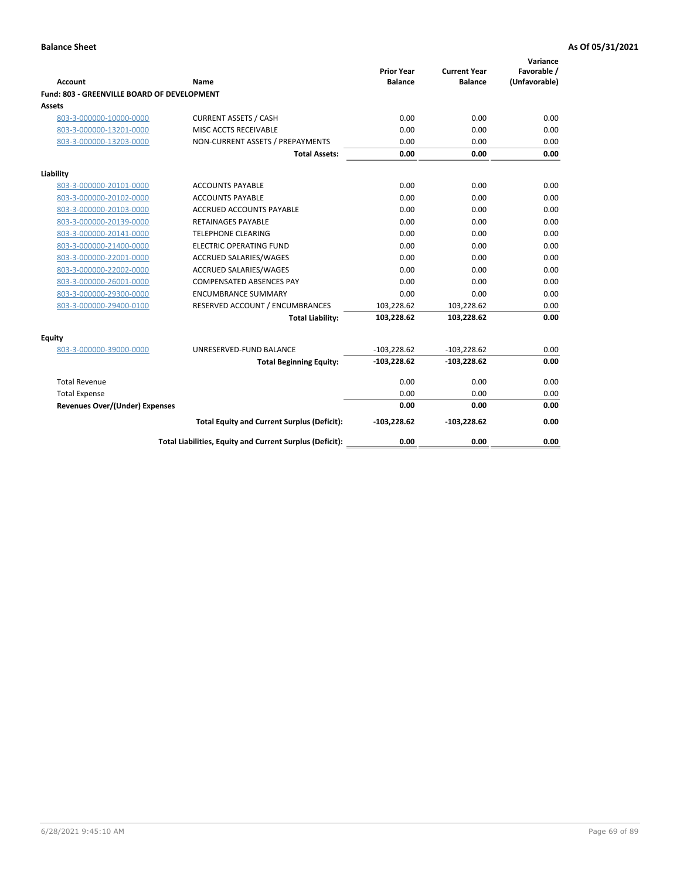**Balance Sheet** **As Of 05/31/2021**

| Account | Name | Prior Year Balance | Current Year Balance | Variance Favorable / (Unfavorable) |
|---|---|---|---|---|
| **Fund: 803 - GREENVILLE BOARD OF DEVELOPMENT** | | | | |
| **Assets** | | | | |
| 803-3-000000-10000-0000 | CURRENT ASSETS / CASH | 0.00 | 0.00 | 0.00 |
| 803-3-000000-13201-0000 | MISC ACCTS RECEIVABLE | 0.00 | 0.00 | 0.00 |
| 803-3-000000-13203-0000 | NON-CURRENT ASSETS / PREPAYMENTS | 0.00 | 0.00 | 0.00 |
| | **Total Assets:** | **0.00** | **0.00** | **0.00** |
| **Liability** | | | | |
| 803-3-000000-20101-0000 | ACCOUNTS PAYABLE | 0.00 | 0.00 | 0.00 |
| 803-3-000000-20102-0000 | ACCOUNTS PAYABLE | 0.00 | 0.00 | 0.00 |
| 803-3-000000-20103-0000 | ACCRUED ACCOUNTS PAYABLE | 0.00 | 0.00 | 0.00 |
| 803-3-000000-20139-0000 | RETAINAGES PAYABLE | 0.00 | 0.00 | 0.00 |
| 803-3-000000-20141-0000 | TELEPHONE CLEARING | 0.00 | 0.00 | 0.00 |
| 803-3-000000-21400-0000 | ELECTRIC OPERATING FUND | 0.00 | 0.00 | 0.00 |
| 803-3-000000-22001-0000 | ACCRUED SALARIES/WAGES | 0.00 | 0.00 | 0.00 |
| 803-3-000000-22002-0000 | ACCRUED SALARIES/WAGES | 0.00 | 0.00 | 0.00 |
| 803-3-000000-26001-0000 | COMPENSATED ABSENCES PAY | 0.00 | 0.00 | 0.00 |
| 803-3-000000-29300-0000 | ENCUMBRANCE SUMMARY | 0.00 | 0.00 | 0.00 |
| 803-3-000000-29400-0100 | RESERVED ACCOUNT / ENCUMBRANCES | 103,228.62 | 103,228.62 | 0.00 |
| | **Total Liability:** | **103,228.62** | **103,228.62** | **0.00** |
| **Equity** | | | | |
| 803-3-000000-39000-0000 | UNRESERVED-FUND BALANCE | -103,228.62 | -103,228.62 | 0.00 |
| | **Total Beginning Equity:** | **-103,228.62** | **-103,228.62** | **0.00** |
| Total Revenue | | 0.00 | 0.00 | 0.00 |
| Total Expense | | 0.00 | 0.00 | 0.00 |
| **Revenues Over/(Under) Expenses** | | **0.00** | **0.00** | **0.00** |
| | **Total Equity and Current Surplus (Deficit):** | **-103,228.62** | **-103,228.62** | **0.00** |
| | **Total Liabilities, Equity and Current Surplus (Deficit):** | **0.00** | **0.00** | **0.00** |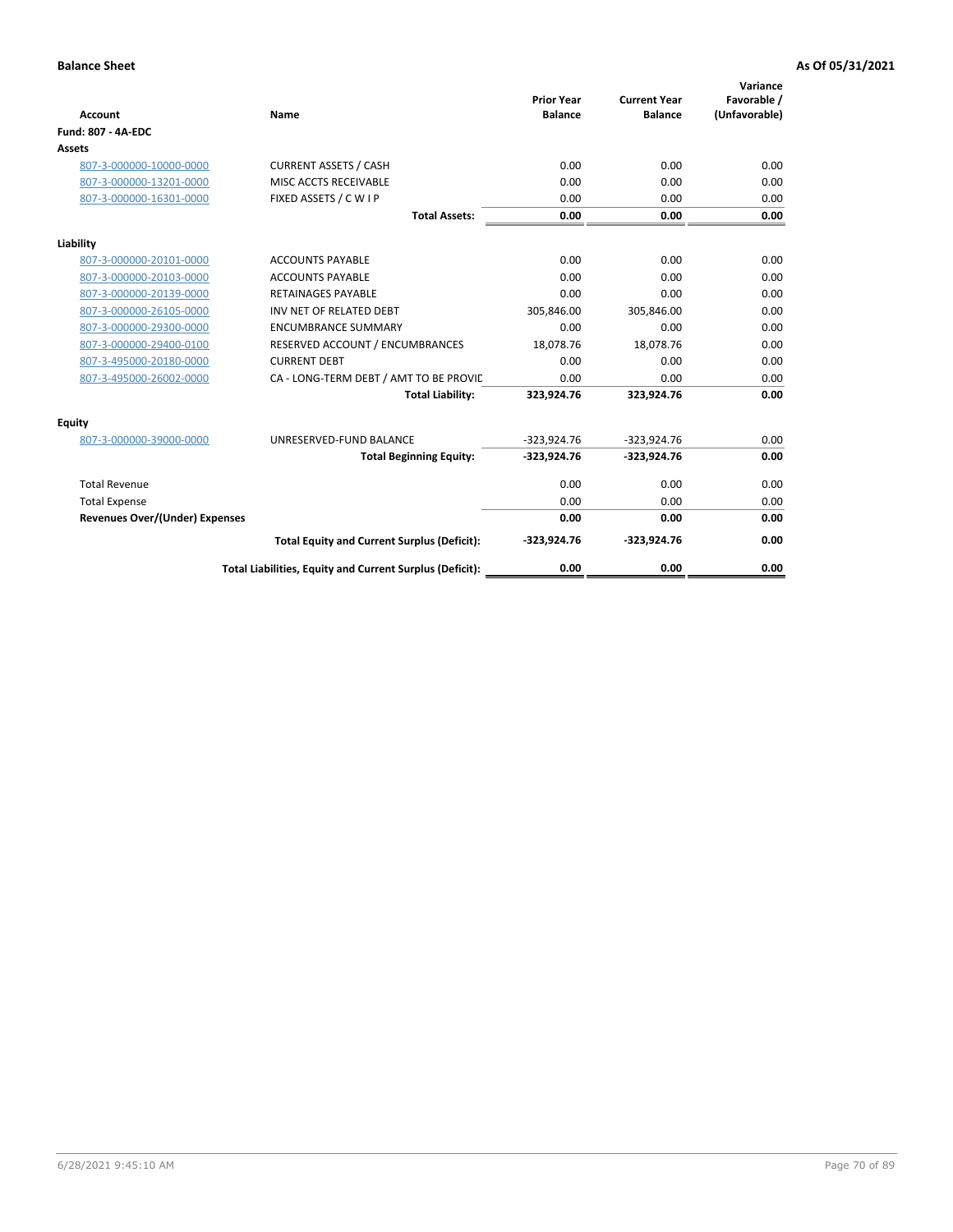**Balance Sheet** **As Of 05/31/2021**

| Account | Name | Prior Year Balance | Current Year Balance | Variance Favorable / (Unfavorable) |
|---|---|---|---|---|
| **Fund: 807 - 4A-EDC** | | | | |
| **Assets** | | | | |
| 807-3-000000-10000-0000 | CURRENT ASSETS / CASH | 0.00 | 0.00 | 0.00 |
| 807-3-000000-13201-0000 | MISC ACCTS RECEIVABLE | 0.00 | 0.00 | 0.00 |
| 807-3-000000-16301-0000 | FIXED ASSETS / C W I P | 0.00 | 0.00 | 0.00 |
| | **Total Assets:** | **0.00** | **0.00** | **0.00** |
| **Liability** | | | | |
| 807-3-000000-20101-0000 | ACCOUNTS PAYABLE | 0.00 | 0.00 | 0.00 |
| 807-3-000000-20103-0000 | ACCOUNTS PAYABLE | 0.00 | 0.00 | 0.00 |
| 807-3-000000-20139-0000 | RETAINAGES PAYABLE | 0.00 | 0.00 | 0.00 |
| 807-3-000000-26105-0000 | INV NET OF RELATED DEBT | 305,846.00 | 305,846.00 | 0.00 |
| 807-3-000000-29300-0000 | ENCUMBRANCE SUMMARY | 0.00 | 0.00 | 0.00 |
| 807-3-000000-29400-0100 | RESERVED ACCOUNT / ENCUMBRANCES | 18,078.76 | 18,078.76 | 0.00 |
| 807-3-495000-20180-0000 | CURRENT DEBT | 0.00 | 0.00 | 0.00 |
| 807-3-495000-26002-0000 | CA - LONG-TERM DEBT / AMT TO BE PROVID | 0.00 | 0.00 | 0.00 |
| | **Total Liability:** | **323,924.76** | **323,924.76** | **0.00** |
| **Equity** | | | | |
| 807-3-000000-39000-0000 | UNRESERVED-FUND BALANCE | -323,924.76 | -323,924.76 | 0.00 |
| | **Total Beginning Equity:** | **-323,924.76** | **-323,924.76** | **0.00** |
| Total Revenue | | 0.00 | 0.00 | 0.00 |
| Total Expense | | 0.00 | 0.00 | 0.00 |
| **Revenues Over/(Under) Expenses** | | **0.00** | **0.00** | **0.00** |
| | **Total Equity and Current Surplus (Deficit):** | **-323,924.76** | **-323,924.76** | **0.00** |
| | **Total Liabilities, Equity and Current Surplus (Deficit):** | **0.00** | **0.00** | **0.00** |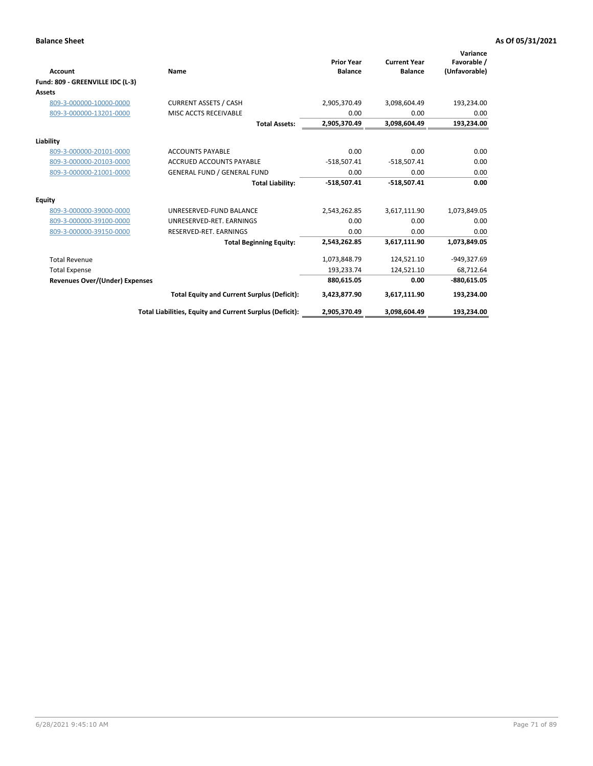**Balance Sheet** — **As Of 05/31/2021**

| Account | Name | Prior Year Balance | Current Year Balance | Variance Favorable / (Unfavorable) |
|---|---|---|---|---|
| **Fund: 809 - GREENVILLE IDC (L-3)** | | | | |
| **Assets** | | | | |
| 809-3-000000-10000-0000 | CURRENT ASSETS / CASH | 2,905,370.49 | 3,098,604.49 | 193,234.00 |
| 809-3-000000-13201-0000 | MISC ACCTS RECEIVABLE | 0.00 | 0.00 | 0.00 |
| | **Total Assets:** | **2,905,370.49** | **3,098,604.49** | **193,234.00** |
| **Liability** | | | | |
| 809-3-000000-20101-0000 | ACCOUNTS PAYABLE | 0.00 | 0.00 | 0.00 |
| 809-3-000000-20103-0000 | ACCRUED ACCOUNTS PAYABLE | -518,507.41 | -518,507.41 | 0.00 |
| 809-3-000000-21001-0000 | GENERAL FUND / GENERAL FUND | 0.00 | 0.00 | 0.00 |
| | **Total Liability:** | **-518,507.41** | **-518,507.41** | **0.00** |
| **Equity** | | | | |
| 809-3-000000-39000-0000 | UNRESERVED-FUND BALANCE | 2,543,262.85 | 3,617,111.90 | 1,073,849.05 |
| 809-3-000000-39100-0000 | UNRESERVED-RET. EARNINGS | 0.00 | 0.00 | 0.00 |
| 809-3-000000-39150-0000 | RESERVED-RET. EARNINGS | 0.00 | 0.00 | 0.00 |
| | **Total Beginning Equity:** | **2,543,262.85** | **3,617,111.90** | **1,073,849.05** |
| Total Revenue | | 1,073,848.79 | 124,521.10 | -949,327.69 |
| Total Expense | | 193,233.74 | 124,521.10 | 68,712.64 |
| **Revenues Over/(Under) Expenses** | | **880,615.05** | **0.00** | **-880,615.05** |
| | **Total Equity and Current Surplus (Deficit):** | **3,423,877.90** | **3,617,111.90** | **193,234.00** |
| | **Total Liabilities, Equity and Current Surplus (Deficit):** | **2,905,370.49** | **3,098,604.49** | **193,234.00** |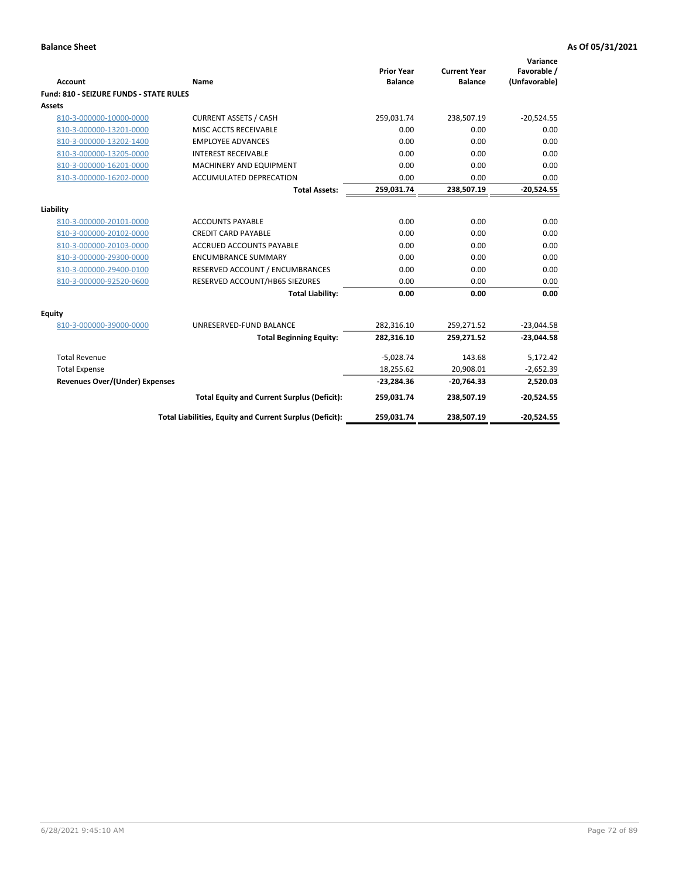**Balance Sheet** **As Of 05/31/2021**

| Account | Name | Prior Year Balance | Current Year Balance | Variance Favorable / (Unfavorable) |
|---|---|---|---|---|
| **Fund: 810 - SEIZURE FUNDS - STATE RULES** | | | | |
| **Assets** | | | | |
| 810-3-000000-10000-0000 | CURRENT ASSETS / CASH | 259,031.74 | 238,507.19 | -20,524.55 |
| 810-3-000000-13201-0000 | MISC ACCTS RECEIVABLE | 0.00 | 0.00 | 0.00 |
| 810-3-000000-13202-1400 | EMPLOYEE ADVANCES | 0.00 | 0.00 | 0.00 |
| 810-3-000000-13205-0000 | INTEREST RECEIVABLE | 0.00 | 0.00 | 0.00 |
| 810-3-000000-16201-0000 | MACHINERY AND EQUIPMENT | 0.00 | 0.00 | 0.00 |
| 810-3-000000-16202-0000 | ACCUMULATED DEPRECATION | 0.00 | 0.00 | 0.00 |
| | **Total Assets:** | **259,031.74** | **238,507.19** | **-20,524.55** |
| **Liability** | | | | |
| 810-3-000000-20101-0000 | ACCOUNTS PAYABLE | 0.00 | 0.00 | 0.00 |
| 810-3-000000-20102-0000 | CREDIT CARD PAYABLE | 0.00 | 0.00 | 0.00 |
| 810-3-000000-20103-0000 | ACCRUED ACCOUNTS PAYABLE | 0.00 | 0.00 | 0.00 |
| 810-3-000000-29300-0000 | ENCUMBRANCE SUMMARY | 0.00 | 0.00 | 0.00 |
| 810-3-000000-29400-0100 | RESERVED ACCOUNT / ENCUMBRANCES | 0.00 | 0.00 | 0.00 |
| 810-3-000000-92520-0600 | RESERVED ACCOUNT/HB65 SIEZURES | 0.00 | 0.00 | 0.00 |
| | **Total Liability:** | **0.00** | **0.00** | **0.00** |
| **Equity** | | | | |
| 810-3-000000-39000-0000 | UNRESERVED-FUND BALANCE | 282,316.10 | 259,271.52 | -23,044.58 |
| | **Total Beginning Equity:** | **282,316.10** | **259,271.52** | **-23,044.58** |
| Total Revenue | | -5,028.74 | 143.68 | 5,172.42 |
| Total Expense | | 18,255.62 | 20,908.01 | -2,652.39 |
| **Revenues Over/(Under) Expenses** | | **-23,284.36** | **-20,764.33** | **2,520.03** |
| | **Total Equity and Current Surplus (Deficit):** | **259,031.74** | **238,507.19** | **-20,524.55** |
| | **Total Liabilities, Equity and Current Surplus (Deficit):** | **259,031.74** | **238,507.19** | **-20,524.55** |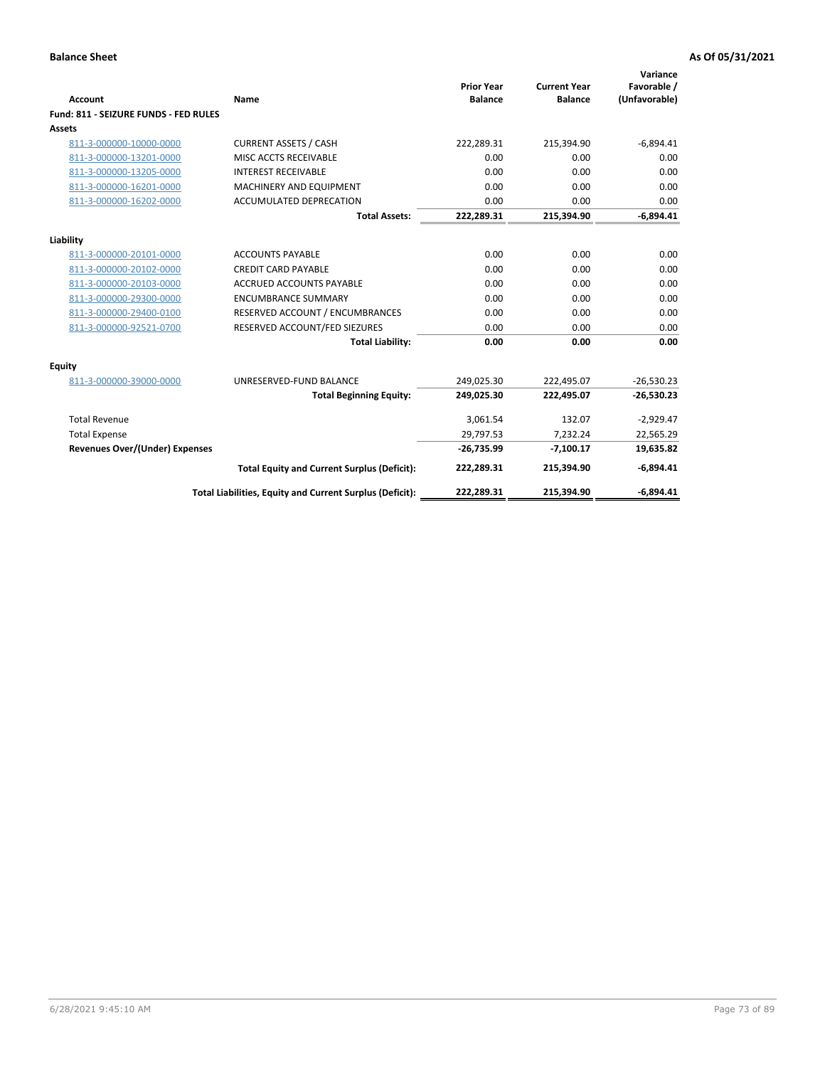**Balance Sheet** **As Of 05/31/2021**

| Account | Name | Prior Year Balance | Current Year Balance | Variance Favorable / (Unfavorable) |
|---|---|---|---|---|
| **Fund: 811 - SEIZURE FUNDS - FED RULES** | | | | |
| **Assets** | | | | |
| 811-3-000000-10000-0000 | CURRENT ASSETS / CASH | 222,289.31 | 215,394.90 | -6,894.41 |
| 811-3-000000-13201-0000 | MISC ACCTS RECEIVABLE | 0.00 | 0.00 | 0.00 |
| 811-3-000000-13205-0000 | INTEREST RECEIVABLE | 0.00 | 0.00 | 0.00 |
| 811-3-000000-16201-0000 | MACHINERY AND EQUIPMENT | 0.00 | 0.00 | 0.00 |
| 811-3-000000-16202-0000 | ACCUMULATED DEPRECATION | 0.00 | 0.00 | 0.00 |
| | **Total Assets:** | **222,289.31** | **215,394.90** | **-6,894.41** |
| **Liability** | | | | |
| 811-3-000000-20101-0000 | ACCOUNTS PAYABLE | 0.00 | 0.00 | 0.00 |
| 811-3-000000-20102-0000 | CREDIT CARD PAYABLE | 0.00 | 0.00 | 0.00 |
| 811-3-000000-20103-0000 | ACCRUED ACCOUNTS PAYABLE | 0.00 | 0.00 | 0.00 |
| 811-3-000000-29300-0000 | ENCUMBRANCE SUMMARY | 0.00 | 0.00 | 0.00 |
| 811-3-000000-29400-0100 | RESERVED ACCOUNT / ENCUMBRANCES | 0.00 | 0.00 | 0.00 |
| 811-3-000000-92521-0700 | RESERVED ACCOUNT/FED SIEZURES | 0.00 | 0.00 | 0.00 |
| | **Total Liability:** | **0.00** | **0.00** | **0.00** |
| **Equity** | | | | |
| 811-3-000000-39000-0000 | UNRESERVED-FUND BALANCE | 249,025.30 | 222,495.07 | -26,530.23 |
| | **Total Beginning Equity:** | **249,025.30** | **222,495.07** | **-26,530.23** |
| Total Revenue | | 3,061.54 | 132.07 | -2,929.47 |
| Total Expense | | 29,797.53 | 7,232.24 | 22,565.29 |
| **Revenues Over/(Under) Expenses** | | **-26,735.99** | **-7,100.17** | **19,635.82** |
| | **Total Equity and Current Surplus (Deficit):** | **222,289.31** | **215,394.90** | **-6,894.41** |
| | **Total Liabilities, Equity and Current Surplus (Deficit):** | **222,289.31** | **215,394.90** | **-6,894.41** |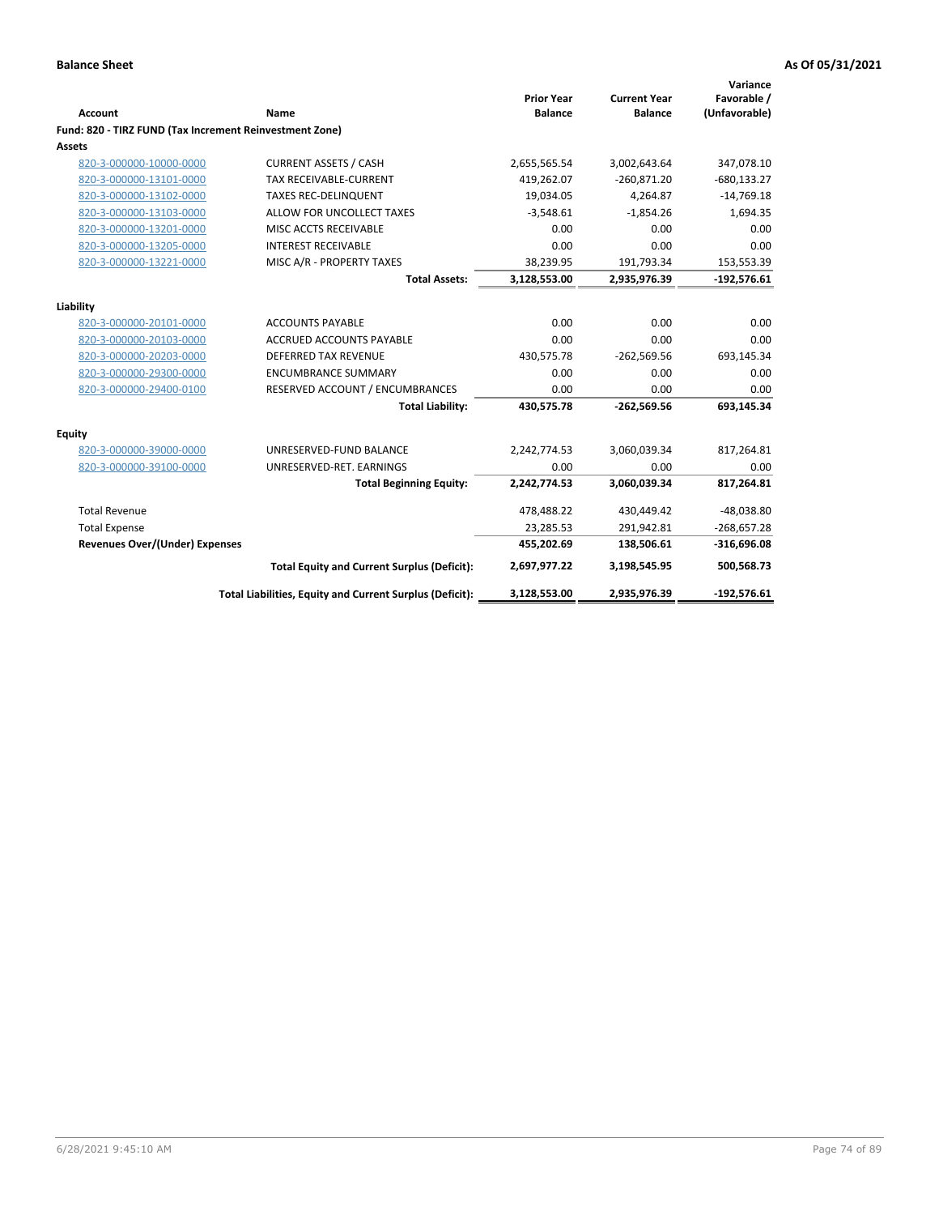**Balance Sheet** **As Of 05/31/2021**

| Account | Name | Prior Year Balance | Current Year Balance | Variance Favorable / (Unfavorable) |
|---|---|---|---|---|
| **Fund: 820 - TIRZ FUND (Tax Increment Reinvestment Zone)** | | | | |
| **Assets** | | | | |
| 820-3-000000-10000-0000 | CURRENT ASSETS / CASH | 2,655,565.54 | 3,002,643.64 | 347,078.10 |
| 820-3-000000-13101-0000 | TAX RECEIVABLE-CURRENT | 419,262.07 | -260,871.20 | -680,133.27 |
| 820-3-000000-13102-0000 | TAXES REC-DELINQUENT | 19,034.05 | 4,264.87 | -14,769.18 |
| 820-3-000000-13103-0000 | ALLOW FOR UNCOLLECT TAXES | -3,548.61 | -1,854.26 | 1,694.35 |
| 820-3-000000-13201-0000 | MISC ACCTS RECEIVABLE | 0.00 | 0.00 | 0.00 |
| 820-3-000000-13205-0000 | INTEREST RECEIVABLE | 0.00 | 0.00 | 0.00 |
| 820-3-000000-13221-0000 | MISC A/R - PROPERTY TAXES | 38,239.95 | 191,793.34 | 153,553.39 |
| | **Total Assets:** | **3,128,553.00** | **2,935,976.39** | **-192,576.61** |
| **Liability** | | | | |
| 820-3-000000-20101-0000 | ACCOUNTS PAYABLE | 0.00 | 0.00 | 0.00 |
| 820-3-000000-20103-0000 | ACCRUED ACCOUNTS PAYABLE | 0.00 | 0.00 | 0.00 |
| 820-3-000000-20203-0000 | DEFERRED TAX REVENUE | 430,575.78 | -262,569.56 | 693,145.34 |
| 820-3-000000-29300-0000 | ENCUMBRANCE SUMMARY | 0.00 | 0.00 | 0.00 |
| 820-3-000000-29400-0100 | RESERVED ACCOUNT / ENCUMBRANCES | 0.00 | 0.00 | 0.00 |
| | **Total Liability:** | **430,575.78** | **-262,569.56** | **693,145.34** |
| **Equity** | | | | |
| 820-3-000000-39000-0000 | UNRESERVED-FUND BALANCE | 2,242,774.53 | 3,060,039.34 | 817,264.81 |
| 820-3-000000-39100-0000 | UNRESERVED-RET. EARNINGS | 0.00 | 0.00 | 0.00 |
| | **Total Beginning Equity:** | **2,242,774.53** | **3,060,039.34** | **817,264.81** |
| Total Revenue | | 478,488.22 | 430,449.42 | -48,038.80 |
| Total Expense | | 23,285.53 | 291,942.81 | -268,657.28 |
| **Revenues Over/(Under) Expenses** | | **455,202.69** | **138,506.61** | **-316,696.08** |
| | **Total Equity and Current Surplus (Deficit):** | **2,697,977.22** | **3,198,545.95** | **500,568.73** |
| | **Total Liabilities, Equity and Current Surplus (Deficit):** | **3,128,553.00** | **2,935,976.39** | **-192,576.61** |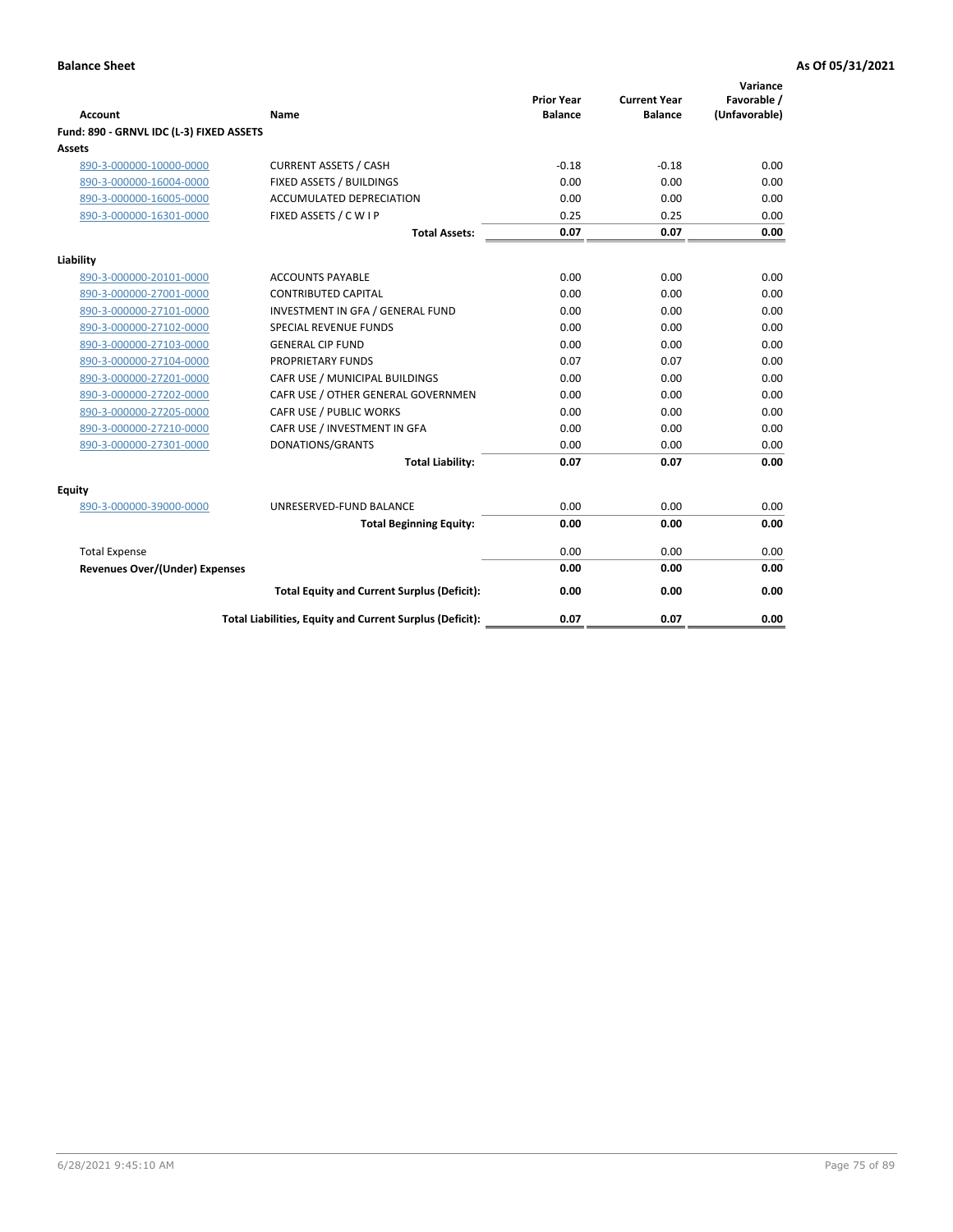**Balance Sheet** **As Of 05/31/2021**

| Account | Name | Prior Year Balance | Current Year Balance | Variance Favorable / (Unfavorable) |
|---|---|---|---|---|
| **Fund: 890 - GRNVL IDC (L-3) FIXED ASSETS** | | | | |
| **Assets** | | | | |
| 890-3-000000-10000-0000 | CURRENT ASSETS / CASH | -0.18 | -0.18 | 0.00 |
| 890-3-000000-16004-0000 | FIXED ASSETS / BUILDINGS | 0.00 | 0.00 | 0.00 |
| 890-3-000000-16005-0000 | ACCUMULATED DEPRECIATION | 0.00 | 0.00 | 0.00 |
| 890-3-000000-16301-0000 | FIXED ASSETS / C W I P | 0.25 | 0.25 | 0.00 |
| | **Total Assets:** | **0.07** | **0.07** | **0.00** |
| **Liability** | | | | |
| 890-3-000000-20101-0000 | ACCOUNTS PAYABLE | 0.00 | 0.00 | 0.00 |
| 890-3-000000-27001-0000 | CONTRIBUTED CAPITAL | 0.00 | 0.00 | 0.00 |
| 890-3-000000-27101-0000 | INVESTMENT IN GFA / GENERAL FUND | 0.00 | 0.00 | 0.00 |
| 890-3-000000-27102-0000 | SPECIAL REVENUE FUNDS | 0.00 | 0.00 | 0.00 |
| 890-3-000000-27103-0000 | GENERAL CIP FUND | 0.00 | 0.00 | 0.00 |
| 890-3-000000-27104-0000 | PROPRIETARY FUNDS | 0.07 | 0.07 | 0.00 |
| 890-3-000000-27201-0000 | CAFR USE / MUNICIPAL BUILDINGS | 0.00 | 0.00 | 0.00 |
| 890-3-000000-27202-0000 | CAFR USE / OTHER GENERAL GOVERNMEN | 0.00 | 0.00 | 0.00 |
| 890-3-000000-27205-0000 | CAFR USE / PUBLIC WORKS | 0.00 | 0.00 | 0.00 |
| 890-3-000000-27210-0000 | CAFR USE / INVESTMENT IN GFA | 0.00 | 0.00 | 0.00 |
| 890-3-000000-27301-0000 | DONATIONS/GRANTS | 0.00 | 0.00 | 0.00 |
| | **Total Liability:** | **0.07** | **0.07** | **0.00** |
| **Equity** | | | | |
| 890-3-000000-39000-0000 | UNRESERVED-FUND BALANCE | 0.00 | 0.00 | 0.00 |
| | **Total Beginning Equity:** | **0.00** | **0.00** | **0.00** |
| Total Expense | | 0.00 | 0.00 | 0.00 |
| **Revenues Over/(Under) Expenses** | | **0.00** | **0.00** | **0.00** |
| | **Total Equity and Current Surplus (Deficit):** | **0.00** | **0.00** | **0.00** |
| | **Total Liabilities, Equity and Current Surplus (Deficit):** | **0.07** | **0.07** | **0.00** |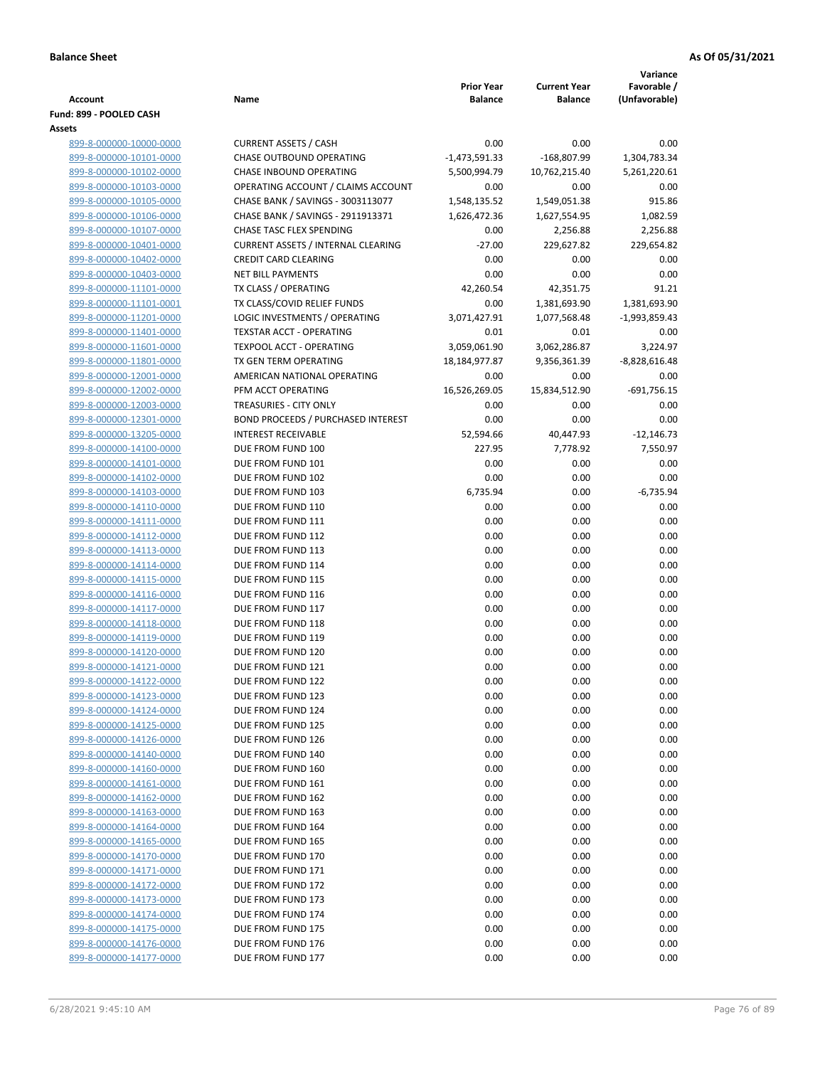**Balance Sheet** **As Of 05/31/2021**

| Account | Name | Prior Year Balance | Current Year Balance | Variance Favorable / (Unfavorable) |
|---|---|---|---|---|
| **Fund: 899 - POOLED CASH** | | | | |
| **Assets** | | | | |
| 899-8-000000-10000-0000 | CURRENT ASSETS / CASH | 0.00 | 0.00 | 0.00 |
| 899-8-000000-10101-0000 | CHASE OUTBOUND OPERATING | -1,473,591.33 | -168,807.99 | 1,304,783.34 |
| 899-8-000000-10102-0000 | CHASE INBOUND OPERATING | 5,500,994.79 | 10,762,215.40 | 5,261,220.61 |
| 899-8-000000-10103-0000 | OPERATING ACCOUNT / CLAIMS ACCOUNT | 0.00 | 0.00 | 0.00 |
| 899-8-000000-10105-0000 | CHASE BANK / SAVINGS - 3003113077 | 1,548,135.52 | 1,549,051.38 | 915.86 |
| 899-8-000000-10106-0000 | CHASE BANK / SAVINGS - 2911913371 | 1,626,472.36 | 1,627,554.95 | 1,082.59 |
| 899-8-000000-10107-0000 | CHASE TASC FLEX SPENDING | 0.00 | 2,256.88 | 2,256.88 |
| 899-8-000000-10401-0000 | CURRENT ASSETS / INTERNAL CLEARING | -27.00 | 229,627.82 | 229,654.82 |
| 899-8-000000-10402-0000 | CREDIT CARD CLEARING | 0.00 | 0.00 | 0.00 |
| 899-8-000000-10403-0000 | NET BILL PAYMENTS | 0.00 | 0.00 | 0.00 |
| 899-8-000000-11101-0000 | TX CLASS / OPERATING | 42,260.54 | 42,351.75 | 91.21 |
| 899-8-000000-11101-0001 | TX CLASS/COVID RELIEF FUNDS | 0.00 | 1,381,693.90 | 1,381,693.90 |
| 899-8-000000-11201-0000 | LOGIC INVESTMENTS / OPERATING | 3,071,427.91 | 1,077,568.48 | -1,993,859.43 |
| 899-8-000000-11401-0000 | TEXSTAR ACCT - OPERATING | 0.01 | 0.01 | 0.00 |
| 899-8-000000-11601-0000 | TEXPOOL ACCT - OPERATING | 3,059,061.90 | 3,062,286.87 | 3,224.97 |
| 899-8-000000-11801-0000 | TX GEN TERM OPERATING | 18,184,977.87 | 9,356,361.39 | -8,828,616.48 |
| 899-8-000000-12001-0000 | AMERICAN NATIONAL OPERATING | 0.00 | 0.00 | 0.00 |
| 899-8-000000-12002-0000 | PFM ACCT OPERATING | 16,526,269.05 | 15,834,512.90 | -691,756.15 |
| 899-8-000000-12003-0000 | TREASURIES - CITY ONLY | 0.00 | 0.00 | 0.00 |
| 899-8-000000-12301-0000 | BOND PROCEEDS / PURCHASED INTEREST | 0.00 | 0.00 | 0.00 |
| 899-8-000000-13205-0000 | INTEREST RECEIVABLE | 52,594.66 | 40,447.93 | -12,146.73 |
| 899-8-000000-14100-0000 | DUE FROM FUND 100 | 227.95 | 7,778.92 | 7,550.97 |
| 899-8-000000-14101-0000 | DUE FROM FUND 101 | 0.00 | 0.00 | 0.00 |
| 899-8-000000-14102-0000 | DUE FROM FUND 102 | 0.00 | 0.00 | 0.00 |
| 899-8-000000-14103-0000 | DUE FROM FUND 103 | 6,735.94 | 0.00 | -6,735.94 |
| 899-8-000000-14110-0000 | DUE FROM FUND 110 | 0.00 | 0.00 | 0.00 |
| 899-8-000000-14111-0000 | DUE FROM FUND 111 | 0.00 | 0.00 | 0.00 |
| 899-8-000000-14112-0000 | DUE FROM FUND 112 | 0.00 | 0.00 | 0.00 |
| 899-8-000000-14113-0000 | DUE FROM FUND 113 | 0.00 | 0.00 | 0.00 |
| 899-8-000000-14114-0000 | DUE FROM FUND 114 | 0.00 | 0.00 | 0.00 |
| 899-8-000000-14115-0000 | DUE FROM FUND 115 | 0.00 | 0.00 | 0.00 |
| 899-8-000000-14116-0000 | DUE FROM FUND 116 | 0.00 | 0.00 | 0.00 |
| 899-8-000000-14117-0000 | DUE FROM FUND 117 | 0.00 | 0.00 | 0.00 |
| 899-8-000000-14118-0000 | DUE FROM FUND 118 | 0.00 | 0.00 | 0.00 |
| 899-8-000000-14119-0000 | DUE FROM FUND 119 | 0.00 | 0.00 | 0.00 |
| 899-8-000000-14120-0000 | DUE FROM FUND 120 | 0.00 | 0.00 | 0.00 |
| 899-8-000000-14121-0000 | DUE FROM FUND 121 | 0.00 | 0.00 | 0.00 |
| 899-8-000000-14122-0000 | DUE FROM FUND 122 | 0.00 | 0.00 | 0.00 |
| 899-8-000000-14123-0000 | DUE FROM FUND 123 | 0.00 | 0.00 | 0.00 |
| 899-8-000000-14124-0000 | DUE FROM FUND 124 | 0.00 | 0.00 | 0.00 |
| 899-8-000000-14125-0000 | DUE FROM FUND 125 | 0.00 | 0.00 | 0.00 |
| 899-8-000000-14126-0000 | DUE FROM FUND 126 | 0.00 | 0.00 | 0.00 |
| 899-8-000000-14140-0000 | DUE FROM FUND 140 | 0.00 | 0.00 | 0.00 |
| 899-8-000000-14160-0000 | DUE FROM FUND 160 | 0.00 | 0.00 | 0.00 |
| 899-8-000000-14161-0000 | DUE FROM FUND 161 | 0.00 | 0.00 | 0.00 |
| 899-8-000000-14162-0000 | DUE FROM FUND 162 | 0.00 | 0.00 | 0.00 |
| 899-8-000000-14163-0000 | DUE FROM FUND 163 | 0.00 | 0.00 | 0.00 |
| 899-8-000000-14164-0000 | DUE FROM FUND 164 | 0.00 | 0.00 | 0.00 |
| 899-8-000000-14165-0000 | DUE FROM FUND 165 | 0.00 | 0.00 | 0.00 |
| 899-8-000000-14170-0000 | DUE FROM FUND 170 | 0.00 | 0.00 | 0.00 |
| 899-8-000000-14171-0000 | DUE FROM FUND 171 | 0.00 | 0.00 | 0.00 |
| 899-8-000000-14172-0000 | DUE FROM FUND 172 | 0.00 | 0.00 | 0.00 |
| 899-8-000000-14173-0000 | DUE FROM FUND 173 | 0.00 | 0.00 | 0.00 |
| 899-8-000000-14174-0000 | DUE FROM FUND 174 | 0.00 | 0.00 | 0.00 |
| 899-8-000000-14175-0000 | DUE FROM FUND 175 | 0.00 | 0.00 | 0.00 |
| 899-8-000000-14176-0000 | DUE FROM FUND 176 | 0.00 | 0.00 | 0.00 |
| 899-8-000000-14177-0000 | DUE FROM FUND 177 | 0.00 | 0.00 | 0.00 |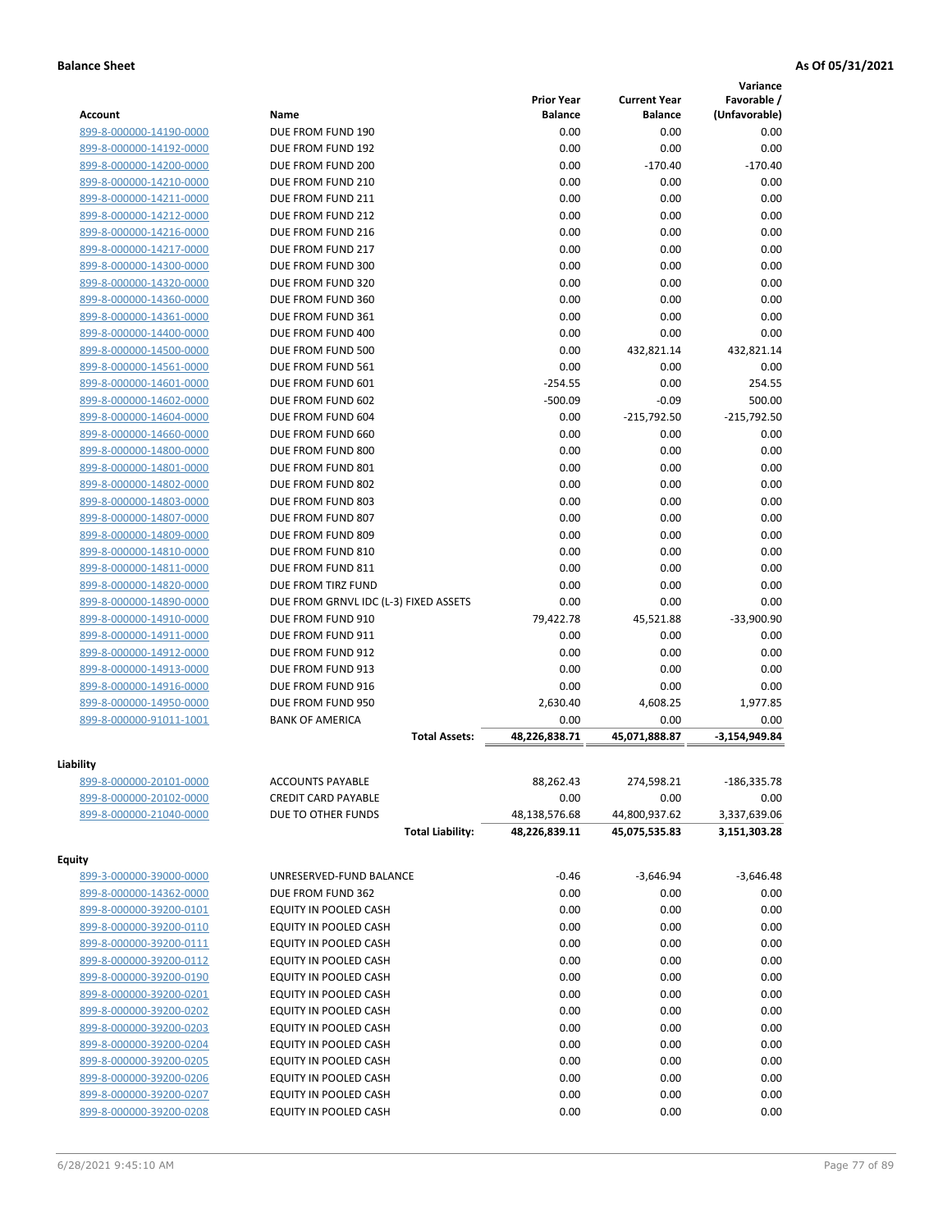**Balance Sheet** **As Of 05/31/2021**

| Account | Name | Prior Year Balance | Current Year Balance | Variance Favorable / (Unfavorable) |
|---|---|---|---|---|
| 899-8-000000-14190-0000 | DUE FROM FUND 190 | 0.00 | 0.00 | 0.00 |
| 899-8-000000-14192-0000 | DUE FROM FUND 192 | 0.00 | 0.00 | 0.00 |
| 899-8-000000-14200-0000 | DUE FROM FUND 200 | 0.00 | -170.40 | -170.40 |
| 899-8-000000-14210-0000 | DUE FROM FUND 210 | 0.00 | 0.00 | 0.00 |
| 899-8-000000-14211-0000 | DUE FROM FUND 211 | 0.00 | 0.00 | 0.00 |
| 899-8-000000-14212-0000 | DUE FROM FUND 212 | 0.00 | 0.00 | 0.00 |
| 899-8-000000-14216-0000 | DUE FROM FUND 216 | 0.00 | 0.00 | 0.00 |
| 899-8-000000-14217-0000 | DUE FROM FUND 217 | 0.00 | 0.00 | 0.00 |
| 899-8-000000-14300-0000 | DUE FROM FUND 300 | 0.00 | 0.00 | 0.00 |
| 899-8-000000-14320-0000 | DUE FROM FUND 320 | 0.00 | 0.00 | 0.00 |
| 899-8-000000-14360-0000 | DUE FROM FUND 360 | 0.00 | 0.00 | 0.00 |
| 899-8-000000-14361-0000 | DUE FROM FUND 361 | 0.00 | 0.00 | 0.00 |
| 899-8-000000-14400-0000 | DUE FROM FUND 400 | 0.00 | 0.00 | 0.00 |
| 899-8-000000-14500-0000 | DUE FROM FUND 500 | 0.00 | 432,821.14 | 432,821.14 |
| 899-8-000000-14561-0000 | DUE FROM FUND 561 | 0.00 | 0.00 | 0.00 |
| 899-8-000000-14601-0000 | DUE FROM FUND 601 | -254.55 | 0.00 | 254.55 |
| 899-8-000000-14602-0000 | DUE FROM FUND 602 | -500.09 | -0.09 | 500.00 |
| 899-8-000000-14604-0000 | DUE FROM FUND 604 | 0.00 | -215,792.50 | -215,792.50 |
| 899-8-000000-14660-0000 | DUE FROM FUND 660 | 0.00 | 0.00 | 0.00 |
| 899-8-000000-14800-0000 | DUE FROM FUND 800 | 0.00 | 0.00 | 0.00 |
| 899-8-000000-14801-0000 | DUE FROM FUND 801 | 0.00 | 0.00 | 0.00 |
| 899-8-000000-14802-0000 | DUE FROM FUND 802 | 0.00 | 0.00 | 0.00 |
| 899-8-000000-14803-0000 | DUE FROM FUND 803 | 0.00 | 0.00 | 0.00 |
| 899-8-000000-14807-0000 | DUE FROM FUND 807 | 0.00 | 0.00 | 0.00 |
| 899-8-000000-14809-0000 | DUE FROM FUND 809 | 0.00 | 0.00 | 0.00 |
| 899-8-000000-14810-0000 | DUE FROM FUND 810 | 0.00 | 0.00 | 0.00 |
| 899-8-000000-14811-0000 | DUE FROM FUND 811 | 0.00 | 0.00 | 0.00 |
| 899-8-000000-14820-0000 | DUE FROM TIRZ FUND | 0.00 | 0.00 | 0.00 |
| 899-8-000000-14890-0000 | DUE FROM GRNVL IDC (L-3) FIXED ASSETS | 0.00 | 0.00 | 0.00 |
| 899-8-000000-14910-0000 | DUE FROM FUND 910 | 79,422.78 | 45,521.88 | -33,900.90 |
| 899-8-000000-14911-0000 | DUE FROM FUND 911 | 0.00 | 0.00 | 0.00 |
| 899-8-000000-14912-0000 | DUE FROM FUND 912 | 0.00 | 0.00 | 0.00 |
| 899-8-000000-14913-0000 | DUE FROM FUND 913 | 0.00 | 0.00 | 0.00 |
| 899-8-000000-14916-0000 | DUE FROM FUND 916 | 0.00 | 0.00 | 0.00 |
| 899-8-000000-14950-0000 | DUE FROM FUND 950 | 2,630.40 | 4,608.25 | 1,977.85 |
| 899-8-000000-91011-1001 | BANK OF AMERICA | 0.00 | 0.00 | 0.00 |
| | **Total Assets:** | **48,226,838.71** | **45,071,888.87** | **-3,154,949.84** |

**Liability**

| Account | Name | Prior Year Balance | Current Year Balance | Variance Favorable / (Unfavorable) |
|---|---|---|---|---|
| 899-8-000000-20101-0000 | ACCOUNTS PAYABLE | 88,262.43 | 274,598.21 | -186,335.78 |
| 899-8-000000-20102-0000 | CREDIT CARD PAYABLE | 0.00 | 0.00 | 0.00 |
| 899-8-000000-21040-0000 | DUE TO OTHER FUNDS | 48,138,576.68 | 44,800,937.62 | 3,337,639.06 |
| | **Total Liability:** | **48,226,839.11** | **45,075,535.83** | **3,151,303.28** |

**Equity**

| Account | Name | Prior Year Balance | Current Year Balance | Variance Favorable / (Unfavorable) |
|---|---|---|---|---|
| 899-3-000000-39000-0000 | UNRESERVED-FUND BALANCE | -0.46 | -3,646.94 | -3,646.48 |
| 899-8-000000-14362-0000 | DUE FROM FUND 362 | 0.00 | 0.00 | 0.00 |
| 899-8-000000-39200-0101 | EQUITY IN POOLED CASH | 0.00 | 0.00 | 0.00 |
| 899-8-000000-39200-0110 | EQUITY IN POOLED CASH | 0.00 | 0.00 | 0.00 |
| 899-8-000000-39200-0111 | EQUITY IN POOLED CASH | 0.00 | 0.00 | 0.00 |
| 899-8-000000-39200-0112 | EQUITY IN POOLED CASH | 0.00 | 0.00 | 0.00 |
| 899-8-000000-39200-0190 | EQUITY IN POOLED CASH | 0.00 | 0.00 | 0.00 |
| 899-8-000000-39200-0201 | EQUITY IN POOLED CASH | 0.00 | 0.00 | 0.00 |
| 899-8-000000-39200-0202 | EQUITY IN POOLED CASH | 0.00 | 0.00 | 0.00 |
| 899-8-000000-39200-0203 | EQUITY IN POOLED CASH | 0.00 | 0.00 | 0.00 |
| 899-8-000000-39200-0204 | EQUITY IN POOLED CASH | 0.00 | 0.00 | 0.00 |
| 899-8-000000-39200-0205 | EQUITY IN POOLED CASH | 0.00 | 0.00 | 0.00 |
| 899-8-000000-39200-0206 | EQUITY IN POOLED CASH | 0.00 | 0.00 | 0.00 |
| 899-8-000000-39200-0207 | EQUITY IN POOLED CASH | 0.00 | 0.00 | 0.00 |
| 899-8-000000-39200-0208 | EQUITY IN POOLED CASH | 0.00 | 0.00 | 0.00 |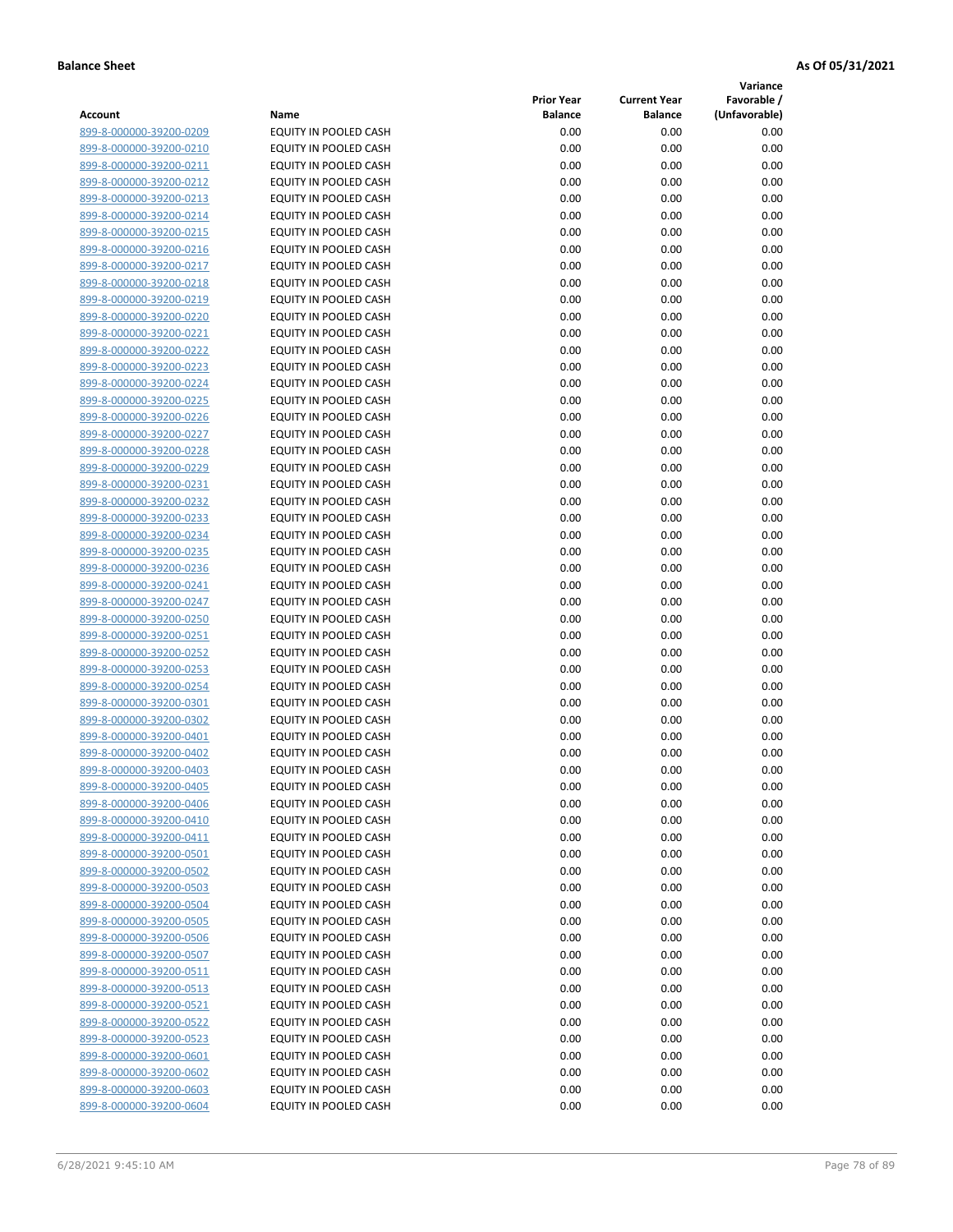**Balance Sheet** **As Of 05/31/2021**

| Account | Name | Prior Year Balance | Current Year Balance | Variance Favorable / (Unfavorable) |
|---|---|---|---|---|
| 899-8-000000-39200-0209 | EQUITY IN POOLED CASH | 0.00 | 0.00 | 0.00 |
| 899-8-000000-39200-0210 | EQUITY IN POOLED CASH | 0.00 | 0.00 | 0.00 |
| 899-8-000000-39200-0211 | EQUITY IN POOLED CASH | 0.00 | 0.00 | 0.00 |
| 899-8-000000-39200-0212 | EQUITY IN POOLED CASH | 0.00 | 0.00 | 0.00 |
| 899-8-000000-39200-0213 | EQUITY IN POOLED CASH | 0.00 | 0.00 | 0.00 |
| 899-8-000000-39200-0214 | EQUITY IN POOLED CASH | 0.00 | 0.00 | 0.00 |
| 899-8-000000-39200-0215 | EQUITY IN POOLED CASH | 0.00 | 0.00 | 0.00 |
| 899-8-000000-39200-0216 | EQUITY IN POOLED CASH | 0.00 | 0.00 | 0.00 |
| 899-8-000000-39200-0217 | EQUITY IN POOLED CASH | 0.00 | 0.00 | 0.00 |
| 899-8-000000-39200-0218 | EQUITY IN POOLED CASH | 0.00 | 0.00 | 0.00 |
| 899-8-000000-39200-0219 | EQUITY IN POOLED CASH | 0.00 | 0.00 | 0.00 |
| 899-8-000000-39200-0220 | EQUITY IN POOLED CASH | 0.00 | 0.00 | 0.00 |
| 899-8-000000-39200-0221 | EQUITY IN POOLED CASH | 0.00 | 0.00 | 0.00 |
| 899-8-000000-39200-0222 | EQUITY IN POOLED CASH | 0.00 | 0.00 | 0.00 |
| 899-8-000000-39200-0223 | EQUITY IN POOLED CASH | 0.00 | 0.00 | 0.00 |
| 899-8-000000-39200-0224 | EQUITY IN POOLED CASH | 0.00 | 0.00 | 0.00 |
| 899-8-000000-39200-0225 | EQUITY IN POOLED CASH | 0.00 | 0.00 | 0.00 |
| 899-8-000000-39200-0226 | EQUITY IN POOLED CASH | 0.00 | 0.00 | 0.00 |
| 899-8-000000-39200-0227 | EQUITY IN POOLED CASH | 0.00 | 0.00 | 0.00 |
| 899-8-000000-39200-0228 | EQUITY IN POOLED CASH | 0.00 | 0.00 | 0.00 |
| 899-8-000000-39200-0229 | EQUITY IN POOLED CASH | 0.00 | 0.00 | 0.00 |
| 899-8-000000-39200-0231 | EQUITY IN POOLED CASH | 0.00 | 0.00 | 0.00 |
| 899-8-000000-39200-0232 | EQUITY IN POOLED CASH | 0.00 | 0.00 | 0.00 |
| 899-8-000000-39200-0233 | EQUITY IN POOLED CASH | 0.00 | 0.00 | 0.00 |
| 899-8-000000-39200-0234 | EQUITY IN POOLED CASH | 0.00 | 0.00 | 0.00 |
| 899-8-000000-39200-0235 | EQUITY IN POOLED CASH | 0.00 | 0.00 | 0.00 |
| 899-8-000000-39200-0236 | EQUITY IN POOLED CASH | 0.00 | 0.00 | 0.00 |
| 899-8-000000-39200-0241 | EQUITY IN POOLED CASH | 0.00 | 0.00 | 0.00 |
| 899-8-000000-39200-0247 | EQUITY IN POOLED CASH | 0.00 | 0.00 | 0.00 |
| 899-8-000000-39200-0250 | EQUITY IN POOLED CASH | 0.00 | 0.00 | 0.00 |
| 899-8-000000-39200-0251 | EQUITY IN POOLED CASH | 0.00 | 0.00 | 0.00 |
| 899-8-000000-39200-0252 | EQUITY IN POOLED CASH | 0.00 | 0.00 | 0.00 |
| 899-8-000000-39200-0253 | EQUITY IN POOLED CASH | 0.00 | 0.00 | 0.00 |
| 899-8-000000-39200-0254 | EQUITY IN POOLED CASH | 0.00 | 0.00 | 0.00 |
| 899-8-000000-39200-0301 | EQUITY IN POOLED CASH | 0.00 | 0.00 | 0.00 |
| 899-8-000000-39200-0302 | EQUITY IN POOLED CASH | 0.00 | 0.00 | 0.00 |
| 899-8-000000-39200-0401 | EQUITY IN POOLED CASH | 0.00 | 0.00 | 0.00 |
| 899-8-000000-39200-0402 | EQUITY IN POOLED CASH | 0.00 | 0.00 | 0.00 |
| 899-8-000000-39200-0403 | EQUITY IN POOLED CASH | 0.00 | 0.00 | 0.00 |
| 899-8-000000-39200-0405 | EQUITY IN POOLED CASH | 0.00 | 0.00 | 0.00 |
| 899-8-000000-39200-0406 | EQUITY IN POOLED CASH | 0.00 | 0.00 | 0.00 |
| 899-8-000000-39200-0410 | EQUITY IN POOLED CASH | 0.00 | 0.00 | 0.00 |
| 899-8-000000-39200-0411 | EQUITY IN POOLED CASH | 0.00 | 0.00 | 0.00 |
| 899-8-000000-39200-0501 | EQUITY IN POOLED CASH | 0.00 | 0.00 | 0.00 |
| 899-8-000000-39200-0502 | EQUITY IN POOLED CASH | 0.00 | 0.00 | 0.00 |
| 899-8-000000-39200-0503 | EQUITY IN POOLED CASH | 0.00 | 0.00 | 0.00 |
| 899-8-000000-39200-0504 | EQUITY IN POOLED CASH | 0.00 | 0.00 | 0.00 |
| 899-8-000000-39200-0505 | EQUITY IN POOLED CASH | 0.00 | 0.00 | 0.00 |
| 899-8-000000-39200-0506 | EQUITY IN POOLED CASH | 0.00 | 0.00 | 0.00 |
| 899-8-000000-39200-0507 | EQUITY IN POOLED CASH | 0.00 | 0.00 | 0.00 |
| 899-8-000000-39200-0511 | EQUITY IN POOLED CASH | 0.00 | 0.00 | 0.00 |
| 899-8-000000-39200-0513 | EQUITY IN POOLED CASH | 0.00 | 0.00 | 0.00 |
| 899-8-000000-39200-0521 | EQUITY IN POOLED CASH | 0.00 | 0.00 | 0.00 |
| 899-8-000000-39200-0522 | EQUITY IN POOLED CASH | 0.00 | 0.00 | 0.00 |
| 899-8-000000-39200-0523 | EQUITY IN POOLED CASH | 0.00 | 0.00 | 0.00 |
| 899-8-000000-39200-0601 | EQUITY IN POOLED CASH | 0.00 | 0.00 | 0.00 |
| 899-8-000000-39200-0602 | EQUITY IN POOLED CASH | 0.00 | 0.00 | 0.00 |
| 899-8-000000-39200-0603 | EQUITY IN POOLED CASH | 0.00 | 0.00 | 0.00 |
| 899-8-000000-39200-0604 | EQUITY IN POOLED CASH | 0.00 | 0.00 | 0.00 |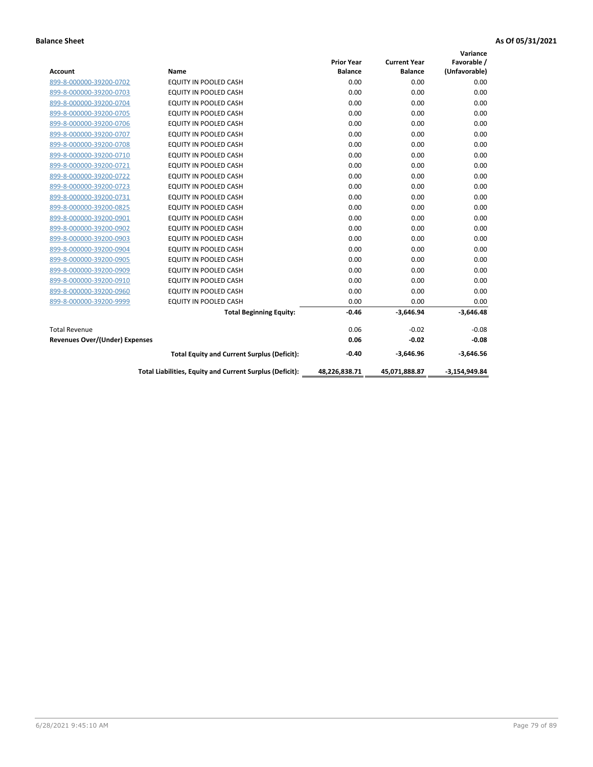**Balance Sheet** **As Of 05/31/2021**

| Account | Name | Prior Year Balance | Current Year Balance | Variance Favorable / (Unfavorable) |
|---|---|---|---|---|
| 899-8-000000-39200-0702 | EQUITY IN POOLED CASH | 0.00 | 0.00 | 0.00 |
| 899-8-000000-39200-0703 | EQUITY IN POOLED CASH | 0.00 | 0.00 | 0.00 |
| 899-8-000000-39200-0704 | EQUITY IN POOLED CASH | 0.00 | 0.00 | 0.00 |
| 899-8-000000-39200-0705 | EQUITY IN POOLED CASH | 0.00 | 0.00 | 0.00 |
| 899-8-000000-39200-0706 | EQUITY IN POOLED CASH | 0.00 | 0.00 | 0.00 |
| 899-8-000000-39200-0707 | EQUITY IN POOLED CASH | 0.00 | 0.00 | 0.00 |
| 899-8-000000-39200-0708 | EQUITY IN POOLED CASH | 0.00 | 0.00 | 0.00 |
| 899-8-000000-39200-0710 | EQUITY IN POOLED CASH | 0.00 | 0.00 | 0.00 |
| 899-8-000000-39200-0721 | EQUITY IN POOLED CASH | 0.00 | 0.00 | 0.00 |
| 899-8-000000-39200-0722 | EQUITY IN POOLED CASH | 0.00 | 0.00 | 0.00 |
| 899-8-000000-39200-0723 | EQUITY IN POOLED CASH | 0.00 | 0.00 | 0.00 |
| 899-8-000000-39200-0731 | EQUITY IN POOLED CASH | 0.00 | 0.00 | 0.00 |
| 899-8-000000-39200-0825 | EQUITY IN POOLED CASH | 0.00 | 0.00 | 0.00 |
| 899-8-000000-39200-0901 | EQUITY IN POOLED CASH | 0.00 | 0.00 | 0.00 |
| 899-8-000000-39200-0902 | EQUITY IN POOLED CASH | 0.00 | 0.00 | 0.00 |
| 899-8-000000-39200-0903 | EQUITY IN POOLED CASH | 0.00 | 0.00 | 0.00 |
| 899-8-000000-39200-0904 | EQUITY IN POOLED CASH | 0.00 | 0.00 | 0.00 |
| 899-8-000000-39200-0905 | EQUITY IN POOLED CASH | 0.00 | 0.00 | 0.00 |
| 899-8-000000-39200-0909 | EQUITY IN POOLED CASH | 0.00 | 0.00 | 0.00 |
| 899-8-000000-39200-0910 | EQUITY IN POOLED CASH | 0.00 | 0.00 | 0.00 |
| 899-8-000000-39200-0960 | EQUITY IN POOLED CASH | 0.00 | 0.00 | 0.00 |
| 899-8-000000-39200-9999 | EQUITY IN POOLED CASH | 0.00 | 0.00 | 0.00 |
| | **Total Beginning Equity:** | **-0.46** | **-3,646.94** | **-3,646.48** |
| Total Revenue | | 0.06 | -0.02 | -0.08 |
| **Revenues Over/(Under) Expenses** | | **0.06** | **-0.02** | **-0.08** |
| | **Total Equity and Current Surplus (Deficit):** | **-0.40** | **-3,646.96** | **-3,646.56** |
| | **Total Liabilities, Equity and Current Surplus (Deficit):** | **48,226,838.71** | **45,071,888.87** | **-3,154,949.84** |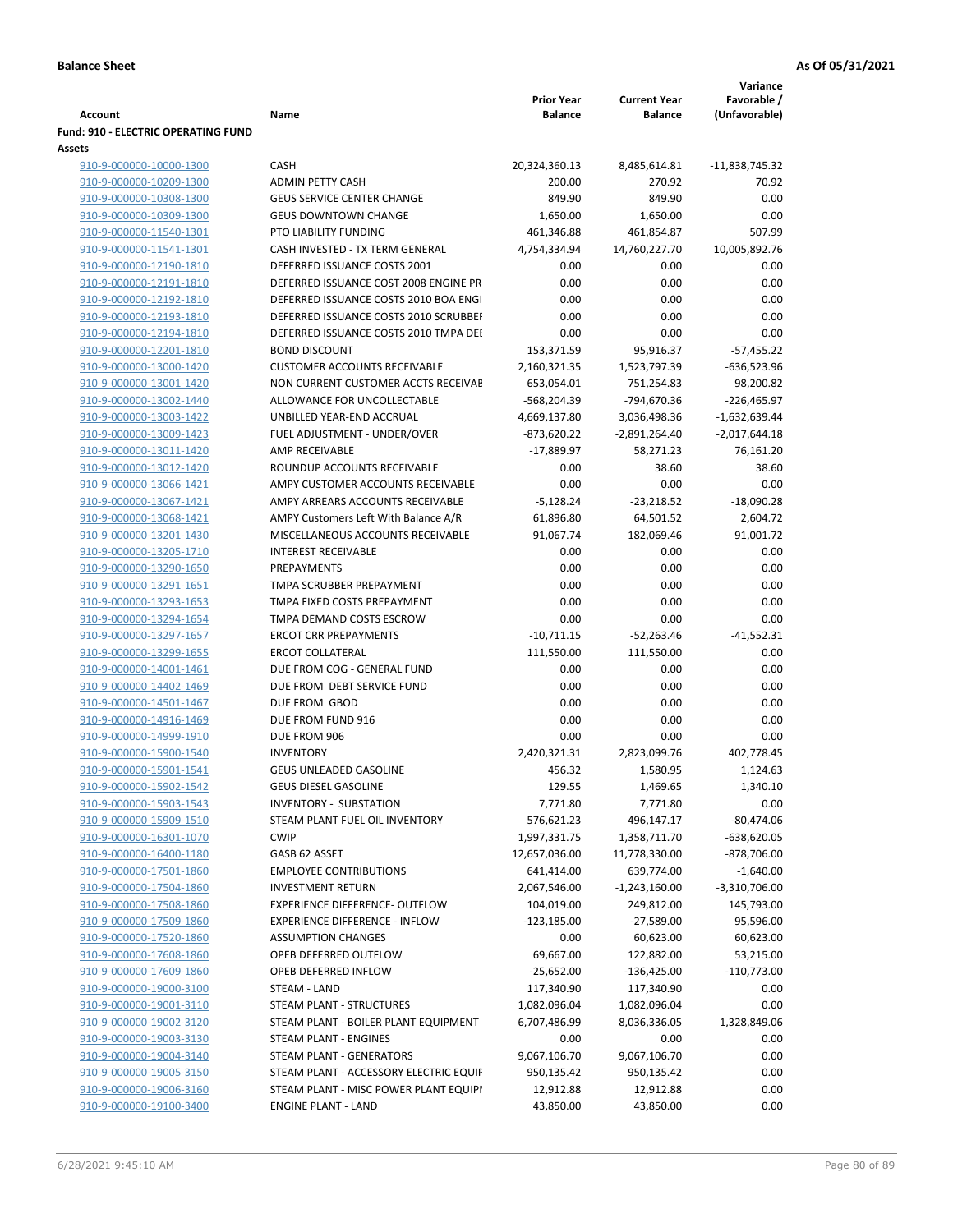**Balance Sheet** | **As Of 05/31/2021**

| Account | Name | Prior Year Balance | Current Year Balance | Variance Favorable / (Unfavorable) |
|---|---|---|---|---|
| **Fund: 910 - ELECTRIC OPERATING FUND** | | | | |
| **Assets** | | | | |
| 910-9-000000-10000-1300 | CASH | 20,324,360.13 | 8,485,614.81 | -11,838,745.32 |
| 910-9-000000-10209-1300 | ADMIN PETTY CASH | 200.00 | 270.92 | 70.92 |
| 910-9-000000-10308-1300 | GEUS SERVICE CENTER CHANGE | 849.90 | 849.90 | 0.00 |
| 910-9-000000-10309-1300 | GEUS DOWNTOWN CHANGE | 1,650.00 | 1,650.00 | 0.00 |
| 910-9-000000-11540-1301 | PTO LIABILITY FUNDING | 461,346.88 | 461,854.87 | 507.99 |
| 910-9-000000-11541-1301 | CASH INVESTED - TX TERM GENERAL | 4,754,334.94 | 14,760,227.70 | 10,005,892.76 |
| 910-9-000000-12190-1810 | DEFERRED ISSUANCE COSTS 2001 | 0.00 | 0.00 | 0.00 |
| 910-9-000000-12191-1810 | DEFERRED ISSUANCE COST 2008 ENGINE PR | 0.00 | 0.00 | 0.00 |
| 910-9-000000-12192-1810 | DEFERRED ISSUANCE COSTS 2010 BOA ENGI | 0.00 | 0.00 | 0.00 |
| 910-9-000000-12193-1810 | DEFERRED ISSUANCE COSTS 2010 SCRUBBEI | 0.00 | 0.00 | 0.00 |
| 910-9-000000-12194-1810 | DEFERRED ISSUANCE COSTS 2010 TMPA DEI | 0.00 | 0.00 | 0.00 |
| 910-9-000000-12201-1810 | BOND DISCOUNT | 153,371.59 | 95,916.37 | -57,455.22 |
| 910-9-000000-13000-1420 | CUSTOMER ACCOUNTS RECEIVABLE | 2,160,321.35 | 1,523,797.39 | -636,523.96 |
| 910-9-000000-13001-1420 | NON CURRENT CUSTOMER ACCTS RECEIVAE | 653,054.01 | 751,254.83 | 98,200.82 |
| 910-9-000000-13002-1440 | ALLOWANCE FOR UNCOLLECTABLE | -568,204.39 | -794,670.36 | -226,465.97 |
| 910-9-000000-13003-1422 | UNBILLED YEAR-END ACCRUAL | 4,669,137.80 | 3,036,498.36 | -1,632,639.44 |
| 910-9-000000-13009-1423 | FUEL ADJUSTMENT - UNDER/OVER | -873,620.22 | -2,891,264.40 | -2,017,644.18 |
| 910-9-000000-13011-1420 | AMP RECEIVABLE | -17,889.97 | 58,271.23 | 76,161.20 |
| 910-9-000000-13012-1420 | ROUNDUP ACCOUNTS RECEIVABLE | 0.00 | 38.60 | 38.60 |
| 910-9-000000-13066-1421 | AMPY CUSTOMER ACCOUNTS RECEIVABLE | 0.00 | 0.00 | 0.00 |
| 910-9-000000-13067-1421 | AMPY ARREARS ACCOUNTS RECEIVABLE | -5,128.24 | -23,218.52 | -18,090.28 |
| 910-9-000000-13068-1421 | AMPY Customers Left With Balance A/R | 61,896.80 | 64,501.52 | 2,604.72 |
| 910-9-000000-13201-1430 | MISCELLANEOUS ACCOUNTS RECEIVABLE | 91,067.74 | 182,069.46 | 91,001.72 |
| 910-9-000000-13205-1710 | INTEREST RECEIVABLE | 0.00 | 0.00 | 0.00 |
| 910-9-000000-13290-1650 | PREPAYMENTS | 0.00 | 0.00 | 0.00 |
| 910-9-000000-13291-1651 | TMPA SCRUBBER PREPAYMENT | 0.00 | 0.00 | 0.00 |
| 910-9-000000-13293-1653 | TMPA FIXED COSTS PREPAYMENT | 0.00 | 0.00 | 0.00 |
| 910-9-000000-13294-1654 | TMPA DEMAND COSTS ESCROW | 0.00 | 0.00 | 0.00 |
| 910-9-000000-13297-1657 | ERCOT CRR PREPAYMENTS | -10,711.15 | -52,263.46 | -41,552.31 |
| 910-9-000000-13299-1655 | ERCOT COLLATERAL | 111,550.00 | 111,550.00 | 0.00 |
| 910-9-000000-14001-1461 | DUE FROM COG - GENERAL FUND | 0.00 | 0.00 | 0.00 |
| 910-9-000000-14402-1469 | DUE FROM DEBT SERVICE FUND | 0.00 | 0.00 | 0.00 |
| 910-9-000000-14501-1467 | DUE FROM GBOD | 0.00 | 0.00 | 0.00 |
| 910-9-000000-14916-1469 | DUE FROM FUND 916 | 0.00 | 0.00 | 0.00 |
| 910-9-000000-14999-1910 | DUE FROM 906 | 0.00 | 0.00 | 0.00 |
| 910-9-000000-15900-1540 | INVENTORY | 2,420,321.31 | 2,823,099.76 | 402,778.45 |
| 910-9-000000-15901-1541 | GEUS UNLEADED GASOLINE | 456.32 | 1,580.95 | 1,124.63 |
| 910-9-000000-15902-1542 | GEUS DIESEL GASOLINE | 129.55 | 1,469.65 | 1,340.10 |
| 910-9-000000-15903-1543 | INVENTORY - SUBSTATION | 7,771.80 | 7,771.80 | 0.00 |
| 910-9-000000-15909-1510 | STEAM PLANT FUEL OIL INVENTORY | 576,621.23 | 496,147.17 | -80,474.06 |
| 910-9-000000-16301-1070 | CWIP | 1,997,331.75 | 1,358,711.70 | -638,620.05 |
| 910-9-000000-16400-1180 | GASB 62 ASSET | 12,657,036.00 | 11,778,330.00 | -878,706.00 |
| 910-9-000000-17501-1860 | EMPLOYEE CONTRIBUTIONS | 641,414.00 | 639,774.00 | -1,640.00 |
| 910-9-000000-17504-1860 | INVESTMENT RETURN | 2,067,546.00 | -1,243,160.00 | -3,310,706.00 |
| 910-9-000000-17508-1860 | EXPERIENCE DIFFERENCE- OUTFLOW | 104,019.00 | 249,812.00 | 145,793.00 |
| 910-9-000000-17509-1860 | EXPERIENCE DIFFERENCE - INFLOW | -123,185.00 | -27,589.00 | 95,596.00 |
| 910-9-000000-17520-1860 | ASSUMPTION CHANGES | 0.00 | 60,623.00 | 60,623.00 |
| 910-9-000000-17608-1860 | OPEB DEFERRED OUTFLOW | 69,667.00 | 122,882.00 | 53,215.00 |
| 910-9-000000-17609-1860 | OPEB DEFERRED INFLOW | -25,652.00 | -136,425.00 | -110,773.00 |
| 910-9-000000-19000-3100 | STEAM - LAND | 117,340.90 | 117,340.90 | 0.00 |
| 910-9-000000-19001-3110 | STEAM PLANT - STRUCTURES | 1,082,096.04 | 1,082,096.04 | 0.00 |
| 910-9-000000-19002-3120 | STEAM PLANT - BOILER PLANT EQUIPMENT | 6,707,486.99 | 8,036,336.05 | 1,328,849.06 |
| 910-9-000000-19003-3130 | STEAM PLANT - ENGINES | 0.00 | 0.00 | 0.00 |
| 910-9-000000-19004-3140 | STEAM PLANT - GENERATORS | 9,067,106.70 | 9,067,106.70 | 0.00 |
| 910-9-000000-19005-3150 | STEAM PLANT - ACCESSORY ELECTRIC EQUIF | 950,135.42 | 950,135.42 | 0.00 |
| 910-9-000000-19006-3160 | STEAM PLANT - MISC POWER PLANT EQUIPI | 12,912.88 | 12,912.88 | 0.00 |
| 910-9-000000-19100-3400 | ENGINE PLANT - LAND | 43,850.00 | 43,850.00 | 0.00 |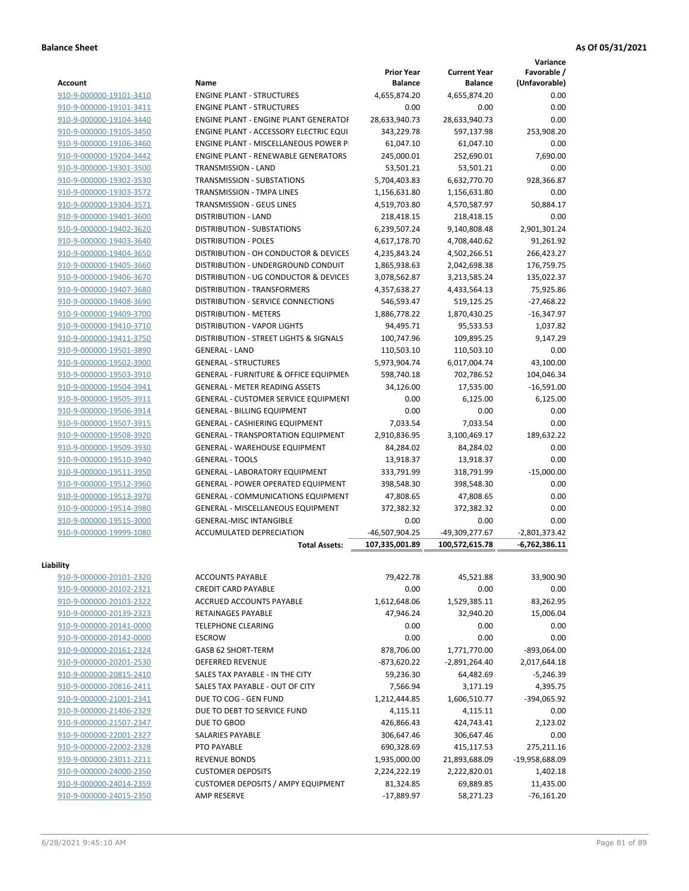**Balance Sheet** | **As Of 05/31/2021**

| Account | Name | Prior Year Balance | Current Year Balance | Variance Favorable / (Unfavorable) |
|---|---|---|---|---|
| 910-9-000000-19101-3410 | ENGINE PLANT - STRUCTURES | 4,655,874.20 | 4,655,874.20 | 0.00 |
| 910-9-000000-19101-3411 | ENGINE PLANT - STRUCTURES | 0.00 | 0.00 | 0.00 |
| 910-9-000000-19104-3440 | ENGINE PLANT - ENGINE PLANT GENERATOF | 28,633,940.73 | 28,633,940.73 | 0.00 |
| 910-9-000000-19105-3450 | ENGINE PLANT - ACCESSORY ELECTRIC EQUI | 343,229.78 | 597,137.98 | 253,908.20 |
| 910-9-000000-19106-3460 | ENGINE PLANT - MISCELLANEOUS POWER P | 61,047.10 | 61,047.10 | 0.00 |
| 910-9-000000-19204-3442 | ENGINE PLANT - RENEWABLE GENERATORS | 245,000.01 | 252,690.01 | 7,690.00 |
| 910-9-000000-19301-3500 | TRANSMISSION - LAND | 53,501.21 | 53,501.21 | 0.00 |
| 910-9-000000-19302-3530 | TRANSMISSION - SUBSTATIONS | 5,704,403.83 | 6,632,770.70 | 928,366.87 |
| 910-9-000000-19303-3572 | TRANSMISSION - TMPA LINES | 1,156,631.80 | 1,156,631.80 | 0.00 |
| 910-9-000000-19304-3571 | TRANSMISSION - GEUS LINES | 4,519,703.80 | 4,570,587.97 | 50,884.17 |
| 910-9-000000-19401-3600 | DISTRIBUTION - LAND | 218,418.15 | 218,418.15 | 0.00 |
| 910-9-000000-19402-3620 | DISTRIBUTION - SUBSTATIONS | 6,239,507.24 | 9,140,808.48 | 2,901,301.24 |
| 910-9-000000-19403-3640 | DISTRIBUTION - POLES | 4,617,178.70 | 4,708,440.62 | 91,261.92 |
| 910-9-000000-19404-3650 | DISTRIBUTION - OH CONDUCTOR & DEVICES | 4,235,843.24 | 4,502,266.51 | 266,423.27 |
| 910-9-000000-19405-3660 | DISTRIBUTION - UNDERGROUND CONDUIT | 1,865,938.63 | 2,042,698.38 | 176,759.75 |
| 910-9-000000-19406-3670 | DISTRIBUTION - UG CONDUCTOR & DEVICES | 3,078,562.87 | 3,213,585.24 | 135,022.37 |
| 910-9-000000-19407-3680 | DISTRIBUTION - TRANSFORMERS | 4,357,638.27 | 4,433,564.13 | 75,925.86 |
| 910-9-000000-19408-3690 | DISTRIBUTION - SERVICE CONNECTIONS | 546,593.47 | 519,125.25 | -27,468.22 |
| 910-9-000000-19409-3700 | DISTRIBUTION - METERS | 1,886,778.22 | 1,870,430.25 | -16,347.97 |
| 910-9-000000-19410-3710 | DISTRIBUTION - VAPOR LIGHTS | 94,495.71 | 95,533.53 | 1,037.82 |
| 910-9-000000-19411-3750 | DISTRIBUTION - STREET LIGHTS & SIGNALS | 100,747.96 | 109,895.25 | 9,147.29 |
| 910-9-000000-19501-3890 | GENERAL - LAND | 110,503.10 | 110,503.10 | 0.00 |
| 910-9-000000-19502-3900 | GENERAL - STRUCTURES | 5,973,904.74 | 6,017,004.74 | 43,100.00 |
| 910-9-000000-19503-3910 | GENERAL - FURNITURE & OFFICE EQUIPMEN | 598,740.18 | 702,786.52 | 104,046.34 |
| 910-9-000000-19504-3941 | GENERAL - METER READING ASSETS | 34,126.00 | 17,535.00 | -16,591.00 |
| 910-9-000000-19505-3911 | GENERAL - CUSTOMER SERVICE EQUIPMENT | 0.00 | 6,125.00 | 6,125.00 |
| 910-9-000000-19506-3914 | GENERAL - BILLING EQUIPMENT | 0.00 | 0.00 | 0.00 |
| 910-9-000000-19507-3915 | GENERAL - CASHIERING EQUIPMENT | 7,033.54 | 7,033.54 | 0.00 |
| 910-9-000000-19508-3920 | GENERAL - TRANSPORTATION EQUIPMENT | 2,910,836.95 | 3,100,469.17 | 189,632.22 |
| 910-9-000000-19509-3930 | GENERAL - WAREHOUSE EQUIPMENT | 84,284.02 | 84,284.02 | 0.00 |
| 910-9-000000-19510-3940 | GENERAL - TOOLS | 13,918.37 | 13,918.37 | 0.00 |
| 910-9-000000-19511-3950 | GENERAL - LABORATORY EQUIPMENT | 333,791.99 | 318,791.99 | -15,000.00 |
| 910-9-000000-19512-3960 | GENERAL - POWER OPERATED EQUIPMENT | 398,548.30 | 398,548.30 | 0.00 |
| 910-9-000000-19513-3970 | GENERAL - COMMUNICATIONS EQUIPMENT | 47,808.65 | 47,808.65 | 0.00 |
| 910-9-000000-19514-3980 | GENERAL - MISCELLANEOUS EQUIPMENT | 372,382.32 | 372,382.32 | 0.00 |
| 910-9-000000-19515-3000 | GENERAL-MISC INTANGIBLE | 0.00 | 0.00 | 0.00 |
| 910-9-000000-19999-1080 | ACCUMULATED DEPRECIATION | -46,507,904.25 | -49,309,277.67 | -2,801,373.42 |
| | **Total Assets:** | **107,335,001.89** | **100,572,615.78** | **-6,762,386.11** |

**Liability**

| Account | Name | Prior Year Balance | Current Year Balance | Variance Favorable / (Unfavorable) |
|---|---|---|---|---|
| 910-9-000000-20101-2320 | ACCOUNTS PAYABLE | 79,422.78 | 45,521.88 | 33,900.90 |
| 910-9-000000-20102-2321 | CREDIT CARD PAYABLE | 0.00 | 0.00 | 0.00 |
| 910-9-000000-20103-2322 | ACCRUED ACCOUNTS PAYABLE | 1,612,648.06 | 1,529,385.11 | 83,262.95 |
| 910-9-000000-20139-2323 | RETAINAGES PAYABLE | 47,946.24 | 32,940.20 | 15,006.04 |
| 910-9-000000-20141-0000 | TELEPHONE CLEARING | 0.00 | 0.00 | 0.00 |
| 910-9-000000-20142-0000 | ESCROW | 0.00 | 0.00 | 0.00 |
| 910-9-000000-20161-2324 | GASB 62 SHORT-TERM | 878,706.00 | 1,771,770.00 | -893,064.00 |
| 910-9-000000-20201-2530 | DEFERRED REVENUE | -873,620.22 | -2,891,264.40 | 2,017,644.18 |
| 910-9-000000-20815-2410 | SALES TAX PAYABLE - IN THE CITY | 59,236.30 | 64,482.69 | -5,246.39 |
| 910-9-000000-20816-2411 | SALES TAX PAYABLE - OUT OF CITY | 7,566.94 | 3,171.19 | 4,395.75 |
| 910-9-000000-21001-2341 | DUE TO COG - GEN FUND | 1,212,444.85 | 1,606,510.77 | -394,065.92 |
| 910-9-000000-21406-2329 | DUE TO DEBT TO SERVICE FUND | 4,115.11 | 4,115.11 | 0.00 |
| 910-9-000000-21507-2347 | DUE TO GBOD | 426,866.43 | 424,743.41 | 2,123.02 |
| 910-9-000000-22001-2327 | SALARIES PAYABLE | 306,647.46 | 306,647.46 | 0.00 |
| 910-9-000000-22002-2328 | PTO PAYABLE | 690,328.69 | 415,117.53 | 275,211.16 |
| 910-9-000000-23011-2211 | REVENUE BONDS | 1,935,000.00 | 21,893,688.09 | -19,958,688.09 |
| 910-9-000000-24000-2350 | CUSTOMER DEPOSITS | 2,224,222.19 | 2,222,820.01 | 1,402.18 |
| 910-9-000000-24014-2359 | CUSTOMER DEPOSITS / AMPY EQUIPMENT | 81,324.85 | 69,889.85 | 11,435.00 |
| 910-9-000000-24015-2350 | AMP RESERVE | -17,889.97 | 58,271.23 | -76,161.20 |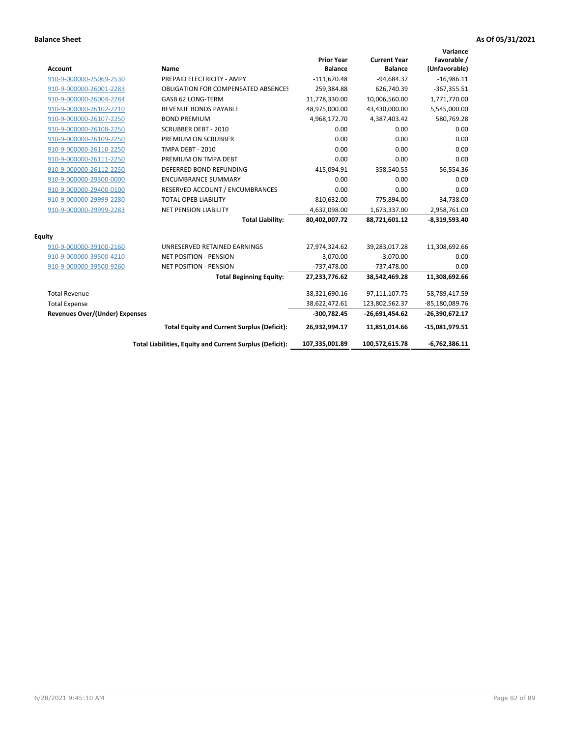**Balance Sheet** **As Of 05/31/2021**

| Account | Name | Prior Year Balance | Current Year Balance | Variance Favorable / (Unfavorable) |
|---|---|---|---|---|
| 910-9-000000-25069-2530 | PREPAID ELECTRICITY - AMPY | -111,670.48 | -94,684.37 | -16,986.11 |
| 910-9-000000-26001-2283 | OBLIGATION FOR COMPENSATED ABSENCES | 259,384.88 | 626,740.39 | -367,355.51 |
| 910-9-000000-26004-2284 | GASB 62 LONG-TERM | 11,778,330.00 | 10,006,560.00 | 1,771,770.00 |
| 910-9-000000-26102-2210 | REVENUE BONDS PAYABLE | 48,975,000.00 | 43,430,000.00 | 5,545,000.00 |
| 910-9-000000-26107-2250 | BOND PREMIUM | 4,968,172.70 | 4,387,403.42 | 580,769.28 |
| 910-9-000000-26108-2250 | SCRUBBER DEBT - 2010 | 0.00 | 0.00 | 0.00 |
| 910-9-000000-26109-2250 | PREMIUM ON SCRUBBER | 0.00 | 0.00 | 0.00 |
| 910-9-000000-26110-2250 | TMPA DEBT - 2010 | 0.00 | 0.00 | 0.00 |
| 910-9-000000-26111-2250 | PREMIUM ON TMPA DEBT | 0.00 | 0.00 | 0.00 |
| 910-9-000000-26112-2250 | DEFERRED BOND REFUNDING | 415,094.91 | 358,540.55 | 56,554.36 |
| 910-9-000000-29300-0000 | ENCUMBRANCE SUMMARY | 0.00 | 0.00 | 0.00 |
| 910-9-000000-29400-0100 | RESERVED ACCOUNT / ENCUMBRANCES | 0.00 | 0.00 | 0.00 |
| 910-9-000000-29999-2280 | TOTAL OPEB LIABILITY | 810,632.00 | 775,894.00 | 34,738.00 |
| 910-9-000000-29999-2283 | NET PENSION LIABILITY | 4,632,098.00 | 1,673,337.00 | 2,958,761.00 |
| | **Total Liability:** | **80,402,007.72** | **88,721,601.12** | **-8,319,593.40** |
| **Equity** | | | | |
| 910-9-000000-39100-2160 | UNRESERVED RETAINED EARNINGS | 27,974,324.62 | 39,283,017.28 | 11,308,692.66 |
| 910-9-000000-39500-4210 | NET POSITION - PENSION | -3,070.00 | -3,070.00 | 0.00 |
| 910-9-000000-39500-9260 | NET POSITION - PENSION | -737,478.00 | -737,478.00 | 0.00 |
| | **Total Beginning Equity:** | **27,233,776.62** | **38,542,469.28** | **11,308,692.66** |
| Total Revenue | | 38,321,690.16 | 97,111,107.75 | 58,789,417.59 |
| Total Expense | | 38,622,472.61 | 123,802,562.37 | -85,180,089.76 |
| **Revenues Over/(Under) Expenses** | | **-300,782.45** | **-26,691,454.62** | **-26,390,672.17** |
| | **Total Equity and Current Surplus (Deficit):** | **26,932,994.17** | **11,851,014.66** | **-15,081,979.51** |
| | **Total Liabilities, Equity and Current Surplus (Deficit):** | **107,335,001.89** | **100,572,615.78** | **-6,762,386.11** |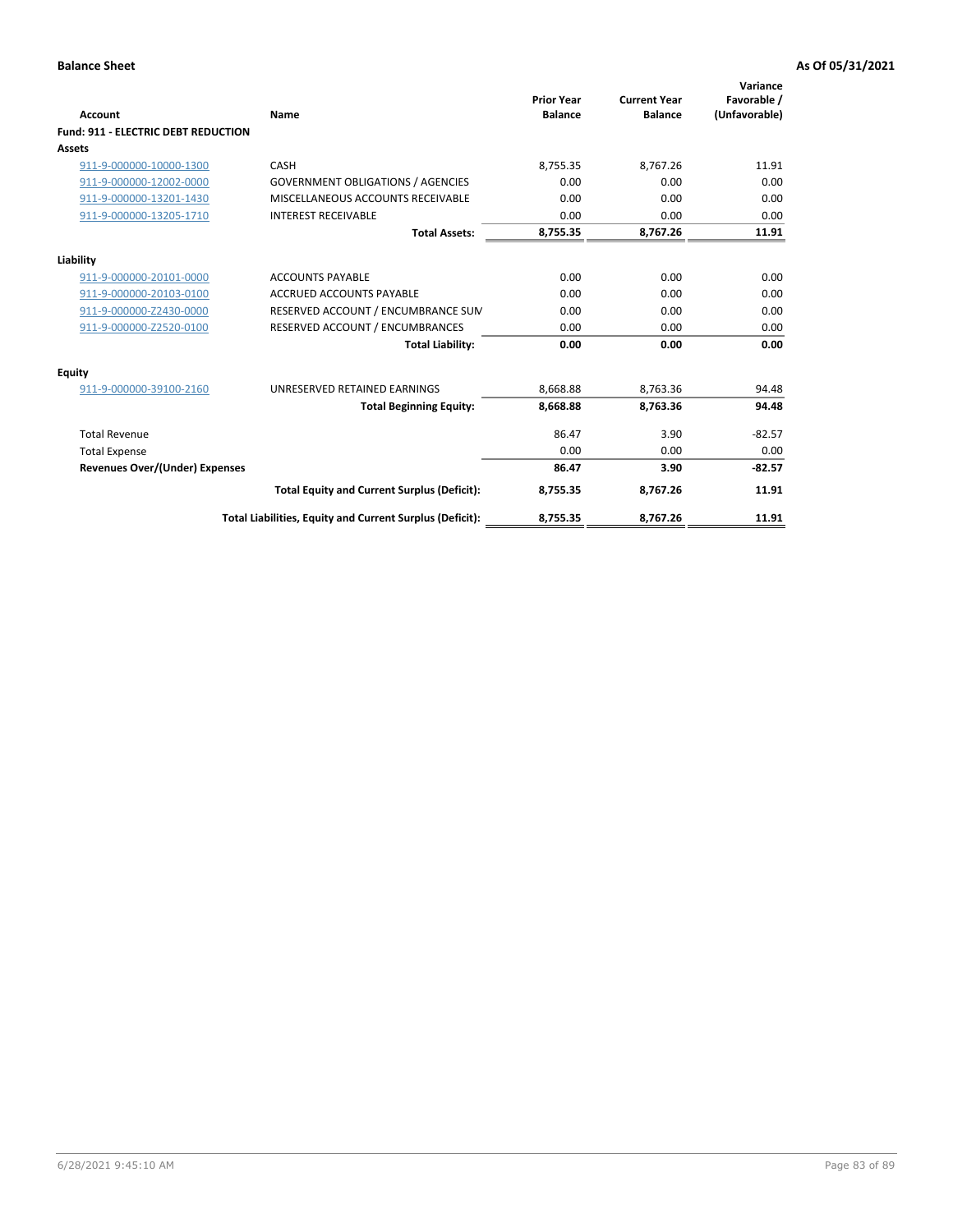**Balance Sheet** **As Of 05/31/2021**

| Account | Name | Prior Year Balance | Current Year Balance | Variance Favorable / (Unfavorable) |
|---|---|---|---|---|
| **Fund: 911 - ELECTRIC DEBT REDUCTION** | | | | |
| **Assets** | | | | |
| 911-9-000000-10000-1300 | CASH | 8,755.35 | 8,767.26 | 11.91 |
| 911-9-000000-12002-0000 | GOVERNMENT OBLIGATIONS / AGENCIES | 0.00 | 0.00 | 0.00 |
| 911-9-000000-13201-1430 | MISCELLANEOUS ACCOUNTS RECEIVABLE | 0.00 | 0.00 | 0.00 |
| 911-9-000000-13205-1710 | INTEREST RECEIVABLE | 0.00 | 0.00 | 0.00 |
| | **Total Assets:** | **8,755.35** | **8,767.26** | **11.91** |
| **Liability** | | | | |
| 911-9-000000-20101-0000 | ACCOUNTS PAYABLE | 0.00 | 0.00 | 0.00 |
| 911-9-000000-20103-0100 | ACCRUED ACCOUNTS PAYABLE | 0.00 | 0.00 | 0.00 |
| 911-9-000000-Z2430-0000 | RESERVED ACCOUNT / ENCUMBRANCE SUM | 0.00 | 0.00 | 0.00 |
| 911-9-000000-Z2520-0100 | RESERVED ACCOUNT / ENCUMBRANCES | 0.00 | 0.00 | 0.00 |
| | **Total Liability:** | **0.00** | **0.00** | **0.00** |
| **Equity** | | | | |
| 911-9-000000-39100-2160 | UNRESERVED RETAINED EARNINGS | 8,668.88 | 8,763.36 | 94.48 |
| | **Total Beginning Equity:** | **8,668.88** | **8,763.36** | **94.48** |
| Total Revenue | | 86.47 | 3.90 | -82.57 |
| Total Expense | | 0.00 | 0.00 | 0.00 |
| **Revenues Over/(Under) Expenses** | | **86.47** | **3.90** | **-82.57** |
| | **Total Equity and Current Surplus (Deficit):** | **8,755.35** | **8,767.26** | **11.91** |
| | **Total Liabilities, Equity and Current Surplus (Deficit):** | **8,755.35** | **8,767.26** | **11.91** |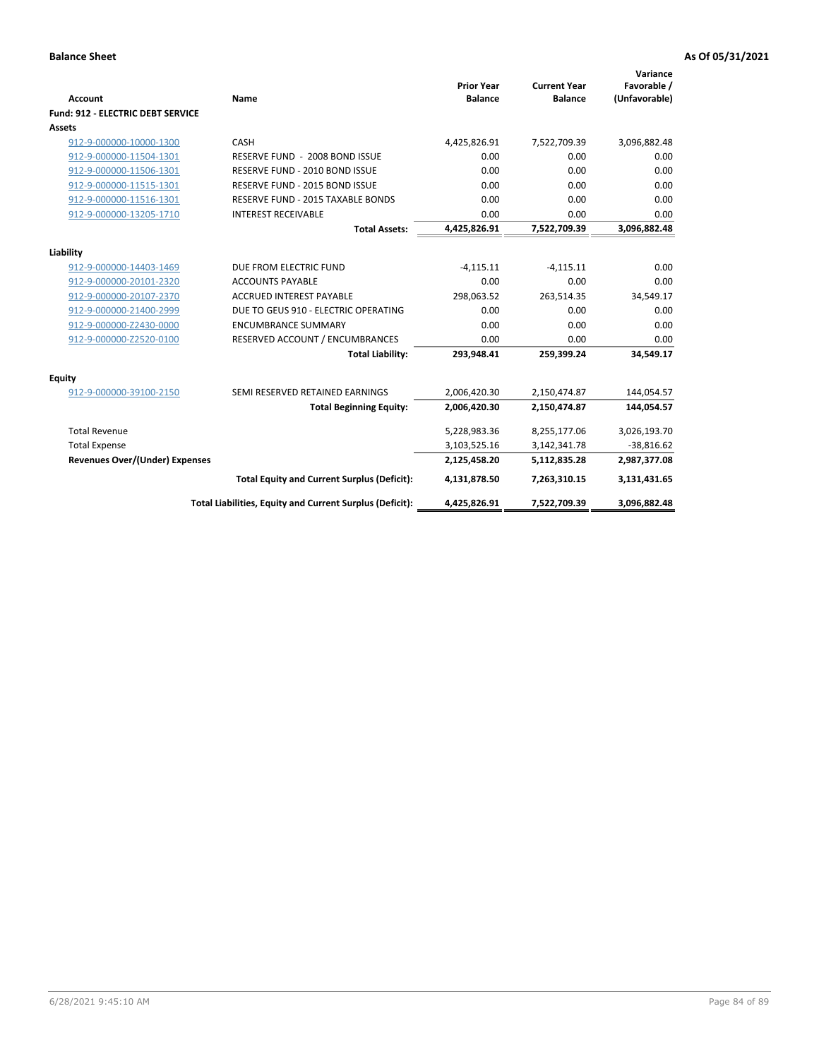**Balance Sheet** **As Of 05/31/2021**

| Account | Name | Prior Year Balance | Current Year Balance | Variance Favorable / (Unfavorable) |
|---|---|---|---|---|
| **Fund: 912 - ELECTRIC DEBT SERVICE** | | | | |
| **Assets** | | | | |
| 912-9-000000-10000-1300 | CASH | 4,425,826.91 | 7,522,709.39 | 3,096,882.48 |
| 912-9-000000-11504-1301 | RESERVE FUND - 2008 BOND ISSUE | 0.00 | 0.00 | 0.00 |
| 912-9-000000-11506-1301 | RESERVE FUND - 2010 BOND ISSUE | 0.00 | 0.00 | 0.00 |
| 912-9-000000-11515-1301 | RESERVE FUND - 2015 BOND ISSUE | 0.00 | 0.00 | 0.00 |
| 912-9-000000-11516-1301 | RESERVE FUND - 2015 TAXABLE BONDS | 0.00 | 0.00 | 0.00 |
| 912-9-000000-13205-1710 | INTEREST RECEIVABLE | 0.00 | 0.00 | 0.00 |
| | **Total Assets:** | **4,425,826.91** | **7,522,709.39** | **3,096,882.48** |
| **Liability** | | | | |
| 912-9-000000-14403-1469 | DUE FROM ELECTRIC FUND | -4,115.11 | -4,115.11 | 0.00 |
| 912-9-000000-20101-2320 | ACCOUNTS PAYABLE | 0.00 | 0.00 | 0.00 |
| 912-9-000000-20107-2370 | ACCRUED INTEREST PAYABLE | 298,063.52 | 263,514.35 | 34,549.17 |
| 912-9-000000-21400-2999 | DUE TO GEUS 910 - ELECTRIC OPERATING | 0.00 | 0.00 | 0.00 |
| 912-9-000000-Z2430-0000 | ENCUMBRANCE SUMMARY | 0.00 | 0.00 | 0.00 |
| 912-9-000000-Z2520-0100 | RESERVED ACCOUNT / ENCUMBRANCES | 0.00 | 0.00 | 0.00 |
| | **Total Liability:** | **293,948.41** | **259,399.24** | **34,549.17** |
| **Equity** | | | | |
| 912-9-000000-39100-2150 | SEMI RESERVED RETAINED EARNINGS | 2,006,420.30 | 2,150,474.87 | 144,054.57 |
| | **Total Beginning Equity:** | **2,006,420.30** | **2,150,474.87** | **144,054.57** |
| Total Revenue | | 5,228,983.36 | 8,255,177.06 | 3,026,193.70 |
| Total Expense | | 3,103,525.16 | 3,142,341.78 | -38,816.62 |
| **Revenues Over/(Under) Expenses** | | **2,125,458.20** | **5,112,835.28** | **2,987,377.08** |
| | **Total Equity and Current Surplus (Deficit):** | **4,131,878.50** | **7,263,310.15** | **3,131,431.65** |
| | **Total Liabilities, Equity and Current Surplus (Deficit):** | **4,425,826.91** | **7,522,709.39** | **3,096,882.48** |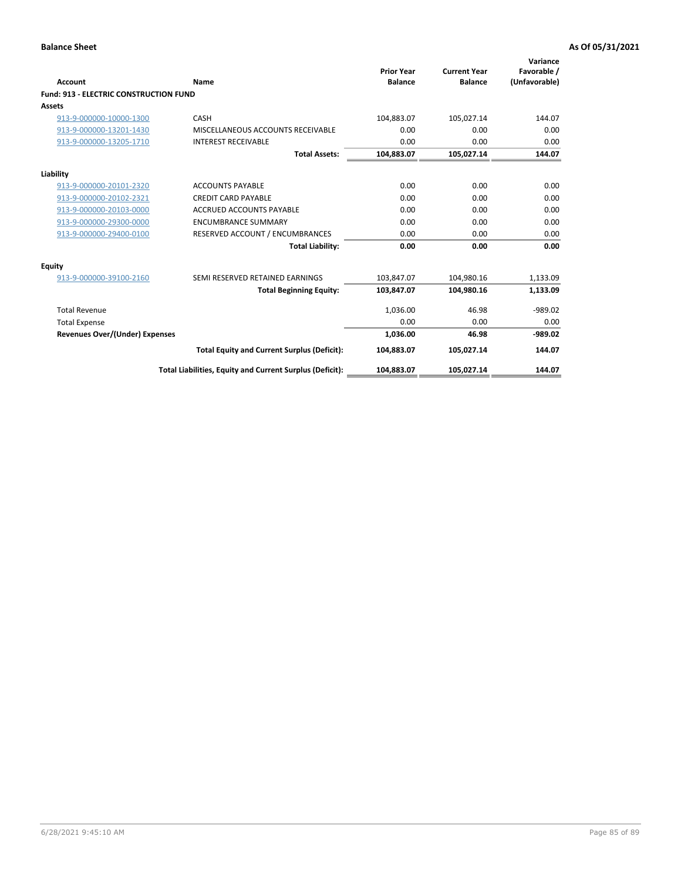**Balance Sheet** **As Of 05/31/2021**

| Account | Name | Prior Year Balance | Current Year Balance | Variance Favorable / (Unfavorable) |
|---|---|---|---|---|
| **Fund: 913 - ELECTRIC CONSTRUCTION FUND** | | | | |
| **Assets** | | | | |
| 913-9-000000-10000-1300 | CASH | 104,883.07 | 105,027.14 | 144.07 |
| 913-9-000000-13201-1430 | MISCELLANEOUS ACCOUNTS RECEIVABLE | 0.00 | 0.00 | 0.00 |
| 913-9-000000-13205-1710 | INTEREST RECEIVABLE | 0.00 | 0.00 | 0.00 |
| | **Total Assets:** | **104,883.07** | **105,027.14** | **144.07** |
| **Liability** | | | | |
| 913-9-000000-20101-2320 | ACCOUNTS PAYABLE | 0.00 | 0.00 | 0.00 |
| 913-9-000000-20102-2321 | CREDIT CARD PAYABLE | 0.00 | 0.00 | 0.00 |
| 913-9-000000-20103-0000 | ACCRUED ACCOUNTS PAYABLE | 0.00 | 0.00 | 0.00 |
| 913-9-000000-29300-0000 | ENCUMBRANCE SUMMARY | 0.00 | 0.00 | 0.00 |
| 913-9-000000-29400-0100 | RESERVED ACCOUNT / ENCUMBRANCES | 0.00 | 0.00 | 0.00 |
| | **Total Liability:** | **0.00** | **0.00** | **0.00** |
| **Equity** | | | | |
| 913-9-000000-39100-2160 | SEMI RESERVED RETAINED EARNINGS | 103,847.07 | 104,980.16 | 1,133.09 |
| | **Total Beginning Equity:** | **103,847.07** | **104,980.16** | **1,133.09** |
| Total Revenue | | 1,036.00 | 46.98 | -989.02 |
| Total Expense | | 0.00 | 0.00 | 0.00 |
| **Revenues Over/(Under) Expenses** | | **1,036.00** | **46.98** | **-989.02** |
| | **Total Equity and Current Surplus (Deficit):** | **104,883.07** | **105,027.14** | **144.07** |
| | **Total Liabilities, Equity and Current Surplus (Deficit):** | **104,883.07** | **105,027.14** | **144.07** |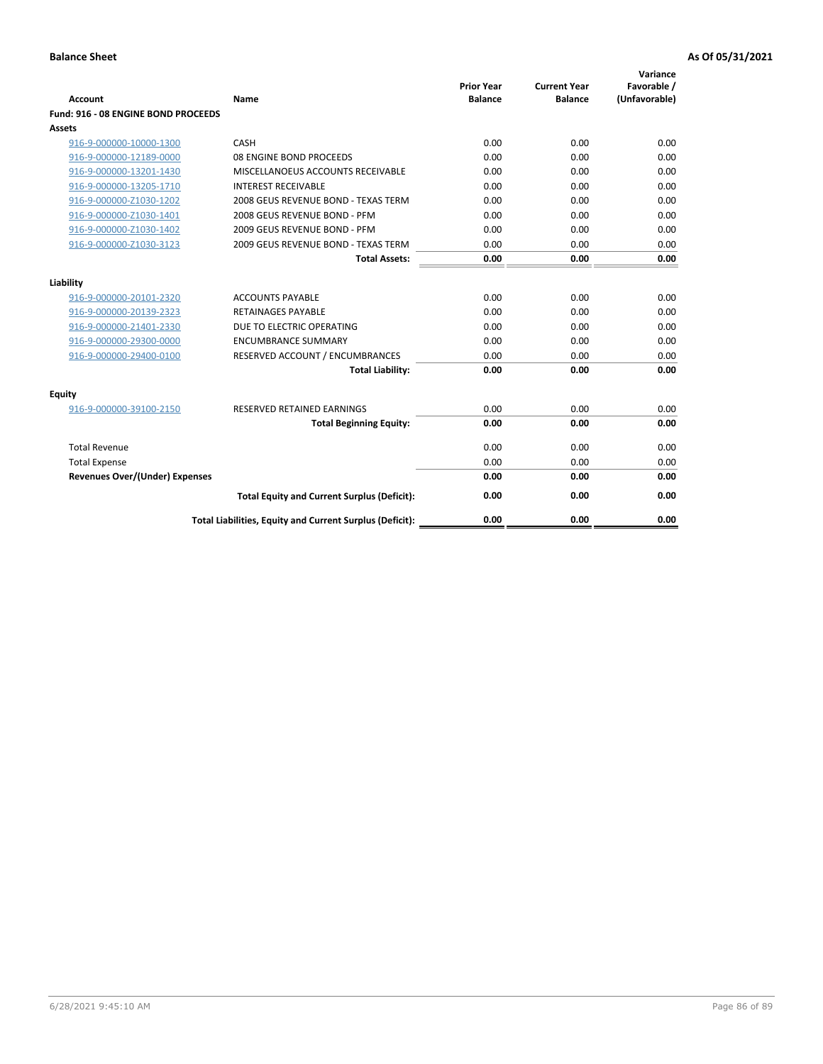**Balance Sheet** **As Of 05/31/2021**

| Account | Name | Prior Year Balance | Current Year Balance | Variance Favorable / (Unfavorable) |
|---|---|---|---|---|
| **Fund: 916 - 08 ENGINE BOND PROCEEDS** | | | | |
| **Assets** | | | | |
| 916-9-000000-10000-1300 | CASH | 0.00 | 0.00 | 0.00 |
| 916-9-000000-12189-0000 | 08 ENGINE BOND PROCEEDS | 0.00 | 0.00 | 0.00 |
| 916-9-000000-13201-1430 | MISCELLANOEUS ACCOUNTS RECEIVABLE | 0.00 | 0.00 | 0.00 |
| 916-9-000000-13205-1710 | INTEREST RECEIVABLE | 0.00 | 0.00 | 0.00 |
| 916-9-000000-Z1030-1202 | 2008 GEUS REVENUE BOND - TEXAS TERM | 0.00 | 0.00 | 0.00 |
| 916-9-000000-Z1030-1401 | 2008 GEUS REVENUE BOND - PFM | 0.00 | 0.00 | 0.00 |
| 916-9-000000-Z1030-1402 | 2009 GEUS REVENUE BOND - PFM | 0.00 | 0.00 | 0.00 |
| 916-9-000000-Z1030-3123 | 2009 GEUS REVENUE BOND - TEXAS TERM | 0.00 | 0.00 | 0.00 |
| | **Total Assets:** | **0.00** | **0.00** | **0.00** |
| **Liability** | | | | |
| 916-9-000000-20101-2320 | ACCOUNTS PAYABLE | 0.00 | 0.00 | 0.00 |
| 916-9-000000-20139-2323 | RETAINAGES PAYABLE | 0.00 | 0.00 | 0.00 |
| 916-9-000000-21401-2330 | DUE TO ELECTRIC OPERATING | 0.00 | 0.00 | 0.00 |
| 916-9-000000-29300-0000 | ENCUMBRANCE SUMMARY | 0.00 | 0.00 | 0.00 |
| 916-9-000000-29400-0100 | RESERVED ACCOUNT / ENCUMBRANCES | 0.00 | 0.00 | 0.00 |
| | **Total Liability:** | **0.00** | **0.00** | **0.00** |
| **Equity** | | | | |
| 916-9-000000-39100-2150 | RESERVED RETAINED EARNINGS | 0.00 | 0.00 | 0.00 |
| | **Total Beginning Equity:** | **0.00** | **0.00** | **0.00** |
| Total Revenue | | 0.00 | 0.00 | 0.00 |
| Total Expense | | 0.00 | 0.00 | 0.00 |
| **Revenues Over/(Under) Expenses** | | **0.00** | **0.00** | **0.00** |
| | **Total Equity and Current Surplus (Deficit):** | **0.00** | **0.00** | **0.00** |
| | **Total Liabilities, Equity and Current Surplus (Deficit):** | **0.00** | **0.00** | **0.00** |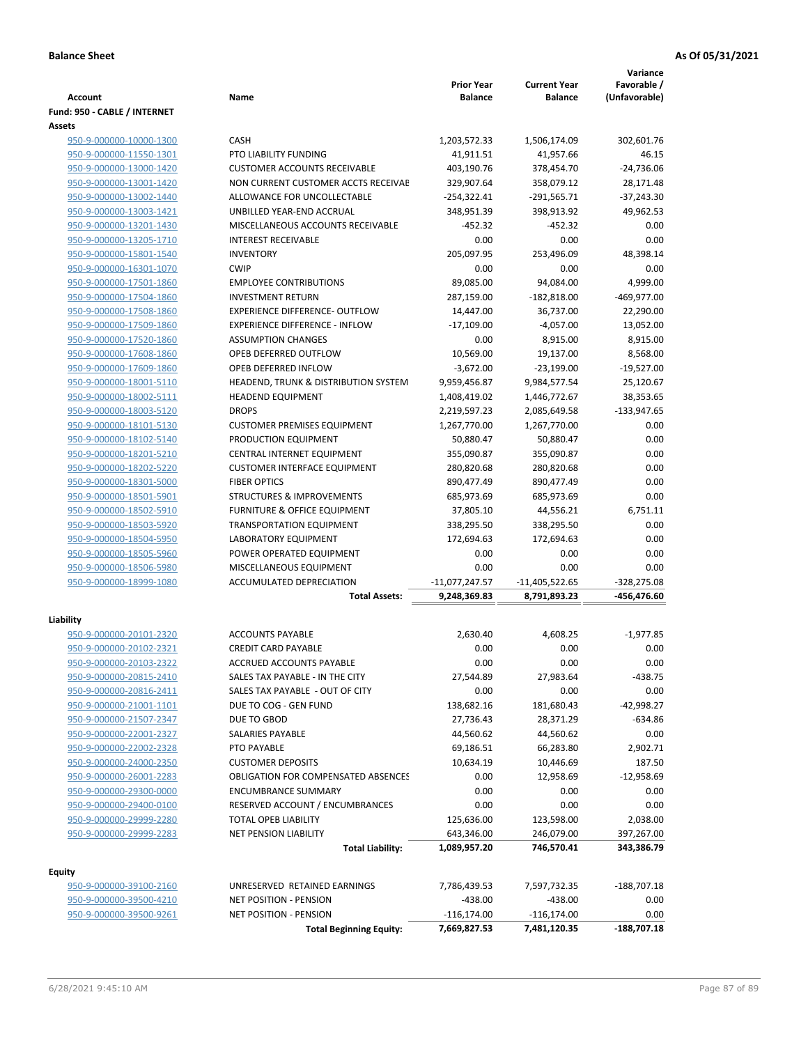**Balance Sheet** — **As Of 05/31/2021**

| Account | Name | Prior Year Balance | Current Year Balance | Variance Favorable / (Unfavorable) |
|---|---|---|---|---|
| **Fund: 950 - CABLE / INTERNET** | | | | |
| **Assets** | | | | |
| 950-9-000000-10000-1300 | CASH | 1,203,572.33 | 1,506,174.09 | 302,601.76 |
| 950-9-000000-11550-1301 | PTO LIABILITY FUNDING | 41,911.51 | 41,957.66 | 46.15 |
| 950-9-000000-13000-1420 | CUSTOMER ACCOUNTS RECEIVABLE | 403,190.76 | 378,454.70 | -24,736.06 |
| 950-9-000000-13001-1420 | NON CURRENT CUSTOMER ACCTS RECEIVAE | 329,907.64 | 358,079.12 | 28,171.48 |
| 950-9-000000-13002-1440 | ALLOWANCE FOR UNCOLLECTABLE | -254,322.41 | -291,565.71 | -37,243.30 |
| 950-9-000000-13003-1421 | UNBILLED YEAR-END ACCRUAL | 348,951.39 | 398,913.92 | 49,962.53 |
| 950-9-000000-13201-1430 | MISCELLANEOUS ACCOUNTS RECEIVABLE | -452.32 | -452.32 | 0.00 |
| 950-9-000000-13205-1710 | INTEREST RECEIVABLE | 0.00 | 0.00 | 0.00 |
| 950-9-000000-15801-1540 | INVENTORY | 205,097.95 | 253,496.09 | 48,398.14 |
| 950-9-000000-16301-1070 | CWIP | 0.00 | 0.00 | 0.00 |
| 950-9-000000-17501-1860 | EMPLOYEE CONTRIBUTIONS | 89,085.00 | 94,084.00 | 4,999.00 |
| 950-9-000000-17504-1860 | INVESTMENT RETURN | 287,159.00 | -182,818.00 | -469,977.00 |
| 950-9-000000-17508-1860 | EXPERIENCE DIFFERENCE- OUTFLOW | 14,447.00 | 36,737.00 | 22,290.00 |
| 950-9-000000-17509-1860 | EXPERIENCE DIFFERENCE - INFLOW | -17,109.00 | -4,057.00 | 13,052.00 |
| 950-9-000000-17520-1860 | ASSUMPTION CHANGES | 0.00 | 8,915.00 | 8,915.00 |
| 950-9-000000-17608-1860 | OPEB DEFERRED OUTFLOW | 10,569.00 | 19,137.00 | 8,568.00 |
| 950-9-000000-17609-1860 | OPEB DEFERRED INFLOW | -3,672.00 | -23,199.00 | -19,527.00 |
| 950-9-000000-18001-5110 | HEADEND, TRUNK & DISTRIBUTION SYSTEM | 9,959,456.87 | 9,984,577.54 | 25,120.67 |
| 950-9-000000-18002-5111 | HEADEND EQUIPMENT | 1,408,419.02 | 1,446,772.67 | 38,353.65 |
| 950-9-000000-18003-5120 | DROPS | 2,219,597.23 | 2,085,649.58 | -133,947.65 |
| 950-9-000000-18101-5130 | CUSTOMER PREMISES EQUIPMENT | 1,267,770.00 | 1,267,770.00 | 0.00 |
| 950-9-000000-18102-5140 | PRODUCTION EQUIPMENT | 50,880.47 | 50,880.47 | 0.00 |
| 950-9-000000-18201-5210 | CENTRAL INTERNET EQUIPMENT | 355,090.87 | 355,090.87 | 0.00 |
| 950-9-000000-18202-5220 | CUSTOMER INTERFACE EQUIPMENT | 280,820.68 | 280,820.68 | 0.00 |
| 950-9-000000-18301-5000 | FIBER OPTICS | 890,477.49 | 890,477.49 | 0.00 |
| 950-9-000000-18501-5901 | STRUCTURES & IMPROVEMENTS | 685,973.69 | 685,973.69 | 0.00 |
| 950-9-000000-18502-5910 | FURNITURE & OFFICE EQUIPMENT | 37,805.10 | 44,556.21 | 6,751.11 |
| 950-9-000000-18503-5920 | TRANSPORTATION EQUIPMENT | 338,295.50 | 338,295.50 | 0.00 |
| 950-9-000000-18504-5950 | LABORATORY EQUIPMENT | 172,694.63 | 172,694.63 | 0.00 |
| 950-9-000000-18505-5960 | POWER OPERATED EQUIPMENT | 0.00 | 0.00 | 0.00 |
| 950-9-000000-18506-5980 | MISCELLANEOUS EQUIPMENT | 0.00 | 0.00 | 0.00 |
| 950-9-000000-18999-1080 | ACCUMULATED DEPRECIATION | -11,077,247.57 | -11,405,522.65 | -328,275.08 |
| | **Total Assets:** | **9,248,369.83** | **8,791,893.23** | **-456,476.60** |
| **Liability** | | | | |
| 950-9-000000-20101-2320 | ACCOUNTS PAYABLE | 2,630.40 | 4,608.25 | -1,977.85 |
| 950-9-000000-20102-2321 | CREDIT CARD PAYABLE | 0.00 | 0.00 | 0.00 |
| 950-9-000000-20103-2322 | ACCRUED ACCOUNTS PAYABLE | 0.00 | 0.00 | 0.00 |
| 950-9-000000-20815-2410 | SALES TAX PAYABLE - IN THE CITY | 27,544.89 | 27,983.64 | -438.75 |
| 950-9-000000-20816-2411 | SALES TAX PAYABLE - OUT OF CITY | 0.00 | 0.00 | 0.00 |
| 950-9-000000-21001-1101 | DUE TO COG - GEN FUND | 138,682.16 | 181,680.43 | -42,998.27 |
| 950-9-000000-21507-2347 | DUE TO GBOD | 27,736.43 | 28,371.29 | -634.86 |
| 950-9-000000-22001-2327 | SALARIES PAYABLE | 44,560.62 | 44,560.62 | 0.00 |
| 950-9-000000-22002-2328 | PTO PAYABLE | 69,186.51 | 66,283.80 | 2,902.71 |
| 950-9-000000-24000-2350 | CUSTOMER DEPOSITS | 10,634.19 | 10,446.69 | 187.50 |
| 950-9-000000-26001-2283 | OBLIGATION FOR COMPENSATED ABSENCES | 0.00 | 12,958.69 | -12,958.69 |
| 950-9-000000-29300-0000 | ENCUMBRANCE SUMMARY | 0.00 | 0.00 | 0.00 |
| 950-9-000000-29400-0100 | RESERVED ACCOUNT / ENCUMBRANCES | 0.00 | 0.00 | 0.00 |
| 950-9-000000-29999-2280 | TOTAL OPEB LIABILITY | 125,636.00 | 123,598.00 | 2,038.00 |
| 950-9-000000-29999-2283 | NET PENSION LIABILITY | 643,346.00 | 246,079.00 | 397,267.00 |
| | **Total Liability:** | **1,089,957.20** | **746,570.41** | **343,386.79** |
| **Equity** | | | | |
| 950-9-000000-39100-2160 | UNRESERVED RETAINED EARNINGS | 7,786,439.53 | 7,597,732.35 | -188,707.18 |
| 950-9-000000-39500-4210 | NET POSITION - PENSION | -438.00 | -438.00 | 0.00 |
| 950-9-000000-39500-9261 | NET POSITION - PENSION | -116,174.00 | -116,174.00 | 0.00 |
| | **Total Beginning Equity:** | **7,669,827.53** | **7,481,120.35** | **-188,707.18** |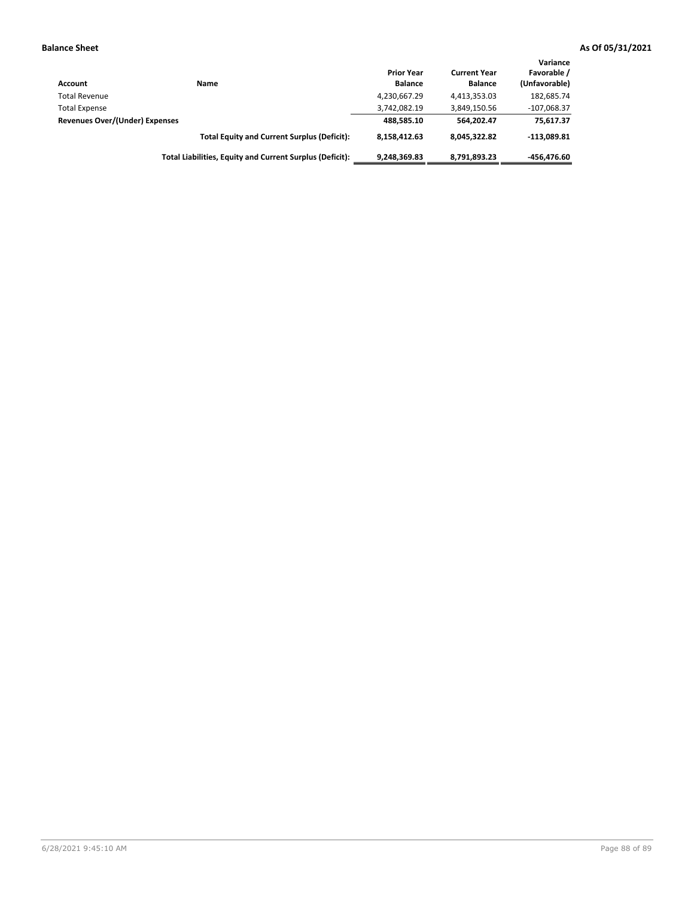**Balance Sheet** **As Of 05/31/2021**

| Account | Name | Prior Year Balance | Current Year Balance | Variance Favorable / (Unfavorable) |
|---|---|---|---|---|
| Total Revenue | | 4,230,667.29 | 4,413,353.03 | 182,685.74 |
| Total Expense | | 3,742,082.19 | 3,849,150.56 | -107,068.37 |
| **Revenues Over/(Under) Expenses** | | **488,585.10** | **564,202.47** | **75,617.37** |
| | **Total Equity and Current Surplus (Deficit):** | **8,158,412.63** | **8,045,322.82** | **-113,089.81** |
| | **Total Liabilities, Equity and Current Surplus (Deficit):** | **9,248,369.83** | **8,791,893.23** | **-456,476.60** |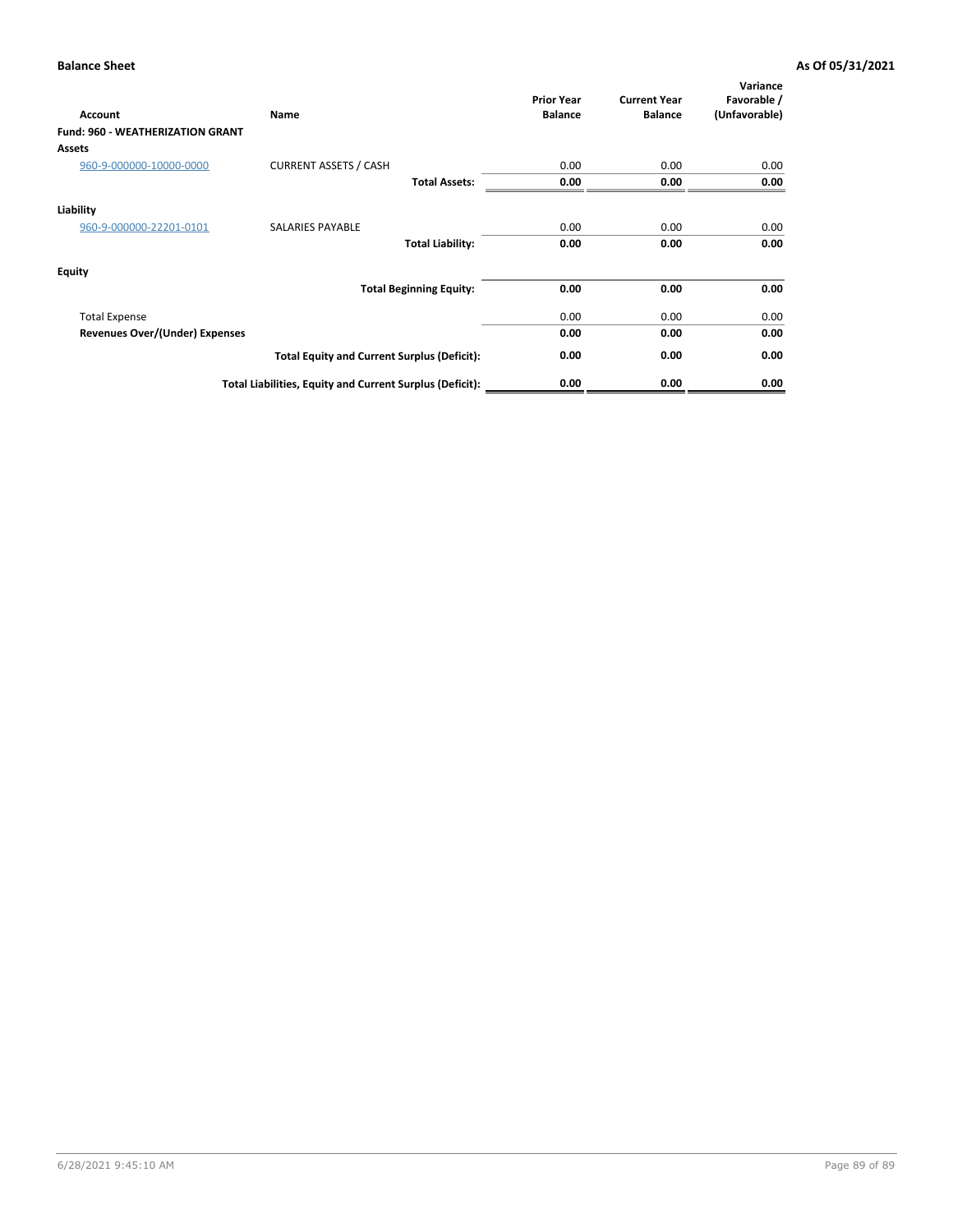**Balance Sheet** **As Of 05/31/2021**

| Account | Name | Prior Year Balance | Current Year Balance | Variance Favorable / (Unfavorable) |
|---|---|---|---|---|
| **Fund: 960 - WEATHERIZATION GRANT** | | | | |
| **Assets** | | | | |
| 960-9-000000-10000-0000 | CURRENT ASSETS / CASH | 0.00 | 0.00 | 0.00 |
| | **Total Assets:** | **0.00** | **0.00** | **0.00** |
| **Liability** | | | | |
| 960-9-000000-22201-0101 | SALARIES PAYABLE | 0.00 | 0.00 | 0.00 |
| | **Total Liability:** | **0.00** | **0.00** | **0.00** |
| **Equity** | | | | |
| | **Total Beginning Equity:** | **0.00** | **0.00** | **0.00** |
| Total Expense | | 0.00 | 0.00 | 0.00 |
| **Revenues Over/(Under) Expenses** | | **0.00** | **0.00** | **0.00** |
| | **Total Equity and Current Surplus (Deficit):** | **0.00** | **0.00** | **0.00** |
| | **Total Liabilities, Equity and Current Surplus (Deficit):** | **0.00** | **0.00** | **0.00** |

6/28/2021 9:45:10 AM